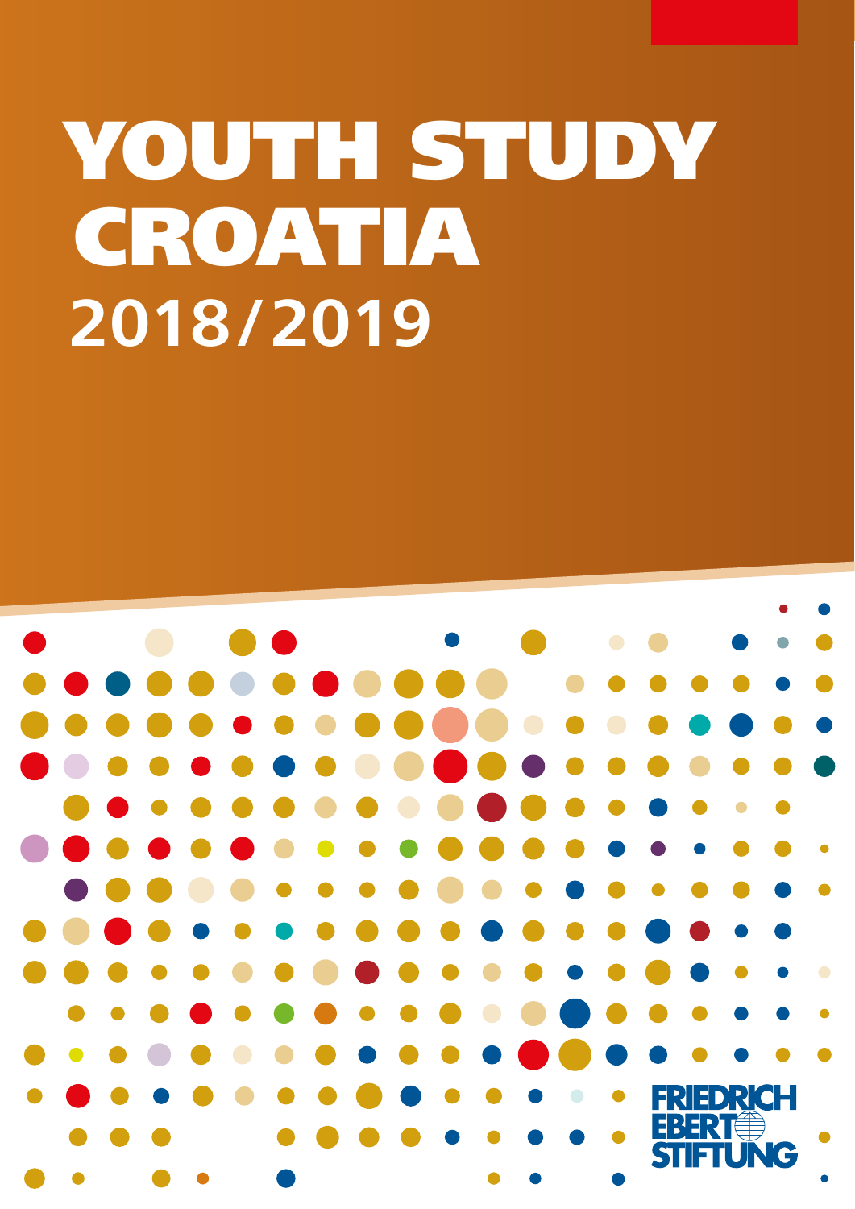# YOUTH STUDY CROATIA
## 2018/2019

FRIEDRICH EBERT STIFTUNG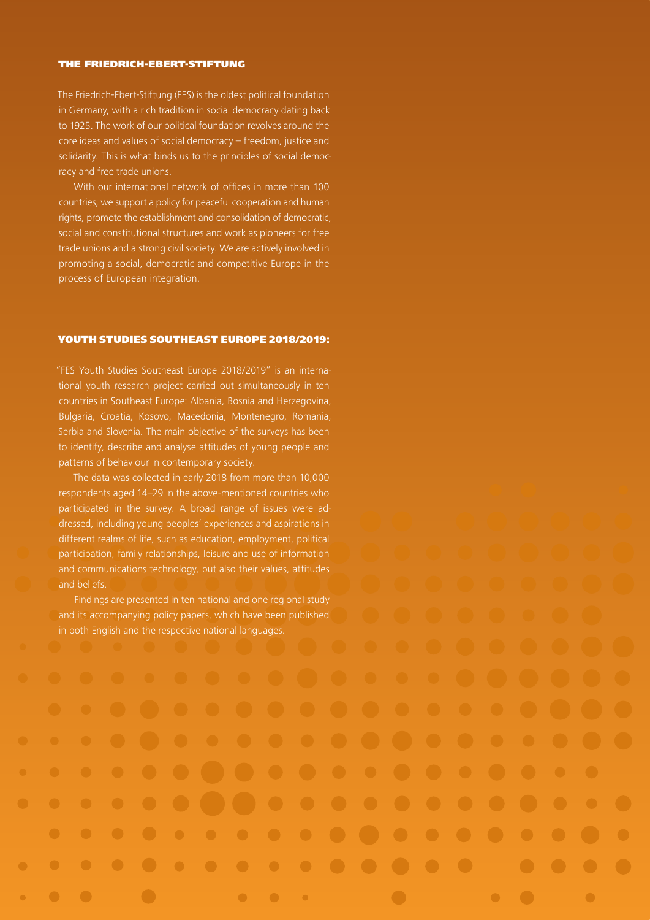## THE FRIEDRICH-EBERT-STIFTUNG

The Friedrich-Ebert-Stiftung (FES) is the oldest political foundation in Germany, with a rich tradition in social democracy dating back to 1925. The work of our political foundation revolves around the core ideas and values of social democracy – freedom, justice and solidarity. This is what binds us to the principles of social democracy and free trade unions.

With our international network of offices in more than 100 countries, we support a policy for peaceful cooperation and human rights, promote the establishment and consolidation of democratic, social and constitutional structures and work as pioneers for free trade unions and a strong civil society. We are actively involved in promoting a social, democratic and competitive Europe in the process of European integration.

## YOUTH STUDIES SOUTHEAST EUROPE 2018/2019:

"FES Youth Studies Southeast Europe 2018/2019" is an international youth research project carried out simultaneously in ten countries in Southeast Europe: Albania, Bosnia and Herzegovina, Bulgaria, Croatia, Kosovo, Macedonia, Montenegro, Romania, Serbia and Slovenia. The main objective of the surveys has been to identify, describe and analyse attitudes of young people and patterns of behaviour in contemporary society.

The data was collected in early 2018 from more than 10,000 respondents aged 14–29 in the above-mentioned countries who participated in the survey. A broad range of issues were addressed, including young peoples' experiences and aspirations in different realms of life, such as education, employment, political participation, family relationships, leisure and use of information and communications technology, but also their values, attitudes and beliefs.

Findings are presented in ten national and one regional study and its accompanying policy papers, which have been published in both English and the respective national languages.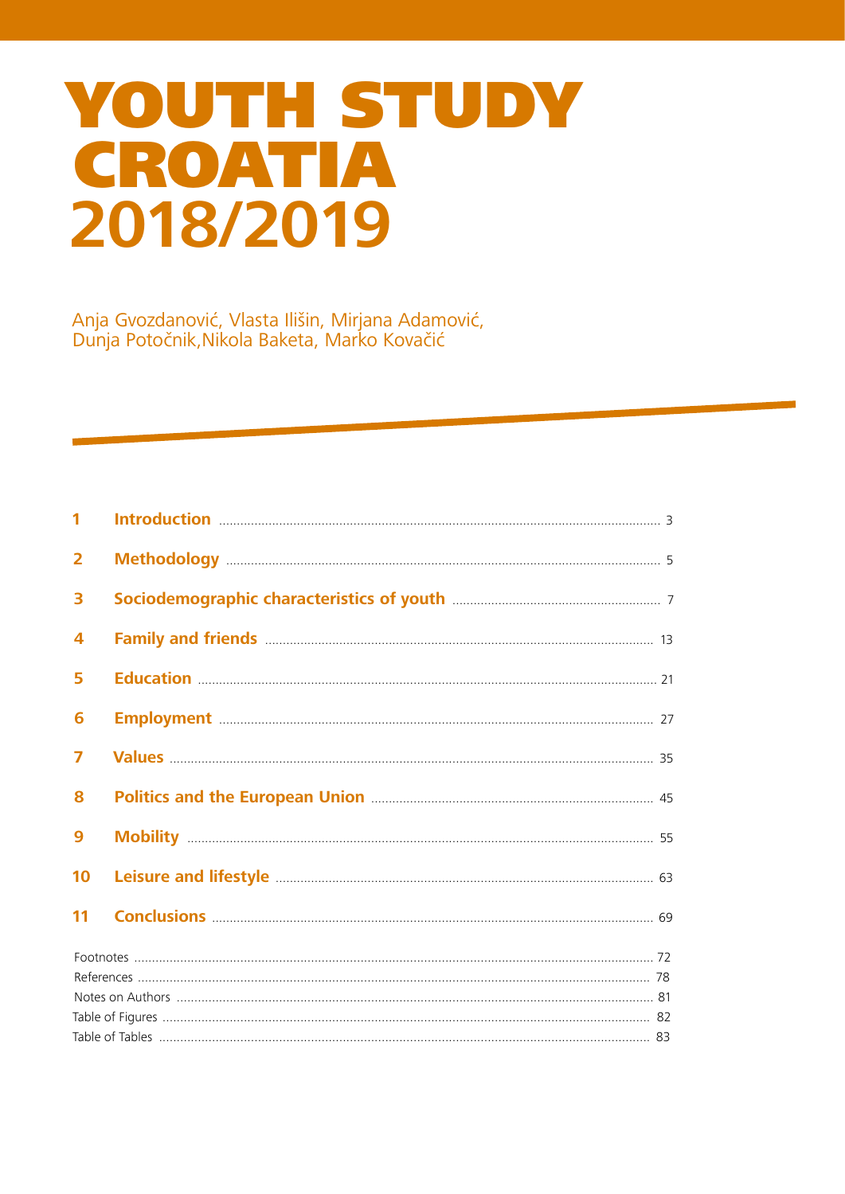# YOUTH STUDY CROATIA 2018/2019

Anja Gvozdanović, Vlasta Ilišin, Mirjana Adamović, Dunja Potočnik, Nikola Baketa, Marko Kovačić

| | | |
|---|---|---|
| 1 | **Introduction** | 3 |
| 2 | **Methodology** | 5 |
| 3 | **Sociodemographic characteristics of youth** | 7 |
| 4 | **Family and friends** | 13 |
| 5 | **Education** | 21 |
| 6 | **Employment** | 27 |
| 7 | **Values** | 35 |
| 8 | **Politics and the European Union** | 45 |
| 9 | **Mobility** | 55 |
| 10 | **Leisure and lifestyle** | 63 |
| 11 | **Conclusions** | 69 |
| | Footnotes | 72 |
| | References | 78 |
| | Notes on Authors | 81 |
| | Table of Figures | 82 |
| | Table of Tables | 83 |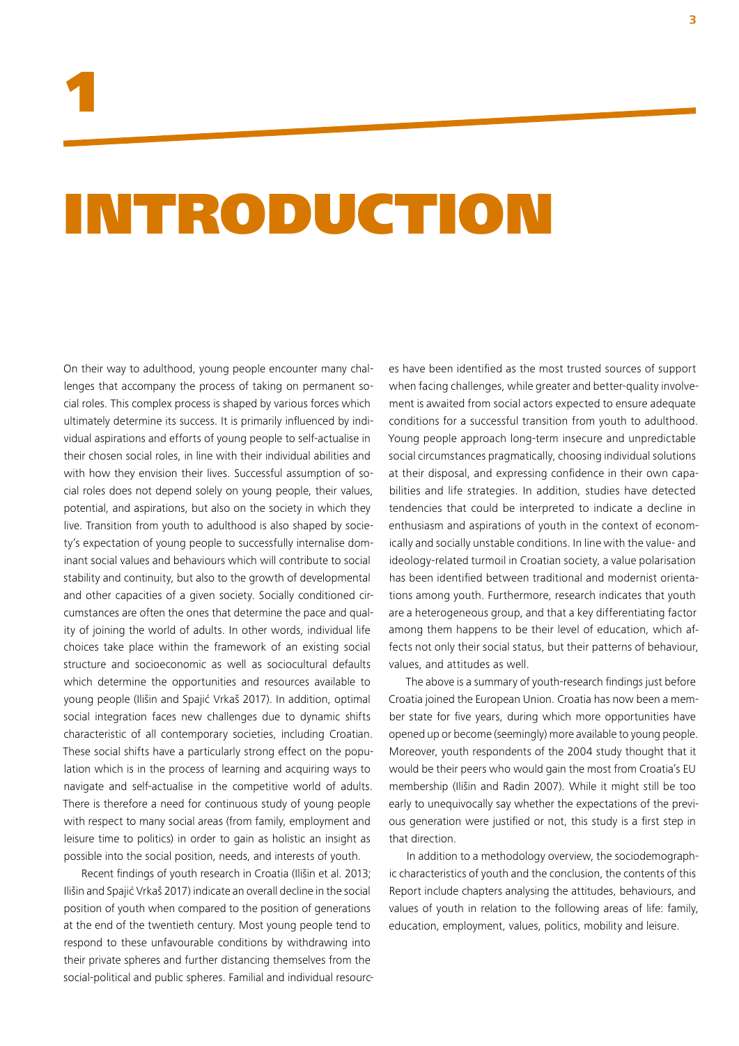# 1 INTRODUCTION

On their way to adulthood, young people encounter many challenges that accompany the process of taking on permanent social roles. This complex process is shaped by various forces which ultimately determine its success. It is primarily influenced by individual aspirations and efforts of young people to self-actualise in their chosen social roles, in line with their individual abilities and with how they envision their lives. Successful assumption of social roles does not depend solely on young people, their values, potential, and aspirations, but also on the society in which they live. Transition from youth to adulthood is also shaped by society's expectation of young people to successfully internalise dominant social values and behaviours which will contribute to social stability and continuity, but also to the growth of developmental and other capacities of a given society. Socially conditioned circumstances are often the ones that determine the pace and quality of joining the world of adults. In other words, individual life choices take place within the framework of an existing social structure and socioeconomic as well as sociocultural defaults which determine the opportunities and resources available to young people (Ilišin and Spajić Vrkaš 2017). In addition, optimal social integration faces new challenges due to dynamic shifts characteristic of all contemporary societies, including Croatian. These social shifts have a particularly strong effect on the population which is in the process of learning and acquiring ways to navigate and self-actualise in the competitive world of adults. There is therefore a need for continuous study of young people with respect to many social areas (from family, employment and leisure time to politics) in order to gain as holistic an insight as possible into the social position, needs, and interests of youth.

Recent findings of youth research in Croatia (Ilišin et al. 2013; Ilišin and Spajić Vrkaš 2017) indicate an overall decline in the social position of youth when compared to the position of generations at the end of the twentieth century. Most young people tend to respond to these unfavourable conditions by withdrawing into their private spheres and further distancing themselves from the social-political and public spheres. Familial and individual resources have been identified as the most trusted sources of support when facing challenges, while greater and better-quality involvement is awaited from social actors expected to ensure adequate conditions for a successful transition from youth to adulthood. Young people approach long-term insecure and unpredictable social circumstances pragmatically, choosing individual solutions at their disposal, and expressing confidence in their own capabilities and life strategies. In addition, studies have detected tendencies that could be interpreted to indicate a decline in enthusiasm and aspirations of youth in the context of economically and socially unstable conditions. In line with the value- and ideology-related turmoil in Croatian society, a value polarisation has been identified between traditional and modernist orientations among youth. Furthermore, research indicates that youth are a heterogeneous group, and that a key differentiating factor among them happens to be their level of education, which affects not only their social status, but their patterns of behaviour, values, and attitudes as well.

The above is a summary of youth-research findings just before Croatia joined the European Union. Croatia has now been a member state for five years, during which more opportunities have opened up or become (seemingly) more available to young people. Moreover, youth respondents of the 2004 study thought that it would be their peers who would gain the most from Croatia's EU membership (Ilišin and Radin 2007). While it might still be too early to unequivocally say whether the expectations of the previous generation were justified or not, this study is a first step in that direction.

In addition to a methodology overview, the sociodemographic characteristics of youth and the conclusion, the contents of this Report include chapters analysing the attitudes, behaviours, and values of youth in relation to the following areas of life: family, education, employment, values, politics, mobility and leisure.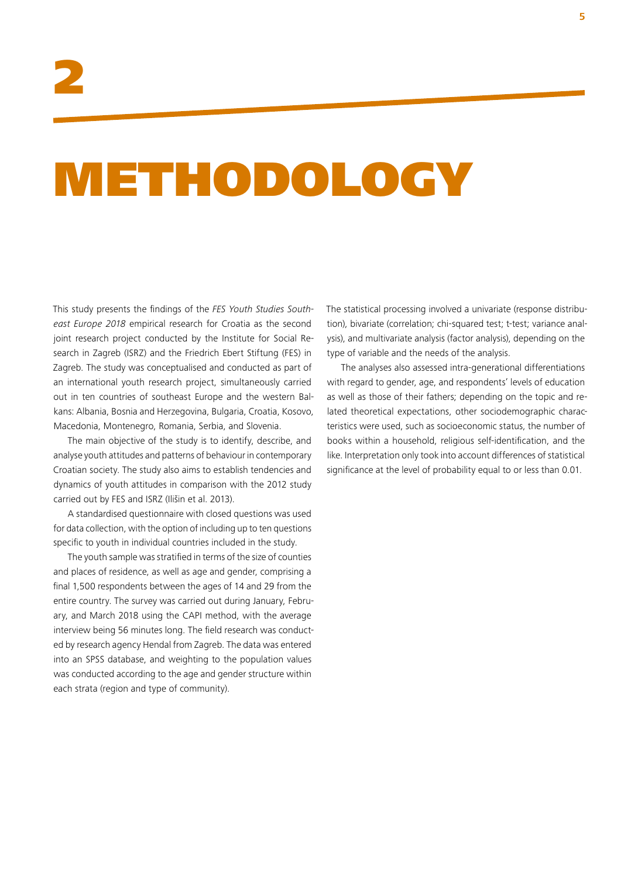# 2

# METHODOLOGY

This study presents the findings of the *FES Youth Studies Southeast Europe 2018* empirical research for Croatia as the second joint research project conducted by the Institute for Social Research in Zagreb (ISRZ) and the Friedrich Ebert Stiftung (FES) in Zagreb. The study was conceptualised and conducted as part of an international youth research project, simultaneously carried out in ten countries of southeast Europe and the western Balkans: Albania, Bosnia and Herzegovina, Bulgaria, Croatia, Kosovo, Macedonia, Montenegro, Romania, Serbia, and Slovenia.

The main objective of the study is to identify, describe, and analyse youth attitudes and patterns of behaviour in contemporary Croatian society. The study also aims to establish tendencies and dynamics of youth attitudes in comparison with the 2012 study carried out by FES and ISRZ (Ilišin et al. 2013).

A standardised questionnaire with closed questions was used for data collection, with the option of including up to ten questions specific to youth in individual countries included in the study.

The youth sample was stratified in terms of the size of counties and places of residence, as well as age and gender, comprising a final 1,500 respondents between the ages of 14 and 29 from the entire country. The survey was carried out during January, February, and March 2018 using the CAPI method, with the average interview being 56 minutes long. The field research was conducted by research agency Hendal from Zagreb. The data was entered into an SPSS database, and weighting to the population values was conducted according to the age and gender structure within each strata (region and type of community).

The statistical processing involved a univariate (response distribution), bivariate (correlation; chi-squared test; t-test; variance analysis), and multivariate analysis (factor analysis), depending on the type of variable and the needs of the analysis.

The analyses also assessed intra-generational differentiations with regard to gender, age, and respondents' levels of education as well as those of their fathers; depending on the topic and related theoretical expectations, other sociodemographic characteristics were used, such as socioeconomic status, the number of books within a household, religious self-identification, and the like. Interpretation only took into account differences of statistical significance at the level of probability equal to or less than 0.01.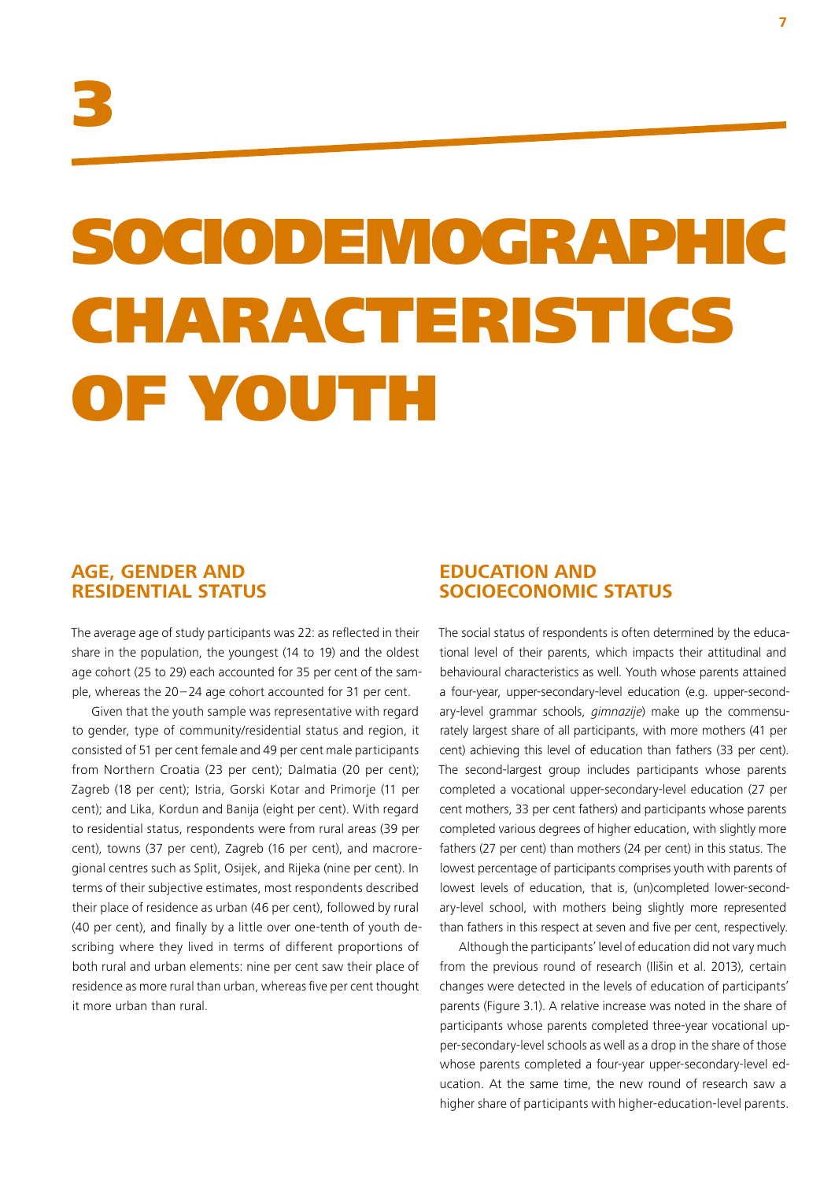# 3

# SOCIODEMOGRAPHIC CHARACTERISTICS OF YOUTH

## AGE, GENDER AND RESIDENTIAL STATUS

The average age of study participants was 22: as reflected in their share in the population, the youngest (14 to 19) and the oldest age cohort (25 to 29) each accounted for 35 per cent of the sample, whereas the 20–24 age cohort accounted for 31 per cent.

Given that the youth sample was representative with regard to gender, type of community/residential status and region, it consisted of 51 per cent female and 49 per cent male participants from Northern Croatia (23 per cent); Dalmatia (20 per cent); Zagreb (18 per cent); Istria, Gorski Kotar and Primorje (11 per cent); and Lika, Kordun and Banija (eight per cent). With regard to residential status, respondents were from rural areas (39 per cent), towns (37 per cent), Zagreb (16 per cent), and macroregional centres such as Split, Osijek, and Rijeka (nine per cent). In terms of their subjective estimates, most respondents described their place of residence as urban (46 per cent), followed by rural (40 per cent), and finally by a little over one-tenth of youth describing where they lived in terms of different proportions of both rural and urban elements: nine per cent saw their place of residence as more rural than urban, whereas five per cent thought it more urban than rural.

## EDUCATION AND SOCIOECONOMIC STATUS

The social status of respondents is often determined by the educational level of their parents, which impacts their attitudinal and behavioural characteristics as well. Youth whose parents attained a four-year, upper-secondary-level education (e.g. upper-secondary-level grammar schools, *gimnazije*) make up the commensurately largest share of all participants, with more mothers (41 per cent) achieving this level of education than fathers (33 per cent). The second-largest group includes participants whose parents completed a vocational upper-secondary-level education (27 per cent mothers, 33 per cent fathers) and participants whose parents completed various degrees of higher education, with slightly more fathers (27 per cent) than mothers (24 per cent) in this status. The lowest percentage of participants comprises youth with parents of lowest levels of education, that is, (un)completed lower-secondary-level school, with mothers being slightly more represented than fathers in this respect at seven and five per cent, respectively.

Although the participants' level of education did not vary much from the previous round of research (Ilišin et al. 2013), certain changes were detected in the levels of education of participants' parents (Figure 3.1). A relative increase was noted in the share of participants whose parents completed three-year vocational upper-secondary-level schools as well as a drop in the share of those whose parents completed a four-year upper-secondary-level education. At the same time, the new round of research saw a higher share of participants with higher-education-level parents.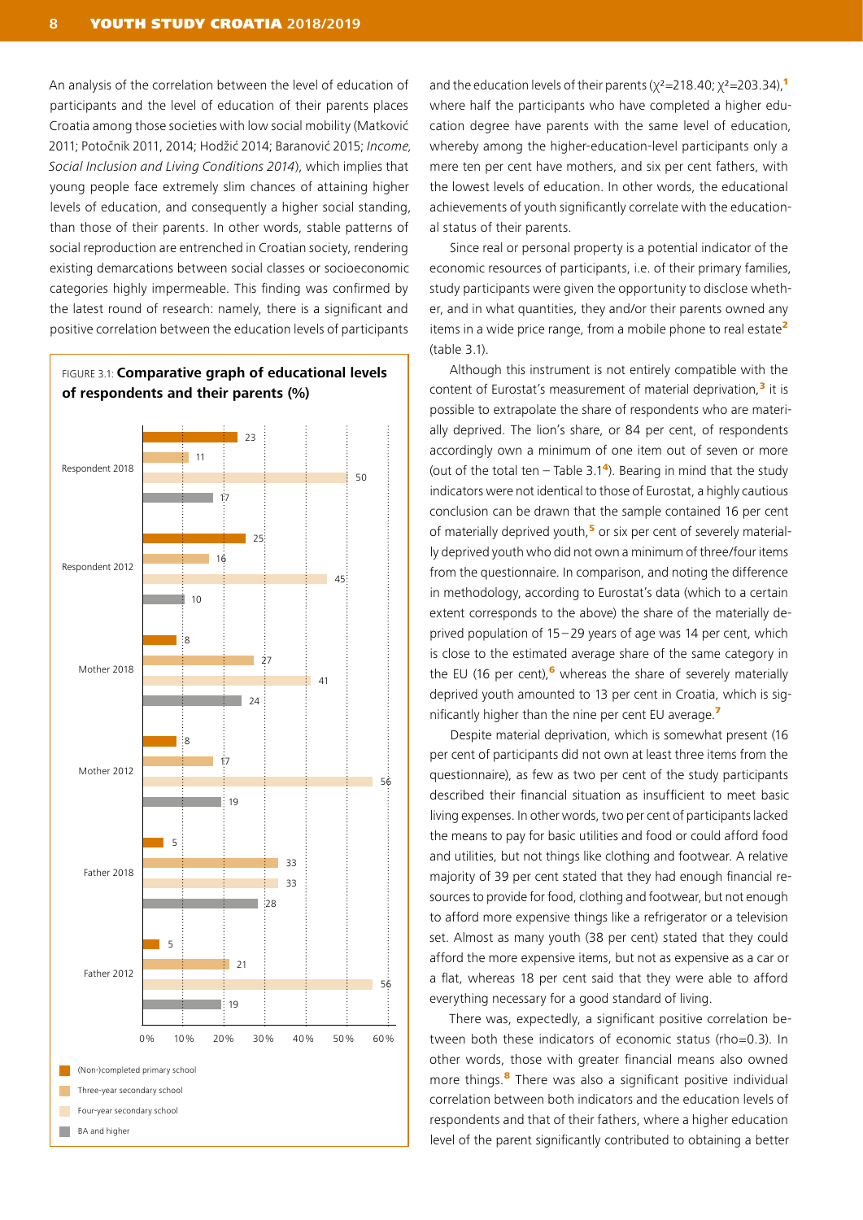An analysis of the correlation between the level of education of participants and the level of education of their parents places Croatia among those societies with low social mobility (Matković 2011; Potočnik 2011, 2014; Hodžić 2014; Baranović 2015; *Income, Social Inclusion and Living Conditions 2014*), which implies that young people face extremely slim chances of attaining higher levels of education, and consequently a higher social standing, than those of their parents. In other words, stable patterns of social reproduction are entrenched in Croatian society, rendering existing demarcations between social classes or socioeconomic categories highly impermeable. This finding was confirmed by the latest round of research: namely, there is a significant and positive correlation between the education levels of participants and the education levels of their parents ($\chi^2$=218.40; $\chi^2$=203.34),[1] where half the participants who have completed a higher education degree have parents with the same level of education, whereby among the higher-education-level participants only a mere ten per cent have mothers, and six per cent fathers, with the lowest levels of education. In other words, the educational achievements of youth significantly correlate with the educational status of their parents.

FIGURE 3.1: **Comparative graph of educational levels of respondents and their parents (%)**

| | (Non-)completed primary school | Three-year secondary school | Four-year secondary school | BA and higher |
|---|---|---|---|---|
| Respondent 2018 | 23 | 11 | 50 | 17 |
| Respondent 2012 | 25 | 16 | 45 | 10 |
| Mother 2018 | 8 | 27 | 41 | 24 |
| Mother 2012 | 8 | 17 | 56 | 19 |
| Father 2018 | 5 | 33 | 33 | 28 |
| Father 2012 | 5 | 21 | 56 | 19 |

Since real or personal property is a potential indicator of the economic resources of participants, i.e. of their primary families, study participants were given the opportunity to disclose whether, and in what quantities, they and/or their parents owned any items in a wide price range, from a mobile phone to real estate[2] (table 3.1).

Although this instrument is not entirely compatible with the content of Eurostat's measurement of material deprivation,[3] it is possible to extrapolate the share of respondents who are materially deprived. The lion's share, or 84 per cent, of respondents accordingly own a minimum of one item out of seven or more (out of the total ten – Table 3.1[4]). Bearing in mind that the study indicators were not identical to those of Eurostat, a highly cautious conclusion can be drawn that the sample contained 16 per cent of materially deprived youth,[5] or six per cent of severely materially deprived youth who did not own a minimum of three/four items from the questionnaire. In comparison, and noting the difference in methodology, according to Eurostat's data (which to a certain extent corresponds to the above) the share of the materially deprived population of 15–29 years of age was 14 per cent, which is close to the estimated average share of the same category in the EU (16 per cent),[6] whereas the share of severely materially deprived youth amounted to 13 per cent in Croatia, which is significantly higher than the nine per cent EU average.[7]

Despite material deprivation, which is somewhat present (16 per cent of participants did not own at least three items from the questionnaire), as few as two per cent of the study participants described their financial situation as insufficient to meet basic living expenses. In other words, two per cent of participants lacked the means to pay for basic utilities and food or could afford food and utilities, but not things like clothing and footwear. A relative majority of 39 per cent stated that they had enough financial resources to provide for food, clothing and footwear, but not enough to afford more expensive things like a refrigerator or a television set. Almost as many youth (38 per cent) stated that they could afford the more expensive items, but not as expensive as a car or a flat, whereas 18 per cent said that they were able to afford everything necessary for a good standard of living.

There was, expectedly, a significant positive correlation between both these indicators of economic status (rho=0.3). In other words, those with greater financial means also owned more things.[8] There was also a significant positive individual correlation between both indicators and the education levels of respondents and that of their fathers, where a higher education level of the parent significantly contributed to obtaining a better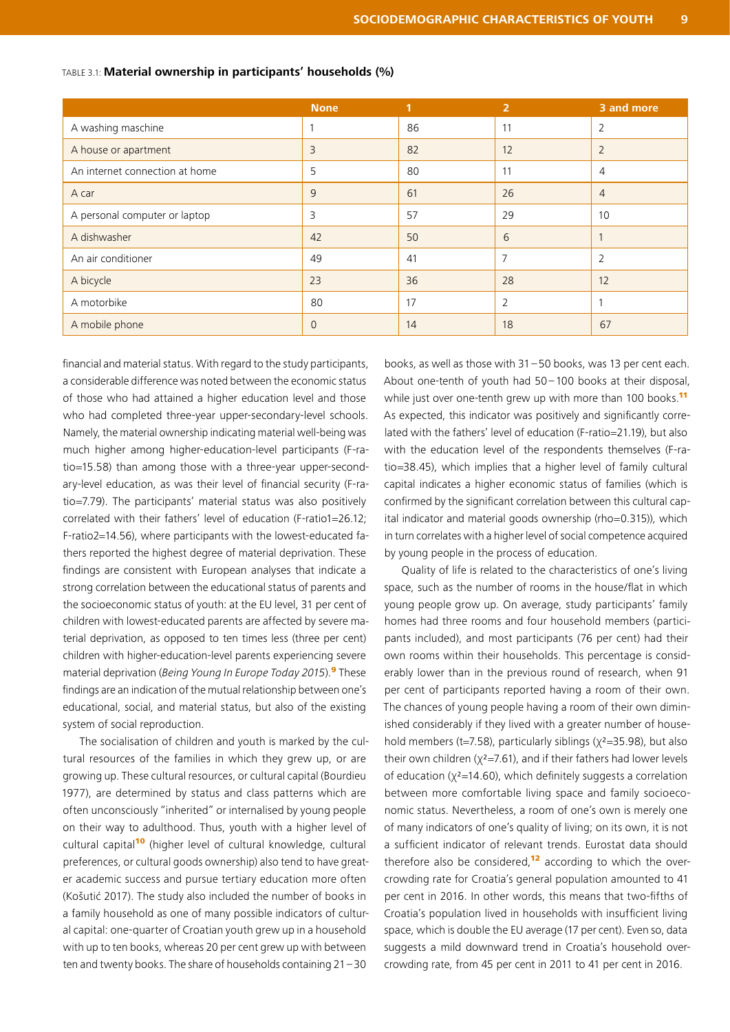TABLE 3.1: **Material ownership in participants' households (%)**

| | None | 1 | 2 | 3 and more |
|---|---|---|---|---|
| A washing maschine | 1 | 86 | 11 | 2 |
| A house or apartment | 3 | 82 | 12 | 2 |
| An internet connection at home | 5 | 80 | 11 | 4 |
| A car | 9 | 61 | 26 | 4 |
| A personal computer or laptop | 3 | 57 | 29 | 10 |
| A dishwasher | 42 | 50 | 6 | 1 |
| An air conditioner | 49 | 41 | 7 | 2 |
| A bicycle | 23 | 36 | 28 | 12 |
| A motorbike | 80 | 17 | 2 | 1 |
| A mobile phone | 0 | 14 | 18 | 67 |

financial and material status. With regard to the study participants, a considerable difference was noted between the economic status of those who had attained a higher education level and those who had completed three-year upper-secondary-level schools. Namely, the material ownership indicating material well-being was much higher among higher-education-level participants (F-ratio=15.58) than among those with a three-year upper-secondary-level education, as was their level of financial security (F-ratio=7.79). The participants' material status was also positively correlated with their fathers' level of education (F-ratio1=26.12; F-ratio2=14.56), where participants with the lowest-educated fathers reported the highest degree of material deprivation. These findings are consistent with European analyses that indicate a strong correlation between the educational status of parents and the socioeconomic status of youth: at the EU level, 31 per cent of children with lowest-educated parents are affected by severe material deprivation, as opposed to ten times less (three per cent) children with higher-education-level parents experiencing severe material deprivation (*Being Young In Europe Today 2015*).[9] These findings are an indication of the mutual relationship between one's educational, social, and material status, but also of the existing system of social reproduction.

The socialisation of children and youth is marked by the cultural resources of the families in which they grew up, or are growing up. These cultural resources, or cultural capital (Bourdieu 1977), are determined by status and class patterns which are often unconsciously "inherited" or internalised by young people on their way to adulthood. Thus, youth with a higher level of cultural capital[10] (higher level of cultural knowledge, cultural preferences, or cultural goods ownership) also tend to have greater academic success and pursue tertiary education more often (Košutić 2017). The study also included the number of books in a family household as one of many possible indicators of cultural capital: one-quarter of Croatian youth grew up in a household with up to ten books, whereas 20 per cent grew up with between ten and twenty books. The share of households containing 21–30 books, as well as those with 31–50 books, was 13 per cent each. About one-tenth of youth had 50–100 books at their disposal, while just over one-tenth grew up with more than 100 books.[11] As expected, this indicator was positively and significantly correlated with the fathers' level of education (F-ratio=21.19), but also with the education level of the respondents themselves (F-ratio=38.45), which implies that a higher level of family cultural capital indicates a higher economic status of families (which is confirmed by the significant correlation between this cultural capital indicator and material goods ownership (rho=0.315)), which in turn correlates with a higher level of social competence acquired by young people in the process of education.

Quality of life is related to the characteristics of one's living space, such as the number of rooms in the house/flat in which young people grow up. On average, study participants' family homes had three rooms and four household members (participants included), and most participants (76 per cent) had their own rooms within their households. This percentage is considerably lower than in the previous round of research, when 91 per cent of participants reported having a room of their own. The chances of young people having a room of their own diminished considerably if they lived with a greater number of household members (t=7.58), particularly siblings ($\chi^2$=35.98), but also their own children ($\chi^2$=7.61), and if their fathers had lower levels of education ($\chi^2$=14.60), which definitely suggests a correlation between more comfortable living space and family socioeconomic status. Nevertheless, a room of one's own is merely one of many indicators of one's quality of living; on its own, it is not a sufficient indicator of relevant trends. Eurostat data should therefore also be considered,[12] according to which the overcrowding rate for Croatia's general population amounted to 41 per cent in 2016. In other words, this means that two-fifths of Croatia's population lived in households with insufficient living space, which is double the EU average (17 per cent). Even so, data suggests a mild downward trend in Croatia's household overcrowding rate, from 45 per cent in 2011 to 41 per cent in 2016.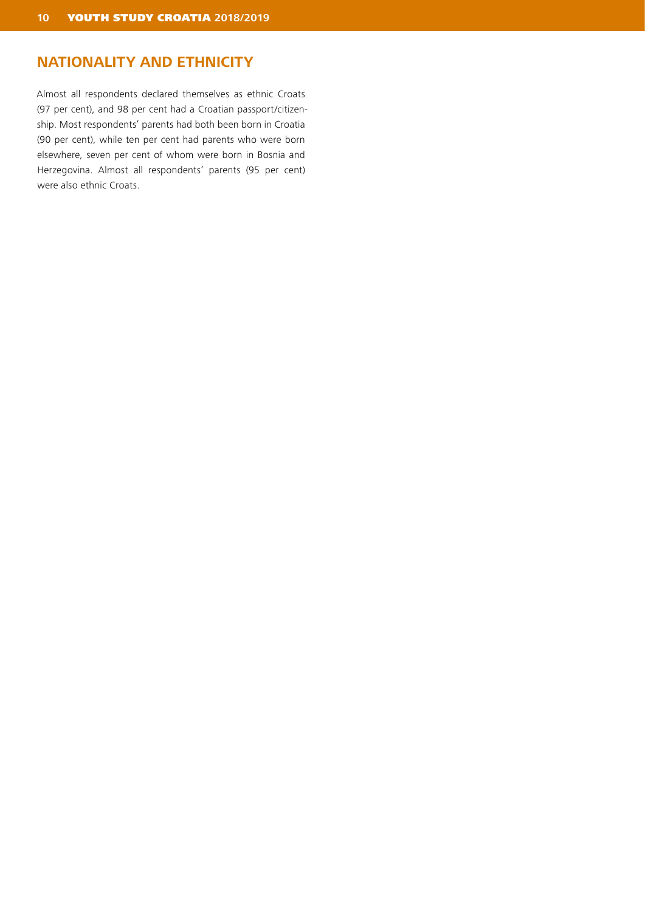## NATIONALITY AND ETHNICITY

Almost all respondents declared themselves as ethnic Croats (97 per cent), and 98 per cent had a Croatian passport/citizenship. Most respondents' parents had both been born in Croatia (90 per cent), while ten per cent had parents who were born elsewhere, seven per cent of whom were born in Bosnia and Herzegovina. Almost all respondents' parents (95 per cent) were also ethnic Croats.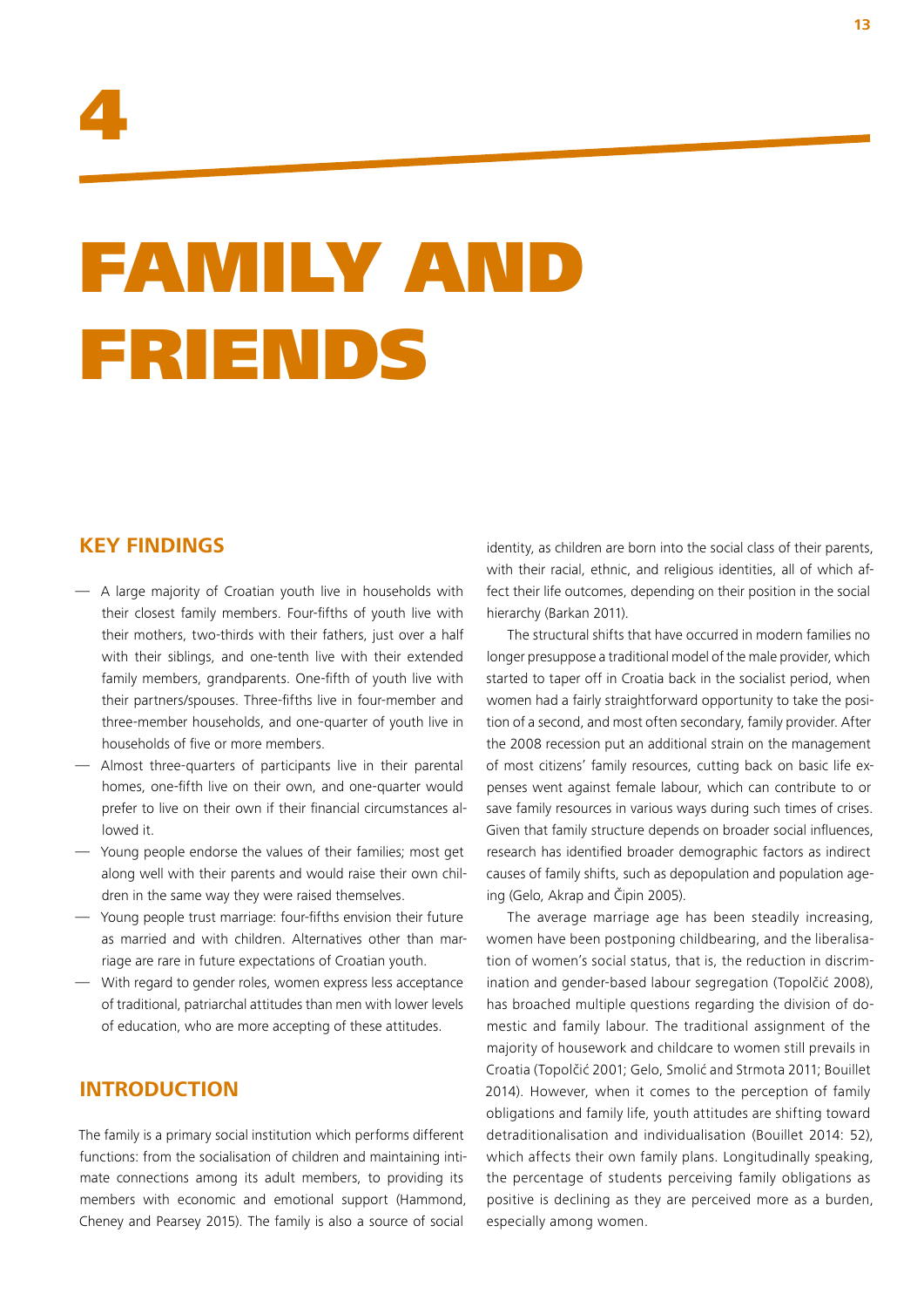# 4

# FAMILY AND FRIENDS

## KEY FINDINGS

- A large majority of Croatian youth live in households with their closest family members. Four-fifths of youth live with their mothers, two-thirds with their fathers, just over a half with their siblings, and one-tenth live with their extended family members, grandparents. One-fifth of youth live with their partners/spouses. Three-fifths live in four-member and three-member households, and one-quarter of youth live in households of five or more members.
- Almost three-quarters of participants live in their parental homes, one-fifth live on their own, and one-quarter would prefer to live on their own if their financial circumstances allowed it.
- Young people endorse the values of their families; most get along well with their parents and would raise their own children in the same way they were raised themselves.
- Young people trust marriage: four-fifths envision their future as married and with children. Alternatives other than marriage are rare in future expectations of Croatian youth.
- With regard to gender roles, women express less acceptance of traditional, patriarchal attitudes than men with lower levels of education, who are more accepting of these attitudes.

## INTRODUCTION

The family is a primary social institution which performs different functions: from the socialisation of children and maintaining intimate connections among its adult members, to providing its members with economic and emotional support (Hammond, Cheney and Pearsey 2015). The family is also a source of social identity, as children are born into the social class of their parents, with their racial, ethnic, and religious identities, all of which affect their life outcomes, depending on their position in the social hierarchy (Barkan 2011).

The structural shifts that have occurred in modern families no longer presuppose a traditional model of the male provider, which started to taper off in Croatia back in the socialist period, when women had a fairly straightforward opportunity to take the position of a second, and most often secondary, family provider. After the 2008 recession put an additional strain on the management of most citizens' family resources, cutting back on basic life expenses went against female labour, which can contribute to or save family resources in various ways during such times of crises. Given that family structure depends on broader social influences, research has identified broader demographic factors as indirect causes of family shifts, such as depopulation and population ageing (Gelo, Akrap and Čipin 2005).

The average marriage age has been steadily increasing, women have been postponing childbearing, and the liberalisation of women's social status, that is, the reduction in discrimination and gender-based labour segregation (Topolčić 2008), has broached multiple questions regarding the division of domestic and family labour. The traditional assignment of the majority of housework and childcare to women still prevails in Croatia (Topolčić 2001; Gelo, Smolić and Strmota 2011; Bouillet 2014). However, when it comes to the perception of family obligations and family life, youth attitudes are shifting toward detraditionalisation and individualisation (Bouillet 2014: 52), which affects their own family plans. Longitudinally speaking, the percentage of students perceiving family obligations as positive is declining as they are perceived more as a burden, especially among women.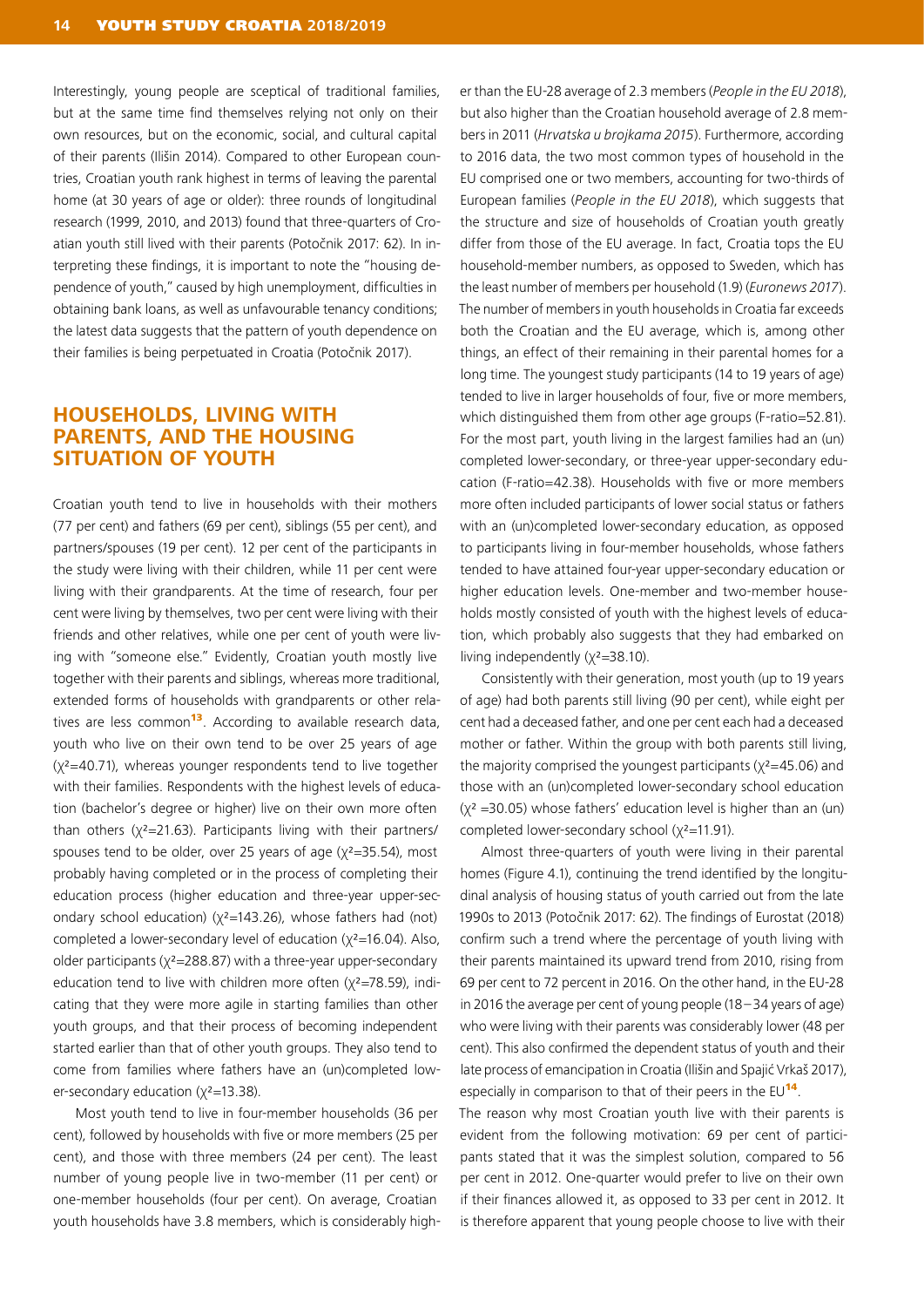Interestingly, young people are sceptical of traditional families, but at the same time find themselves relying not only on their own resources, but on the economic, social, and cultural capital of their parents (Ilišin 2014). Compared to other European countries, Croatian youth rank highest in terms of leaving the parental home (at 30 years of age or older): three rounds of longitudinal research (1999, 2010, and 2013) found that three-quarters of Croatian youth still lived with their parents (Potočnik 2017: 62). In interpreting these findings, it is important to note the "housing dependence of youth," caused by high unemployment, difficulties in obtaining bank loans, as well as unfavourable tenancy conditions; the latest data suggests that the pattern of youth dependence on their families is being perpetuated in Croatia (Potočnik 2017).

## HOUSEHOLDS, LIVING WITH PARENTS, AND THE HOUSING SITUATION OF YOUTH

Croatian youth tend to live in households with their mothers (77 per cent) and fathers (69 per cent), siblings (55 per cent), and partners/spouses (19 per cent). 12 per cent of the participants in the study were living with their children, while 11 per cent were living with their grandparents. At the time of research, four per cent were living by themselves, two per cent were living with their friends and other relatives, while one per cent of youth were living with "someone else." Evidently, Croatian youth mostly live together with their parents and siblings, whereas more traditional, extended forms of households with grandparents or other relatives are less common[13]. According to available research data, youth who live on their own tend to be over 25 years of age ($\chi^2$=40.71), whereas younger respondents tend to live together with their families. Respondents with the highest levels of education (bachelor's degree or higher) live on their own more often than others ($\chi^2$=21.63). Participants living with their partners/spouses tend to be older, over 25 years of age ($\chi^2$=35.54), most probably having completed or in the process of completing their education process (higher education and three-year upper-secondary school education) ($\chi^2$=143.26), whose fathers had (not) completed a lower-secondary level of education ($\chi^2$=16.04). Also, older participants ($\chi^2$=288.87) with a three-year upper-secondary education tend to live with children more often ($\chi^2$=78.59), indicating that they were more agile in starting families than other youth groups, and that their process of becoming independent started earlier than that of other youth groups. They also tend to come from families where fathers have an (un)completed lower-secondary education ($\chi^2$=13.38).

Most youth tend to live in four-member households (36 per cent), followed by households with five or more members (25 per cent), and those with three members (24 per cent). The least number of young people live in two-member (11 per cent) or one-member households (four per cent). On average, Croatian youth households have 3.8 members, which is considerably higher than the EU-28 average of 2.3 members (*People in the EU 2018*), but also higher than the Croatian household average of 2.8 members in 2011 (*Hrvatska u brojkama 2015*). Furthermore, according to 2016 data, the two most common types of household in the EU comprised one or two members, accounting for two-thirds of European families (*People in the EU 2018*), which suggests that the structure and size of households of Croatian youth greatly differ from those of the EU average. In fact, Croatia tops the EU household-member numbers, as opposed to Sweden, which has the least number of members per household (1.9) (*Euronews 2017*). The number of members in youth households in Croatia far exceeds both the Croatian and the EU average, which is, among other things, an effect of their remaining in their parental homes for a long time. The youngest study participants (14 to 19 years of age) tended to live in larger households of four, five or more members, which distinguished them from other age groups (F-ratio=52.81). For the most part, youth living in the largest families had an (un) completed lower-secondary, or three-year upper-secondary education (F-ratio=42.38). Households with five or more members more often included participants of lower social status or fathers with an (un)completed lower-secondary education, as opposed to participants living in four-member households, whose fathers tended to have attained four-year upper-secondary education or higher education levels. One-member and two-member households mostly consisted of youth with the highest levels of education, which probably also suggests that they had embarked on living independently ($\chi^2$=38.10).

Consistently with their generation, most youth (up to 19 years of age) had both parents still living (90 per cent), while eight per cent had a deceased father, and one per cent each had a deceased mother or father. Within the group with both parents still living, the majority comprised the youngest participants ($\chi^2$=45.06) and those with an (un)completed lower-secondary school education ($\chi^2$ =30.05) whose fathers' education level is higher than an (un) completed lower-secondary school ($\chi^2$=11.91).

Almost three-quarters of youth were living in their parental homes (Figure 4.1), continuing the trend identified by the longitudinal analysis of housing status of youth carried out from the late 1990s to 2013 (Potočnik 2017: 62). The findings of Eurostat (2018) confirm such a trend where the percentage of youth living with their parents maintained its upward trend from 2010, rising from 69 per cent to 72 percent in 2016. On the other hand, in the EU-28 in 2016 the average per cent of young people (18–34 years of age) who were living with their parents was considerably lower (48 per cent). This also confirmed the dependent status of youth and their late process of emancipation in Croatia (Ilišin and Spajić Vrkaš 2017), especially in comparison to that of their peers in the EU[14].

The reason why most Croatian youth live with their parents is evident from the following motivation: 69 per cent of participants stated that it was the simplest solution, compared to 56 per cent in 2012. One-quarter would prefer to live on their own if their finances allowed it, as opposed to 33 per cent in 2012. It is therefore apparent that young people choose to live with their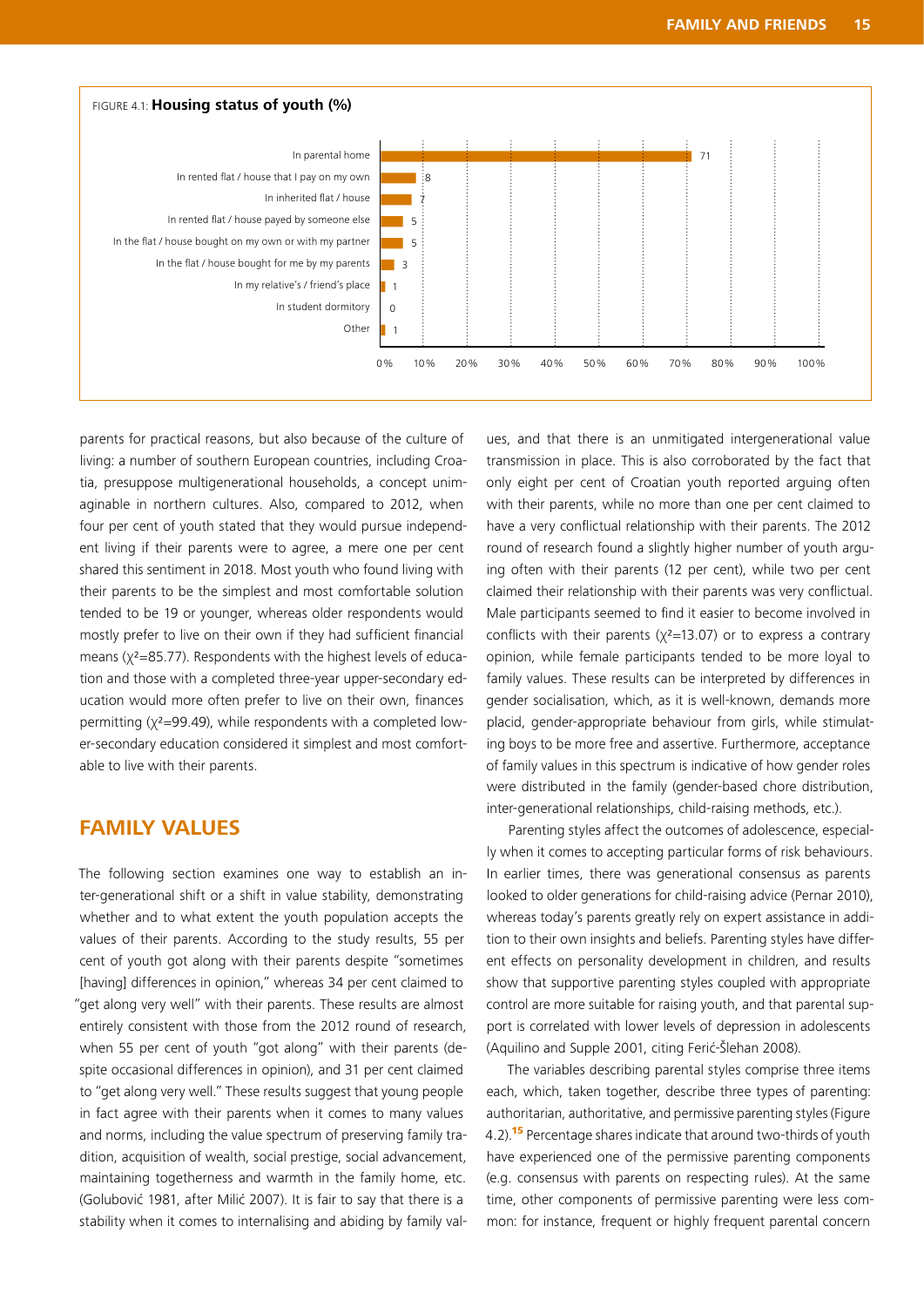FIGURE 4.1: **Housing status of youth (%)**

| Housing status | % |
|---|---|
| In parental home | 71 |
| In rented flat / house that I pay on my own | 8 |
| In inherited flat / house | 7 |
| In rented flat / house payed by someone else | 5 |
| In the flat / house bought on my own or with my partner | 5 |
| In the flat / house bought for me by my parents | 3 |
| In my relative's / friend's place | 1 |
| In student dormitory | 0 |
| Other | 1 |

parents for practical reasons, but also because of the culture of living: a number of southern European countries, including Croatia, presuppose multigenerational households, a concept unimaginable in northern cultures. Also, compared to 2012, when four per cent of youth stated that they would pursue independent living if their parents were to agree, a mere one per cent shared this sentiment in 2018. Most youth who found living with their parents to be the simplest and most comfortable solution tended to be 19 or younger, whereas older respondents would mostly prefer to live on their own if they had sufficient financial means ($\chi^2$=85.77). Respondents with the highest levels of education and those with a completed three-year upper-secondary education would more often prefer to live on their own, finances permitting ($\chi^2$=99.49), while respondents with a completed lower-secondary education considered it simplest and most comfortable to live with their parents.

## FAMILY VALUES

The following section examines one way to establish an inter-generational shift or a shift in value stability, demonstrating whether and to what extent the youth population accepts the values of their parents. According to the study results, 55 per cent of youth got along with their parents despite "sometimes [having] differences in opinion," whereas 34 per cent claimed to "get along very well" with their parents. These results are almost entirely consistent with those from the 2012 round of research, when 55 per cent of youth "got along" with their parents (despite occasional differences in opinion), and 31 per cent claimed to "get along very well." These results suggest that young people in fact agree with their parents when it comes to many values and norms, including the value spectrum of preserving family tradition, acquisition of wealth, social prestige, social advancement, maintaining togetherness and warmth in the family home, etc. (Golubović 1981, after Milić 2007). It is fair to say that there is a stability when it comes to internalising and abiding by family values, and that there is an unmitigated intergenerational value transmission in place. This is also corroborated by the fact that only eight per cent of Croatian youth reported arguing often with their parents, while no more than one per cent claimed to have a very conflictual relationship with their parents. The 2012 round of research found a slightly higher number of youth arguing often with their parents (12 per cent), while two per cent claimed their relationship with their parents was very conflictual. Male participants seemed to find it easier to become involved in conflicts with their parents ($\chi^2$=13.07) or to express a contrary opinion, while female participants tended to be more loyal to family values. These results can be interpreted by differences in gender socialisation, which, as it is well-known, demands more placid, gender-appropriate behaviour from girls, while stimulating boys to be more free and assertive. Furthermore, acceptance of family values in this spectrum is indicative of how gender roles were distributed in the family (gender-based chore distribution, inter-generational relationships, child-raising methods, etc.).

Parenting styles affect the outcomes of adolescence, especially when it comes to accepting particular forms of risk behaviours. In earlier times, there was generational consensus as parents looked to older generations for child-raising advice (Pernar 2010), whereas today's parents greatly rely on expert assistance in addition to their own insights and beliefs. Parenting styles have different effects on personality development in children, and results show that supportive parenting styles coupled with appropriate control are more suitable for raising youth, and that parental support is correlated with lower levels of depression in adolescents (Aquilino and Supple 2001, citing Ferić-Šlehan 2008).

The variables describing parental styles comprise three items each, which, taken together, describe three types of parenting: authoritarian, authoritative, and permissive parenting styles (Figure 4.2).[15] Percentage shares indicate that around two-thirds of youth have experienced one of the permissive parenting components (e.g. consensus with parents on respecting rules). At the same time, other components of permissive parenting were less common: for instance, frequent or highly frequent parental concern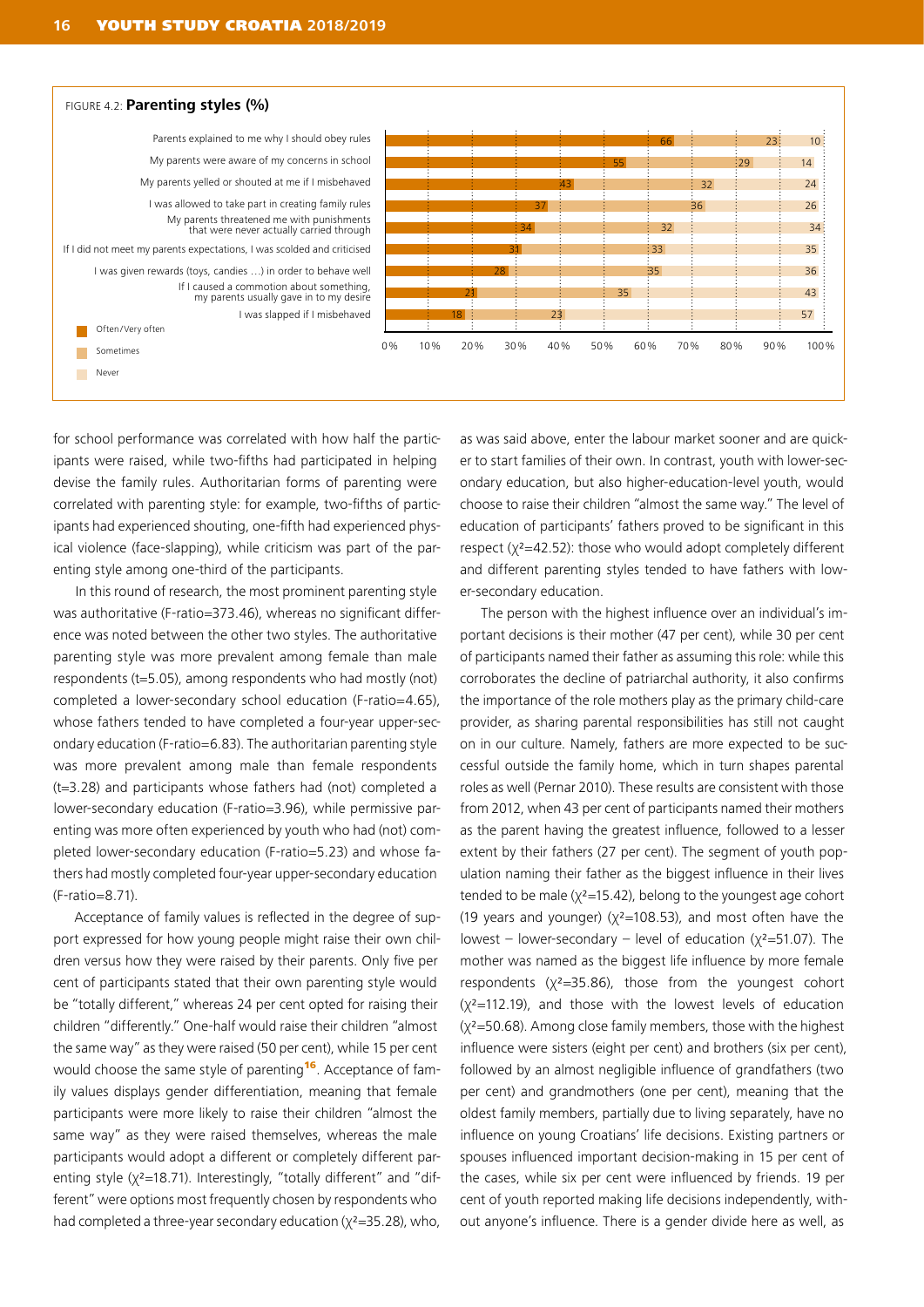FIGURE 4.2: **Parenting styles (%)**

| | Often/Very often | Sometimes | Never |
|---|---|---|---|
| Parents explained to me why I should obey rules | 66 | 23 | 10 |
| My parents were aware of my concerns in school | 55 | 29 | 14 |
| My parents yelled or shouted at me if I misbehaved | 43 | 32 | 24 |
| I was allowed to take part in creating family rules | 37 | 36 | 26 |
| My parents threatened me with punishments that were never actually carried through | 34 | 32 | 34 |
| If I did not meet my parents expectations, I was scolded and criticised | 31 | 33 | 35 |
| I was given rewards (toys, candies …) in order to behave well | 28 | 35 | 36 |
| If I caused a commotion about something, my parents usually gave in to my desire | 21 | 35 | 43 |
| I was slapped if I misbehaved | 18 | 23 | 57 |

for school performance was correlated with how half the participants were raised, while two-fifths had participated in helping devise the family rules. Authoritarian forms of parenting were correlated with parenting style: for example, two-fifths of participants had experienced shouting, one-fifth had experienced physical violence (face-slapping), while criticism was part of the parenting style among one-third of the participants.

In this round of research, the most prominent parenting style was authoritative (F-ratio=373.46), whereas no significant difference was noted between the other two styles. The authoritative parenting style was more prevalent among female than male respondents (t=5.05), among respondents who had mostly (not) completed a lower-secondary school education (F-ratio=4.65), whose fathers tended to have completed a four-year upper-secondary education (F-ratio=6.83). The authoritarian parenting style was more prevalent among male than female respondents (t=3.28) and participants whose fathers had (not) completed a lower-secondary education (F-ratio=3.96), while permissive parenting was more often experienced by youth who had (not) completed lower-secondary education (F-ratio=5.23) and whose fathers had mostly completed four-year upper-secondary education (F-ratio=8.71).

Acceptance of family values is reflected in the degree of support expressed for how young people might raise their own children versus how they were raised by their parents. Only five per cent of participants stated that their own parenting style would be "totally different," whereas 24 per cent opted for raising their children "differently." One-half would raise their children "almost the same way" as they were raised (50 per cent), while 15 per cent would choose the same style of parenting[16]. Acceptance of family values displays gender differentiation, meaning that female participants were more likely to raise their children "almost the same way" as they were raised themselves, whereas the male participants would adopt a different or completely different parenting style ($\chi^2$=18.71). Interestingly, "totally different" and "different" were options most frequently chosen by respondents who had completed a three-year secondary education ($\chi^2$=35.28), who, as was said above, enter the labour market sooner and are quicker to start families of their own. In contrast, youth with lower-secondary education, but also higher-education-level youth, would choose to raise their children "almost the same way." The level of education of participants' fathers proved to be significant in this respect ($\chi^2$=42.52): those who would adopt completely different and different parenting styles tended to have fathers with lower-secondary education.

The person with the highest influence over an individual's important decisions is their mother (47 per cent), while 30 per cent of participants named their father as assuming this role: while this corroborates the decline of patriarchal authority, it also confirms the importance of the role mothers play as the primary child-care provider, as sharing parental responsibilities has still not caught on in our culture. Namely, fathers are more expected to be successful outside the family home, which in turn shapes parental roles as well (Pernar 2010). These results are consistent with those from 2012, when 43 per cent of participants named their mothers as the parent having the greatest influence, followed to a lesser extent by their fathers (27 per cent). The segment of youth population naming their father as the biggest influence in their lives tended to be male ($\chi^2$=15.42), belong to the youngest age cohort (19 years and younger) ($\chi^2$=108.53), and most often have the lowest – lower-secondary – level of education ($\chi^2$=51.07). The mother was named as the biggest life influence by more female respondents ($\chi^2$=35.86), those from the youngest cohort ($\chi^2$=112.19), and those with the lowest levels of education ($\chi^2$=50.68). Among close family members, those with the highest influence were sisters (eight per cent) and brothers (six per cent), followed by an almost negligible influence of grandfathers (two per cent) and grandmothers (one per cent), meaning that the oldest family members, partially due to living separately, have no influence on young Croatians' life decisions. Existing partners or spouses influenced important decision-making in 15 per cent of the cases, while six per cent were influenced by friends. 19 per cent of youth reported making life decisions independently, without anyone's influence. There is a gender divide here as well, as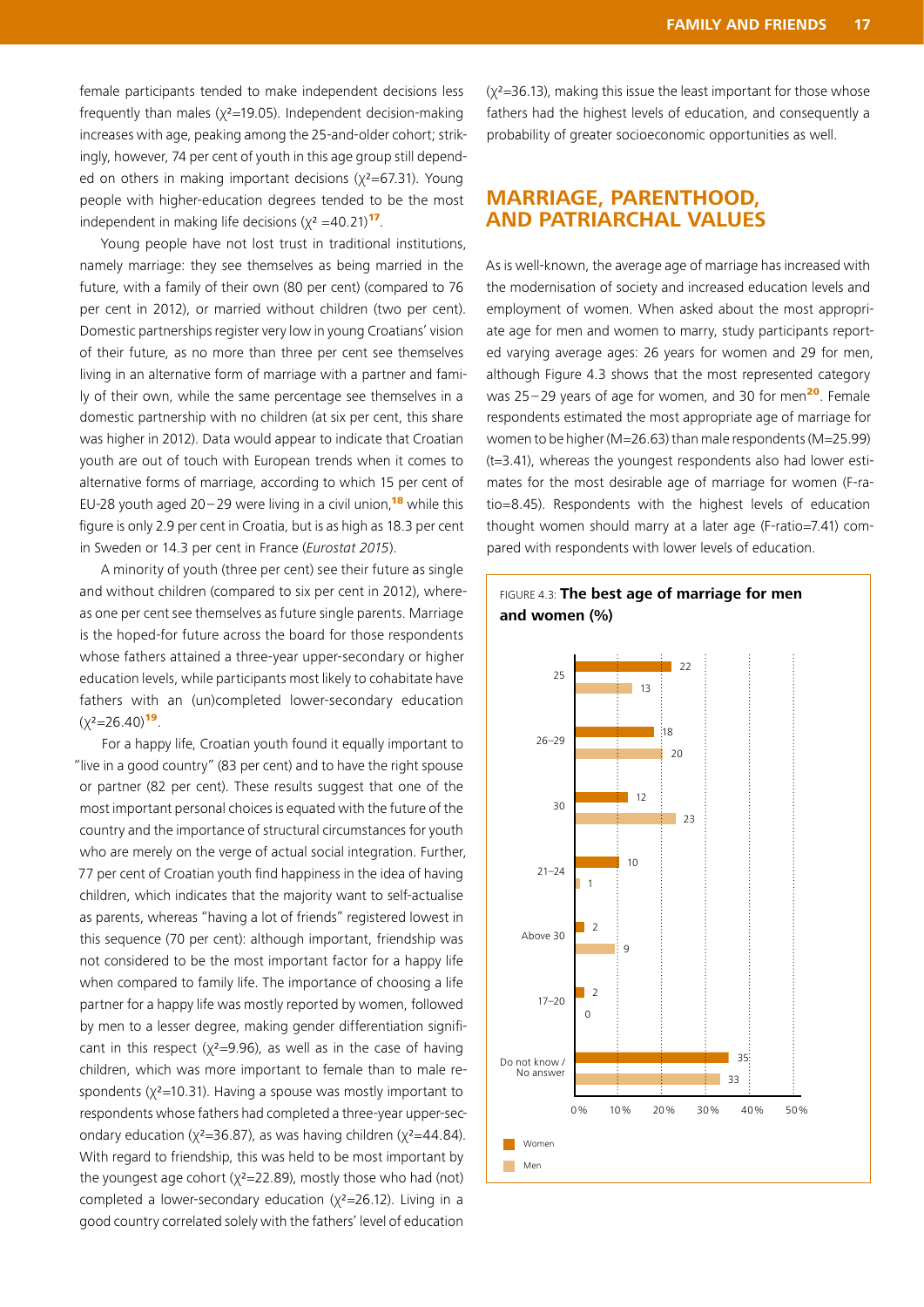female participants tended to make independent decisions less frequently than males ($\chi^2$=19.05). Independent decision-making increases with age, peaking among the 25-and-older cohort; strikingly, however, 74 per cent of youth in this age group still depended on others in making important decisions ($\chi^2$=67.31). Young people with higher-education degrees tended to be the most independent in making life decisions ($\chi^2$ =40.21)[17].

Young people have not lost trust in traditional institutions, namely marriage: they see themselves as being married in the future, with a family of their own (80 per cent) (compared to 76 per cent in 2012), or married without children (two per cent). Domestic partnerships register very low in young Croatians' vision of their future, as no more than three per cent see themselves living in an alternative form of marriage with a partner and family of their own, while the same percentage see themselves in a domestic partnership with no children (at six per cent, this share was higher in 2012). Data would appear to indicate that Croatian youth are out of touch with European trends when it comes to alternative forms of marriage, according to which 15 per cent of EU-28 youth aged 20–29 were living in a civil union,[18] while this figure is only 2.9 per cent in Croatia, but is as high as 18.3 per cent in Sweden or 14.3 per cent in France (*Eurostat 2015*).

A minority of youth (three per cent) see their future as single and without children (compared to six per cent in 2012), whereas one per cent see themselves as future single parents. Marriage is the hoped-for future across the board for those respondents whose fathers attained a three-year upper-secondary or higher education levels, while participants most likely to cohabitate have fathers with an (un)completed lower-secondary education ($\chi^2$=26.40)[19].

For a happy life, Croatian youth found it equally important to "live in a good country" (83 per cent) and to have the right spouse or partner (82 per cent). These results suggest that one of the most important personal choices is equated with the future of the country and the importance of structural circumstances for youth who are merely on the verge of actual social integration. Further, 77 per cent of Croatian youth find happiness in the idea of having children, which indicates that the majority want to self-actualise as parents, whereas "having a lot of friends" registered lowest in this sequence (70 per cent): although important, friendship was not considered to be the most important factor for a happy life when compared to family life. The importance of choosing a life partner for a happy life was mostly reported by women, followed by men to a lesser degree, making gender differentiation significant in this respect ($\chi^2$=9.96), as well as in the case of having children, which was more important to female than to male respondents ($\chi^2$=10.31). Having a spouse was mostly important to respondents whose fathers had completed a three-year upper-secondary education ($\chi^2$=36.87), as was having children ($\chi^2$=44.84). With regard to friendship, this was held to be most important by the youngest age cohort ($\chi^2$=22.89), mostly those who had (not) completed a lower-secondary education ($\chi^2$=26.12). Living in a good country correlated solely with the fathers' level of education ($\chi^2$=36.13), making this issue the least important for those whose fathers had the highest levels of education, and consequently a probability of greater socioeconomic opportunities as well.

## MARRIAGE, PARENTHOOD, AND PATRIARCHAL VALUES

As is well-known, the average age of marriage has increased with the modernisation of society and increased education levels and employment of women. When asked about the most appropriate age for men and women to marry, study participants reported varying average ages: 26 years for women and 29 for men, although Figure 4.3 shows that the most represented category was 25–29 years of age for women, and 30 for men[20]. Female respondents estimated the most appropriate age of marriage for women to be higher (M=26.63) than male respondents (M=25.99) (t=3.41), whereas the youngest respondents also had lower estimates for the most desirable age of marriage for women (F-ratio=8.45). Respondents with the highest levels of education thought women should marry at a later age (F-ratio=7.41) compared with respondents with lower levels of education.

FIGURE 4.3: **The best age of marriage for men and women (%)**

| | Women | Men |
|---|---|---|
| 25 | 22 | 13 |
| 26–29 | 18 | 20 |
| 30 | 12 | 23 |
| 21–24 | 10 | 1 |
| Above 30 | 2 | 9 |
| 17–20 | 2 | 0 |
| Do not know / No answer | 35 | 33 |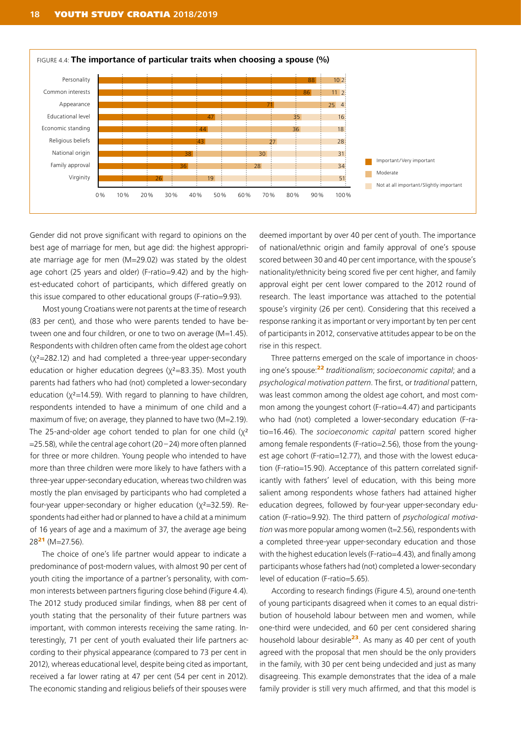FIGURE 4.4: **The importance of particular traits when choosing a spouse (%)**

| | Important/Very important | Moderate | Not at all important/Slightly important |
|---|---|---|---|
| Personality | 88 | 10 | 2 |
| Common interests | 86 | 11 | 2 |
| Appearance | 71 | 25 | 4 |
| Educational level | 47 | 35 | 16 |
| Economic standing | 44 | 36 | 18 |
| Religious beliefs | 43 | 27 | 28 |
| National origin | 38 | 30 | 31 |
| Family approval | 36 | 28 | 34 |
| Virginity | 26 | 19 | 51 |

Gender did not prove significant with regard to opinions on the best age of marriage for men, but age did: the highest appropriate marriage age for men (M=29.02) was stated by the oldest age cohort (25 years and older) (F-ratio=9.42) and by the highest-educated cohort of participants, which differed greatly on this issue compared to other educational groups (F-ratio=9.93).

Most young Croatians were not parents at the time of research (83 per cent), and those who were parents tended to have between one and four children, or one to two on average (M=1.45). Respondents with children often came from the oldest age cohort ($\chi^2$=282.12) and had completed a three-year upper-secondary education or higher education degrees ($\chi^2$=83.35). Most youth parents had fathers who had (not) completed a lower-secondary education ($\chi^2$=14.59). With regard to planning to have children, respondents intended to have a minimum of one child and a maximum of five; on average, they planned to have two (M=2.19). The 25-and-older age cohort tended to plan for one child ($\chi^2$=25.58), while the central age cohort (20–24) more often planned for three or more children. Young people who intended to have more than three children were more likely to have fathers with a three-year upper-secondary education, whereas two children was mostly the plan envisaged by participants who had completed a four-year upper-secondary or higher education ($\chi^2$=32.59). Respondents had either had or planned to have a child at a minimum of 16 years of age and a maximum of 37, the average age being 28[21] (M=27.56).

The choice of one's life partner would appear to indicate a predominance of post-modern values, with almost 90 per cent of youth citing the importance of a partner's personality, with common interests between partners figuring close behind (Figure 4.4). The 2012 study produced similar findings, when 88 per cent of youth stating that the personality of their future partners was important, with common interests receiving the same rating. Interestingly, 71 per cent of youth evaluated their life partners according to their physical appearance (compared to 73 per cent in 2012), whereas educational level, despite being cited as important, received a far lower rating at 47 per cent (54 per cent in 2012). The economic standing and religious beliefs of their spouses were deemed important by over 40 per cent of youth. The importance of national/ethnic origin and family approval of one's spouse scored between 30 and 40 per cent importance, with the spouse's nationality/ethnicity being scored five per cent higher, and family approval eight per cent lower compared to the 2012 round of research. The least importance was attached to the potential spouse's virginity (26 per cent). Considering that this received a response ranking it as important or very important by ten per cent of participants in 2012, conservative attitudes appear to be on the rise in this respect.

Three patterns emerged on the scale of importance in choosing one's spouse:[22] *traditionalism*; *socioeconomic capital*; and a *psychological motivation pattern*. The first, or *traditional* pattern, was least common among the oldest age cohort, and most common among the youngest cohort (F-ratio=4.47) and participants who had (not) completed a lower-secondary education (F-ratio=16.46). The *socioeconomic capital* pattern scored higher among female respondents (F-ratio=2.56), those from the youngest age cohort (F-ratio=12.77), and those with the lowest education (F-ratio=15.90). Acceptance of this pattern correlated significantly with fathers' level of education, with this being more salient among respondents whose fathers had attained higher education degrees, followed by four-year upper-secondary education (F-ratio=9.92). The third pattern of *psychological motivation* was more popular among women (t=2.56), respondents with a completed three-year upper-secondary education and those with the highest education levels (F-ratio=4.43), and finally among participants whose fathers had (not) completed a lower-secondary level of education (F-ratio=5.65).

According to research findings (Figure 4.5), around one-tenth of young participants disagreed when it comes to an equal distribution of household labour between men and women, while one-third were undecided, and 60 per cent considered sharing household labour desirable[23]. As many as 40 per cent of youth agreed with the proposal that men should be the only providers in the family, with 30 per cent being undecided and just as many disagreeing. This example demonstrates that the idea of a male family provider is still very much affirmed, and that this model is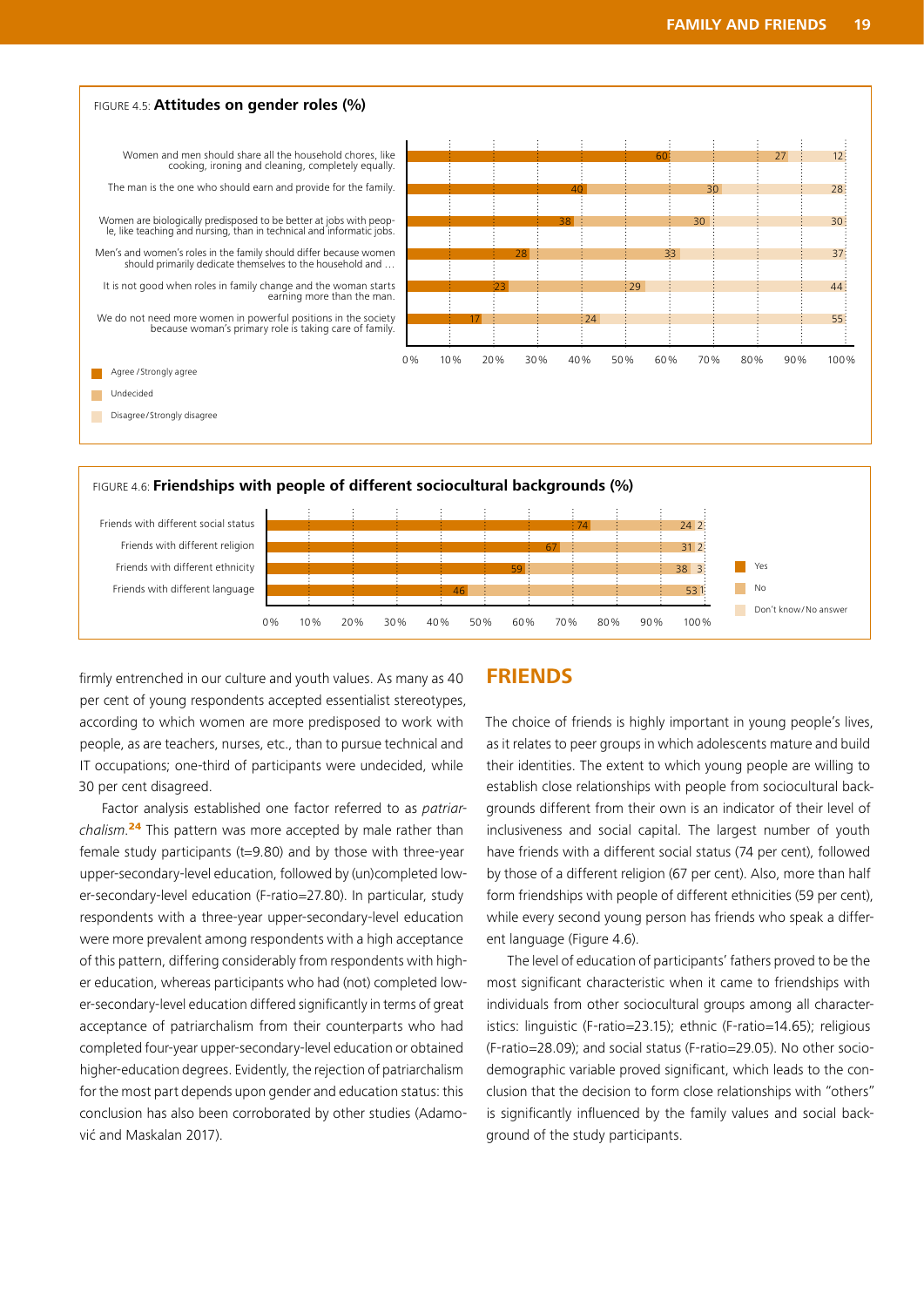FIGURE 4.5: **Attitudes on gender roles (%)**

| Statement | Agree / Strongly agree | Undecided | Disagree / Strongly disagree |
| --- | --- | --- | --- |
| Women and men should share all the household chores, like cooking, ironing and cleaning, completely equally. | 60 | 27 | 12 |
| The man is the one who should earn and provide for the family. | 40 | 30 | 28 |
| Women are biologically predisposed to be better at jobs with people, like teaching and nursing, than in technical and informatic jobs. | 38 | 30 | 30 |
| Men's and women's roles in the family should differ because women should primarily dedicate themselves to the household and … | 28 | 33 | 37 |
| It is not good when roles in family change and the woman starts earning more than the man. | 23 | 29 | 44 |
| We do not need more women in powerful positions in the society because woman's primary role is taking care of family. | 17 | 24 | 55 |

FIGURE 4.6: **Friendships with people of different sociocultural backgrounds (%)**

| | Yes | No | Don't know / No answer |
| --- | --- | --- | --- |
| Friends with different social status | 74 | 24 | 2 |
| Friends with different religion | 67 | 31 | 2 |
| Friends with different ethnicity | 59 | 38 | 3 |
| Friends with different language | 46 | 53 | 1 |

firmly entrenched in our culture and youth values. As many as 40 per cent of young respondents accepted essentialist stereotypes, according to which women are more predisposed to work with people, as are teachers, nurses, etc., than to pursue technical and IT occupations; one-third of participants were undecided, while 30 per cent disagreed.

Factor analysis established one factor referred to as *patriarchalism*.[24] This pattern was more accepted by male rather than female study participants (t=9.80) and by those with three-year upper-secondary-level education, followed by (un)completed lower-secondary-level education (F-ratio=27.80). In particular, study respondents with a three-year upper-secondary-level education were more prevalent among respondents with a high acceptance of this pattern, differing considerably from respondents with higher education, whereas participants who had (not) completed lower-secondary-level education differed significantly in terms of great acceptance of patriarchalism from their counterparts who had completed four-year upper-secondary-level education or obtained higher-education degrees. Evidently, the rejection of patriarchalism for the most part depends upon gender and education status: this conclusion has also been corroborated by other studies (Adamović and Maskalan 2017).

## FRIENDS

The choice of friends is highly important in young people's lives, as it relates to peer groups in which adolescents mature and build their identities. The extent to which young people are willing to establish close relationships with people from sociocultural backgrounds different from their own is an indicator of their level of inclusiveness and social capital. The largest number of youth have friends with a different social status (74 per cent), followed by those of a different religion (67 per cent). Also, more than half form friendships with people of different ethnicities (59 per cent), while every second young person has friends who speak a different language (Figure 4.6).

The level of education of participants' fathers proved to be the most significant characteristic when it came to friendships with individuals from other sociocultural groups among all characteristics: linguistic (F-ratio=23.15); ethnic (F-ratio=14.65); religious (F-ratio=28.09); and social status (F-ratio=29.05). No other sociodemographic variable proved significant, which leads to the conclusion that the decision to form close relationships with "others" is significantly influenced by the family values and social background of the study participants.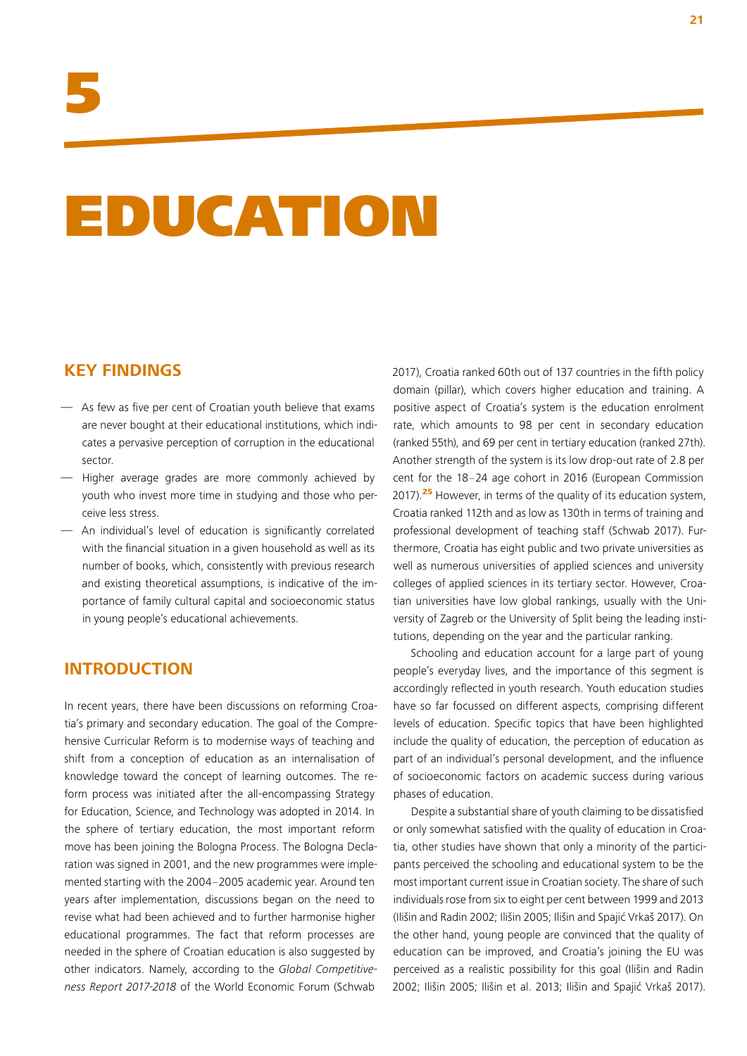# 5

# EDUCATION

## KEY FINDINGS

- As few as five per cent of Croatian youth believe that exams are never bought at their educational institutions, which indicates a pervasive perception of corruption in the educational sector.
- Higher average grades are more commonly achieved by youth who invest more time in studying and those who perceive less stress.
- An individual's level of education is significantly correlated with the financial situation in a given household as well as its number of books, which, consistently with previous research and existing theoretical assumptions, is indicative of the importance of family cultural capital and socioeconomic status in young people's educational achievements.

## INTRODUCTION

In recent years, there have been discussions on reforming Croatia's primary and secondary education. The goal of the Comprehensive Curricular Reform is to modernise ways of teaching and shift from a conception of education as an internalisation of knowledge toward the concept of learning outcomes. The reform process was initiated after the all-encompassing Strategy for Education, Science, and Technology was adopted in 2014. In the sphere of tertiary education, the most important reform move has been joining the Bologna Process. The Bologna Declaration was signed in 2001, and the new programmes were implemented starting with the 2004–2005 academic year. Around ten years after implementation, discussions began on the need to revise what had been achieved and to further harmonise higher educational programmes. The fact that reform processes are needed in the sphere of Croatian education is also suggested by other indicators. Namely, according to the *Global Competitiveness Report 2017-2018* of the World Economic Forum (Schwab 2017), Croatia ranked 60th out of 137 countries in the fifth policy domain (pillar), which covers higher education and training. A positive aspect of Croatia's system is the education enrolment rate, which amounts to 98 per cent in secondary education (ranked 55th), and 69 per cent in tertiary education (ranked 27th). Another strength of the system is its low drop-out rate of 2.8 per cent for the 18–24 age cohort in 2016 (European Commission 2017).[25] However, in terms of the quality of its education system, Croatia ranked 112th and as low as 130th in terms of training and professional development of teaching staff (Schwab 2017). Furthermore, Croatia has eight public and two private universities as well as numerous universities of applied sciences and university colleges of applied sciences in its tertiary sector. However, Croatian universities have low global rankings, usually with the University of Zagreb or the University of Split being the leading institutions, depending on the year and the particular ranking.

Schooling and education account for a large part of young people's everyday lives, and the importance of this segment is accordingly reflected in youth research. Youth education studies have so far focussed on different aspects, comprising different levels of education. Specific topics that have been highlighted include the quality of education, the perception of education as part of an individual's personal development, and the influence of socioeconomic factors on academic success during various phases of education.

Despite a substantial share of youth claiming to be dissatisfied or only somewhat satisfied with the quality of education in Croatia, other studies have shown that only a minority of the participants perceived the schooling and educational system to be the most important current issue in Croatian society. The share of such individuals rose from six to eight per cent between 1999 and 2013 (Ilišin and Radin 2002; Ilišin 2005; Ilišin and Spajić Vrkaš 2017). On the other hand, young people are convinced that the quality of education can be improved, and Croatia's joining the EU was perceived as a realistic possibility for this goal (Ilišin and Radin 2002; Ilišin 2005; Ilišin et al. 2013; Ilišin and Spajić Vrkaš 2017).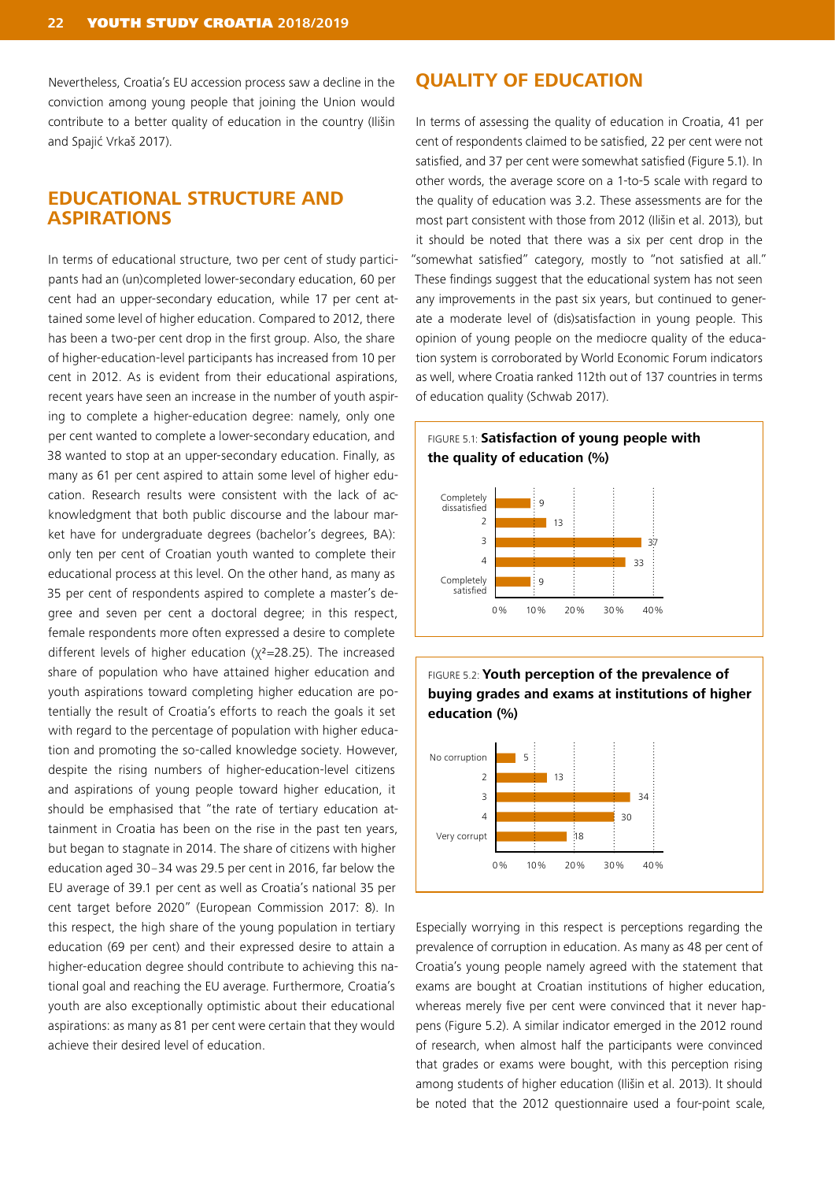Nevertheless, Croatia's EU accession process saw a decline in the conviction among young people that joining the Union would contribute to a better quality of education in the country (Ilišin and Spajić Vrkaš 2017).

## EDUCATIONAL STRUCTURE AND ASPIRATIONS

In terms of educational structure, two per cent of study participants had an (un)completed lower-secondary education, 60 per cent had an upper-secondary education, while 17 per cent attained some level of higher education. Compared to 2012, there has been a two-per cent drop in the first group. Also, the share of higher-education-level participants has increased from 10 per cent in 2012. As is evident from their educational aspirations, recent years have seen an increase in the number of youth aspiring to complete a higher-education degree: namely, only one per cent wanted to complete a lower-secondary education, and 38 wanted to stop at an upper-secondary education. Finally, as many as 61 per cent aspired to attain some level of higher education. Research results were consistent with the lack of acknowledgment that both public discourse and the labour market have for undergraduate degrees (bachelor's degrees, BA): only ten per cent of Croatian youth wanted to complete their educational process at this level. On the other hand, as many as 35 per cent of respondents aspired to complete a master's degree and seven per cent a doctoral degree; in this respect, female respondents more often expressed a desire to complete different levels of higher education ($\chi^2$=28.25). The increased share of population who have attained higher education and youth aspirations toward completing higher education are potentially the result of Croatia's efforts to reach the goals it set with regard to the percentage of population with higher education and promoting the so-called knowledge society. However, despite the rising numbers of higher-education-level citizens and aspirations of young people toward higher education, it should be emphasised that "the rate of tertiary education attainment in Croatia has been on the rise in the past ten years, but began to stagnate in 2014. The share of citizens with higher education aged 30–34 was 29.5 per cent in 2016, far below the EU average of 39.1 per cent as well as Croatia's national 35 per cent target before 2020" (European Commission 2017: 8). In this respect, the high share of the young population in tertiary education (69 per cent) and their expressed desire to attain a higher-education degree should contribute to achieving this national goal and reaching the EU average. Furthermore, Croatia's youth are also exceptionally optimistic about their educational aspirations: as many as 81 per cent were certain that they would achieve their desired level of education.

## QUALITY OF EDUCATION

In terms of assessing the quality of education in Croatia, 41 per cent of respondents claimed to be satisfied, 22 per cent were not satisfied, and 37 per cent were somewhat satisfied (Figure 5.1). In other words, the average score on a 1-to-5 scale with regard to the quality of education was 3.2. These assessments are for the most part consistent with those from 2012 (Ilišin et al. 2013), but it should be noted that there was a six per cent drop in the "somewhat satisfied" category, mostly to "not satisfied at all." These findings suggest that the educational system has not seen any improvements in the past six years, but continued to generate a moderate level of (dis)satisfaction in young people. This opinion of young people on the mediocre quality of the education system is corroborated by World Economic Forum indicators as well, where Croatia ranked 112th out of 137 countries in terms of education quality (Schwab 2017).

FIGURE 5.1: **Satisfaction of young people with the quality of education (%)**

| | % |
|---|---|
| Completely dissatisfied | 9 |
| 2 | 13 |
| 3 | 37 |
| 4 | 33 |
| Completely satisfied | 9 |

FIGURE 5.2: **Youth perception of the prevalence of buying grades and exams at institutions of higher education (%)**

| | % |
|---|---|
| No corruption | 5 |
| 2 | 13 |
| 3 | 34 |
| 4 | 30 |
| Very corrupt | 18 |

Especially worrying in this respect is perceptions regarding the prevalence of corruption in education. As many as 48 per cent of Croatia's young people namely agreed with the statement that exams are bought at Croatian institutions of higher education, whereas merely five per cent were convinced that it never happens (Figure 5.2). A similar indicator emerged in the 2012 round of research, when almost half the participants were convinced that grades or exams were bought, with this perception rising among students of higher education (Ilišin et al. 2013). It should be noted that the 2012 questionnaire used a four-point scale,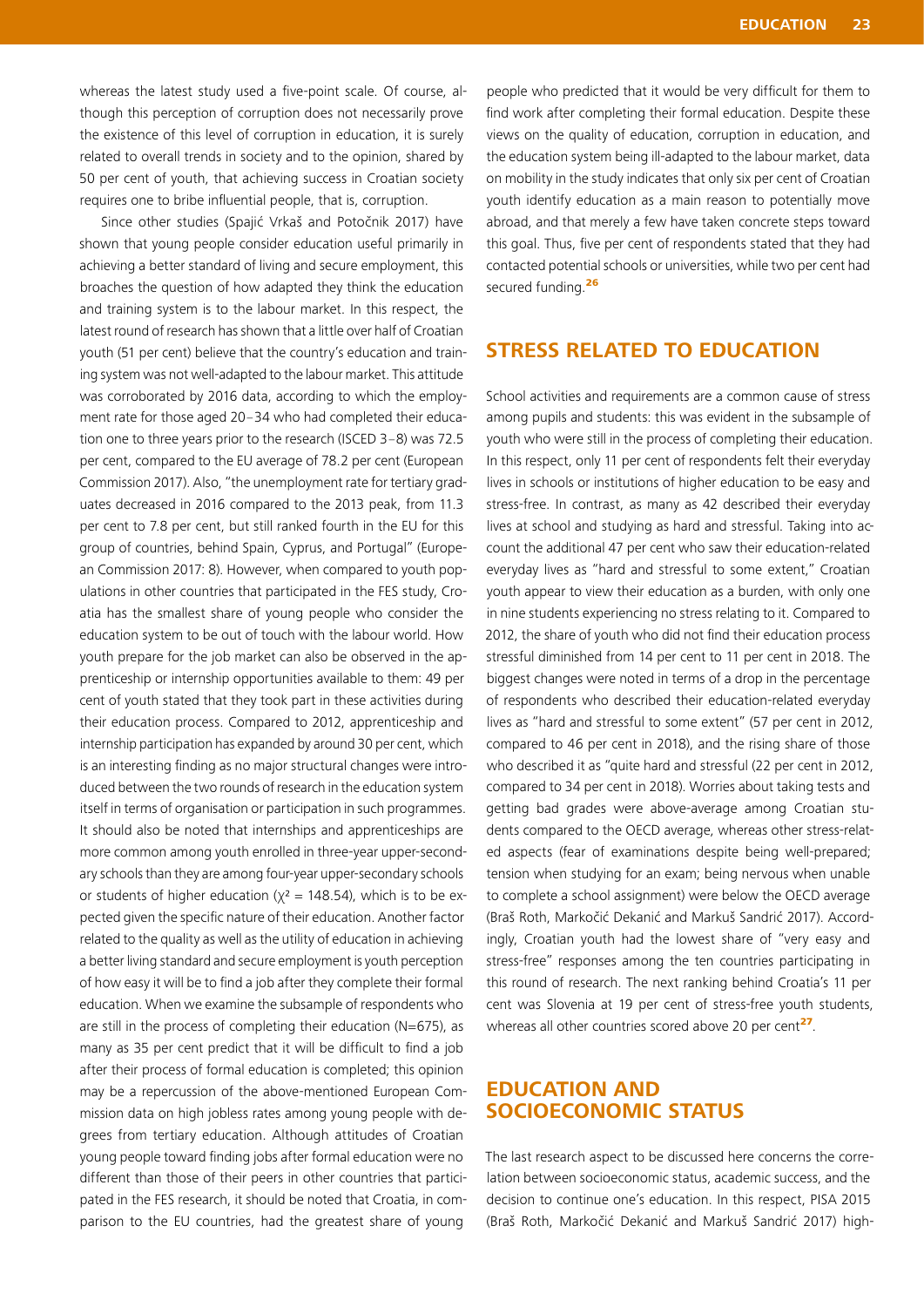whereas the latest study used a five-point scale. Of course, although this perception of corruption does not necessarily prove the existence of this level of corruption in education, it is surely related to overall trends in society and to the opinion, shared by 50 per cent of youth, that achieving success in Croatian society requires one to bribe influential people, that is, corruption.

Since other studies (Spajić Vrkaš and Potočnik 2017) have shown that young people consider education useful primarily in achieving a better standard of living and secure employment, this broaches the question of how adapted they think the education and training system is to the labour market. In this respect, the latest round of research has shown that a little over half of Croatian youth (51 per cent) believe that the country's education and training system was not well-adapted to the labour market. This attitude was corroborated by 2016 data, according to which the employment rate for those aged 20–34 who had completed their education one to three years prior to the research (ISCED 3–8) was 72.5 per cent, compared to the EU average of 78.2 per cent (European Commission 2017). Also, "the unemployment rate for tertiary graduates decreased in 2016 compared to the 2013 peak, from 11.3 per cent to 7.8 per cent, but still ranked fourth in the EU for this group of countries, behind Spain, Cyprus, and Portugal" (European Commission 2017: 8). However, when compared to youth populations in other countries that participated in the FES study, Croatia has the smallest share of young people who consider the education system to be out of touch with the labour world. How youth prepare for the job market can also be observed in the apprenticeship or internship opportunities available to them: 49 per cent of youth stated that they took part in these activities during their education process. Compared to 2012, apprenticeship and internship participation has expanded by around 30 per cent, which is an interesting finding as no major structural changes were introduced between the two rounds of research in the education system itself in terms of organisation or participation in such programmes. It should also be noted that internships and apprenticeships are more common among youth enrolled in three-year upper-secondary schools than they are among four-year upper-secondary schools or students of higher education ($\chi^2 = 148.54$), which is to be expected given the specific nature of their education. Another factor related to the quality as well as the utility of education in achieving a better living standard and secure employment is youth perception of how easy it will be to find a job after they complete their formal education. When we examine the subsample of respondents who are still in the process of completing their education (N=675), as many as 35 per cent predict that it will be difficult to find a job after their process of formal education is completed; this opinion may be a repercussion of the above-mentioned European Commission data on high jobless rates among young people with degrees from tertiary education. Although attitudes of Croatian young people toward finding jobs after formal education were no different than those of their peers in other countries that participated in the FES research, it should be noted that Croatia, in comparison to the EU countries, had the greatest share of young people who predicted that it would be very difficult for them to find work after completing their formal education. Despite these views on the quality of education, corruption in education, and the education system being ill-adapted to the labour market, data on mobility in the study indicates that only six per cent of Croatian youth identify education as a main reason to potentially move abroad, and that merely a few have taken concrete steps toward this goal. Thus, five per cent of respondents stated that they had contacted potential schools or universities, while two per cent had secured funding.[26]

## STRESS RELATED TO EDUCATION

School activities and requirements are a common cause of stress among pupils and students: this was evident in the subsample of youth who were still in the process of completing their education. In this respect, only 11 per cent of respondents felt their everyday lives in schools or institutions of higher education to be easy and stress-free. In contrast, as many as 42 described their everyday lives at school and studying as hard and stressful. Taking into account the additional 47 per cent who saw their education-related everyday lives as "hard and stressful to some extent," Croatian youth appear to view their education as a burden, with only one in nine students experiencing no stress relating to it. Compared to 2012, the share of youth who did not find their education process stressful diminished from 14 per cent to 11 per cent in 2018. The biggest changes were noted in terms of a drop in the percentage of respondents who described their education-related everyday lives as "hard and stressful to some extent" (57 per cent in 2012, compared to 46 per cent in 2018), and the rising share of those who described it as "quite hard and stressful (22 per cent in 2012, compared to 34 per cent in 2018). Worries about taking tests and getting bad grades were above-average among Croatian students compared to the OECD average, whereas other stress-related aspects (fear of examinations despite being well-prepared; tension when studying for an exam; being nervous when unable to complete a school assignment) were below the OECD average (Braš Roth, Markočić Dekanić and Markuš Sandrić 2017). Accordingly, Croatian youth had the lowest share of "very easy and stress-free" responses among the ten countries participating in this round of research. The next ranking behind Croatia's 11 per cent was Slovenia at 19 per cent of stress-free youth students, whereas all other countries scored above 20 per cent[27].

## EDUCATION AND SOCIOECONOMIC STATUS

The last research aspect to be discussed here concerns the correlation between socioeconomic status, academic success, and the decision to continue one's education. In this respect, PISA 2015 (Braš Roth, Markočić Dekanić and Markuš Sandrić 2017) high-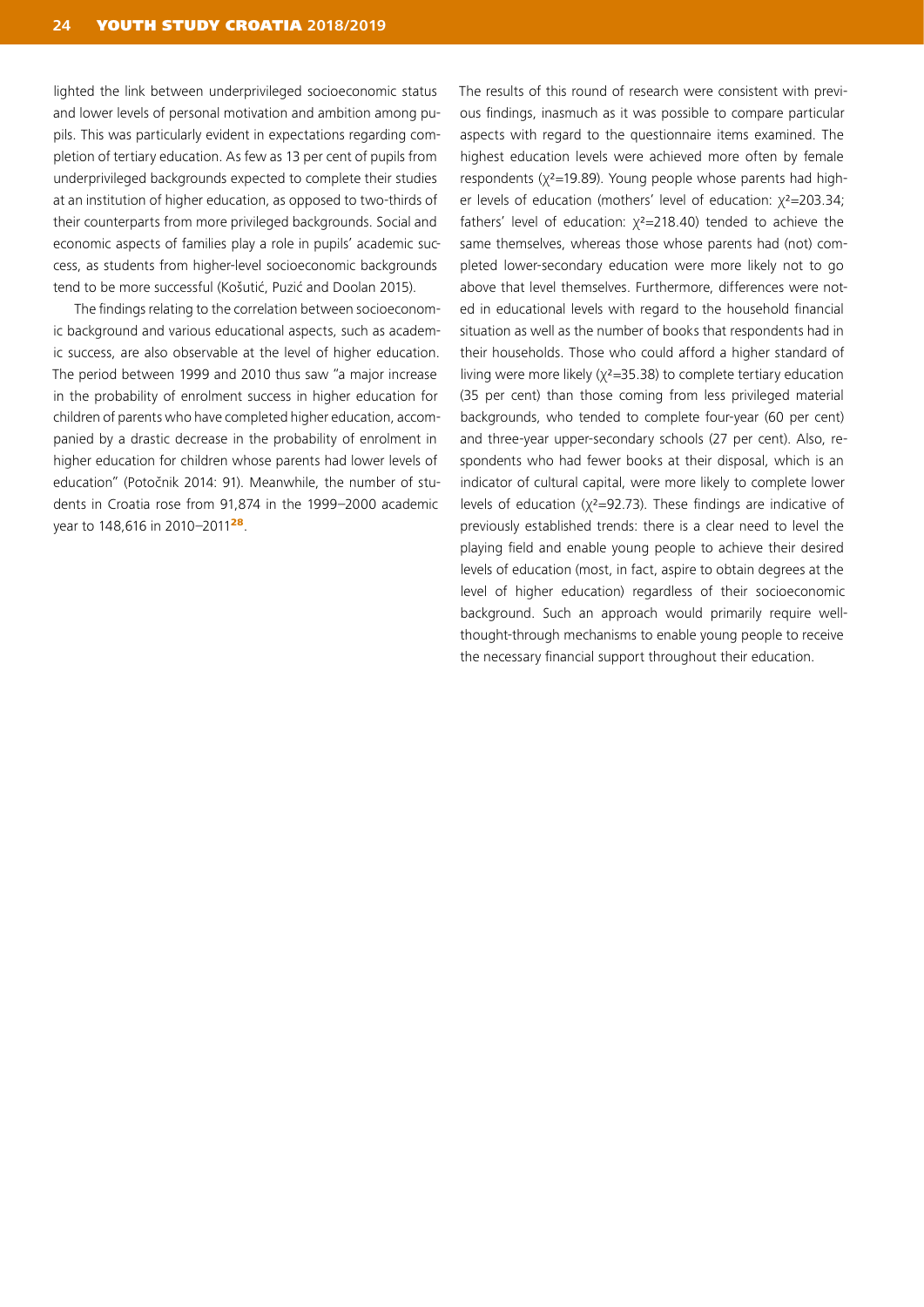lighted the link between underprivileged socioeconomic status and lower levels of personal motivation and ambition among pupils. This was particularly evident in expectations regarding completion of tertiary education. As few as 13 per cent of pupils from underprivileged backgrounds expected to complete their studies at an institution of higher education, as opposed to two-thirds of their counterparts from more privileged backgrounds. Social and economic aspects of families play a role in pupils' academic success, as students from higher-level socioeconomic backgrounds tend to be more successful (Košutić, Puzić and Doolan 2015).

The findings relating to the correlation between socioeconomic background and various educational aspects, such as academic success, are also observable at the level of higher education. The period between 1999 and 2010 thus saw "a major increase in the probability of enrolment success in higher education for children of parents who have completed higher education, accompanied by a drastic decrease in the probability of enrolment in higher education for children whose parents had lower levels of education" (Potočnik 2014: 91). Meanwhile, the number of students in Croatia rose from 91,874 in the 1999–2000 academic year to 148,616 in 2010–2011[28].

The results of this round of research were consistent with previous findings, inasmuch as it was possible to compare particular aspects with regard to the questionnaire items examined. The highest education levels were achieved more often by female respondents ($\chi^2$=19.89). Young people whose parents had higher levels of education (mothers' level of education: $\chi^2$=203.34; fathers' level of education: $\chi^2$=218.40) tended to achieve the same themselves, whereas those whose parents had (not) completed lower-secondary education were more likely not to go above that level themselves. Furthermore, differences were noted in educational levels with regard to the household financial situation as well as the number of books that respondents had in their households. Those who could afford a higher standard of living were more likely ($\chi^2$=35.38) to complete tertiary education (35 per cent) than those coming from less privileged material backgrounds, who tended to complete four-year (60 per cent) and three-year upper-secondary schools (27 per cent). Also, respondents who had fewer books at their disposal, which is an indicator of cultural capital, were more likely to complete lower levels of education ($\chi^2$=92.73). These findings are indicative of previously established trends: there is a clear need to level the playing field and enable young people to achieve their desired levels of education (most, in fact, aspire to obtain degrees at the level of higher education) regardless of their socioeconomic background. Such an approach would primarily require well-thought-through mechanisms to enable young people to receive the necessary financial support throughout their education.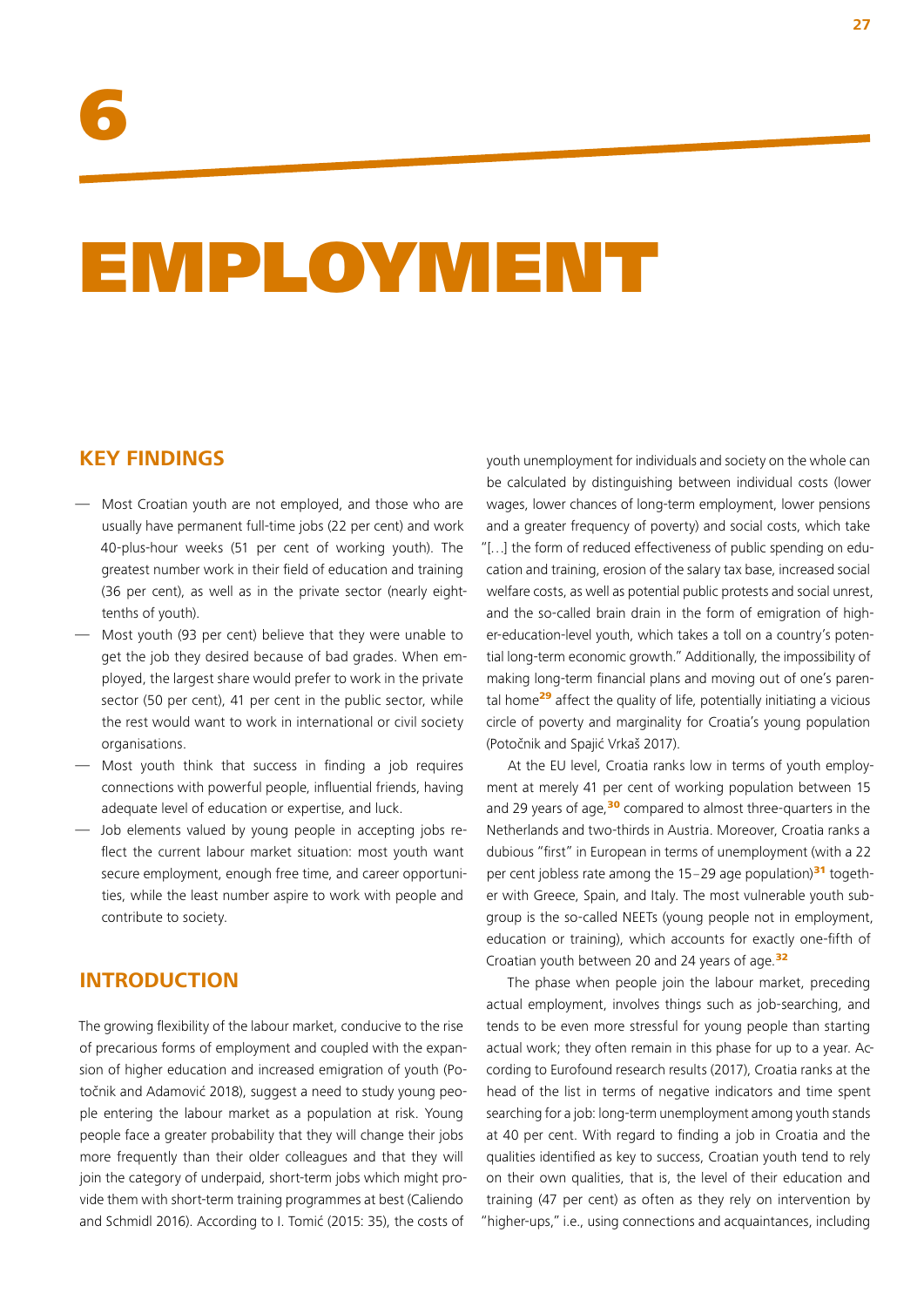# 6

# EMPLOYMENT

## KEY FINDINGS

- Most Croatian youth are not employed, and those who are usually have permanent full-time jobs (22 per cent) and work 40-plus-hour weeks (51 per cent of working youth). The greatest number work in their field of education and training (36 per cent), as well as in the private sector (nearly eight-tenths of youth).
- Most youth (93 per cent) believe that they were unable to get the job they desired because of bad grades. When employed, the largest share would prefer to work in the private sector (50 per cent), 41 per cent in the public sector, while the rest would want to work in international or civil society organisations.
- Most youth think that success in finding a job requires connections with powerful people, influential friends, having adequate level of education or expertise, and luck.
- Job elements valued by young people in accepting jobs reflect the current labour market situation: most youth want secure employment, enough free time, and career opportunities, while the least number aspire to work with people and contribute to society.

## INTRODUCTION

The growing flexibility of the labour market, conducive to the rise of precarious forms of employment and coupled with the expansion of higher education and increased emigration of youth (Potočnik and Adamović 2018), suggest a need to study young people entering the labour market as a population at risk. Young people face a greater probability that they will change their jobs more frequently than their older colleagues and that they will join the category of underpaid, short-term jobs which might provide them with short-term training programmes at best (Caliendo and Schmidl 2016). According to I. Tomić (2015: 35), the costs of youth unemployment for individuals and society on the whole can be calculated by distinguishing between individual costs (lower wages, lower chances of long-term employment, lower pensions and a greater frequency of poverty) and social costs, which take "[…] the form of reduced effectiveness of public spending on education and training, erosion of the salary tax base, increased social welfare costs, as well as potential public protests and social unrest, and the so-called brain drain in the form of emigration of higher-education-level youth, which takes a toll on a country's potential long-term economic growth." Additionally, the impossibility of making long-term financial plans and moving out of one's parental home[29] affect the quality of life, potentially initiating a vicious circle of poverty and marginality for Croatia's young population (Potočnik and Spajić Vrkaš 2017).

At the EU level, Croatia ranks low in terms of youth employment at merely 41 per cent of working population between 15 and 29 years of age,[30] compared to almost three-quarters in the Netherlands and two-thirds in Austria. Moreover, Croatia ranks a dubious "first" in European in terms of unemployment (with a 22 per cent jobless rate among the 15–29 age population)[31] together with Greece, Spain, and Italy. The most vulnerable youth subgroup is the so-called NEETs (young people not in employment, education or training), which accounts for exactly one-fifth of Croatian youth between 20 and 24 years of age.[32]

The phase when people join the labour market, preceding actual employment, involves things such as job-searching, and tends to be even more stressful for young people than starting actual work; they often remain in this phase for up to a year. According to Eurofound research results (2017), Croatia ranks at the head of the list in terms of negative indicators and time spent searching for a job: long-term unemployment among youth stands at 40 per cent. With regard to finding a job in Croatia and the qualities identified as key to success, Croatian youth tend to rely on their own qualities, that is, the level of their education and training (47 per cent) as often as they rely on intervention by "higher-ups," i.e., using connections and acquaintances, including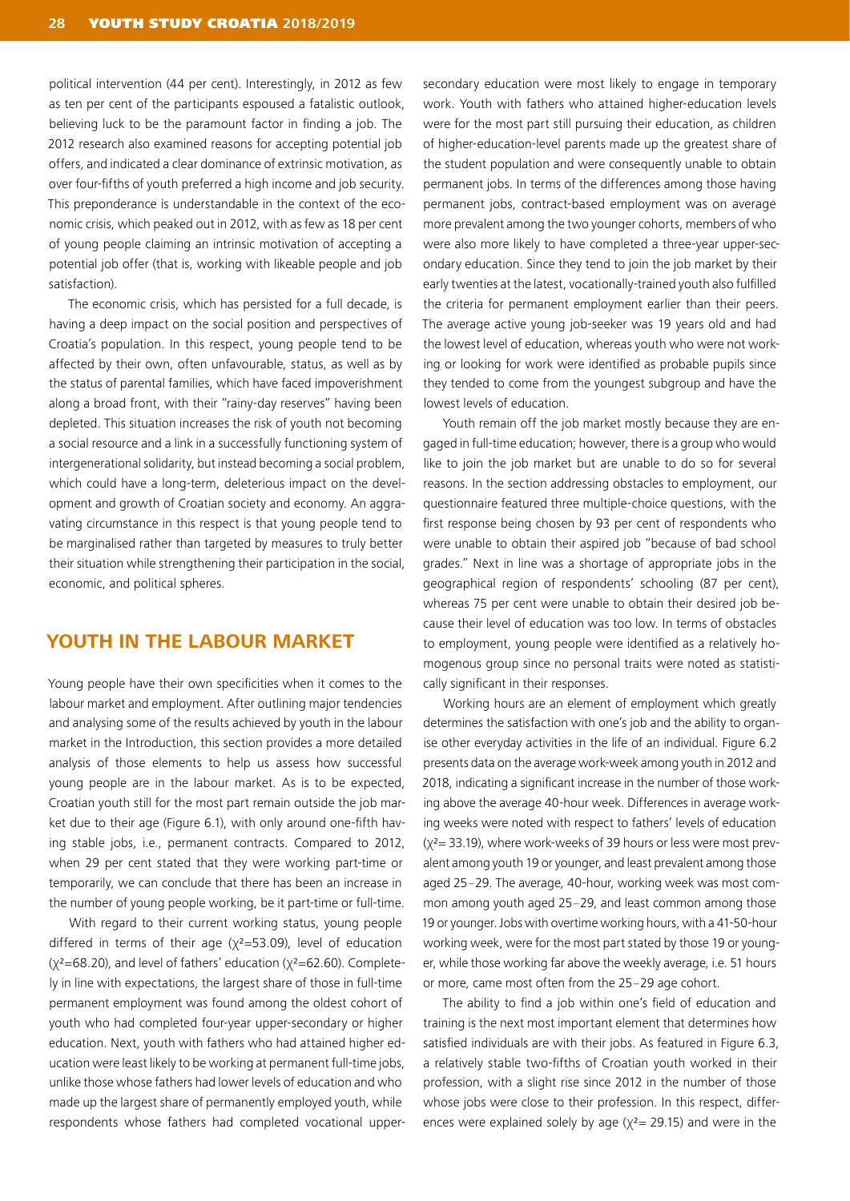political intervention (44 per cent). Interestingly, in 2012 as few as ten per cent of the participants espoused a fatalistic outlook, believing luck to be the paramount factor in finding a job. The 2012 research also examined reasons for accepting potential job offers, and indicated a clear dominance of extrinsic motivation, as over four-fifths of youth preferred a high income and job security. This preponderance is understandable in the context of the economic crisis, which peaked out in 2012, with as few as 18 per cent of young people claiming an intrinsic motivation of accepting a potential job offer (that is, working with likeable people and job satisfaction).

The economic crisis, which has persisted for a full decade, is having a deep impact on the social position and perspectives of Croatia's population. In this respect, young people tend to be affected by their own, often unfavourable, status, as well as by the status of parental families, which have faced impoverishment along a broad front, with their "rainy-day reserves" having been depleted. This situation increases the risk of youth not becoming a social resource and a link in a successfully functioning system of intergenerational solidarity, but instead becoming a social problem, which could have a long-term, deleterious impact on the development and growth of Croatian society and economy. An aggravating circumstance in this respect is that young people tend to be marginalised rather than targeted by measures to truly better their situation while strengthening their participation in the social, economic, and political spheres.

## YOUTH IN THE LABOUR MARKET

Young people have their own specificities when it comes to the labour market and employment. After outlining major tendencies and analysing some of the results achieved by youth in the labour market in the Introduction, this section provides a more detailed analysis of those elements to help us assess how successful young people are in the labour market. As is to be expected, Croatian youth still for the most part remain outside the job market due to their age (Figure 6.1), with only around one-fifth having stable jobs, i.e., permanent contracts. Compared to 2012, when 29 per cent stated that they were working part-time or temporarily, we can conclude that there has been an increase in the number of young people working, be it part-time or full-time.

With regard to their current working status, young people differed in terms of their age ($\chi^2$=53.09), level of education ($\chi^2$=68.20), and level of fathers' education ($\chi^2$=62.60). Completely in line with expectations, the largest share of those in full-time permanent employment was found among the oldest cohort of youth who had completed four-year upper-secondary or higher education. Next, youth with fathers who had attained higher education were least likely to be working at permanent full-time jobs, unlike those whose fathers had lower levels of education and who made up the largest share of permanently employed youth, while respondents whose fathers had completed vocational upper-secondary education were most likely to engage in temporary work. Youth with fathers who attained higher-education levels were for the most part still pursuing their education, as children of higher-education-level parents made up the greatest share of the student population and were consequently unable to obtain permanent jobs. In terms of the differences among those having permanent jobs, contract-based employment was on average more prevalent among the two younger cohorts, members of who were also more likely to have completed a three-year upper-secondary education. Since they tend to join the job market by their early twenties at the latest, vocationally-trained youth also fulfilled the criteria for permanent employment earlier than their peers. The average active young job-seeker was 19 years old and had the lowest level of education, whereas youth who were not working or looking for work were identified as probable pupils since they tended to come from the youngest subgroup and have the lowest levels of education.

Youth remain off the job market mostly because they are engaged in full-time education; however, there is a group who would like to join the job market but are unable to do so for several reasons. In the section addressing obstacles to employment, our questionnaire featured three multiple-choice questions, with the first response being chosen by 93 per cent of respondents who were unable to obtain their aspired job "because of bad school grades." Next in line was a shortage of appropriate jobs in the geographical region of respondents' schooling (87 per cent), whereas 75 per cent were unable to obtain their desired job because their level of education was too low. In terms of obstacles to employment, young people were identified as a relatively homogenous group since no personal traits were noted as statistically significant in their responses.

Working hours are an element of employment which greatly determines the satisfaction with one's job and the ability to organise other everyday activities in the life of an individual. Figure 6.2 presents data on the average work-week among youth in 2012 and 2018, indicating a significant increase in the number of those working above the average 40-hour week. Differences in average working weeks were noted with respect to fathers' levels of education ($\chi^2$= 33.19), where work-weeks of 39 hours or less were most prevalent among youth 19 or younger, and least prevalent among those aged 25–29. The average, 40-hour, working week was most common among youth aged 25–29, and least common among those 19 or younger. Jobs with overtime working hours, with a 41-50-hour working week, were for the most part stated by those 19 or younger, while those working far above the weekly average, i.e. 51 hours or more, came most often from the 25–29 age cohort.

The ability to find a job within one's field of education and training is the next most important element that determines how satisfied individuals are with their jobs. As featured in Figure 6.3, a relatively stable two-fifths of Croatian youth worked in their profession, with a slight rise since 2012 in the number of those whose jobs were close to their profession. In this respect, differences were explained solely by age ($\chi^2$= 29.15) and were in the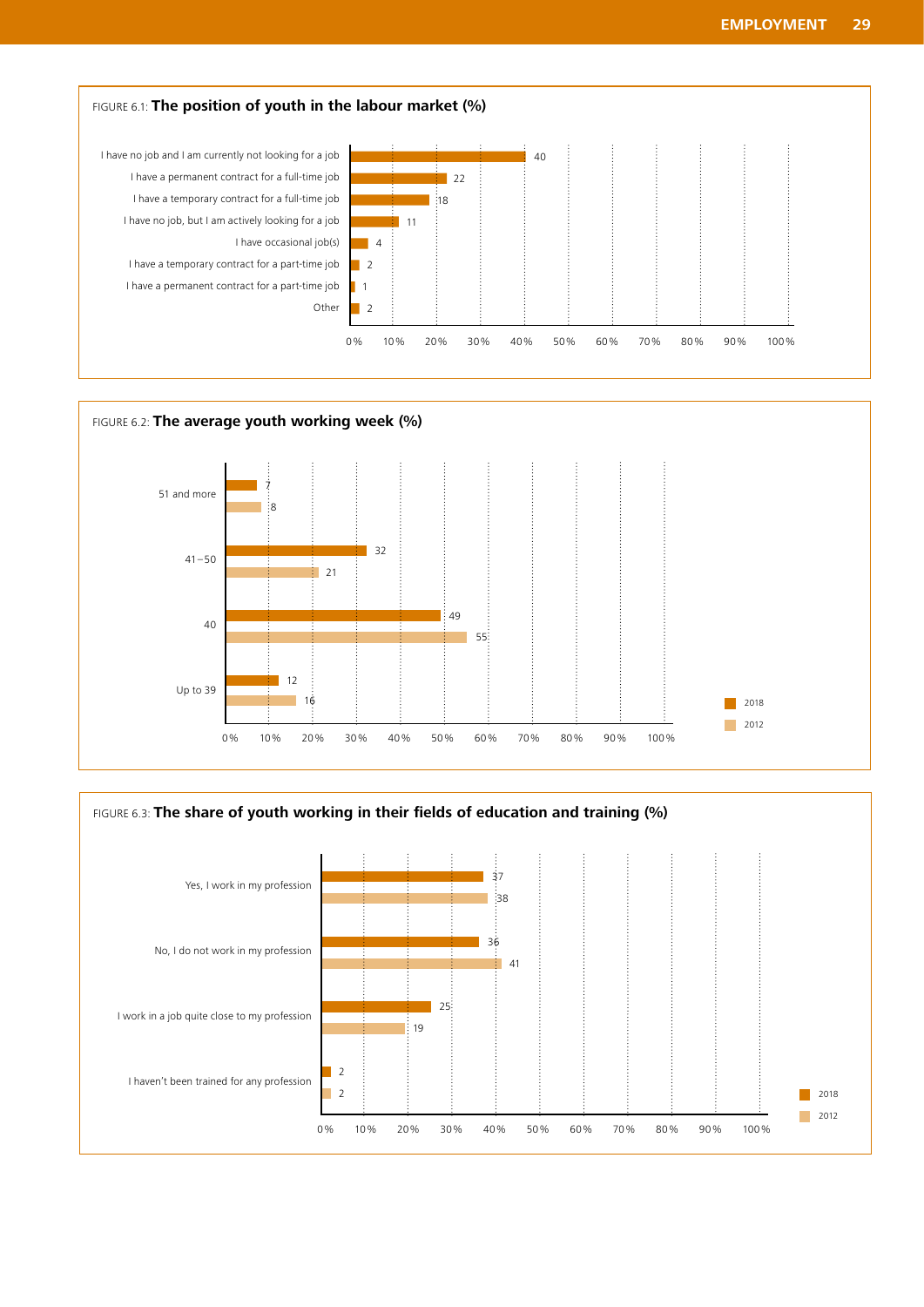FIGURE 6.1: **The position of youth in the labour market (%)**

| Position | % |
|---|---|
| I have no job and I am currently not looking for a job | 40 |
| I have a permanent contract for a full-time job | 22 |
| I have a temporary contract for a full-time job | 18 |
| I have no job, but I am actively looking for a job | 11 |
| I have occasional job(s) | 4 |
| I have a temporary contract for a part-time job | 2 |
| I have a permanent contract for a part-time job | 1 |
| Other | 2 |

FIGURE 6.2: **The average youth working week (%)**

| Hours | 2018 | 2012 |
|---|---|---|
| 51 and more | 7 | 8 |
| 41–50 | 32 | 21 |
| 40 | 49 | 55 |
| Up to 39 | 12 | 16 |

FIGURE 6.3: **The share of youth working in their fields of education and training (%)**

| | 2018 | 2012 |
|---|---|---|
| Yes, I work in my profession | 37 | 38 |
| No, I do not work in my profession | 36 | 41 |
| I work in a job quite close to my profession | 25 | 19 |
| I haven't been trained for any profession | 2 | 2 |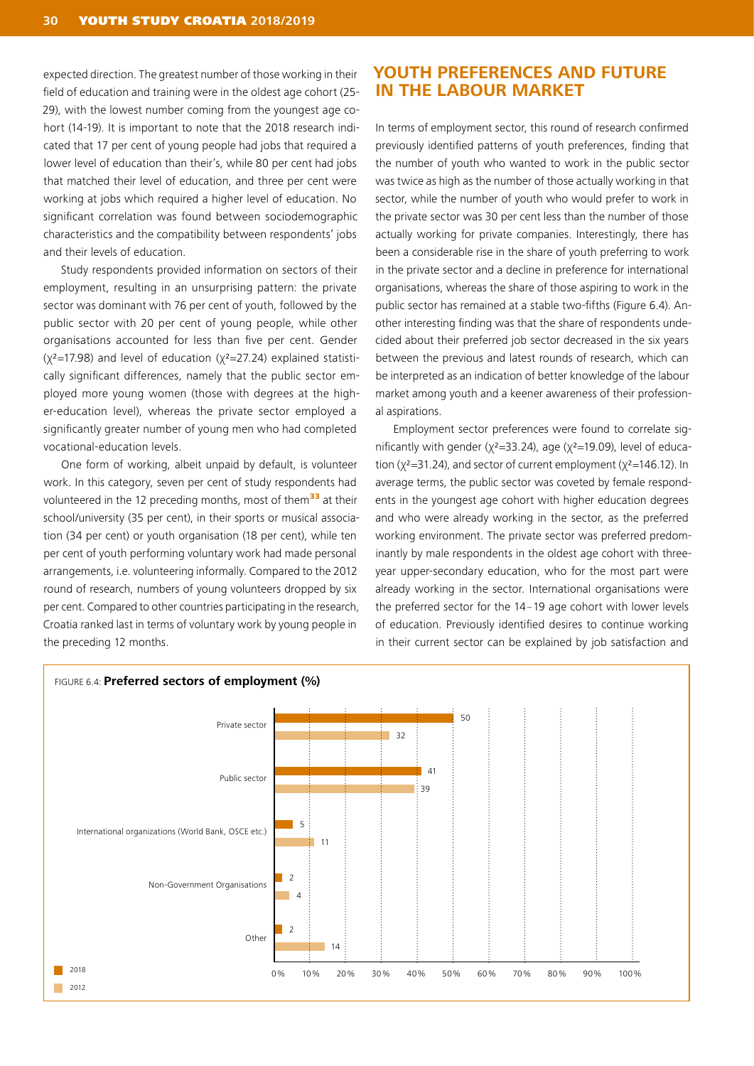expected direction. The greatest number of those working in their field of education and training were in the oldest age cohort (25-29), with the lowest number coming from the youngest age cohort (14-19). It is important to note that the 2018 research indicated that 17 per cent of young people had jobs that required a lower level of education than their's, while 80 per cent had jobs that matched their level of education, and three per cent were working at jobs which required a higher level of education. No significant correlation was found between sociodemographic characteristics and the compatibility between respondents' jobs and their levels of education.

Study respondents provided information on sectors of their employment, resulting in an unsurprising pattern: the private sector was dominant with 76 per cent of youth, followed by the public sector with 20 per cent of young people, while other organisations accounted for less than five per cent. Gender ($\chi^2$=17.98) and level of education ($\chi^2$=27.24) explained statistically significant differences, namely that the public sector employed more young women (those with degrees at the higher-education level), whereas the private sector employed a significantly greater number of young men who had completed vocational-education levels.

One form of working, albeit unpaid by default, is volunteer work. In this category, seven per cent of study respondents had volunteered in the 12 preceding months, most of them[33] at their school/university (35 per cent), in their sports or musical association (34 per cent) or youth organisation (18 per cent), while ten per cent of youth performing voluntary work had made personal arrangements, i.e. volunteering informally. Compared to the 2012 round of research, numbers of young volunteers dropped by six per cent. Compared to other countries participating in the research, Croatia ranked last in terms of voluntary work by young people in the preceding 12 months.

## YOUTH PREFERENCES AND FUTURE IN THE LABOUR MARKET

In terms of employment sector, this round of research confirmed previously identified patterns of youth preferences, finding that the number of youth who wanted to work in the public sector was twice as high as the number of those actually working in that sector, while the number of youth who would prefer to work in the private sector was 30 per cent less than the number of those actually working for private companies. Interestingly, there has been a considerable rise in the share of youth preferring to work in the private sector and a decline in preference for international organisations, whereas the share of those aspiring to work in the public sector has remained at a stable two-fifths (Figure 6.4). Another interesting finding was that the share of respondents undecided about their preferred job sector decreased in the six years between the previous and latest rounds of research, which can be interpreted as an indication of better knowledge of the labour market among youth and a keener awareness of their professional aspirations.

Employment sector preferences were found to correlate significantly with gender ($\chi^2$=33.24), age ($\chi^2$=19.09), level of education ($\chi^2$=31.24), and sector of current employment ($\chi^2$=146.12). In average terms, the public sector was coveted by female respondents in the youngest age cohort with higher education degrees and who were already working in the sector, as the preferred working environment. The private sector was preferred predominantly by male respondents in the oldest age cohort with three-year upper-secondary education, who for the most part were already working in the sector. International organisations were the preferred sector for the 14–19 age cohort with lower levels of education. Previously identified desires to continue working in their current sector can be explained by job satisfaction and

FIGURE 6.4: **Preferred sectors of employment (%)**

| Sector | 2018 | 2012 |
|---|---|---|
| Private sector | 50 | 32 |
| Public sector | 41 | 39 |
| International organizations (World Bank, OSCE etc.) | 5 | 11 |
| Non-Government Organisations | 2 | 4 |
| Other | 2 | 14 |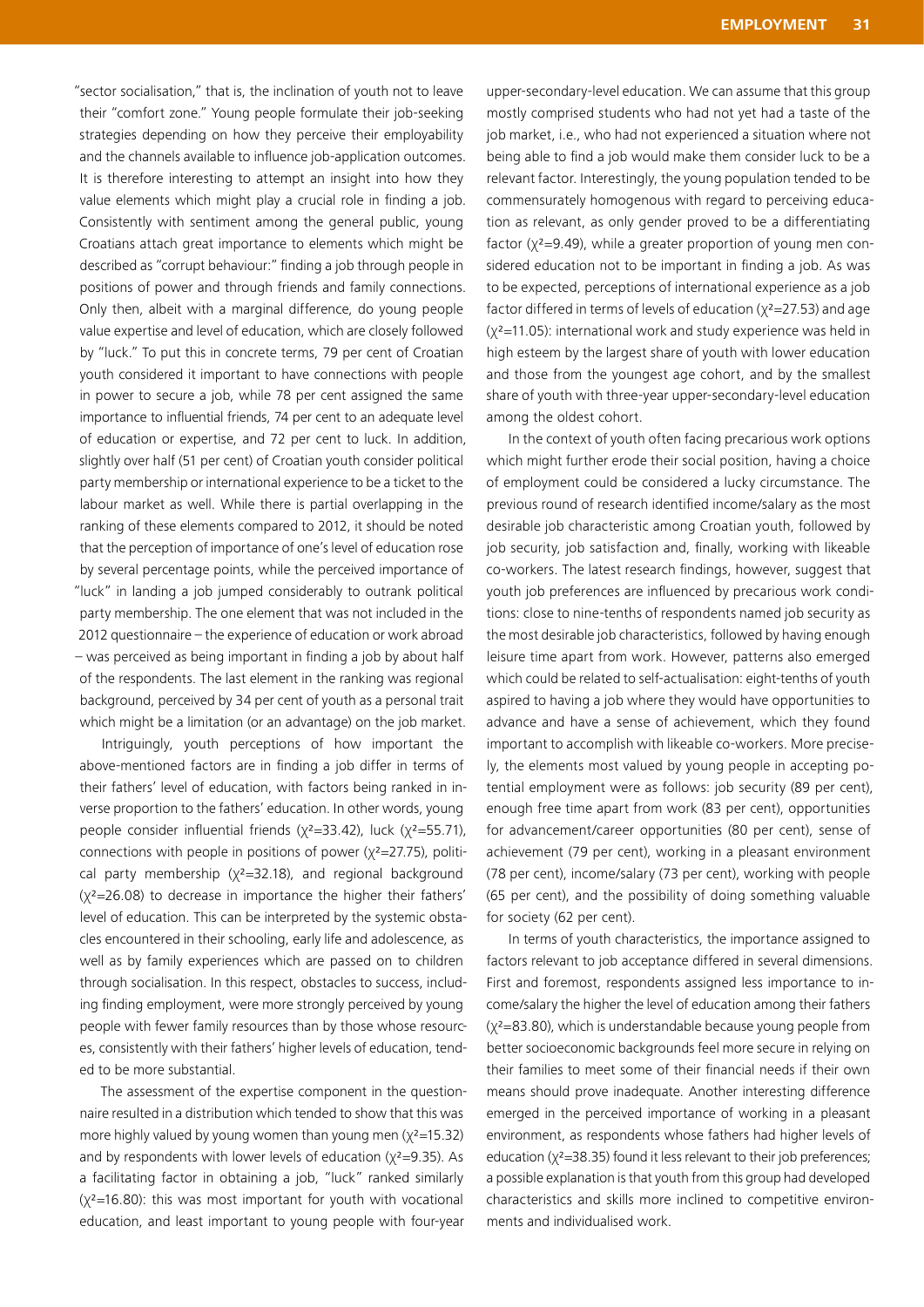"sector socialisation," that is, the inclination of youth not to leave their "comfort zone." Young people formulate their job-seeking strategies depending on how they perceive their employability and the channels available to influence job-application outcomes. It is therefore interesting to attempt an insight into how they value elements which might play a crucial role in finding a job. Consistently with sentiment among the general public, young Croatians attach great importance to elements which might be described as "corrupt behaviour:" finding a job through people in positions of power and through friends and family connections. Only then, albeit with a marginal difference, do young people value expertise and level of education, which are closely followed by "luck." To put this in concrete terms, 79 per cent of Croatian youth considered it important to have connections with people in power to secure a job, while 78 per cent assigned the same importance to influential friends, 74 per cent to an adequate level of education or expertise, and 72 per cent to luck. In addition, slightly over half (51 per cent) of Croatian youth consider political party membership or international experience to be a ticket to the labour market as well. While there is partial overlapping in the ranking of these elements compared to 2012, it should be noted that the perception of importance of one's level of education rose by several percentage points, while the perceived importance of "luck" in landing a job jumped considerably to outrank political party membership. The one element that was not included in the 2012 questionnaire – the experience of education or work abroad – was perceived as being important in finding a job by about half of the respondents. The last element in the ranking was regional background, perceived by 34 per cent of youth as a personal trait which might be a limitation (or an advantage) on the job market.

Intriguingly, youth perceptions of how important the above-mentioned factors are in finding a job differ in terms of their fathers' level of education, with factors being ranked in inverse proportion to the fathers' education. In other words, young people consider influential friends ($\chi^2$=33.42), luck ($\chi^2$=55.71), connections with people in positions of power ($\chi^2$=27.75), political party membership ($\chi^2$=32.18), and regional background ($\chi^2$=26.08) to decrease in importance the higher their fathers' level of education. This can be interpreted by the systemic obstacles encountered in their schooling, early life and adolescence, as well as by family experiences which are passed on to children through socialisation. In this respect, obstacles to success, including finding employment, were more strongly perceived by young people with fewer family resources than by those whose resources, consistently with their fathers' higher levels of education, tended to be more substantial.

The assessment of the expertise component in the questionnaire resulted in a distribution which tended to show that this was more highly valued by young women than young men ($\chi^2$=15.32) and by respondents with lower levels of education ($\chi^2$=9.35). As a facilitating factor in obtaining a job, "luck" ranked similarly ($\chi^2$=16.80): this was most important for youth with vocational education, and least important to young people with four-year upper-secondary-level education. We can assume that this group mostly comprised students who had not yet had a taste of the job market, i.e., who had not experienced a situation where not being able to find a job would make them consider luck to be a relevant factor. Interestingly, the young population tended to be commensurately homogenous with regard to perceiving education as relevant, as only gender proved to be a differentiating factor ($\chi^2$=9.49), while a greater proportion of young men considered education not to be important in finding a job. As was to be expected, perceptions of international experience as a job factor differed in terms of levels of education ($\chi^2$=27.53) and age ($\chi^2$=11.05): international work and study experience was held in high esteem by the largest share of youth with lower education and those from the youngest age cohort, and by the smallest share of youth with three-year upper-secondary-level education among the oldest cohort.

In the context of youth often facing precarious work options which might further erode their social position, having a choice of employment could be considered a lucky circumstance. The previous round of research identified income/salary as the most desirable job characteristic among Croatian youth, followed by job security, job satisfaction and, finally, working with likeable co-workers. The latest research findings, however, suggest that youth job preferences are influenced by precarious work conditions: close to nine-tenths of respondents named job security as the most desirable job characteristics, followed by having enough leisure time apart from work. However, patterns also emerged which could be related to self-actualisation: eight-tenths of youth aspired to having a job where they would have opportunities to advance and have a sense of achievement, which they found important to accomplish with likeable co-workers. More precisely, the elements most valued by young people in accepting potential employment were as follows: job security (89 per cent), enough free time apart from work (83 per cent), opportunities for advancement/career opportunities (80 per cent), sense of achievement (79 per cent), working in a pleasant environment (78 per cent), income/salary (73 per cent), working with people (65 per cent), and the possibility of doing something valuable for society (62 per cent).

In terms of youth characteristics, the importance assigned to factors relevant to job acceptance differed in several dimensions. First and foremost, respondents assigned less importance to income/salary the higher the level of education among their fathers ($\chi^2$=83.80), which is understandable because young people from better socioeconomic backgrounds feel more secure in relying on their families to meet some of their financial needs if their own means should prove inadequate. Another interesting difference emerged in the perceived importance of working in a pleasant environment, as respondents whose fathers had higher levels of education ($\chi^2$=38.35) found it less relevant to their job preferences; a possible explanation is that youth from this group had developed characteristics and skills more inclined to competitive environments and individualised work.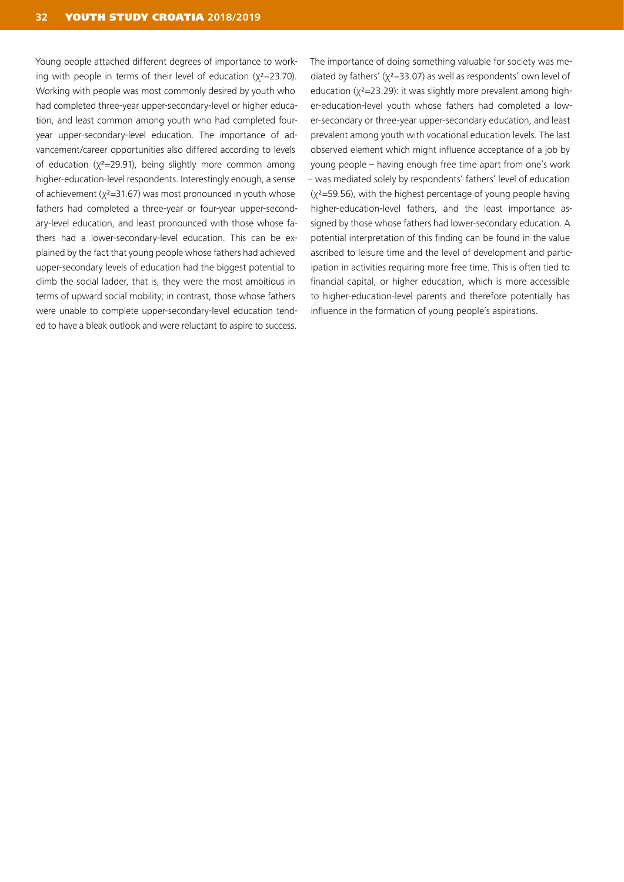Young people attached different degrees of importance to working with people in terms of their level of education ($\chi^2$=23.70). Working with people was most commonly desired by youth who had completed three-year upper-secondary-level or higher education, and least common among youth who had completed four-year upper-secondary-level education. The importance of advancement/career opportunities also differed according to levels of education ($\chi^2$=29.91), being slightly more common among higher-education-level respondents. Interestingly enough, a sense of achievement ($\chi^2$=31.67) was most pronounced in youth whose fathers had completed a three-year or four-year upper-secondary-level education, and least pronounced with those whose fathers had a lower-secondary-level education. This can be explained by the fact that young people whose fathers had achieved upper-secondary levels of education had the biggest potential to climb the social ladder, that is, they were the most ambitious in terms of upward social mobility; in contrast, those whose fathers were unable to complete upper-secondary-level education tended to have a bleak outlook and were reluctant to aspire to success.

The importance of doing something valuable for society was mediated by fathers' ($\chi^2$=33.07) as well as respondents' own level of education ($\chi^2$=23.29): it was slightly more prevalent among higher-education-level youth whose fathers had completed a lower-secondary or three-year upper-secondary education, and least prevalent among youth with vocational education levels. The last observed element which might influence acceptance of a job by young people – having enough free time apart from one's work – was mediated solely by respondents' fathers' level of education ($\chi^2$=59.56), with the highest percentage of young people having higher-education-level fathers, and the least importance assigned by those whose fathers had lower-secondary education. A potential interpretation of this finding can be found in the value ascribed to leisure time and the level of development and participation in activities requiring more free time. This is often tied to financial capital, or higher education, which is more accessible to higher-education-level parents and therefore potentially has influence in the formation of young people's aspirations.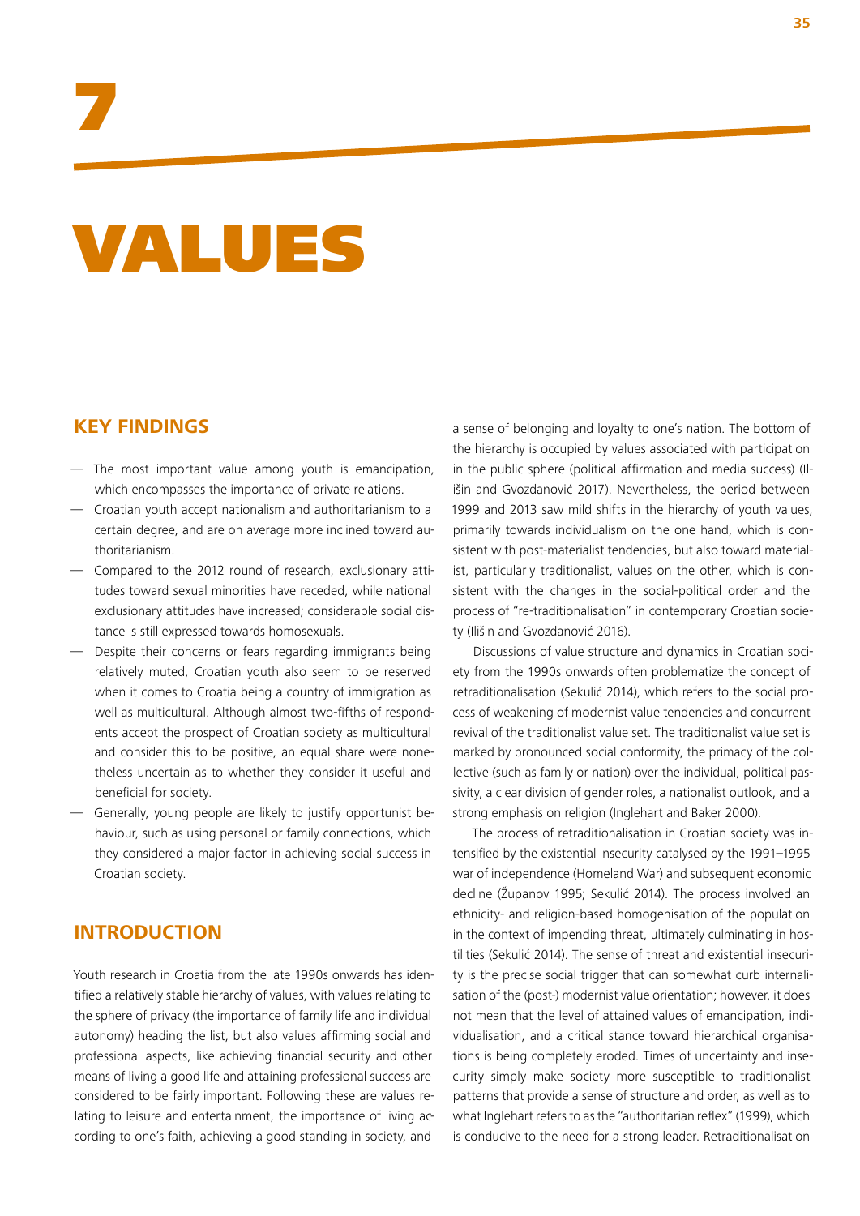# 7

# VALUES

## KEY FINDINGS

- The most important value among youth is emancipation, which encompasses the importance of private relations.
- Croatian youth accept nationalism and authoritarianism to a certain degree, and are on average more inclined toward authoritarianism.
- Compared to the 2012 round of research, exclusionary attitudes toward sexual minorities have receded, while national exclusionary attitudes have increased; considerable social distance is still expressed towards homosexuals.
- Despite their concerns or fears regarding immigrants being relatively muted, Croatian youth also seem to be reserved when it comes to Croatia being a country of immigration as well as multicultural. Although almost two-fifths of respondents accept the prospect of Croatian society as multicultural and consider this to be positive, an equal share were nonetheless uncertain as to whether they consider it useful and beneficial for society.
- Generally, young people are likely to justify opportunist behaviour, such as using personal or family connections, which they considered a major factor in achieving social success in Croatian society.

## INTRODUCTION

Youth research in Croatia from the late 1990s onwards has identified a relatively stable hierarchy of values, with values relating to the sphere of privacy (the importance of family life and individual autonomy) heading the list, but also values affirming social and professional aspects, like achieving financial security and other means of living a good life and attaining professional success are considered to be fairly important. Following these are values relating to leisure and entertainment, the importance of living according to one's faith, achieving a good standing in society, and a sense of belonging and loyalty to one's nation. The bottom of the hierarchy is occupied by values associated with participation in the public sphere (political affirmation and media success) (Ilišin and Gvozdanović 2017). Nevertheless, the period between 1999 and 2013 saw mild shifts in the hierarchy of youth values, primarily towards individualism on the one hand, which is consistent with post-materialist tendencies, but also toward materialist, particularly traditionalist, values on the other, which is consistent with the changes in the social-political order and the process of "re-traditionalisation" in contemporary Croatian society (Ilišin and Gvozdanović 2016).

Discussions of value structure and dynamics in Croatian society from the 1990s onwards often problematize the concept of retraditionalisation (Sekulić 2014), which refers to the social process of weakening of modernist value tendencies and concurrent revival of the traditionalist value set. The traditionalist value set is marked by pronounced social conformity, the primacy of the collective (such as family or nation) over the individual, political passivity, a clear division of gender roles, a nationalist outlook, and a strong emphasis on religion (Inglehart and Baker 2000).

The process of retraditionalisation in Croatian society was intensified by the existential insecurity catalysed by the 1991–1995 war of independence (Homeland War) and subsequent economic decline (Županov 1995; Sekulić 2014). The process involved an ethnicity- and religion-based homogenisation of the population in the context of impending threat, ultimately culminating in hostilities (Sekulić 2014). The sense of threat and existential insecurity is the precise social trigger that can somewhat curb internalisation of the (post-) modernist value orientation; however, it does not mean that the level of attained values of emancipation, individualisation, and a critical stance toward hierarchical organisations is being completely eroded. Times of uncertainty and insecurity simply make society more susceptible to traditionalist patterns that provide a sense of structure and order, as well as to what Inglehart refers to as the "authoritarian reflex" (1999), which is conducive to the need for a strong leader. Retraditionalisation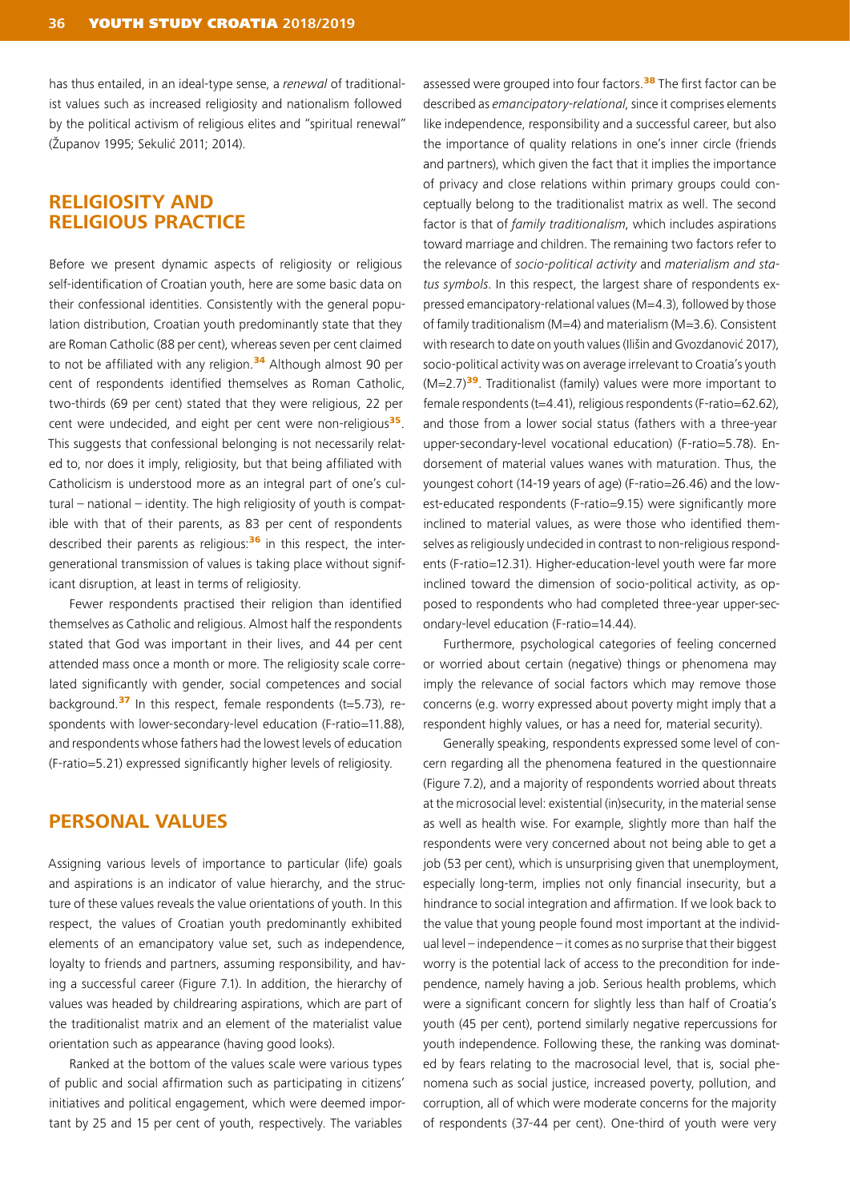has thus entailed, in an ideal-type sense, a *renewal* of traditionalist values such as increased religiosity and nationalism followed by the political activism of religious elites and "spiritual renewal" (Županov 1995; Sekulić 2011; 2014).

## RELIGIOSITY AND RELIGIOUS PRACTICE

Before we present dynamic aspects of religiosity or religious self-identification of Croatian youth, here are some basic data on their confessional identities. Consistently with the general population distribution, Croatian youth predominantly state that they are Roman Catholic (88 per cent), whereas seven per cent claimed to not be affiliated with any religion.[34] Although almost 90 per cent of respondents identified themselves as Roman Catholic, two-thirds (69 per cent) stated that they were religious, 22 per cent were undecided, and eight per cent were non-religious[35]. This suggests that confessional belonging is not necessarily related to, nor does it imply, religiosity, but that being affiliated with Catholicism is understood more as an integral part of one's cultural – national – identity. The high religiosity of youth is compatible with that of their parents, as 83 per cent of respondents described their parents as religious:[36] in this respect, the intergenerational transmission of values is taking place without significant disruption, at least in terms of religiosity.

Fewer respondents practised their religion than identified themselves as Catholic and religious. Almost half the respondents stated that God was important in their lives, and 44 per cent attended mass once a month or more. The religiosity scale correlated significantly with gender, social competences and social background.[37] In this respect, female respondents (t=5.73), respondents with lower-secondary-level education (F-ratio=11.88), and respondents whose fathers had the lowest levels of education (F-ratio=5.21) expressed significantly higher levels of religiosity.

## PERSONAL VALUES

Assigning various levels of importance to particular (life) goals and aspirations is an indicator of value hierarchy, and the structure of these values reveals the value orientations of youth. In this respect, the values of Croatian youth predominantly exhibited elements of an emancipatory value set, such as independence, loyalty to friends and partners, assuming responsibility, and having a successful career (Figure 7.1). In addition, the hierarchy of values was headed by childrearing aspirations, which are part of the traditionalist matrix and an element of the materialist value orientation such as appearance (having good looks).

Ranked at the bottom of the values scale were various types of public and social affirmation such as participating in citizens' initiatives and political engagement, which were deemed important by 25 and 15 per cent of youth, respectively. The variables assessed were grouped into four factors.[38] The first factor can be described as *emancipatory-relational*, since it comprises elements like independence, responsibility and a successful career, but also the importance of quality relations in one's inner circle (friends and partners), which given the fact that it implies the importance of privacy and close relations within primary groups could conceptually belong to the traditionalist matrix as well. The second factor is that of *family traditionalism*, which includes aspirations toward marriage and children. The remaining two factors refer to the relevance of *socio-political activity* and *materialism and status symbols*. In this respect, the largest share of respondents expressed emancipatory-relational values (M=4.3), followed by those of family traditionalism (M=4) and materialism (M=3.6). Consistent with research to date on youth values (Ilišin and Gvozdanović 2017), socio-political activity was on average irrelevant to Croatia's youth (M=2.7)[39]. Traditionalist (family) values were more important to female respondents (t=4.41), religious respondents (F-ratio=62.62), and those from a lower social status (fathers with a three-year upper-secondary-level vocational education) (F-ratio=5.78). Endorsement of material values wanes with maturation. Thus, the youngest cohort (14-19 years of age) (F-ratio=26.46) and the lowest-educated respondents (F-ratio=9.15) were significantly more inclined to material values, as were those who identified themselves as religiously undecided in contrast to non-religious respondents (F-ratio=12.31). Higher-education-level youth were far more inclined toward the dimension of socio-political activity, as opposed to respondents who had completed three-year upper-secondary-level education (F-ratio=14.44).

Furthermore, psychological categories of feeling concerned or worried about certain (negative) things or phenomena may imply the relevance of social factors which may remove those concerns (e.g. worry expressed about poverty might imply that a respondent highly values, or has a need for, material security).

Generally speaking, respondents expressed some level of concern regarding all the phenomena featured in the questionnaire (Figure 7.2), and a majority of respondents worried about threats at the microsocial level: existential (in)security, in the material sense as well as health wise. For example, slightly more than half the respondents were very concerned about not being able to get a job (53 per cent), which is unsurprising given that unemployment, especially long-term, implies not only financial insecurity, but a hindrance to social integration and affirmation. If we look back to the value that young people found most important at the individual level – independence – it comes as no surprise that their biggest worry is the potential lack of access to the precondition for independence, namely having a job. Serious health problems, which were a significant concern for slightly less than half of Croatia's youth (45 per cent), portend similarly negative repercussions for youth independence. Following these, the ranking was dominated by fears relating to the macrosocial level, that is, social phenomena such as social justice, increased poverty, pollution, and corruption, all of which were moderate concerns for the majority of respondents (37-44 per cent). One-third of youth were very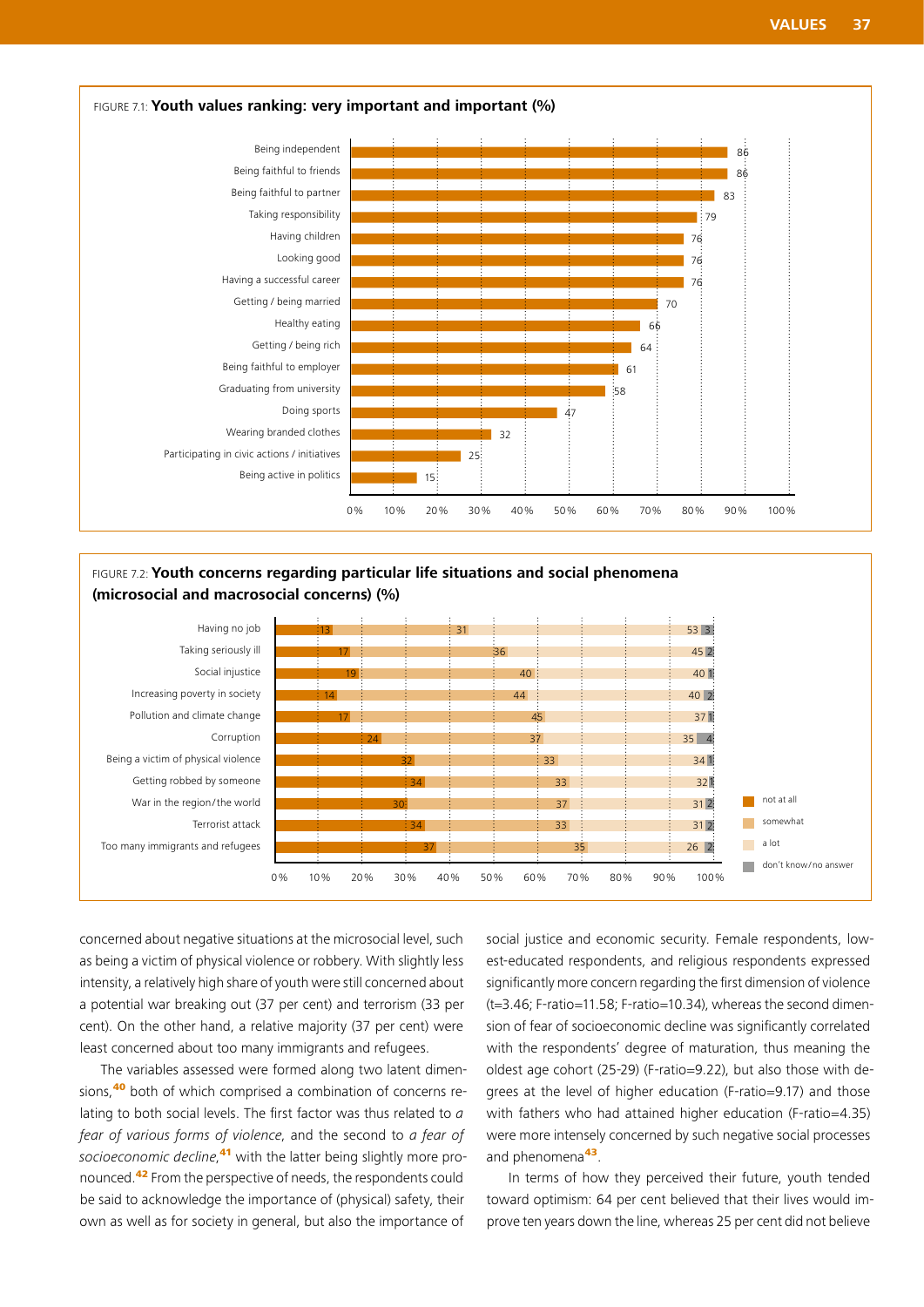FIGURE 7.1: **Youth values ranking: very important and important (%)**

| Value | % |
|---|---|
| Being independent | 86 |
| Being faithful to friends | 86 |
| Being faithful to partner | 83 |
| Taking responsibility | 79 |
| Having children | 76 |
| Looking good | 76 |
| Having a successful career | 76 |
| Getting / being married | 70 |
| Healthy eating | 66 |
| Getting / being rich | 64 |
| Being faithful to employer | 61 |
| Graduating from university | 58 |
| Doing sports | 47 |
| Wearing branded clothes | 32 |
| Participating in civic actions / initiatives | 25 |
| Being active in politics | 15 |

FIGURE 7.2: **Youth concerns regarding particular life situations and social phenomena (microsocial and macrosocial concerns) (%)**

| | not at all | somewhat | a lot | don't know/no answer |
|---|---|---|---|---|
| Having no job | 13 | 31 | 53 | 3 |
| Taking seriously ill | 17 | 36 | 45 | 2 |
| Social injustice | 19 | 40 | 40 | 1 |
| Increasing poverty in society | 14 | 44 | 40 | 2 |
| Pollution and climate change | 17 | 45 | 37 | 1 |
| Corruption | 24 | 37 | 35 | 4 |
| Being a victim of physical violence | 32 | 33 | 34 | 1 |
| Getting robbed by someone | 34 | 33 | 32 | 1 |
| War in the region/the world | 30 | 37 | 31 | 2 |
| Terrorist attack | 34 | 33 | 31 | 2 |
| Too many immigrants and refugees | 37 | 35 | 26 | 2 |

concerned about negative situations at the microsocial level, such as being a victim of physical violence or robbery. With slightly less intensity, a relatively high share of youth were still concerned about a potential war breaking out (37 per cent) and terrorism (33 per cent). On the other hand, a relative majority (37 per cent) were least concerned about too many immigrants and refugees.

The variables assessed were formed along two latent dimensions,[40] both of which comprised a combination of concerns relating to both social levels. The first factor was thus related to *a fear of various forms of violence*, and the second to *a fear of socioeconomic decline*,[41] with the latter being slightly more pronounced.[42] From the perspective of needs, the respondents could be said to acknowledge the importance of (physical) safety, their own as well as for society in general, but also the importance of social justice and economic security. Female respondents, lowest-educated respondents, and religious respondents expressed significantly more concern regarding the first dimension of violence (t=3.46; F-ratio=11.58; F-ratio=10.34), whereas the second dimension of fear of socioeconomic decline was significantly correlated with the respondents' degree of maturation, thus meaning the oldest age cohort (25-29) (F-ratio=9.22), but also those with degrees at the level of higher education (F-ratio=9.17) and those with fathers who had attained higher education (F-ratio=4.35) were more intensely concerned by such negative social processes and phenomena[43].

In terms of how they perceived their future, youth tended toward optimism: 64 per cent believed that their lives would improve ten years down the line, whereas 25 per cent did not believe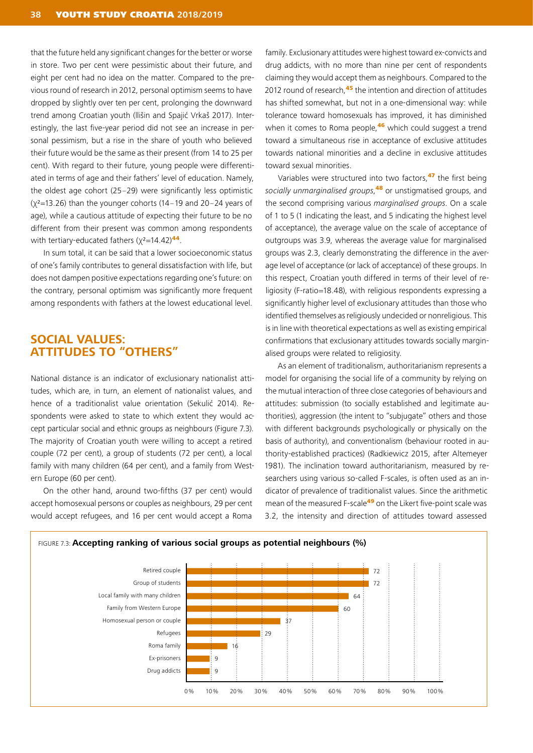that the future held any significant changes for the better or worse in store. Two per cent were pessimistic about their future, and eight per cent had no idea on the matter. Compared to the previous round of research in 2012, personal optimism seems to have dropped by slightly over ten per cent, prolonging the downward trend among Croatian youth (Ilišin and Spajić Vrkaš 2017). Interestingly, the last five-year period did not see an increase in personal pessimism, but a rise in the share of youth who believed their future would be the same as their present (from 14 to 25 per cent). With regard to their future, young people were differentiated in terms of age and their fathers' level of education. Namely, the oldest age cohort (25–29) were significantly less optimistic ($\chi^2$=13.26) than the younger cohorts (14–19 and 20–24 years of age), while a cautious attitude of expecting their future to be no different from their present was common among respondents with tertiary-educated fathers ($\chi^2$=14.42)[44].

In sum total, it can be said that a lower socioeconomic status of one's family contributes to general dissatisfaction with life, but does not dampen positive expectations regarding one's future: on the contrary, personal optimism was significantly more frequent among respondents with fathers at the lowest educational level.

## SOCIAL VALUES: ATTITUDES TO "OTHERS"

National distance is an indicator of exclusionary nationalist attitudes, which are, in turn, an element of nationalist values, and hence of a traditionalist value orientation (Sekulić 2014). Respondents were asked to state to which extent they would accept particular social and ethnic groups as neighbours (Figure 7.3). The majority of Croatian youth were willing to accept a retired couple (72 per cent), a group of students (72 per cent), a local family with many children (64 per cent), and a family from Western Europe (60 per cent).

On the other hand, around two-fifths (37 per cent) would accept homosexual persons or couples as neighbours, 29 per cent would accept refugees, and 16 per cent would accept a Roma family. Exclusionary attitudes were highest toward ex-convicts and drug addicts, with no more than nine per cent of respondents claiming they would accept them as neighbours. Compared to the 2012 round of research,[45] the intention and direction of attitudes has shifted somewhat, but not in a one-dimensional way: while tolerance toward homosexuals has improved, it has diminished when it comes to Roma people,[46] which could suggest a trend toward a simultaneous rise in acceptance of exclusive attitudes towards national minorities and a decline in exclusive attitudes toward sexual minorities.

Variables were structured into two factors,[47] the first being *socially unmarginalised groups*,[48] or unstigmatised groups, and the second comprising various *marginalised groups*. On a scale of 1 to 5 (1 indicating the least, and 5 indicating the highest level of acceptance), the average value on the scale of acceptance of outgroups was 3.9, whereas the average value for marginalised groups was 2.3, clearly demonstrating the difference in the average level of acceptance (or lack of acceptance) of these groups. In this respect, Croatian youth differed in terms of their level of religiosity (F-ratio=18.48), with religious respondents expressing a significantly higher level of exclusionary attitudes than those who identified themselves as religiously undecided or nonreligious. This is in line with theoretical expectations as well as existing empirical confirmations that exclusionary attitudes towards socially marginalised groups were related to religiosity.

As an element of traditionalism, authoritarianism represents a model for organising the social life of a community by relying on the mutual interaction of three close categories of behaviours and attitudes: submission (to socially established and legitimate authorities), aggression (the intent to "subjugate" others and those with different backgrounds psychologically or physically on the basis of authority), and conventionalism (behaviour rooted in authority-established practices) (Radkiewicz 2015, after Altemeyer 1981). The inclination toward authoritarianism, measured by researchers using various so-called F-scales, is often used as an indicator of prevalence of traditionalist values. Since the arithmetic mean of the measured F-scale[49] on the Likert five-point scale was 3.2, the intensity and direction of attitudes toward assessed

FIGURE 7.3: **Accepting ranking of various social groups as potential neighbours (%)**

| Group | % |
|---|---|
| Retired couple | 72 |
| Group of students | 72 |
| Local family with many children | 64 |
| Family from Western Europe | 60 |
| Homosexual person or couple | 37 |
| Refugees | 29 |
| Roma family | 16 |
| Ex-prisoners | 9 |
| Drug addicts | 9 |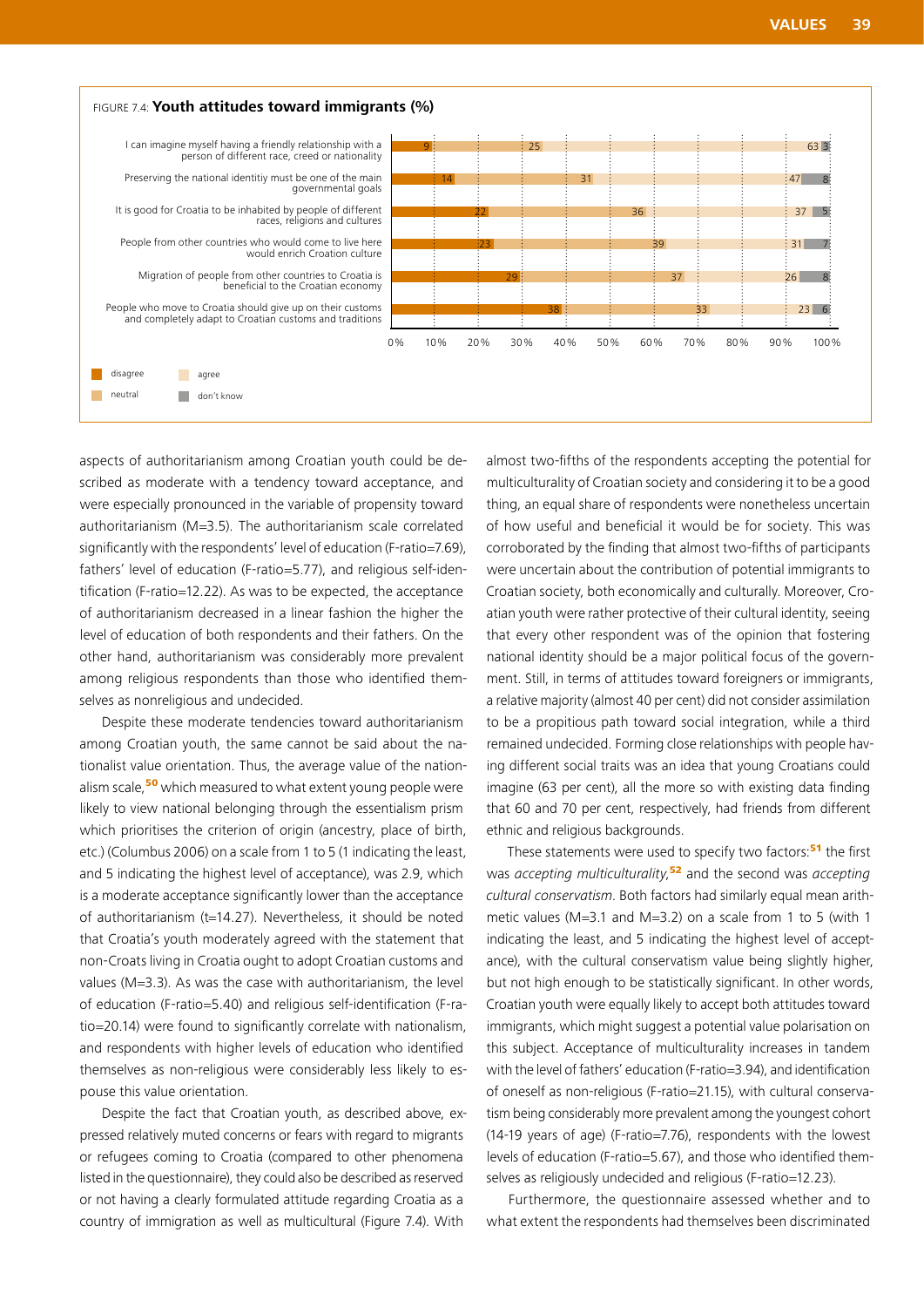FIGURE 7.4: **Youth attitudes toward immigrants (%)**

| Statement | disagree | neutral | agree | don't know |
|---|---|---|---|---|
| I can imagine myself having a friendly relationship with a person of different race, creed or nationality | 9 | 25 | 63 | 3 |
| Preserving the national identitiy must be one of the main governmental goals | 14 | 31 | 47 | 8 |
| It is good for Croatia to be inhabited by people of different races, religions and cultures | 22 | 36 | 37 | 5 |
| People from other countries who would come to live here would enrich Croation culture | 23 | 39 | 31 | 7 |
| Migration of people from other countries to Croatia is beneficial to the Croatian economy | 29 | 37 | 26 | 8 |
| People who move to Croatia should give up on their customs and completely adapt to Croatian customs and traditions | 38 | 33 | 23 | 6 |

aspects of authoritarianism among Croatian youth could be described as moderate with a tendency toward acceptance, and were especially pronounced in the variable of propensity toward authoritarianism (M=3.5). The authoritarianism scale correlated significantly with the respondents' level of education (F-ratio=7.69), fathers' level of education (F-ratio=5.77), and religious self-identification (F-ratio=12.22). As was to be expected, the acceptance of authoritarianism decreased in a linear fashion the higher the level of education of both respondents and their fathers. On the other hand, authoritarianism was considerably more prevalent among religious respondents than those who identified themselves as nonreligious and undecided.

Despite these moderate tendencies toward authoritarianism among Croatian youth, the same cannot be said about the nationalist value orientation. Thus, the average value of the nationalism scale,[50] which measured to what extent young people were likely to view national belonging through the essentialism prism which prioritises the criterion of origin (ancestry, place of birth, etc.) (Columbus 2006) on a scale from 1 to 5 (1 indicating the least, and 5 indicating the highest level of acceptance), was 2.9, which is a moderate acceptance significantly lower than the acceptance of authoritarianism (t=14.27). Nevertheless, it should be noted that Croatia's youth moderately agreed with the statement that non-Croats living in Croatia ought to adopt Croatian customs and values (M=3.3). As was the case with authoritarianism, the level of education (F-ratio=5.40) and religious self-identification (F-ratio=20.14) were found to significantly correlate with nationalism, and respondents with higher levels of education who identified themselves as non-religious were considerably less likely to espouse this value orientation.

Despite the fact that Croatian youth, as described above, expressed relatively muted concerns or fears with regard to migrants or refugees coming to Croatia (compared to other phenomena listed in the questionnaire), they could also be described as reserved or not having a clearly formulated attitude regarding Croatia as a country of immigration as well as multicultural (Figure 7.4). With almost two-fifths of the respondents accepting the potential for multiculturality of Croatian society and considering it to be a good thing, an equal share of respondents were nonetheless uncertain of how useful and beneficial it would be for society. This was corroborated by the finding that almost two-fifths of participants were uncertain about the contribution of potential immigrants to Croatian society, both economically and culturally. Moreover, Croatian youth were rather protective of their cultural identity, seeing that every other respondent was of the opinion that fostering national identity should be a major political focus of the government. Still, in terms of attitudes toward foreigners or immigrants, a relative majority (almost 40 per cent) did not consider assimilation to be a propitious path toward social integration, while a third remained undecided. Forming close relationships with people having different social traits was an idea that young Croatians could imagine (63 per cent), all the more so with existing data finding that 60 and 70 per cent, respectively, had friends from different ethnic and religious backgrounds.

These statements were used to specify two factors:[51] the first was *accepting multiculturality*,[52] and the second was *accepting cultural conservatism*. Both factors had similarly equal mean arithmetic values (M=3.1 and M=3.2) on a scale from 1 to 5 (with 1 indicating the least, and 5 indicating the highest level of acceptance), with the cultural conservatism value being slightly higher, but not high enough to be statistically significant. In other words, Croatian youth were equally likely to accept both attitudes toward immigrants, which might suggest a potential value polarisation on this subject. Acceptance of multiculturality increases in tandem with the level of fathers' education (F-ratio=3.94), and identification of oneself as non-religious (F-ratio=21.15), with cultural conservatism being considerably more prevalent among the youngest cohort (14-19 years of age) (F-ratio=7.76), respondents with the lowest levels of education (F-ratio=5.67), and those who identified themselves as religiously undecided and religious (F-ratio=12.23).

Furthermore, the questionnaire assessed whether and to what extent the respondents had themselves been discriminated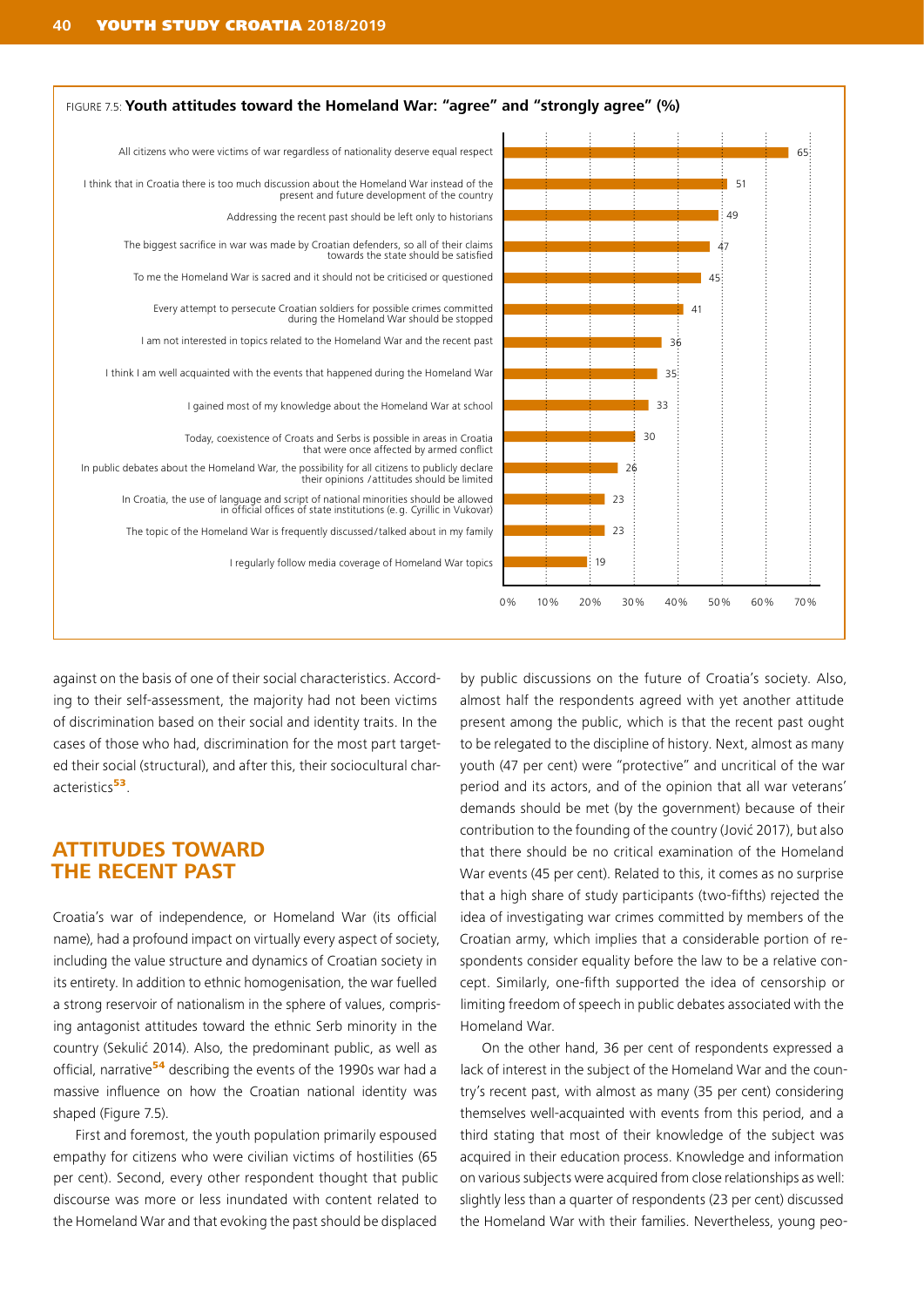FIGURE 7.5: **Youth attitudes toward the Homeland War: "agree" and "strongly agree" (%)**

| Statement | % |
|---|---|
| All citizens who were victims of war regardless of nationality deserve equal respect | 65 |
| I think that in Croatia there is too much discussion about the Homeland War instead of the present and future development of the country | 51 |
| Addressing the recent past should be left only to historians | 49 |
| The biggest sacrifice in war was made by Croatian defenders, so all of their claims towards the state should be satisfied | 47 |
| To me the Homeland War is sacred and it should not be criticised or questioned | 45 |
| Every attempt to persecute Croatian soldiers for possible crimes committed during the Homeland War should be stopped | 41 |
| I am not interested in topics related to the Homeland War and the recent past | 36 |
| I think I am well acquainted with the events that happened during the Homeland War | 35 |
| I gained most of my knowledge about the Homeland War at school | 33 |
| Today, coexistence of Croats and Serbs is possible in areas in Croatia that were once affected by armed conflict | 30 |
| In public debates about the Homeland War, the possibility for all citizens to publicly declare their opinions / attitudes should be limited | 26 |
| In Croatia, the use of language and script of national minorities should be allowed in official offices of state institutions (e.g. Cyrillic in Vukovar) | 23 |
| The topic of the Homeland War is frequently discussed/talked about in my family | 23 |
| I regularly follow media coverage of Homeland War topics | 19 |

against on the basis of one of their social characteristics. According to their self-assessment, the majority had not been victims of discrimination based on their social and identity traits. In the cases of those who had, discrimination for the most part targeted their social (structural), and after this, their sociocultural characteristics[53].

## ATTITUDES TOWARD THE RECENT PAST

Croatia's war of independence, or Homeland War (its official name), had a profound impact on virtually every aspect of society, including the value structure and dynamics of Croatian society in its entirety. In addition to ethnic homogenisation, the war fuelled a strong reservoir of nationalism in the sphere of values, comprising antagonist attitudes toward the ethnic Serb minority in the country (Sekulić 2014). Also, the predominant public, as well as official, narrative[54] describing the events of the 1990s war had a massive influence on how the Croatian national identity was shaped (Figure 7.5).

First and foremost, the youth population primarily espoused empathy for citizens who were civilian victims of hostilities (65 per cent). Second, every other respondent thought that public discourse was more or less inundated with content related to the Homeland War and that evoking the past should be displaced by public discussions on the future of Croatia's society. Also, almost half the respondents agreed with yet another attitude present among the public, which is that the recent past ought to be relegated to the discipline of history. Next, almost as many youth (47 per cent) were "protective" and uncritical of the war period and its actors, and of the opinion that all war veterans' demands should be met (by the government) because of their contribution to the founding of the country (Jović 2017), but also that there should be no critical examination of the Homeland War events (45 per cent). Related to this, it comes as no surprise that a high share of study participants (two-fifths) rejected the idea of investigating war crimes committed by members of the Croatian army, which implies that a considerable portion of respondents consider equality before the law to be a relative concept. Similarly, one-fifth supported the idea of censorship or limiting freedom of speech in public debates associated with the Homeland War.

On the other hand, 36 per cent of respondents expressed a lack of interest in the subject of the Homeland War and the country's recent past, with almost as many (35 per cent) considering themselves well-acquainted with events from this period, and a third stating that most of their knowledge of the subject was acquired in their education process. Knowledge and information on various subjects were acquired from close relationships as well: slightly less than a quarter of respondents (23 per cent) discussed the Homeland War with their families. Nevertheless, young peo-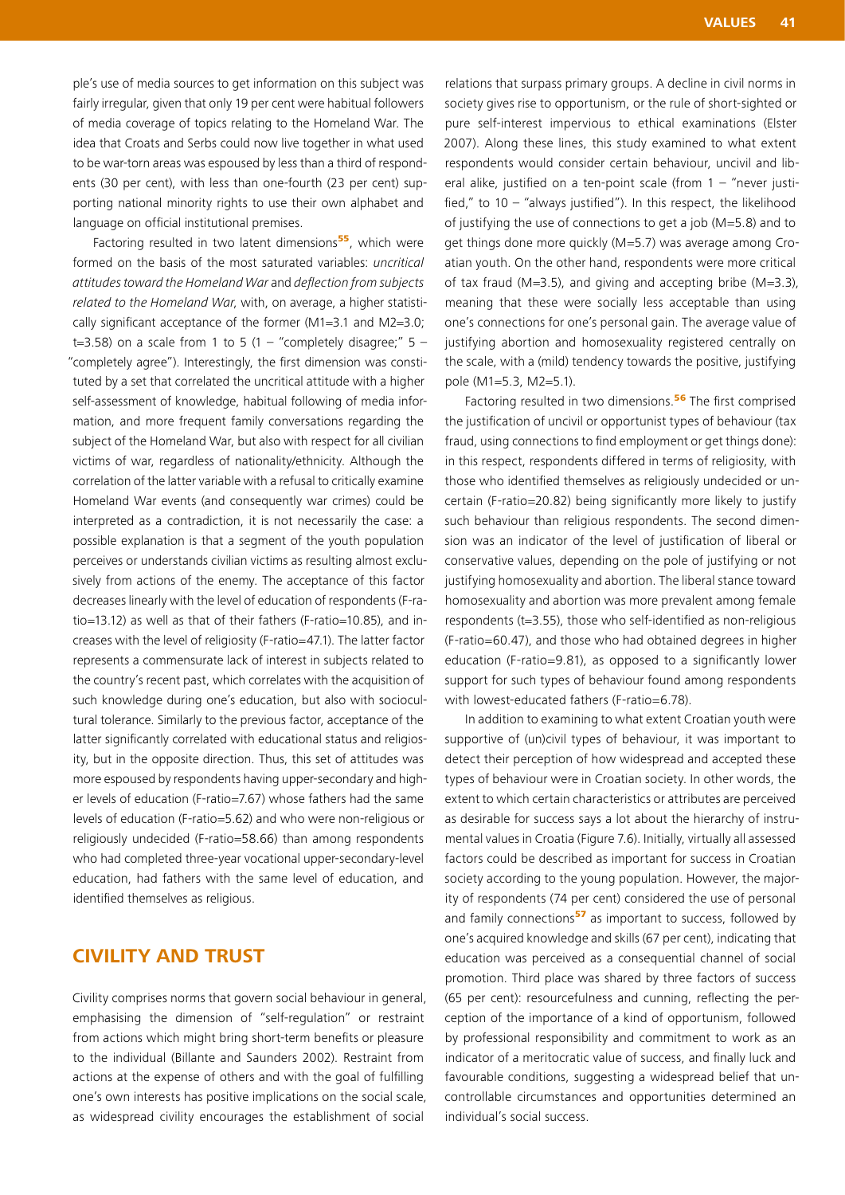ple's use of media sources to get information on this subject was fairly irregular, given that only 19 per cent were habitual followers of media coverage of topics relating to the Homeland War. The idea that Croats and Serbs could now live together in what used to be war-torn areas was espoused by less than a third of respondents (30 per cent), with less than one-fourth (23 per cent) supporting national minority rights to use their own alphabet and language on official institutional premises.

Factoring resulted in two latent dimensions[55], which were formed on the basis of the most saturated variables: *uncritical attitudes toward the Homeland War* and *deflection from subjects related to the Homeland War*, with, on average, a higher statistically significant acceptance of the former (M1=3.1 and M2=3.0; t=3.58) on a scale from 1 to 5 (1 – "completely disagree;" 5 – "completely agree"). Interestingly, the first dimension was constituted by a set that correlated the uncritical attitude with a higher self-assessment of knowledge, habitual following of media information, and more frequent family conversations regarding the subject of the Homeland War, but also with respect for all civilian victims of war, regardless of nationality/ethnicity. Although the correlation of the latter variable with a refusal to critically examine Homeland War events (and consequently war crimes) could be interpreted as a contradiction, it is not necessarily the case: a possible explanation is that a segment of the youth population perceives or understands civilian victims as resulting almost exclusively from actions of the enemy. The acceptance of this factor decreases linearly with the level of education of respondents (F-ratio=13.12) as well as that of their fathers (F-ratio=10.85), and increases with the level of religiosity (F-ratio=47.1). The latter factor represents a commensurate lack of interest in subjects related to the country's recent past, which correlates with the acquisition of such knowledge during one's education, but also with sociocultural tolerance. Similarly to the previous factor, acceptance of the latter significantly correlated with educational status and religiosity, but in the opposite direction. Thus, this set of attitudes was more espoused by respondents having upper-secondary and higher levels of education (F-ratio=7.67) whose fathers had the same levels of education (F-ratio=5.62) and who were non-religious or religiously undecided (F-ratio=58.66) than among respondents who had completed three-year vocational upper-secondary-level education, had fathers with the same level of education, and identified themselves as religious.

## CIVILITY AND TRUST

Civility comprises norms that govern social behaviour in general, emphasising the dimension of "self-regulation" or restraint from actions which might bring short-term benefits or pleasure to the individual (Billante and Saunders 2002). Restraint from actions at the expense of others and with the goal of fulfilling one's own interests has positive implications on the social scale, as widespread civility encourages the establishment of social relations that surpass primary groups. A decline in civil norms in society gives rise to opportunism, or the rule of short-sighted or pure self-interest impervious to ethical examinations (Elster 2007). Along these lines, this study examined to what extent respondents would consider certain behaviour, uncivil and liberal alike, justified on a ten-point scale (from 1 – "never justified," to 10 – "always justified"). In this respect, the likelihood of justifying the use of connections to get a job (M=5.8) and to get things done more quickly (M=5.7) was average among Croatian youth. On the other hand, respondents were more critical of tax fraud (M=3.5), and giving and accepting bribe (M=3.3), meaning that these were socially less acceptable than using one's connections for one's personal gain. The average value of justifying abortion and homosexuality registered centrally on the scale, with a (mild) tendency towards the positive, justifying pole (M1=5.3, M2=5.1).

Factoring resulted in two dimensions.[56] The first comprised the justification of uncivil or opportunist types of behaviour (tax fraud, using connections to find employment or get things done): in this respect, respondents differed in terms of religiosity, with those who identified themselves as religiously undecided or uncertain (F-ratio=20.82) being significantly more likely to justify such behaviour than religious respondents. The second dimension was an indicator of the level of justification of liberal or conservative values, depending on the pole of justifying or not justifying homosexuality and abortion. The liberal stance toward homosexuality and abortion was more prevalent among female respondents (t=3.55), those who self-identified as non-religious (F-ratio=60.47), and those who had obtained degrees in higher education (F-ratio=9.81), as opposed to a significantly lower support for such types of behaviour found among respondents with lowest-educated fathers (F-ratio=6.78).

In addition to examining to what extent Croatian youth were supportive of (un)civil types of behaviour, it was important to detect their perception of how widespread and accepted these types of behaviour were in Croatian society. In other words, the extent to which certain characteristics or attributes are perceived as desirable for success says a lot about the hierarchy of instrumental values in Croatia (Figure 7.6). Initially, virtually all assessed factors could be described as important for success in Croatian society according to the young population. However, the majority of respondents (74 per cent) considered the use of personal and family connections[57] as important to success, followed by one's acquired knowledge and skills (67 per cent), indicating that education was perceived as a consequential channel of social promotion. Third place was shared by three factors of success (65 per cent): resourcefulness and cunning, reflecting the perception of the importance of a kind of opportunism, followed by professional responsibility and commitment to work as an indicator of a meritocratic value of success, and finally luck and favourable conditions, suggesting a widespread belief that uncontrollable circumstances and opportunities determined an individual's social success.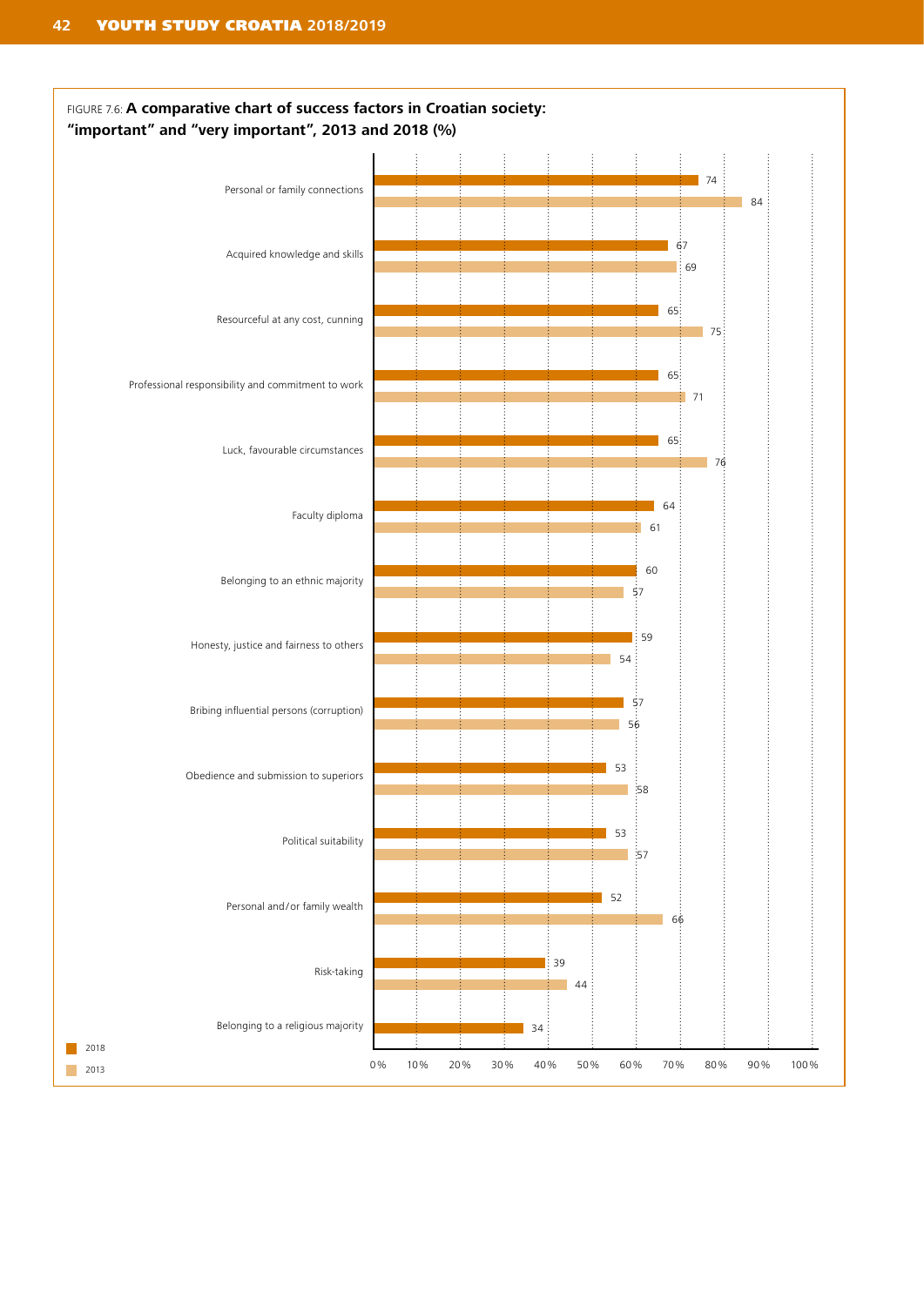FIGURE 7.6: **A comparative chart of success factors in Croatian society: "important" and "very important", 2013 and 2018 (%)**

| Success factor | 2018 | 2013 |
|---|---|---|
| Personal or family connections | 74 | 84 |
| Acquired knowledge and skills | 67 | 69 |
| Resourceful at any cost, cunning | 65 | 75 |
| Professional responsibility and commitment to work | 65 | 71 |
| Luck, favourable circumstances | 65 | 76 |
| Faculty diploma | 64 | 61 |
| Belonging to an ethnic majority | 60 | 57 |
| Honesty, justice and fairness to others | 59 | 54 |
| Bribing influential persons (corruption) | 57 | 56 |
| Obedience and submission to superiors | 53 | 58 |
| Political suitability | 53 | 57 |
| Personal and/or family wealth | 52 | 66 |
| Risk-taking | 39 | 44 |
| Belonging to a religious majority | 34 | |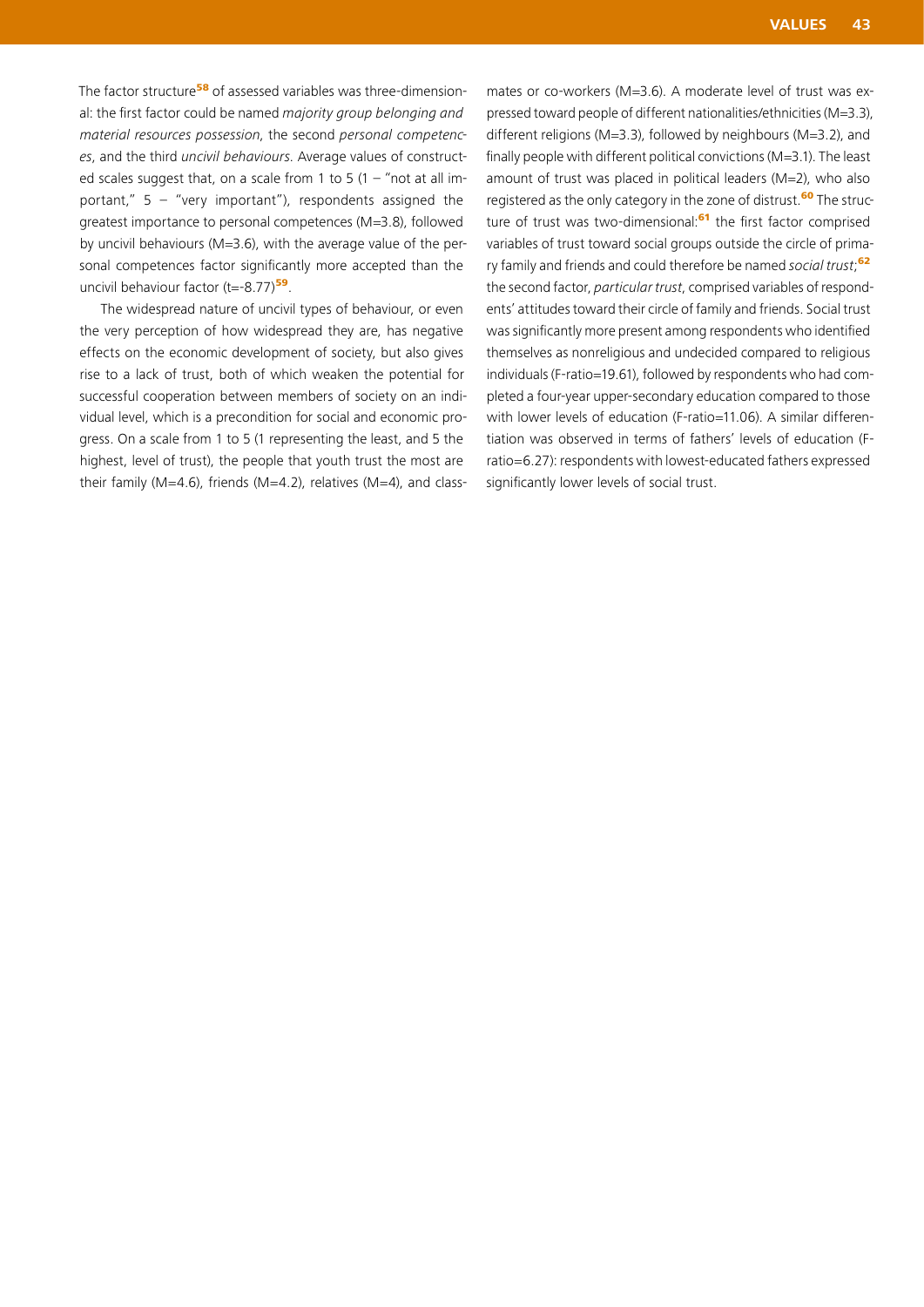The factor structure[58] of assessed variables was three-dimensional: the first factor could be named *majority group belonging and material resources possession*, the second *personal competences*, and the third *uncivil behaviours*. Average values of constructed scales suggest that, on a scale from 1 to 5 (1 – "not at all important," 5 – "very important"), respondents assigned the greatest importance to personal competences (M=3.8), followed by uncivil behaviours (M=3.6), with the average value of the personal competences factor significantly more accepted than the uncivil behaviour factor (t=-8.77)[59].

The widespread nature of uncivil types of behaviour, or even the very perception of how widespread they are, has negative effects on the economic development of society, but also gives rise to a lack of trust, both of which weaken the potential for successful cooperation between members of society on an individual level, which is a precondition for social and economic progress. On a scale from 1 to 5 (1 representing the least, and 5 the highest, level of trust), the people that youth trust the most are their family (M=4.6), friends (M=4.2), relatives (M=4), and classmates or co-workers (M=3.6). A moderate level of trust was expressed toward people of different nationalities/ethnicities (M=3.3), different religions (M=3.3), followed by neighbours (M=3.2), and finally people with different political convictions (M=3.1). The least amount of trust was placed in political leaders (M=2), who also registered as the only category in the zone of distrust.[60] The structure of trust was two-dimensional:[61] the first factor comprised variables of trust toward social groups outside the circle of primary family and friends and could therefore be named *social trust*;[62] the second factor, *particular trust*, comprised variables of respondents' attitudes toward their circle of family and friends. Social trust was significantly more present among respondents who identified themselves as nonreligious and undecided compared to religious individuals (F-ratio=19.61), followed by respondents who had completed a four-year upper-secondary education compared to those with lower levels of education (F-ratio=11.06). A similar differentiation was observed in terms of fathers' levels of education (F-ratio=6.27): respondents with lowest-educated fathers expressed significantly lower levels of social trust.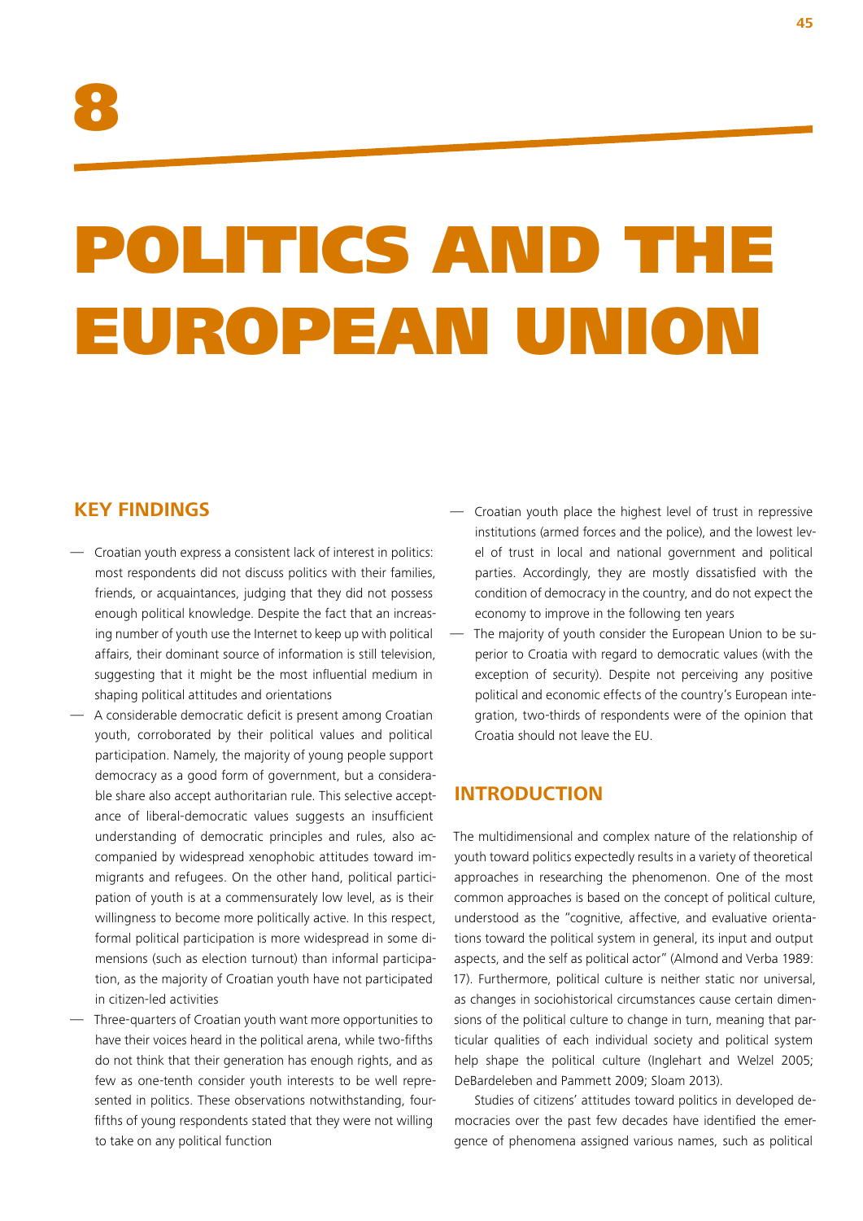# 8

# POLITICS AND THE EUROPEAN UNION

## KEY FINDINGS

- Croatian youth express a consistent lack of interest in politics: most respondents did not discuss politics with their families, friends, or acquaintances, judging that they did not possess enough political knowledge. Despite the fact that an increasing number of youth use the Internet to keep up with political affairs, their dominant source of information is still television, suggesting that it might be the most influential medium in shaping political attitudes and orientations
- A considerable democratic deficit is present among Croatian youth, corroborated by their political values and political participation. Namely, the majority of young people support democracy as a good form of government, but a considerable share also accept authoritarian rule. This selective acceptance of liberal-democratic values suggests an insufficient understanding of democratic principles and rules, also accompanied by widespread xenophobic attitudes toward immigrants and refugees. On the other hand, political participation of youth is at a commensurately low level, as is their willingness to become more politically active. In this respect, formal political participation is more widespread in some dimensions (such as election turnout) than informal participation, as the majority of Croatian youth have not participated in citizen-led activities
- Three-quarters of Croatian youth want more opportunities to have their voices heard in the political arena, while two-fifths do not think that their generation has enough rights, and as few as one-tenth consider youth interests to be well represented in politics. These observations notwithstanding, four-fifths of young respondents stated that they were not willing to take on any political function
- Croatian youth place the highest level of trust in repressive institutions (armed forces and the police), and the lowest level of trust in local and national government and political parties. Accordingly, they are mostly dissatisfied with the condition of democracy in the country, and do not expect the economy to improve in the following ten years
- The majority of youth consider the European Union to be superior to Croatia with regard to democratic values (with the exception of security). Despite not perceiving any positive political and economic effects of the country's European integration, two-thirds of respondents were of the opinion that Croatia should not leave the EU.

## INTRODUCTION

The multidimensional and complex nature of the relationship of youth toward politics expectedly results in a variety of theoretical approaches in researching the phenomenon. One of the most common approaches is based on the concept of political culture, understood as the "cognitive, affective, and evaluative orientations toward the political system in general, its input and output aspects, and the self as political actor" (Almond and Verba 1989: 17). Furthermore, political culture is neither static nor universal, as changes in sociohistorical circumstances cause certain dimensions of the political culture to change in turn, meaning that particular qualities of each individual society and political system help shape the political culture (Inglehart and Welzel 2005; DeBardeleben and Pammett 2009; Sloam 2013).

Studies of citizens' attitudes toward politics in developed democracies over the past few decades have identified the emergence of phenomena assigned various names, such as political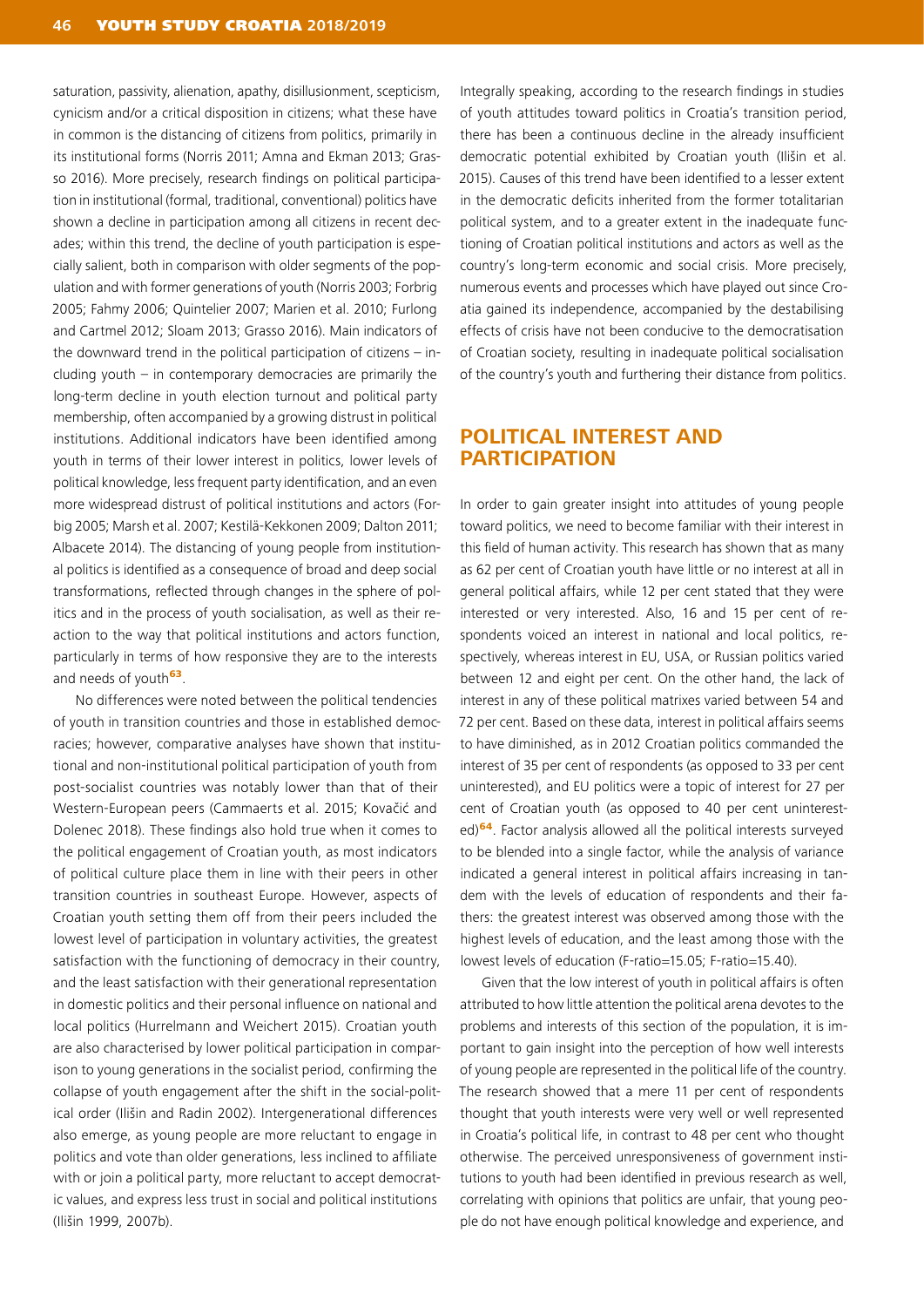saturation, passivity, alienation, apathy, disillusionment, scepticism, cynicism and/or a critical disposition in citizens; what these have in common is the distancing of citizens from politics, primarily in its institutional forms (Norris 2011; Amna and Ekman 2013; Grasso 2016). More precisely, research findings on political participation in institutional (formal, traditional, conventional) politics have shown a decline in participation among all citizens in recent decades; within this trend, the decline of youth participation is especially salient, both in comparison with older segments of the population and with former generations of youth (Norris 2003; Forbrig 2005; Fahmy 2006; Quintelier 2007; Marien et al. 2010; Furlong and Cartmel 2012; Sloam 2013; Grasso 2016). Main indicators of the downward trend in the political participation of citizens – including youth – in contemporary democracies are primarily the long-term decline in youth election turnout and political party membership, often accompanied by a growing distrust in political institutions. Additional indicators have been identified among youth in terms of their lower interest in politics, lower levels of political knowledge, less frequent party identification, and an even more widespread distrust of political institutions and actors (Forbig 2005; Marsh et al. 2007; Kestilä-Kekkonen 2009; Dalton 2011; Albacete 2014). The distancing of young people from institutional politics is identified as a consequence of broad and deep social transformations, reflected through changes in the sphere of politics and in the process of youth socialisation, as well as their reaction to the way that political institutions and actors function, particularly in terms of how responsive they are to the interests and needs of youth[63].

No differences were noted between the political tendencies of youth in transition countries and those in established democracies; however, comparative analyses have shown that institutional and non-institutional political participation of youth from post-socialist countries was notably lower than that of their Western-European peers (Cammaerts et al. 2015; Kovačić and Dolenec 2018). These findings also hold true when it comes to the political engagement of Croatian youth, as most indicators of political culture place them in line with their peers in other transition countries in southeast Europe. However, aspects of Croatian youth setting them off from their peers included the lowest level of participation in voluntary activities, the greatest satisfaction with the functioning of democracy in their country, and the least satisfaction with their generational representation in domestic politics and their personal influence on national and local politics (Hurrelmann and Weichert 2015). Croatian youth are also characterised by lower political participation in comparison to young generations in the socialist period, confirming the collapse of youth engagement after the shift in the social-political order (Ilišin and Radin 2002). Intergenerational differences also emerge, as young people are more reluctant to engage in politics and vote than older generations, less inclined to affiliate with or join a political party, more reluctant to accept democratic values, and express less trust in social and political institutions (Ilišin 1999, 2007b).

Integrally speaking, according to the research findings in studies of youth attitudes toward politics in Croatia's transition period, there has been a continuous decline in the already insufficient democratic potential exhibited by Croatian youth (Ilišin et al. 2015). Causes of this trend have been identified to a lesser extent in the democratic deficits inherited from the former totalitarian political system, and to a greater extent in the inadequate functioning of Croatian political institutions and actors as well as the country's long-term economic and social crisis. More precisely, numerous events and processes which have played out since Croatia gained its independence, accompanied by the destabilising effects of crisis have not been conducive to the democratisation of Croatian society, resulting in inadequate political socialisation of the country's youth and furthering their distance from politics.

## POLITICAL INTEREST AND PARTICIPATION

In order to gain greater insight into attitudes of young people toward politics, we need to become familiar with their interest in this field of human activity. This research has shown that as many as 62 per cent of Croatian youth have little or no interest at all in general political affairs, while 12 per cent stated that they were interested or very interested. Also, 16 and 15 per cent of respondents voiced an interest in national and local politics, respectively, whereas interest in EU, USA, or Russian politics varied between 12 and eight per cent. On the other hand, the lack of interest in any of these political matrixes varied between 54 and 72 per cent. Based on these data, interest in political affairs seems to have diminished, as in 2012 Croatian politics commanded the interest of 35 per cent of respondents (as opposed to 33 per cent uninterested), and EU politics were a topic of interest for 27 per cent of Croatian youth (as opposed to 40 per cent uninterested)[64]. Factor analysis allowed all the political interests surveyed to be blended into a single factor, while the analysis of variance indicated a general interest in political affairs increasing in tandem with the levels of education of respondents and their fathers: the greatest interest was observed among those with the highest levels of education, and the least among those with the lowest levels of education (F-ratio=15.05; F-ratio=15.40).

Given that the low interest of youth in political affairs is often attributed to how little attention the political arena devotes to the problems and interests of this section of the population, it is important to gain insight into the perception of how well interests of young people are represented in the political life of the country. The research showed that a mere 11 per cent of respondents thought that youth interests were very well or well represented in Croatia's political life, in contrast to 48 per cent who thought otherwise. The perceived unresponsiveness of government institutions to youth had been identified in previous research as well, correlating with opinions that politics are unfair, that young people do not have enough political knowledge and experience, and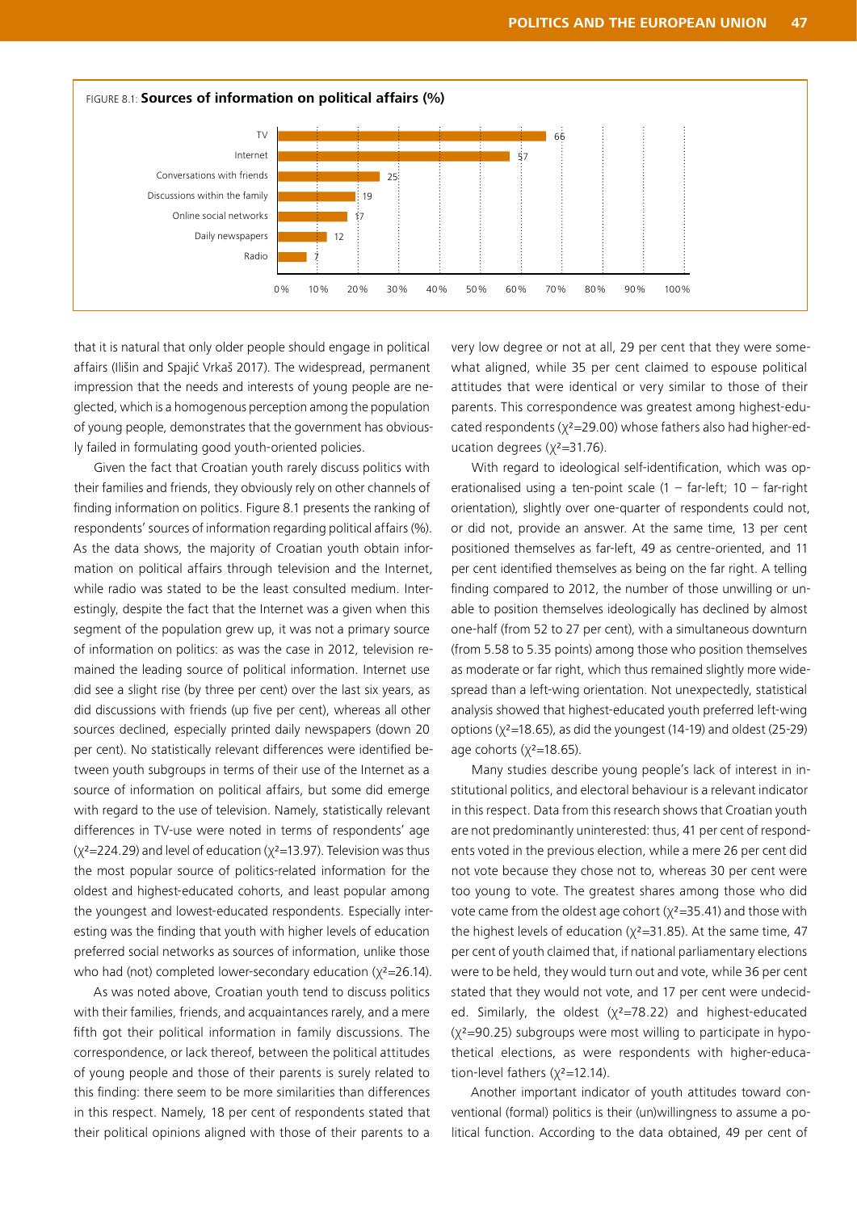FIGURE 8.1: **Sources of information on political affairs (%)**

| Source | % |
|---|---|
| TV | 66 |
| Internet | 57 |
| Conversations with friends | 25 |
| Discussions within the family | 19 |
| Online social networks | 17 |
| Daily newspapers | 12 |
| Radio | 7 |

that it is natural that only older people should engage in political affairs (Ilišin and Spajić Vrkaš 2017). The widespread, permanent impression that the needs and interests of young people are neglected, which is a homogenous perception among the population of young people, demonstrates that the government has obviously failed in formulating good youth-oriented policies.

Given the fact that Croatian youth rarely discuss politics with their families and friends, they obviously rely on other channels of finding information on politics. Figure 8.1 presents the ranking of respondents' sources of information regarding political affairs (%). As the data shows, the majority of Croatian youth obtain information on political affairs through television and the Internet, while radio was stated to be the least consulted medium. Interestingly, despite the fact that the Internet was a given when this segment of the population grew up, it was not a primary source of information on politics: as was the case in 2012, television remained the leading source of political information. Internet use did see a slight rise (by three per cent) over the last six years, as did discussions with friends (up five per cent), whereas all other sources declined, especially printed daily newspapers (down 20 per cent). No statistically relevant differences were identified between youth subgroups in terms of their use of the Internet as a source of information on political affairs, but some did emerge with regard to the use of television. Namely, statistically relevant differences in TV-use were noted in terms of respondents' age ($\chi^2$=224.29) and level of education ($\chi^2$=13.97). Television was thus the most popular source of politics-related information for the oldest and highest-educated cohorts, and least popular among the youngest and lowest-educated respondents. Especially interesting was the finding that youth with higher levels of education preferred social networks as sources of information, unlike those who had (not) completed lower-secondary education ($\chi^2$=26.14).

As was noted above, Croatian youth tend to discuss politics with their families, friends, and acquaintances rarely, and a mere fifth got their political information in family discussions. The correspondence, or lack thereof, between the political attitudes of young people and those of their parents is surely related to this finding: there seem to be more similarities than differences in this respect. Namely, 18 per cent of respondents stated that their political opinions aligned with those of their parents to a very low degree or not at all, 29 per cent that they were somewhat aligned, while 35 per cent claimed to espouse political attitudes that were identical or very similar to those of their parents. This correspondence was greatest among highest-educated respondents ($\chi^2$=29.00) whose fathers also had higher-education degrees ($\chi^2$=31.76).

With regard to ideological self-identification, which was operationalised using a ten-point scale (1 – far-left; 10 – far-right orientation), slightly over one-quarter of respondents could not, or did not, provide an answer. At the same time, 13 per cent positioned themselves as far-left, 49 as centre-oriented, and 11 per cent identified themselves as being on the far right. A telling finding compared to 2012, the number of those unwilling or unable to position themselves ideologically has declined by almost one-half (from 52 to 27 per cent), with a simultaneous downturn (from 5.58 to 5.35 points) among those who position themselves as moderate or far right, which thus remained slightly more widespread than a left-wing orientation. Not unexpectedly, statistical analysis showed that highest-educated youth preferred left-wing options ($\chi^2$=18.65), as did the youngest (14-19) and oldest (25-29) age cohorts ($\chi^2$=18.65).

Many studies describe young people's lack of interest in institutional politics, and electoral behaviour is a relevant indicator in this respect. Data from this research shows that Croatian youth are not predominantly uninterested: thus, 41 per cent of respondents voted in the previous election, while a mere 26 per cent did not vote because they chose not to, whereas 30 per cent were too young to vote. The greatest shares among those who did vote came from the oldest age cohort ($\chi^2$=35.41) and those with the highest levels of education ($\chi^2$=31.85). At the same time, 47 per cent of youth claimed that, if national parliamentary elections were to be held, they would turn out and vote, while 36 per cent stated that they would not vote, and 17 per cent were undecided. Similarly, the oldest ($\chi^2$=78.22) and highest-educated ($\chi^2$=90.25) subgroups were most willing to participate in hypothetical elections, as were respondents with higher-education-level fathers ($\chi^2$=12.14).

Another important indicator of youth attitudes toward conventional (formal) politics is their (un)willingness to assume a political function. According to the data obtained, 49 per cent of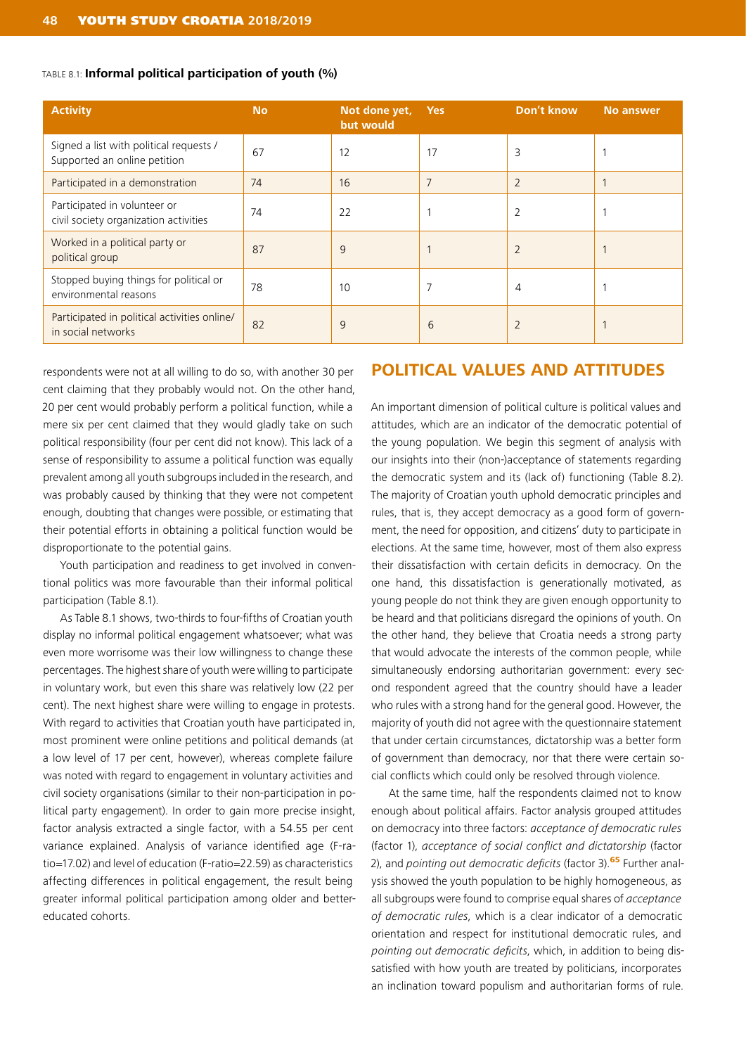TABLE 8.1: **Informal political participation of youth (%)**

| Activity | No | Not done yet, but would | Yes | Don't know | No answer |
|---|---|---|---|---|---|
| Signed a list with political requests / Supported an online petition | 67 | 12 | 17 | 3 | 1 |
| Participated in a demonstration | 74 | 16 | 7 | 2 | 1 |
| Participated in volunteer or civil society organization activities | 74 | 22 | 1 | 2 | 1 |
| Worked in a political party or political group | 87 | 9 | 1 | 2 | 1 |
| Stopped buying things for political or environmental reasons | 78 | 10 | 7 | 4 | 1 |
| Participated in political activities online/ in social networks | 82 | 9 | 6 | 2 | 1 |

respondents were not at all willing to do so, with another 30 per cent claiming that they probably would not. On the other hand, 20 per cent would probably perform a political function, while a mere six per cent claimed that they would gladly take on such political responsibility (four per cent did not know). This lack of a sense of responsibility to assume a political function was equally prevalent among all youth subgroups included in the research, and was probably caused by thinking that they were not competent enough, doubting that changes were possible, or estimating that their potential efforts in obtaining a political function would be disproportionate to the potential gains.

Youth participation and readiness to get involved in conventional politics was more favourable than their informal political participation (Table 8.1).

As Table 8.1 shows, two-thirds to four-fifths of Croatian youth display no informal political engagement whatsoever; what was even more worrisome was their low willingness to change these percentages. The highest share of youth were willing to participate in voluntary work, but even this share was relatively low (22 per cent). The next highest share were willing to engage in protests. With regard to activities that Croatian youth have participated in, most prominent were online petitions and political demands (at a low level of 17 per cent, however), whereas complete failure was noted with regard to engagement in voluntary activities and civil society organisations (similar to their non-participation in political party engagement). In order to gain more precise insight, factor analysis extracted a single factor, with a 54.55 per cent variance explained. Analysis of variance identified age (F-ratio=17.02) and level of education (F-ratio=22.59) as characteristics affecting differences in political engagement, the result being greater informal political participation among older and better-educated cohorts.

## POLITICAL VALUES AND ATTITUDES

An important dimension of political culture is political values and attitudes, which are an indicator of the democratic potential of the young population. We begin this segment of analysis with our insights into their (non-)acceptance of statements regarding the democratic system and its (lack of) functioning (Table 8.2). The majority of Croatian youth uphold democratic principles and rules, that is, they accept democracy as a good form of government, the need for opposition, and citizens' duty to participate in elections. At the same time, however, most of them also express their dissatisfaction with certain deficits in democracy. On the one hand, this dissatisfaction is generationally motivated, as young people do not think they are given enough opportunity to be heard and that politicians disregard the opinions of youth. On the other hand, they believe that Croatia needs a strong party that would advocate the interests of the common people, while simultaneously endorsing authoritarian government: every second respondent agreed that the country should have a leader who rules with a strong hand for the general good. However, the majority of youth did not agree with the questionnaire statement that under certain circumstances, dictatorship was a better form of government than democracy, nor that there were certain social conflicts which could only be resolved through violence.

At the same time, half the respondents claimed not to know enough about political affairs. Factor analysis grouped attitudes on democracy into three factors: *acceptance of democratic rules* (factor 1), *acceptance of social conflict and dictatorship* (factor 2), and *pointing out democratic deficits* (factor 3).[65] Further analysis showed the youth population to be highly homogeneous, as all subgroups were found to comprise equal shares of *acceptance of democratic rules*, which is a clear indicator of a democratic orientation and respect for institutional democratic rules, and *pointing out democratic deficits*, which, in addition to being dissatisfied with how youth are treated by politicians, incorporates an inclination toward populism and authoritarian forms of rule.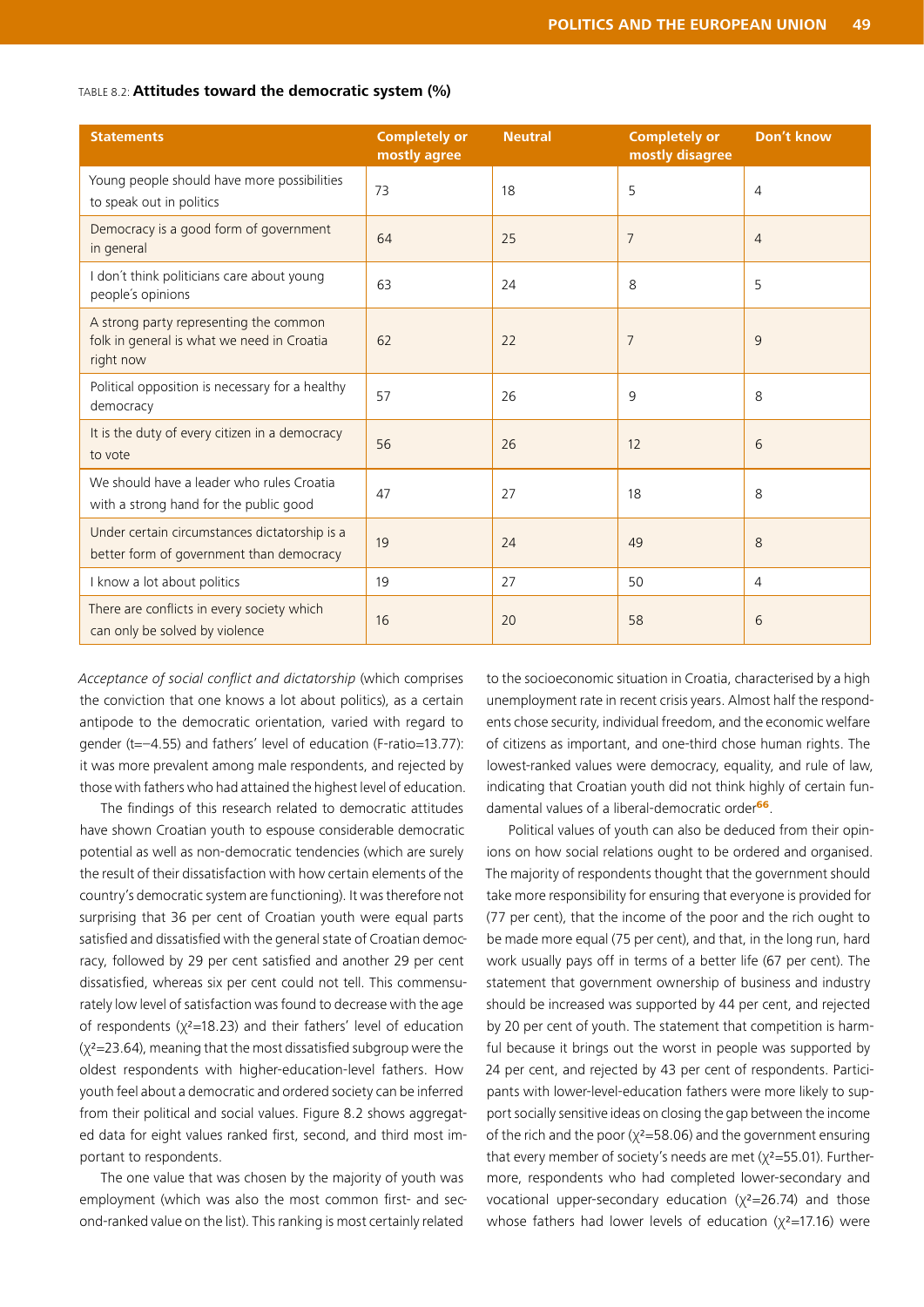TABLE 8.2: **Attitudes toward the democratic system (%)**

| Statements | Completely or mostly agree | Neutral | Completely or mostly disagree | Don't know |
|---|---|---|---|---|
| Young people should have more possibilities to speak out in politics | 73 | 18 | 5 | 4 |
| Democracy is a good form of government in general | 64 | 25 | 7 | 4 |
| I don't think politicians care about young people's opinions | 63 | 24 | 8 | 5 |
| A strong party representing the common folk in general is what we need in Croatia right now | 62 | 22 | 7 | 9 |
| Political opposition is necessary for a healthy democracy | 57 | 26 | 9 | 8 |
| It is the duty of every citizen in a democracy to vote | 56 | 26 | 12 | 6 |
| We should have a leader who rules Croatia with a strong hand for the public good | 47 | 27 | 18 | 8 |
| Under certain circumstances dictatorship is a better form of government than democracy | 19 | 24 | 49 | 8 |
| I know a lot about politics | 19 | 27 | 50 | 4 |
| There are conflicts in every society which can only be solved by violence | 16 | 20 | 58 | 6 |

*Acceptance of social conflict and dictatorship* (which comprises the conviction that one knows a lot about politics), as a certain antipode to the democratic orientation, varied with regard to gender ($t=-4.55$) and fathers' level of education (F-ratio=13.77): it was more prevalent among male respondents, and rejected by those with fathers who had attained the highest level of education.

The findings of this research related to democratic attitudes have shown Croatian youth to espouse considerable democratic potential as well as non-democratic tendencies (which are surely the result of their dissatisfaction with how certain elements of the country's democratic system are functioning). It was therefore not surprising that 36 per cent of Croatian youth were equal parts satisfied and dissatisfied with the general state of Croatian democracy, followed by 29 per cent satisfied and another 29 per cent dissatisfied, whereas six per cent could not tell. This commensurately low level of satisfaction was found to decrease with the age of respondents ($\chi^2=18.23$) and their fathers' level of education ($\chi^2=23.64$), meaning that the most dissatisfied subgroup were the oldest respondents with higher-education-level fathers. How youth feel about a democratic and ordered society can be inferred from their political and social values. Figure 8.2 shows aggregated data for eight values ranked first, second, and third most important to respondents.

The one value that was chosen by the majority of youth was employment (which was also the most common first- and second-ranked value on the list). This ranking is most certainly related to the socioeconomic situation in Croatia, characterised by a high unemployment rate in recent crisis years. Almost half the respondents chose security, individual freedom, and the economic welfare of citizens as important, and one-third chose human rights. The lowest-ranked values were democracy, equality, and rule of law, indicating that Croatian youth did not think highly of certain fundamental values of a liberal-democratic order[66].

Political values of youth can also be deduced from their opinions on how social relations ought to be ordered and organised. The majority of respondents thought that the government should take more responsibility for ensuring that everyone is provided for (77 per cent), that the income of the poor and the rich ought to be made more equal (75 per cent), and that, in the long run, hard work usually pays off in terms of a better life (67 per cent). The statement that government ownership of business and industry should be increased was supported by 44 per cent, and rejected by 20 per cent of youth. The statement that competition is harmful because it brings out the worst in people was supported by 24 per cent, and rejected by 43 per cent of respondents. Participants with lower-level-education fathers were more likely to support socially sensitive ideas on closing the gap between the income of the rich and the poor ($\chi^2=58.06$) and the government ensuring that every member of society's needs are met ($\chi^2=55.01$). Furthermore, respondents who had completed lower-secondary and vocational upper-secondary education ($\chi^2=26.74$) and those whose fathers had lower levels of education ($\chi^2=17.16$) were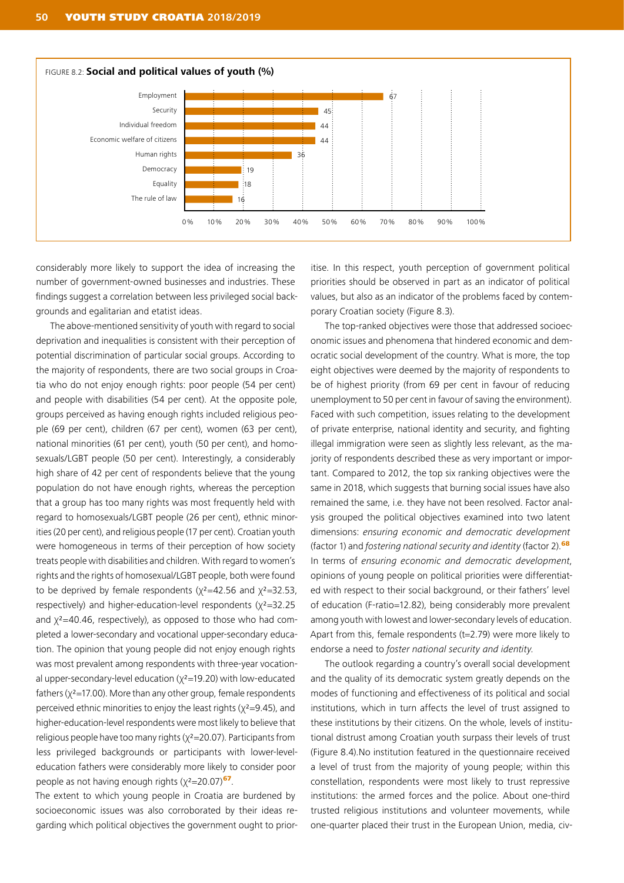FIGURE 8.2: **Social and political values of youth (%)**

| Value | % |
|---|---|
| Employment | 67 |
| Security | 45 |
| Individual freedom | 44 |
| Economic welfare of citizens | 44 |
| Human rights | 36 |
| Democracy | 19 |
| Equality | 18 |
| The rule of law | 16 |

considerably more likely to support the idea of increasing the number of government-owned businesses and industries. These findings suggest a correlation between less privileged social backgrounds and egalitarian and etatist ideas.

The above-mentioned sensitivity of youth with regard to social deprivation and inequalities is consistent with their perception of potential discrimination of particular social groups. According to the majority of respondents, there are two social groups in Croatia who do not enjoy enough rights: poor people (54 per cent) and people with disabilities (54 per cent). At the opposite pole, groups perceived as having enough rights included religious people (69 per cent), children (67 per cent), women (63 per cent), national minorities (61 per cent), youth (50 per cent), and homosexuals/LGBT people (50 per cent). Interestingly, a considerably high share of 42 per cent of respondents believe that the young population do not have enough rights, whereas the perception that a group has too many rights was most frequently held with regard to homosexuals/LGBT people (26 per cent), ethnic minorities (20 per cent), and religious people (17 per cent). Croatian youth were homogeneous in terms of their perception of how society treats people with disabilities and children. With regard to women's rights and the rights of homosexual/LGBT people, both were found to be deprived by female respondents ($\chi^2$=42.56 and $\chi^2$=32.53, respectively) and higher-education-level respondents ($\chi^2$=32.25 and $\chi^2$=40.46, respectively), as opposed to those who had completed a lower-secondary and vocational upper-secondary education. The opinion that young people did not enjoy enough rights was most prevalent among respondents with three-year vocational upper-secondary-level education ($\chi^2$=19.20) with low-educated fathers ($\chi^2$=17.00). More than any other group, female respondents perceived ethnic minorities to enjoy the least rights ($\chi^2$=9.45), and higher-education-level respondents were most likely to believe that religious people have too many rights ($\chi^2$=20.07). Participants from less privileged backgrounds or participants with lower-level-education fathers were considerably more likely to consider poor people as not having enough rights ($\chi^2$=20.07)[67].

The extent to which young people in Croatia are burdened by socioeconomic issues was also corroborated by their ideas regarding which political objectives the government ought to prioritise. In this respect, youth perception of government political priorities should be observed in part as an indicator of political values, but also as an indicator of the problems faced by contemporary Croatian society (Figure 8.3).

The top-ranked objectives were those that addressed socioeconomic issues and phenomena that hindered economic and democratic social development of the country. What is more, the top eight objectives were deemed by the majority of respondents to be of highest priority (from 69 per cent in favour of reducing unemployment to 50 per cent in favour of saving the environment). Faced with such competition, issues relating to the development of private enterprise, national identity and security, and fighting illegal immigration were seen as slightly less relevant, as the majority of respondents described these as very important or important. Compared to 2012, the top six ranking objectives were the same in 2018, which suggests that burning social issues have also remained the same, i.e. they have not been resolved. Factor analysis grouped the political objectives examined into two latent dimensions: *ensuring economic and democratic development* (factor 1) and *fostering national security and identity* (factor 2).[68] In terms of *ensuring economic and democratic development*, opinions of young people on political priorities were differentiated with respect to their social background, or their fathers' level of education (F-ratio=12.82), being considerably more prevalent among youth with lowest and lower-secondary levels of education. Apart from this, female respondents (t=2.79) were more likely to endorse a need to *foster national security and identity.*

The outlook regarding a country's overall social development and the quality of its democratic system greatly depends on the modes of functioning and effectiveness of its political and social institutions, which in turn affects the level of trust assigned to these institutions by their citizens. On the whole, levels of institutional distrust among Croatian youth surpass their levels of trust (Figure 8.4).No institution featured in the questionnaire received a level of trust from the majority of young people; within this constellation, respondents were most likely to trust repressive institutions: the armed forces and the police. About one-third trusted religious institutions and volunteer movements, while one-quarter placed their trust in the European Union, media, civ-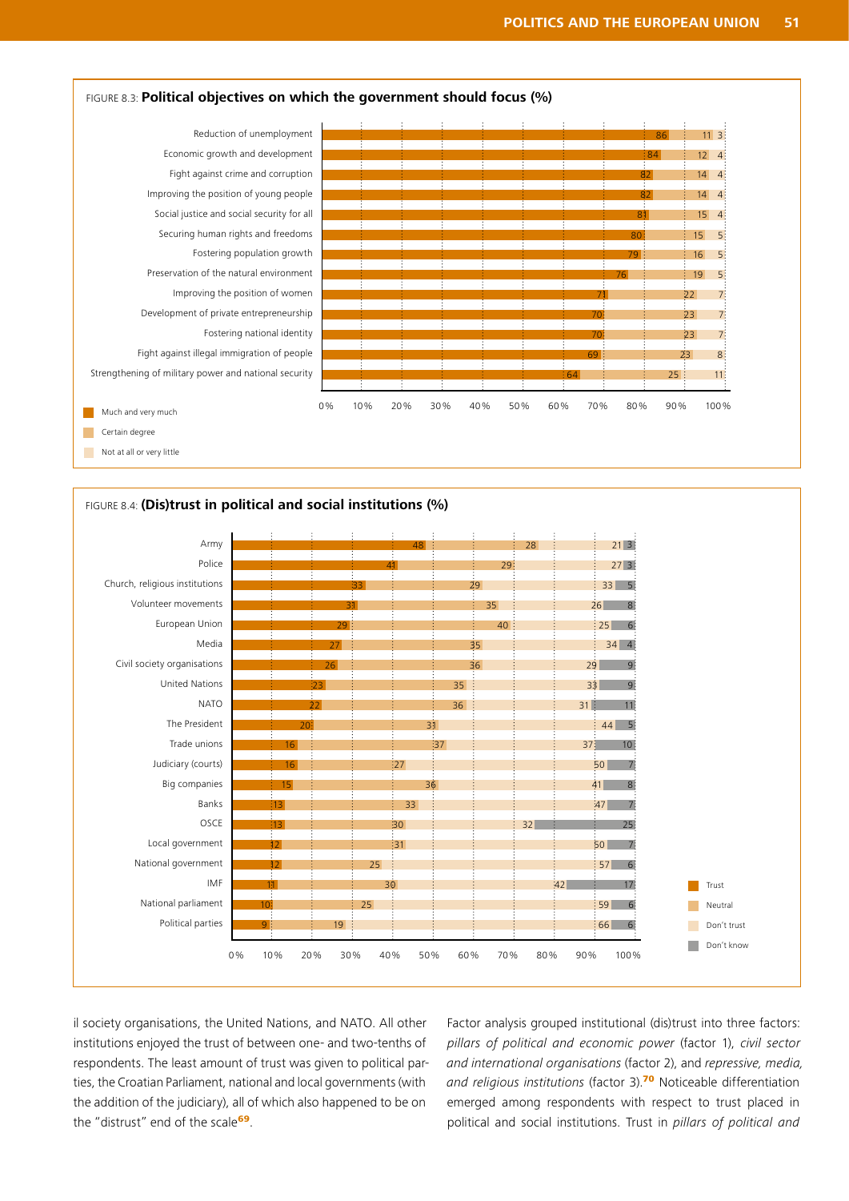FIGURE 8.3: **Political objectives on which the government should focus (%)**

| | Much and very much | Certain degree | Not at all or very little |
|---|---|---|---|
| Reduction of unemployment | 86 | 11 | 3 |
| Economic growth and development | 84 | 12 | 4 |
| Fight against crime and corruption | 82 | 14 | 4 |
| Improving the position of young people | 82 | 14 | 4 |
| Social justice and social security for all | 81 | 15 | 4 |
| Securing human rights and freedoms | 80 | 15 | 5 |
| Fostering population growth | 79 | 16 | 5 |
| Preservation of the natural environment | 76 | 19 | 5 |
| Improving the position of women | 71 | 22 | 7 |
| Development of private entrepreneurship | 70 | 23 | 7 |
| Fostering national identity | 70 | 23 | 7 |
| Fight against illegal immigration of people | 69 | 23 | 8 |
| Strengthening of military power and national security | 64 | 25 | 11 |

FIGURE 8.4: **(Dis)trust in political and social institutions (%)**

| | Trust | Neutral | Don't trust | Don't know |
|---|---|---|---|---|
| Army | 48 | 28 | 21 | 3 |
| Police | 41 | 29 | 27 | 3 |
| Church, religious institutions | 33 | 29 | 33 | 5 |
| Volunteer movements | 31 | 35 | 26 | 8 |
| European Union | 29 | 40 | 25 | 6 |
| Media | 27 | 35 | 34 | 4 |
| Civil society organisations | 26 | 36 | 29 | 9 |
| United Nations | 23 | 35 | 33 | 9 |
| NATO | 22 | 36 | 31 | 11 |
| The President | 20 | 31 | 44 | 5 |
| Trade unions | 16 | 37 | 37 | 10 |
| Judiciary (courts) | 16 | 27 | 50 | 7 |
| Big companies | 15 | 36 | 41 | 8 |
| Banks | 13 | 33 | 47 | 7 |
| OSCE | 13 | 30 | 32 | 25 |
| Local government | 12 | 31 | 50 | 7 |
| National government | 12 | 25 | 57 | 6 |
| IMF | 11 | 30 | 42 | 17 |
| National parliament | 10 | 25 | 59 | 6 |
| Political parties | 9 | 19 | 66 | 6 |

il society organisations, the United Nations, and NATO. All other institutions enjoyed the trust of between one- and two-tenths of respondents. The least amount of trust was given to political parties, the Croatian Parliament, national and local governments (with the addition of the judiciary), all of which also happened to be on the "distrust" end of the scale[69].

Factor analysis grouped institutional (dis)trust into three factors: *pillars of political and economic power* (factor 1), *civil sector and international organisations* (factor 2), and *repressive, media, and religious institutions* (factor 3).[70] Noticeable differentiation emerged among respondents with respect to trust placed in political and social institutions. Trust in *pillars of political and*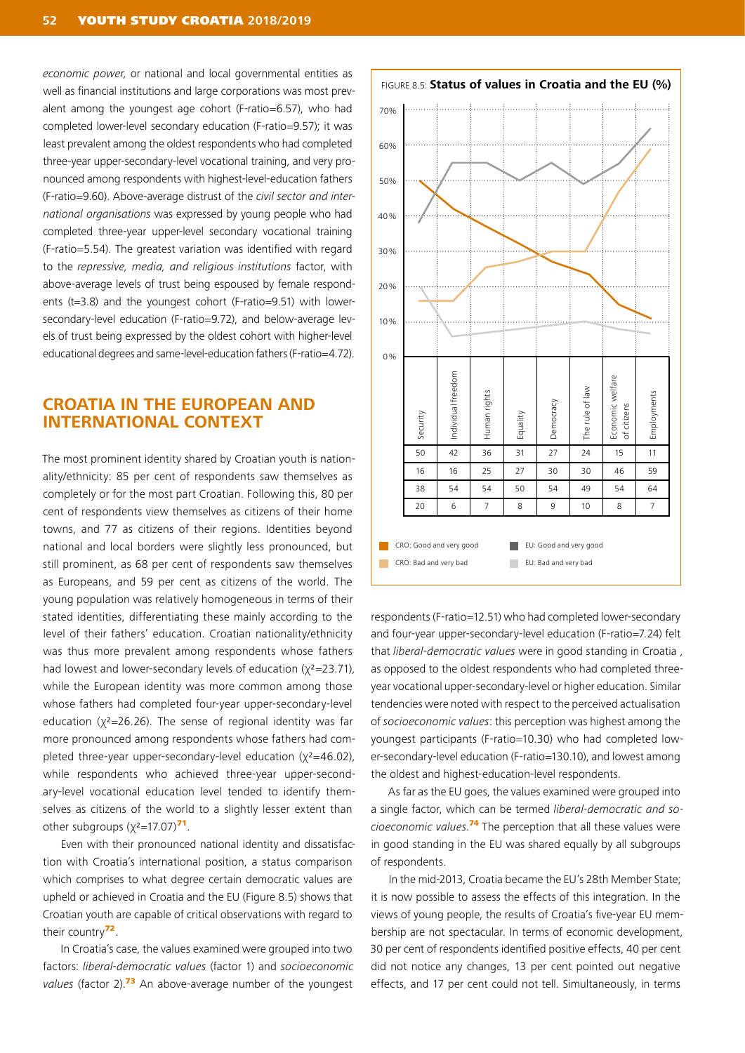*economic power*, or national and local governmental entities as well as financial institutions and large corporations was most prevalent among the youngest age cohort (F-ratio=6.57), who had completed lower-level secondary education (F-ratio=9.57); it was least prevalent among the oldest respondents who had completed three-year upper-secondary-level vocational training, and very pronounced among respondents with highest-level-education fathers (F-ratio=9.60). Above-average distrust of the *civil sector and international organisations* was expressed by young people who had completed three-year upper-level secondary vocational training (F-ratio=5.54). The greatest variation was identified with regard to the *repressive, media, and religious institutions* factor, with above-average levels of trust being espoused by female respondents (t=3.8) and the youngest cohort (F-ratio=9.51) with lower-secondary-level education (F-ratio=9.72), and below-average levels of trust being expressed by the oldest cohort with higher-level educational degrees and same-level-education fathers (F-ratio=4.72).

## CROATIA IN THE EUROPEAN AND INTERNATIONAL CONTEXT

The most prominent identity shared by Croatian youth is nationality/ethnicity: 85 per cent of respondents saw themselves as completely or for the most part Croatian. Following this, 80 per cent of respondents view themselves as citizens of their home towns, and 77 as citizens of their regions. Identities beyond national and local borders were slightly less pronounced, but still prominent, as 68 per cent of respondents saw themselves as Europeans, and 59 per cent as citizens of the world. The young population was relatively homogeneous in terms of their stated identities, differentiating these mainly according to the level of their fathers' education. Croatian nationality/ethnicity was thus more prevalent among respondents whose fathers had lowest and lower-secondary levels of education ($\chi^2$=23.71), while the European identity was more common among those whose fathers had completed four-year upper-secondary-level education ($\chi^2$=26.26). The sense of regional identity was far more pronounced among respondents whose fathers had completed three-year upper-secondary-level education ($\chi^2$=46.02), while respondents who achieved three-year upper-secondary-level vocational education level tended to identify themselves as citizens of the world to a slightly lesser extent than other subgroups ($\chi^2$=17.07)[71].

Even with their pronounced national identity and dissatisfaction with Croatia's international position, a status comparison which comprises to what degree certain democratic values are upheld or achieved in Croatia and the EU (Figure 8.5) shows that Croatian youth are capable of critical observations with regard to their country[72].

In Croatia's case, the values examined were grouped into two factors: *liberal-democratic values* (factor 1) and *socioeconomic values* (factor 2).[73] An above-average number of the youngest

FIGURE 8.5: **Status of values in Croatia and the EU (%)**

| | Security | Individual freedom | Human rights | Equality | Democracy | The rule of law | Economic welfare of citizens | Employments |
|---|---|---|---|---|---|---|---|---|
| CRO: Good and very good | 50 | 42 | 36 | 31 | 27 | 24 | 15 | 11 |
| CRO: Bad and very bad | 16 | 16 | 25 | 27 | 30 | 30 | 46 | 59 |
| EU: Good and very good | 38 | 54 | 54 | 50 | 54 | 49 | 54 | 64 |
| EU: Bad and very bad | 20 | 6 | 7 | 8 | 9 | 10 | 8 | 7 |

respondents (F-ratio=12.51) who had completed lower-secondary and four-year upper-secondary-level education (F-ratio=7.24) felt that *liberal-democratic values* were in good standing in Croatia , as opposed to the oldest respondents who had completed three-year vocational upper-secondary-level or higher education. Similar tendencies were noted with respect to the perceived actualisation of *socioeconomic values*: this perception was highest among the youngest participants (F-ratio=10.30) who had completed lower-secondary-level education (F-ratio=130.10), and lowest among the oldest and highest-education-level respondents.

As far as the EU goes, the values examined were grouped into a single factor, which can be termed *liberal-democratic and socioeconomic values*.[74] The perception that all these values were in good standing in the EU was shared equally by all subgroups of respondents.

In the mid-2013, Croatia became the EU's 28th Member State; it is now possible to assess the effects of this integration. In the views of young people, the results of Croatia's five-year EU membership are not spectacular. In terms of economic development, 30 per cent of respondents identified positive effects, 40 per cent did not notice any changes, 13 per cent pointed out negative effects, and 17 per cent could not tell. Simultaneously, in terms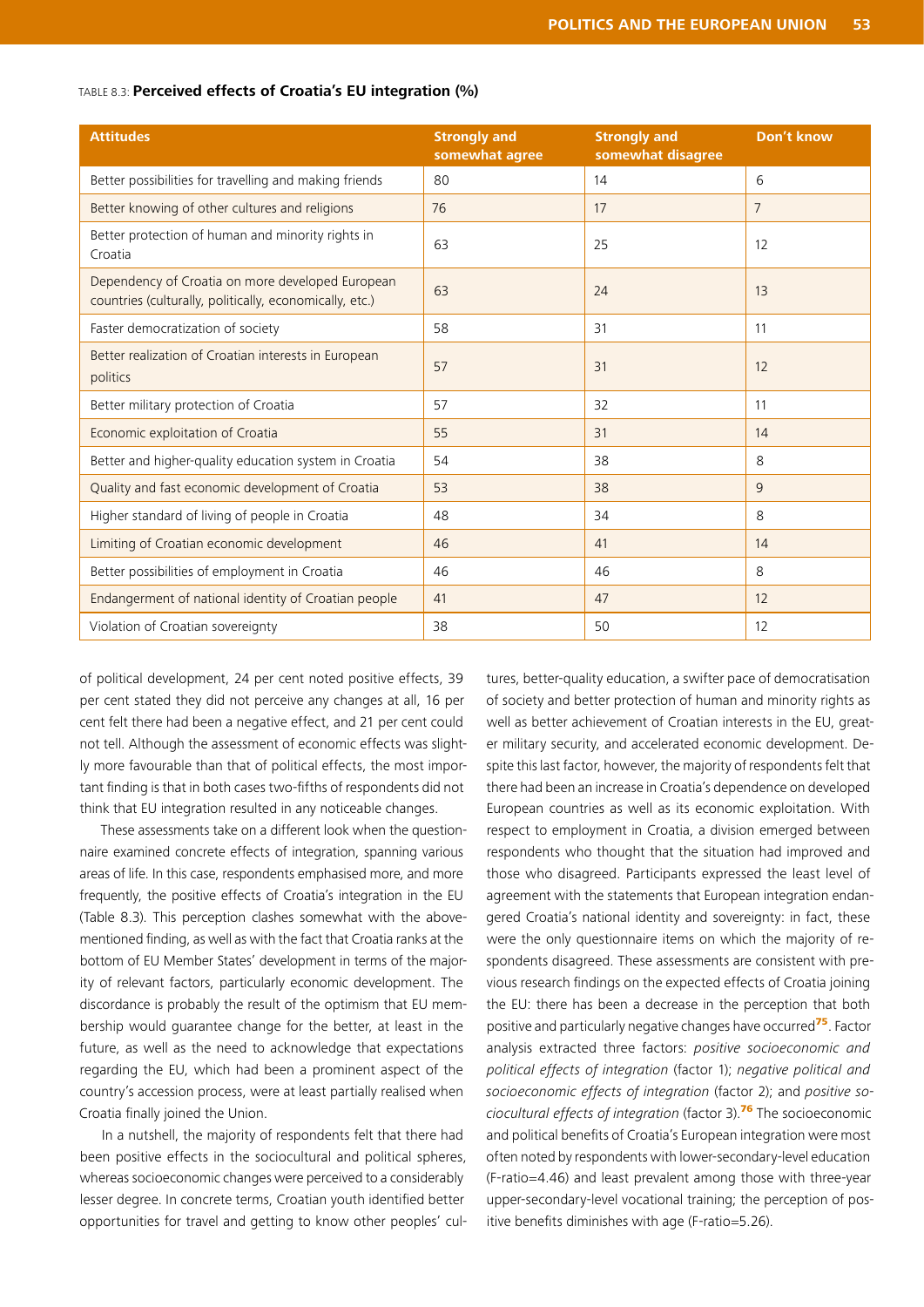TABLE 8.3: **Perceived effects of Croatia's EU integration (%)**

| Attitudes | Strongly and somewhat agree | Strongly and somewhat disagree | Don't know |
|---|---|---|---|
| Better possibilities for travelling and making friends | 80 | 14 | 6 |
| Better knowing of other cultures and religions | 76 | 17 | 7 |
| Better protection of human and minority rights in Croatia | 63 | 25 | 12 |
| Dependency of Croatia on more developed European countries (culturally, politically, economically, etc.) | 63 | 24 | 13 |
| Faster democratization of society | 58 | 31 | 11 |
| Better realization of Croatian interests in European politics | 57 | 31 | 12 |
| Better military protection of Croatia | 57 | 32 | 11 |
| Economic exploitation of Croatia | 55 | 31 | 14 |
| Better and higher-quality education system in Croatia | 54 | 38 | 8 |
| Quality and fast economic development of Croatia | 53 | 38 | 9 |
| Higher standard of living of people in Croatia | 48 | 34 | 8 |
| Limiting of Croatian economic development | 46 | 41 | 14 |
| Better possibilities of employment in Croatia | 46 | 46 | 8 |
| Endangerment of national identity of Croatian people | 41 | 47 | 12 |
| Violation of Croatian sovereignty | 38 | 50 | 12 |

of political development, 24 per cent noted positive effects, 39 per cent stated they did not perceive any changes at all, 16 per cent felt there had been a negative effect, and 21 per cent could not tell. Although the assessment of economic effects was slightly more favourable than that of political effects, the most important finding is that in both cases two-fifths of respondents did not think that EU integration resulted in any noticeable changes.

These assessments take on a different look when the questionnaire examined concrete effects of integration, spanning various areas of life. In this case, respondents emphasised more, and more frequently, the positive effects of Croatia's integration in the EU (Table 8.3). This perception clashes somewhat with the above-mentioned finding, as well as with the fact that Croatia ranks at the bottom of EU Member States' development in terms of the majority of relevant factors, particularly economic development. The discordance is probably the result of the optimism that EU membership would guarantee change for the better, at least in the future, as well as the need to acknowledge that expectations regarding the EU, which had been a prominent aspect of the country's accession process, were at least partially realised when Croatia finally joined the Union.

In a nutshell, the majority of respondents felt that there had been positive effects in the sociocultural and political spheres, whereas socioeconomic changes were perceived to a considerably lesser degree. In concrete terms, Croatian youth identified better opportunities for travel and getting to know other peoples' cultures, better-quality education, a swifter pace of democratisation of society and better protection of human and minority rights as well as better achievement of Croatian interests in the EU, greater military security, and accelerated economic development. Despite this last factor, however, the majority of respondents felt that there had been an increase in Croatia's dependence on developed European countries as well as its economic exploitation. With respect to employment in Croatia, a division emerged between respondents who thought that the situation had improved and those who disagreed. Participants expressed the least level of agreement with the statements that European integration endangered Croatia's national identity and sovereignty: in fact, these were the only questionnaire items on which the majority of respondents disagreed. These assessments are consistent with previous research findings on the expected effects of Croatia joining the EU: there has been a decrease in the perception that both positive and particularly negative changes have occurred[75]. Factor analysis extracted three factors: *positive socioeconomic and political effects of integration* (factor 1); *negative political and socioeconomic effects of integration* (factor 2); and *positive sociocultural effects of integration* (factor 3).[76] The socioeconomic and political benefits of Croatia's European integration were most often noted by respondents with lower-secondary-level education (F-ratio=4.46) and least prevalent among those with three-year upper-secondary-level vocational training; the perception of positive benefits diminishes with age (F-ratio=5.26).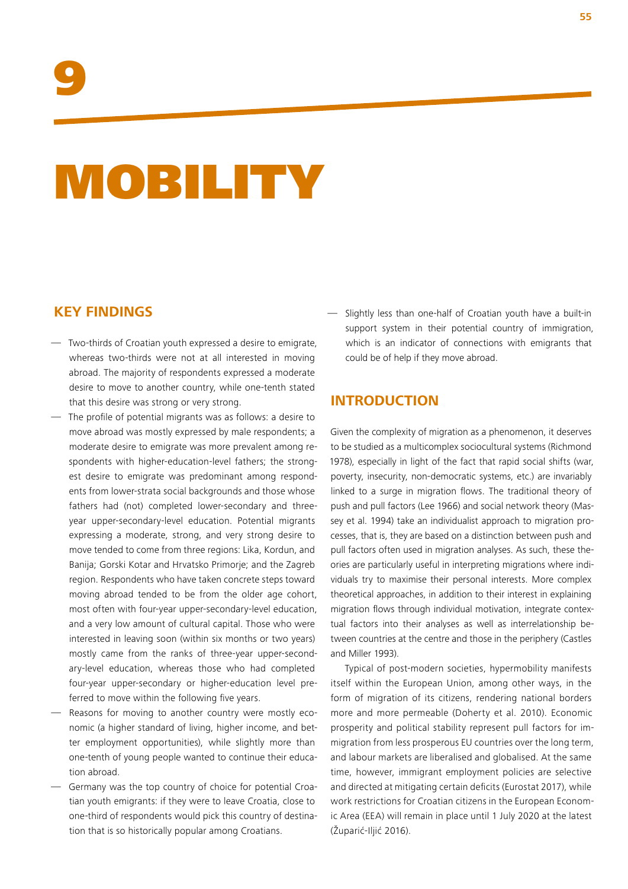# 9

# MOBILITY

## KEY FINDINGS

- Two-thirds of Croatian youth expressed a desire to emigrate, whereas two-thirds were not at all interested in moving abroad. The majority of respondents expressed a moderate desire to move to another country, while one-tenth stated that this desire was strong or very strong.
- The profile of potential migrants was as follows: a desire to move abroad was mostly expressed by male respondents; a moderate desire to emigrate was more prevalent among respondents with higher-education-level fathers; the strongest desire to emigrate was predominant among respondents from lower-strata social backgrounds and those whose fathers had (not) completed lower-secondary and three-year upper-secondary-level education. Potential migrants expressing a moderate, strong, and very strong desire to move tended to come from three regions: Lika, Kordun, and Banija; Gorski Kotar and Hrvatsko Primorje; and the Zagreb region. Respondents who have taken concrete steps toward moving abroad tended to be from the older age cohort, most often with four-year upper-secondary-level education, and a very low amount of cultural capital. Those who were interested in leaving soon (within six months or two years) mostly came from the ranks of three-year upper-secondary-level education, whereas those who had completed four-year upper-secondary or higher-education level preferred to move within the following five years.
- Reasons for moving to another country were mostly economic (a higher standard of living, higher income, and better employment opportunities), while slightly more than one-tenth of young people wanted to continue their education abroad.
- Germany was the top country of choice for potential Croatian youth emigrants: if they were to leave Croatia, close to one-third of respondents would pick this country of destination that is so historically popular among Croatians.
- Slightly less than one-half of Croatian youth have a built-in support system in their potential country of immigration, which is an indicator of connections with emigrants that could be of help if they move abroad.

## INTRODUCTION

Given the complexity of migration as a phenomenon, it deserves to be studied as a multicomplex sociocultural systems (Richmond 1978), especially in light of the fact that rapid social shifts (war, poverty, insecurity, non-democratic systems, etc.) are invariably linked to a surge in migration flows. The traditional theory of push and pull factors (Lee 1966) and social network theory (Massey et al. 1994) take an individualist approach to migration processes, that is, they are based on a distinction between push and pull factors often used in migration analyses. As such, these theories are particularly useful in interpreting migrations where individuals try to maximise their personal interests. More complex theoretical approaches, in addition to their interest in explaining migration flows through individual motivation, integrate contextual factors into their analyses as well as interrelationship between countries at the centre and those in the periphery (Castles and Miller 1993).

Typical of post-modern societies, hypermobility manifests itself within the European Union, among other ways, in the form of migration of its citizens, rendering national borders more and more permeable (Doherty et al. 2010). Economic prosperity and political stability represent pull factors for immigration from less prosperous EU countries over the long term, and labour markets are liberalised and globalised. At the same time, however, immigrant employment policies are selective and directed at mitigating certain deficits (Eurostat 2017), while work restrictions for Croatian citizens in the European Economic Area (EEA) will remain in place until 1 July 2020 at the latest (Župarić-Iljić 2016).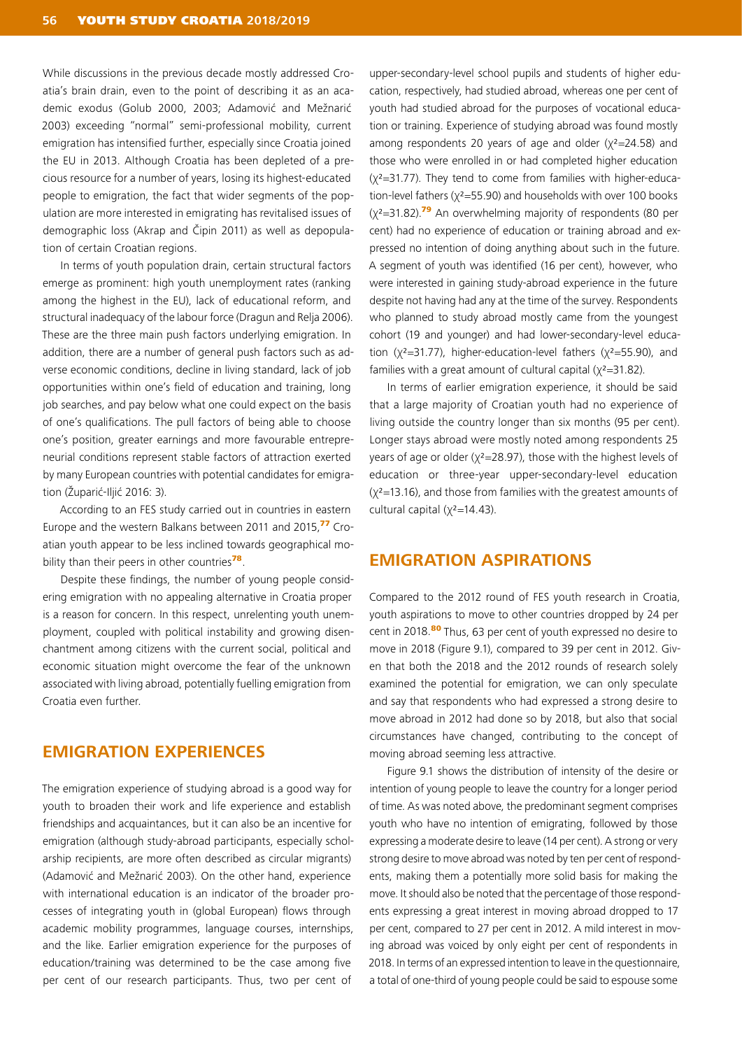While discussions in the previous decade mostly addressed Croatia's brain drain, even to the point of describing it as an academic exodus (Golub 2000, 2003; Adamović and Mežnarić 2003) exceeding "normal" semi-professional mobility, current emigration has intensified further, especially since Croatia joined the EU in 2013. Although Croatia has been depleted of a precious resource for a number of years, losing its highest-educated people to emigration, the fact that wider segments of the population are more interested in emigrating has revitalised issues of demographic loss (Akrap and Čipin 2011) as well as depopulation of certain Croatian regions.

In terms of youth population drain, certain structural factors emerge as prominent: high youth unemployment rates (ranking among the highest in the EU), lack of educational reform, and structural inadequacy of the labour force (Dragun and Relja 2006). These are the three main push factors underlying emigration. In addition, there are a number of general push factors such as adverse economic conditions, decline in living standard, lack of job opportunities within one's field of education and training, long job searches, and pay below what one could expect on the basis of one's qualifications. The pull factors of being able to choose one's position, greater earnings and more favourable entrepreneurial conditions represent stable factors of attraction exerted by many European countries with potential candidates for emigration (Župarić-Iljić 2016: 3).

According to an FES study carried out in countries in eastern Europe and the western Balkans between 2011 and 2015,[77] Croatian youth appear to be less inclined towards geographical mobility than their peers in other countries[78].

Despite these findings, the number of young people considering emigration with no appealing alternative in Croatia proper is a reason for concern. In this respect, unrelenting youth unemployment, coupled with political instability and growing disenchantment among citizens with the current social, political and economic situation might overcome the fear of the unknown associated with living abroad, potentially fuelling emigration from Croatia even further.

## EMIGRATION EXPERIENCES

The emigration experience of studying abroad is a good way for youth to broaden their work and life experience and establish friendships and acquaintances, but it can also be an incentive for emigration (although study-abroad participants, especially scholarship recipients, are more often described as circular migrants) (Adamović and Mežnarić 2003). On the other hand, experience with international education is an indicator of the broader processes of integrating youth in (global European) flows through academic mobility programmes, language courses, internships, and the like. Earlier emigration experience for the purposes of education/training was determined to be the case among five per cent of our research participants. Thus, two per cent of upper-secondary-level school pupils and students of higher education, respectively, had studied abroad, whereas one per cent of youth had studied abroad for the purposes of vocational education or training. Experience of studying abroad was found mostly among respondents 20 years of age and older ($\chi^2$=24.58) and those who were enrolled in or had completed higher education ($\chi^2$=31.77). They tend to come from families with higher-education-level fathers ($\chi^2$=55.90) and households with over 100 books ($\chi^2$=31.82).[79] An overwhelming majority of respondents (80 per cent) had no experience of education or training abroad and expressed no intention of doing anything about such in the future. A segment of youth was identified (16 per cent), however, who were interested in gaining study-abroad experience in the future despite not having had any at the time of the survey. Respondents who planned to study abroad mostly came from the youngest cohort (19 and younger) and had lower-secondary-level education ($\chi^2$=31.77), higher-education-level fathers ($\chi^2$=55.90), and families with a great amount of cultural capital ($\chi^2$=31.82).

In terms of earlier emigration experience, it should be said that a large majority of Croatian youth had no experience of living outside the country longer than six months (95 per cent). Longer stays abroad were mostly noted among respondents 25 years of age or older ($\chi^2$=28.97), those with the highest levels of education or three-year upper-secondary-level education ($\chi^2$=13.16), and those from families with the greatest amounts of cultural capital ($\chi^2$=14.43).

## EMIGRATION ASPIRATIONS

Compared to the 2012 round of FES youth research in Croatia, youth aspirations to move to other countries dropped by 24 per cent in 2018.[80] Thus, 63 per cent of youth expressed no desire to move in 2018 (Figure 9.1), compared to 39 per cent in 2012. Given that both the 2018 and the 2012 rounds of research solely examined the potential for emigration, we can only speculate and say that respondents who had expressed a strong desire to move abroad in 2012 had done so by 2018, but also that social circumstances have changed, contributing to the concept of moving abroad seeming less attractive.

Figure 9.1 shows the distribution of intensity of the desire or intention of young people to leave the country for a longer period of time. As was noted above, the predominant segment comprises youth who have no intention of emigrating, followed by those expressing a moderate desire to leave (14 per cent). A strong or very strong desire to move abroad was noted by ten per cent of respondents, making them a potentially more solid basis for making the move. It should also be noted that the percentage of those respondents expressing a great interest in moving abroad dropped to 17 per cent, compared to 27 per cent in 2012. A mild interest in moving abroad was voiced by only eight per cent of respondents in 2018. In terms of an expressed intention to leave in the questionnaire, a total of one-third of young people could be said to espouse some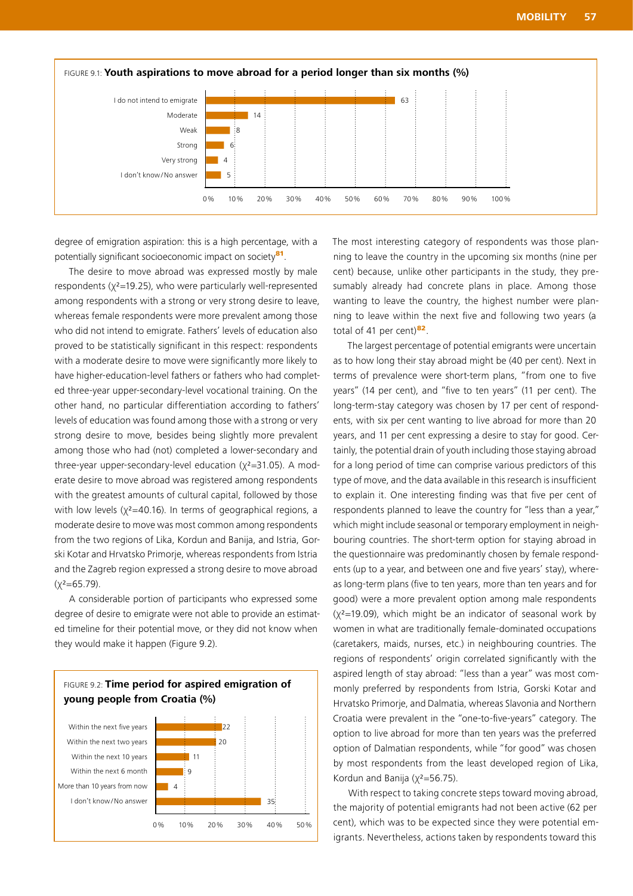FIGURE 9.1: **Youth aspirations to move abroad for a period longer than six months (%)**

| Response | % |
|---|---|
| I do not intend to emigrate | 63 |
| Moderate | 14 |
| Weak | 8 |
| Strong | 6 |
| Very strong | 4 |
| I don't know/No answer | 5 |

degree of emigration aspiration: this is a high percentage, with a potentially significant socioeconomic impact on society[81].

The desire to move abroad was expressed mostly by male respondents ($\chi^2$=19.25), who were particularly well-represented among respondents with a strong or very strong desire to leave, whereas female respondents were more prevalent among those who did not intend to emigrate. Fathers' levels of education also proved to be statistically significant in this respect: respondents with a moderate desire to move were significantly more likely to have higher-education-level fathers or fathers who had completed three-year upper-secondary-level vocational training. On the other hand, no particular differentiation according to fathers' levels of education was found among those with a strong or very strong desire to move, besides being slightly more prevalent among those who had (not) completed a lower-secondary and three-year upper-secondary-level education ($\chi^2$=31.05). A moderate desire to move abroad was registered among respondents with the greatest amounts of cultural capital, followed by those with low levels ($\chi^2$=40.16). In terms of geographical regions, a moderate desire to move was most common among respondents from the two regions of Lika, Kordun and Banija, and Istria, Gorski Kotar and Hrvatsko Primorje, whereas respondents from Istria and the Zagreb region expressed a strong desire to move abroad ($\chi^2$=65.79).

A considerable portion of participants who expressed some degree of desire to emigrate were not able to provide an estimated timeline for their potential move, or they did not know when they would make it happen (Figure 9.2).

FIGURE 9.2: **Time period for aspired emigration of young people from Croatia (%)**

| Response | % |
|---|---|
| Within the next five years | 22 |
| Within the next two years | 20 |
| Within the next 10 years | 11 |
| Within the next 6 month | 9 |
| More than 10 years from now | 4 |
| I don't know/No answer | 35 |

The most interesting category of respondents was those planning to leave the country in the upcoming six months (nine per cent) because, unlike other participants in the study, they presumably already had concrete plans in place. Among those wanting to leave the country, the highest number were planning to leave within the next five and following two years (a total of 41 per cent)[82].

The largest percentage of potential emigrants were uncertain as to how long their stay abroad might be (40 per cent). Next in terms of prevalence were short-term plans, "from one to five years" (14 per cent), and "five to ten years" (11 per cent). The long-term-stay category was chosen by 17 per cent of respondents, with six per cent wanting to live abroad for more than 20 years, and 11 per cent expressing a desire to stay for good. Certainly, the potential drain of youth including those staying abroad for a long period of time can comprise various predictors of this type of move, and the data available in this research is insufficient to explain it. One interesting finding was that five per cent of respondents planned to leave the country for "less than a year," which might include seasonal or temporary employment in neighbouring countries. The short-term option for staying abroad in the questionnaire was predominantly chosen by female respondents (up to a year, and between one and five years' stay), whereas long-term plans (five to ten years, more than ten years and for good) were a more prevalent option among male respondents ($\chi^2$=19.09), which might be an indicator of seasonal work by women in what are traditionally female-dominated occupations (caretakers, maids, nurses, etc.) in neighbouring countries. The regions of respondents' origin correlated significantly with the aspired length of stay abroad: "less than a year" was most commonly preferred by respondents from Istria, Gorski Kotar and Hrvatsko Primorje, and Dalmatia, whereas Slavonia and Northern Croatia were prevalent in the "one-to-five-years" category. The option to live abroad for more than ten years was the preferred option of Dalmatian respondents, while "for good" was chosen by most respondents from the least developed region of Lika, Kordun and Banija ($\chi^2$=56.75).

With respect to taking concrete steps toward moving abroad, the majority of potential emigrants had not been active (62 per cent), which was to be expected since they were potential emigrants. Nevertheless, actions taken by respondents toward this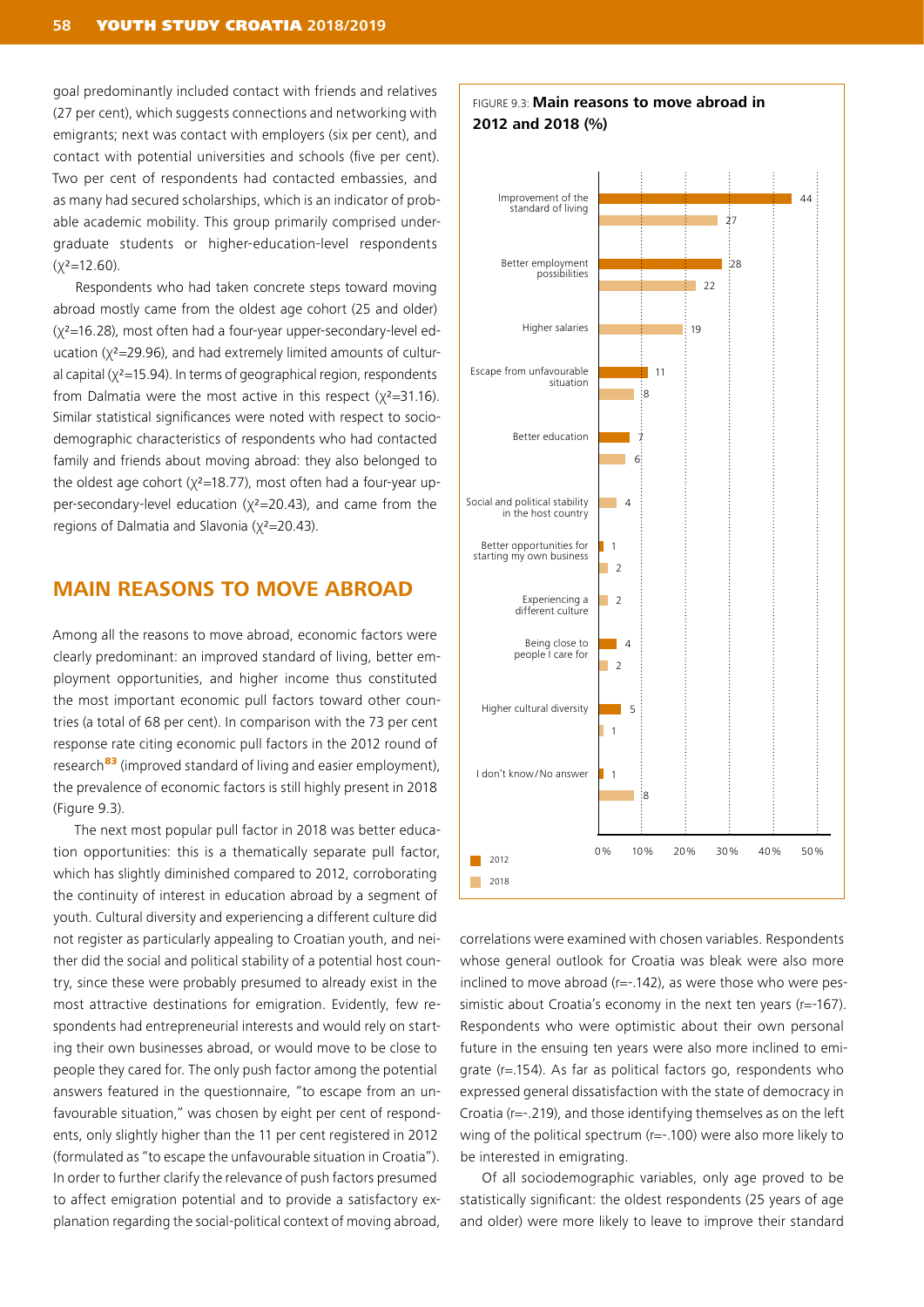goal predominantly included contact with friends and relatives (27 per cent), which suggests connections and networking with emigrants; next was contact with employers (six per cent), and contact with potential universities and schools (five per cent). Two per cent of respondents had contacted embassies, and as many had secured scholarships, which is an indicator of probable academic mobility. This group primarily comprised undergraduate students or higher-education-level respondents ($\chi^2$=12.60).

Respondents who had taken concrete steps toward moving abroad mostly came from the oldest age cohort (25 and older) ($\chi^2$=16.28), most often had a four-year upper-secondary-level education ($\chi^2$=29.96), and had extremely limited amounts of cultural capital ($\chi^2$=15.94). In terms of geographical region, respondents from Dalmatia were the most active in this respect ($\chi^2$=31.16). Similar statistical significances were noted with respect to sociodemographic characteristics of respondents who had contacted family and friends about moving abroad: they also belonged to the oldest age cohort ($\chi^2$=18.77), most often had a four-year upper-secondary-level education ($\chi^2$=20.43), and came from the regions of Dalmatia and Slavonia ($\chi^2$=20.43).

## MAIN REASONS TO MOVE ABROAD

Among all the reasons to move abroad, economic factors were clearly predominant: an improved standard of living, better employment opportunities, and higher income thus constituted the most important economic pull factors toward other countries (a total of 68 per cent). In comparison with the 73 per cent response rate citing economic pull factors in the 2012 round of research[83] (improved standard of living and easier employment), the prevalence of economic factors is still highly present in 2018 (Figure 9.3).

The next most popular pull factor in 2018 was better education opportunities: this is a thematically separate pull factor, which has slightly diminished compared to 2012, corroborating the continuity of interest in education abroad by a segment of youth. Cultural diversity and experiencing a different culture did not register as particularly appealing to Croatian youth, and neither did the social and political stability of a potential host country, since these were probably presumed to already exist in the most attractive destinations for emigration. Evidently, few respondents had entrepreneurial interests and would rely on starting their own businesses abroad, or would move to be close to people they cared for. The only push factor among the potential answers featured in the questionnaire, "to escape from an unfavourable situation," was chosen by eight per cent of respondents, only slightly higher than the 11 per cent registered in 2012 (formulated as "to escape the unfavourable situation in Croatia"). In order to further clarify the relevance of push factors presumed to affect emigration potential and to provide a satisfactory explanation regarding the social-political context of moving abroad,

FIGURE 9.3: **Main reasons to move abroad in 2012 and 2018 (%)**

| Reason | 2012 | 2018 |
|---|---|---|
| Improvement of the standard of living | 44 | 27 |
| Better employment possibilities | 28 | 22 |
| Higher salaries | | 19 |
| Escape from unfavourable situation | 11 | 8 |
| Better education | 7 | 6 |
| Social and political stability in the host country | | 4 |
| Better opportunities for starting my own business | 1 | 2 |
| Experiencing a different culture | | 2 |
| Being close to people I care for | 4 | 2 |
| Higher cultural diversity | 5 | 1 |
| I don't know/No answer | 1 | 8 |

correlations were examined with chosen variables. Respondents whose general outlook for Croatia was bleak were also more inclined to move abroad (r=-.142), as were those who were pessimistic about Croatia's economy in the next ten years (r=-167). Respondents who were optimistic about their own personal future in the ensuing ten years were also more inclined to emigrate (r=.154). As far as political factors go, respondents who expressed general dissatisfaction with the state of democracy in Croatia (r=-.219), and those identifying themselves as on the left wing of the political spectrum (r=-.100) were also more likely to be interested in emigrating.

Of all sociodemographic variables, only age proved to be statistically significant: the oldest respondents (25 years of age and older) were more likely to leave to improve their standard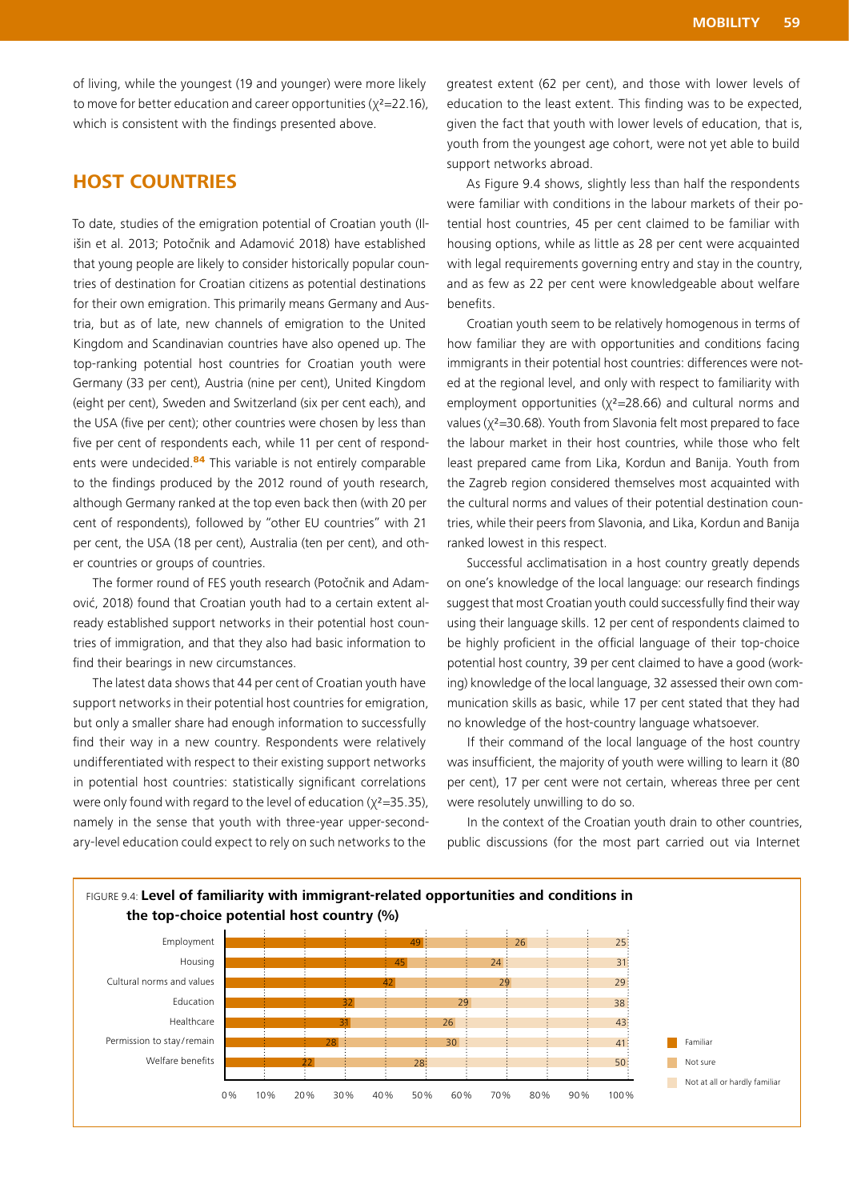of living, while the youngest (19 and younger) were more likely to move for better education and career opportunities ($\chi^2$=22.16), which is consistent with the findings presented above.

## HOST COUNTRIES

To date, studies of the emigration potential of Croatian youth (Ilišin et al. 2013; Potočnik and Adamović 2018) have established that young people are likely to consider historically popular countries of destination for Croatian citizens as potential destinations for their own emigration. This primarily means Germany and Austria, but as of late, new channels of emigration to the United Kingdom and Scandinavian countries have also opened up. The top-ranking potential host countries for Croatian youth were Germany (33 per cent), Austria (nine per cent), United Kingdom (eight per cent), Sweden and Switzerland (six per cent each), and the USA (five per cent); other countries were chosen by less than five per cent of respondents each, while 11 per cent of respondents were undecided.[84] This variable is not entirely comparable to the findings produced by the 2012 round of youth research, although Germany ranked at the top even back then (with 20 per cent of respondents), followed by "other EU countries" with 21 per cent, the USA (18 per cent), Australia (ten per cent), and other countries or groups of countries.

The former round of FES youth research (Potočnik and Adamović, 2018) found that Croatian youth had to a certain extent already established support networks in their potential host countries of immigration, and that they also had basic information to find their bearings in new circumstances.

The latest data shows that 44 per cent of Croatian youth have support networks in their potential host countries for emigration, but only a smaller share had enough information to successfully find their way in a new country. Respondents were relatively undifferentiated with respect to their existing support networks in potential host countries: statistically significant correlations were only found with regard to the level of education ($\chi^2$=35.35), namely in the sense that youth with three-year upper-secondary-level education could expect to rely on such networks to the greatest extent (62 per cent), and those with lower levels of education to the least extent. This finding was to be expected, given the fact that youth with lower levels of education, that is, youth from the youngest age cohort, were not yet able to build support networks abroad.

As Figure 9.4 shows, slightly less than half the respondents were familiar with conditions in the labour markets of their potential host countries, 45 per cent claimed to be familiar with housing options, while as little as 28 per cent were acquainted with legal requirements governing entry and stay in the country, and as few as 22 per cent were knowledgeable about welfare benefits.

Croatian youth seem to be relatively homogenous in terms of how familiar they are with opportunities and conditions facing immigrants in their potential host countries: differences were noted at the regional level, and only with respect to familiarity with employment opportunities ($\chi^2$=28.66) and cultural norms and values ($\chi^2$=30.68). Youth from Slavonia felt most prepared to face the labour market in their host countries, while those who felt least prepared came from Lika, Kordun and Banija. Youth from the Zagreb region considered themselves most acquainted with the cultural norms and values of their potential destination countries, while their peers from Slavonia, and Lika, Kordun and Banija ranked lowest in this respect.

Successful acclimatisation in a host country greatly depends on one's knowledge of the local language: our research findings suggest that most Croatian youth could successfully find their way using their language skills. 12 per cent of respondents claimed to be highly proficient in the official language of their top-choice potential host country, 39 per cent claimed to have a good (working) knowledge of the local language, 32 assessed their own communication skills as basic, while 17 per cent stated that they had no knowledge of the host-country language whatsoever.

If their command of the local language of the host country was insufficient, the majority of youth were willing to learn it (80 per cent), 17 per cent were not certain, whereas three per cent were resolutely unwilling to do so.

In the context of the Croatian youth drain to other countries, public discussions (for the most part carried out via Internet

FIGURE 9.4: **Level of familiarity with immigrant-related opportunities and conditions in the top-choice potential host country (%)**

| | Familiar | Not sure | Not at all or hardly familiar |
|---|---|---|---|
| Employment | 49 | 26 | 25 |
| Housing | 45 | 24 | 31 |
| Cultural norms and values | 42 | 29 | 29 |
| Education | 32 | 29 | 38 |
| Healthcare | 31 | 26 | 43 |
| Permission to stay/remain | 28 | 30 | 41 |
| Welfare benefits | 22 | 28 | 50 |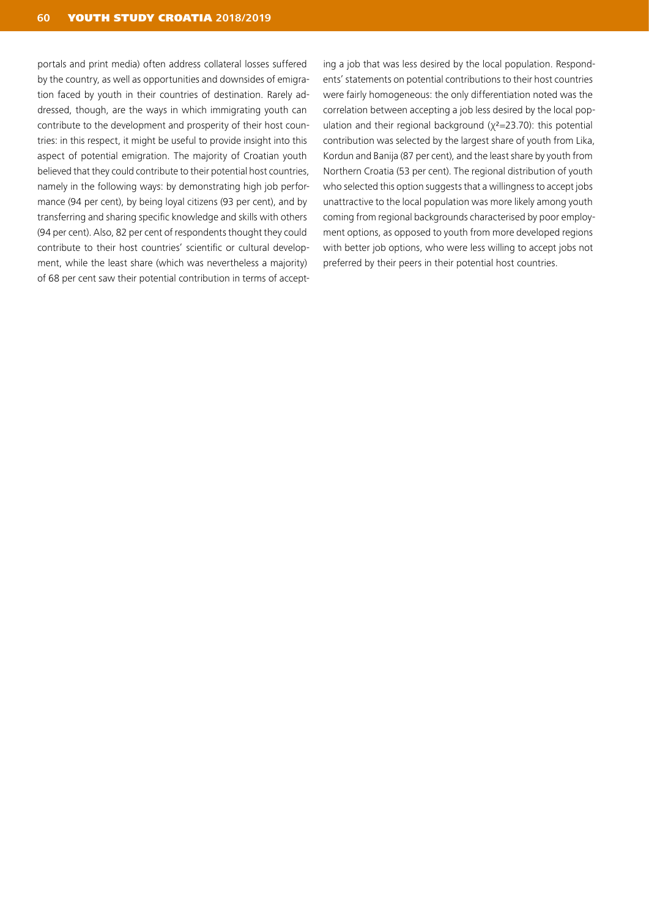portals and print media) often address collateral losses suffered by the country, as well as opportunities and downsides of emigration faced by youth in their countries of destination. Rarely addressed, though, are the ways in which immigrating youth can contribute to the development and prosperity of their host countries: in this respect, it might be useful to provide insight into this aspect of potential emigration. The majority of Croatian youth believed that they could contribute to their potential host countries, namely in the following ways: by demonstrating high job performance (94 per cent), by being loyal citizens (93 per cent), and by transferring and sharing specific knowledge and skills with others (94 per cent). Also, 82 per cent of respondents thought they could contribute to their host countries' scientific or cultural development, while the least share (which was nevertheless a majority) of 68 per cent saw their potential contribution in terms of accepting a job that was less desired by the local population. Respondents' statements on potential contributions to their host countries were fairly homogeneous: the only differentiation noted was the correlation between accepting a job less desired by the local population and their regional background ($\chi^2$=23.70): this potential contribution was selected by the largest share of youth from Lika, Kordun and Banija (87 per cent), and the least share by youth from Northern Croatia (53 per cent). The regional distribution of youth who selected this option suggests that a willingness to accept jobs unattractive to the local population was more likely among youth coming from regional backgrounds characterised by poor employment options, as opposed to youth from more developed regions with better job options, who were less willing to accept jobs not preferred by their peers in their potential host countries.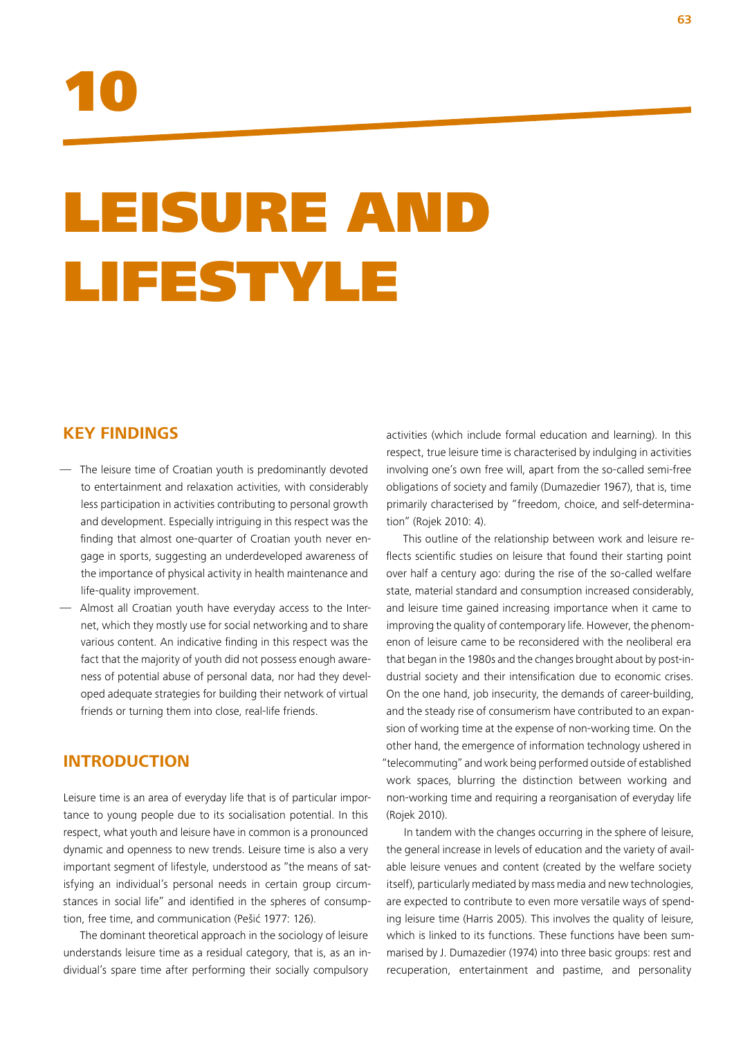# 10

# LEISURE AND LIFESTYLE

## KEY FINDINGS

- The leisure time of Croatian youth is predominantly devoted to entertainment and relaxation activities, with considerably less participation in activities contributing to personal growth and development. Especially intriguing in this respect was the finding that almost one-quarter of Croatian youth never engage in sports, suggesting an underdeveloped awareness of the importance of physical activity in health maintenance and life-quality improvement.
- Almost all Croatian youth have everyday access to the Internet, which they mostly use for social networking and to share various content. An indicative finding in this respect was the fact that the majority of youth did not possess enough awareness of potential abuse of personal data, nor had they developed adequate strategies for building their network of virtual friends or turning them into close, real-life friends.

## INTRODUCTION

Leisure time is an area of everyday life that is of particular importance to young people due to its socialisation potential. In this respect, what youth and leisure have in common is a pronounced dynamic and openness to new trends. Leisure time is also a very important segment of lifestyle, understood as "the means of satisfying an individual's personal needs in certain group circumstances in social life" and identified in the spheres of consumption, free time, and communication (Pešić 1977: 126).

The dominant theoretical approach in the sociology of leisure understands leisure time as a residual category, that is, as an individual's spare time after performing their socially compulsory activities (which include formal education and learning). In this respect, true leisure time is characterised by indulging in activities involving one's own free will, apart from the so-called semi-free obligations of society and family (Dumazedier 1967), that is, time primarily characterised by "freedom, choice, and self-determination" (Rojek 2010: 4).

This outline of the relationship between work and leisure reflects scientific studies on leisure that found their starting point over half a century ago: during the rise of the so-called welfare state, material standard and consumption increased considerably, and leisure time gained increasing importance when it came to improving the quality of contemporary life. However, the phenomenon of leisure came to be reconsidered with the neoliberal era that began in the 1980s and the changes brought about by post-industrial society and their intensification due to economic crises. On the one hand, job insecurity, the demands of career-building, and the steady rise of consumerism have contributed to an expansion of working time at the expense of non-working time. On the other hand, the emergence of information technology ushered in "telecommuting" and work being performed outside of established work spaces, blurring the distinction between working and non-working time and requiring a reorganisation of everyday life (Rojek 2010).

In tandem with the changes occurring in the sphere of leisure, the general increase in levels of education and the variety of available leisure venues and content (created by the welfare society itself), particularly mediated by mass media and new technologies, are expected to contribute to even more versatile ways of spending leisure time (Harris 2005). This involves the quality of leisure, which is linked to its functions. These functions have been summarised by J. Dumazedier (1974) into three basic groups: rest and recuperation, entertainment and pastime, and personality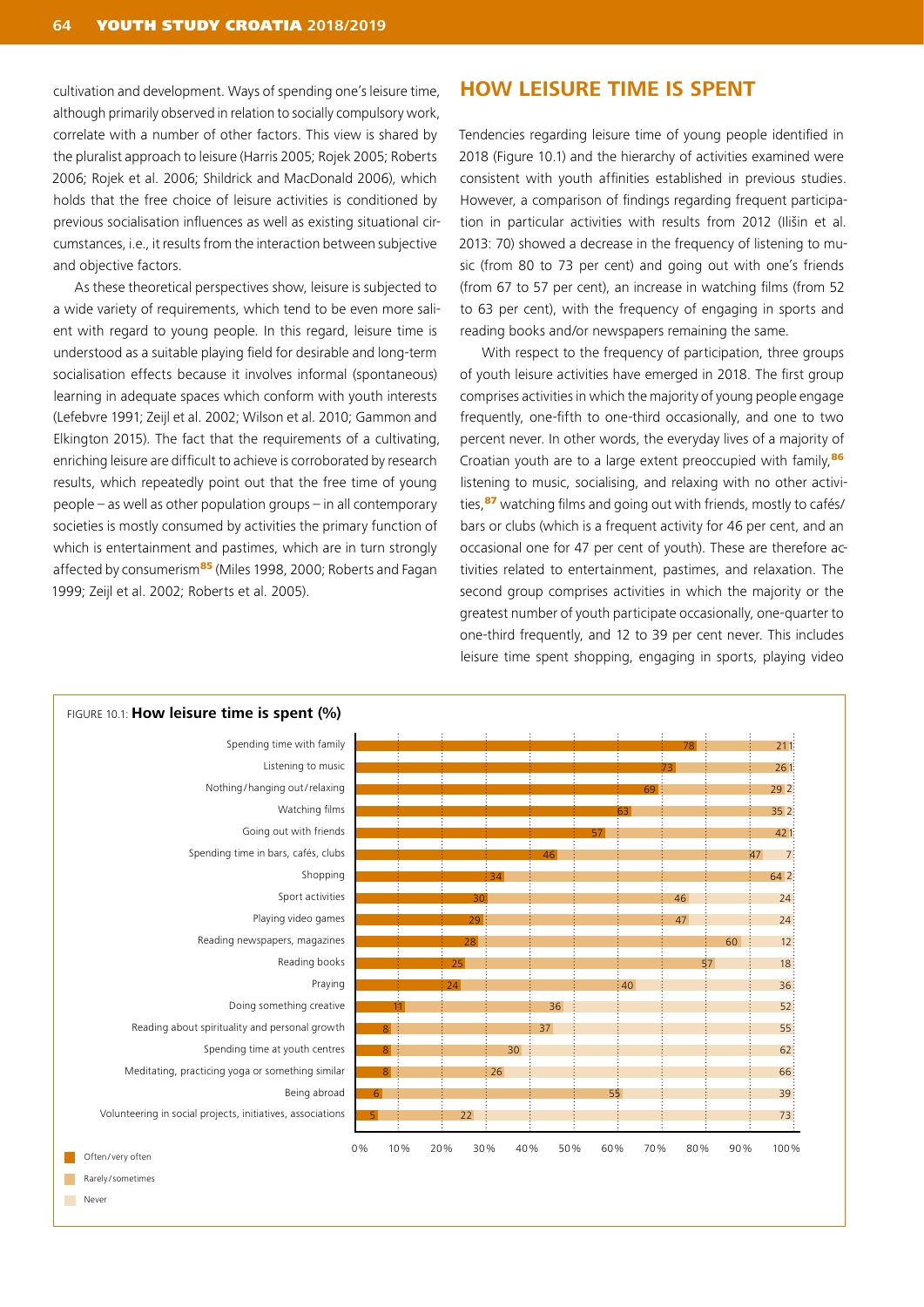cultivation and development. Ways of spending one's leisure time, although primarily observed in relation to socially compulsory work, correlate with a number of other factors. This view is shared by the pluralist approach to leisure (Harris 2005; Rojek 2005; Roberts 2006; Rojek et al. 2006; Shildrick and MacDonald 2006), which holds that the free choice of leisure activities is conditioned by previous socialisation influences as well as existing situational circumstances, i.e., it results from the interaction between subjective and objective factors.

As these theoretical perspectives show, leisure is subjected to a wide variety of requirements, which tend to be even more salient with regard to young people. In this regard, leisure time is understood as a suitable playing field for desirable and long-term socialisation effects because it involves informal (spontaneous) learning in adequate spaces which conform with youth interests (Lefebvre 1991; Zeijl et al. 2002; Wilson et al. 2010; Gammon and Elkington 2015). The fact that the requirements of a cultivating, enriching leisure are difficult to achieve is corroborated by research results, which repeatedly point out that the free time of young people – as well as other population groups – in all contemporary societies is mostly consumed by activities the primary function of which is entertainment and pastimes, which are in turn strongly affected by consumerism[85] (Miles 1998, 2000; Roberts and Fagan 1999; Zeijl et al. 2002; Roberts et al. 2005).

## HOW LEISURE TIME IS SPENT

Tendencies regarding leisure time of young people identified in 2018 (Figure 10.1) and the hierarchy of activities examined were consistent with youth affinities established in previous studies. However, a comparison of findings regarding frequent participation in particular activities with results from 2012 (Ilišin et al. 2013: 70) showed a decrease in the frequency of listening to music (from 80 to 73 per cent) and going out with one's friends (from 67 to 57 per cent), an increase in watching films (from 52 to 63 per cent), with the frequency of engaging in sports and reading books and/or newspapers remaining the same.

With respect to the frequency of participation, three groups of youth leisure activities have emerged in 2018. The first group comprises activities in which the majority of young people engage frequently, one-fifth to one-third occasionally, and one to two percent never. In other words, the everyday lives of a majority of Croatian youth are to a large extent preoccupied with family,[86] listening to music, socialising, and relaxing with no other activities,[87] watching films and going out with friends, mostly to cafés/bars or clubs (which is a frequent activity for 46 per cent, and an occasional one for 47 per cent of youth). These are therefore activities related to entertainment, pastimes, and relaxation. The second group comprises activities in which the majority or the greatest number of youth participate occasionally, one-quarter to one-third frequently, and 12 to 39 per cent never. This includes leisure time spent shopping, engaging in sports, playing video

FIGURE 10.1: **How leisure time is spent (%)**

| Activity | Often/very often | Rarely/sometimes | Never |
|---|---|---|---|
| Spending time with family | 78 | 21 | 1 |
| Listening to music | 73 | 26 | 1 |
| Nothing/hanging out/relaxing | 69 | 29 | 2 |
| Watching films | 63 | 35 | 2 |
| Going out with friends | 57 | 42 | 1 |
| Spending time in bars, cafés, clubs | 46 | 47 | 7 |
| Shopping | 34 | 64 | 2 |
| Sport activities | 30 | 46 | 24 |
| Playing video games | 29 | 47 | 24 |
| Reading newspapers, magazines | 28 | 60 | 12 |
| Reading books | 25 | 57 | 18 |
| Praying | 24 | 40 | 36 |
| Doing something creative | 11 | 36 | 52 |
| Reading about spirituality and personal growth | 8 | 37 | 55 |
| Spending time at youth centres | 8 | 30 | 62 |
| Meditating, practicing yoga or something similar | 8 | 26 | 66 |
| Being abroad | 6 | 55 | 39 |
| Volunteering in social projects, initiatives, associations | 5 | 22 | 73 |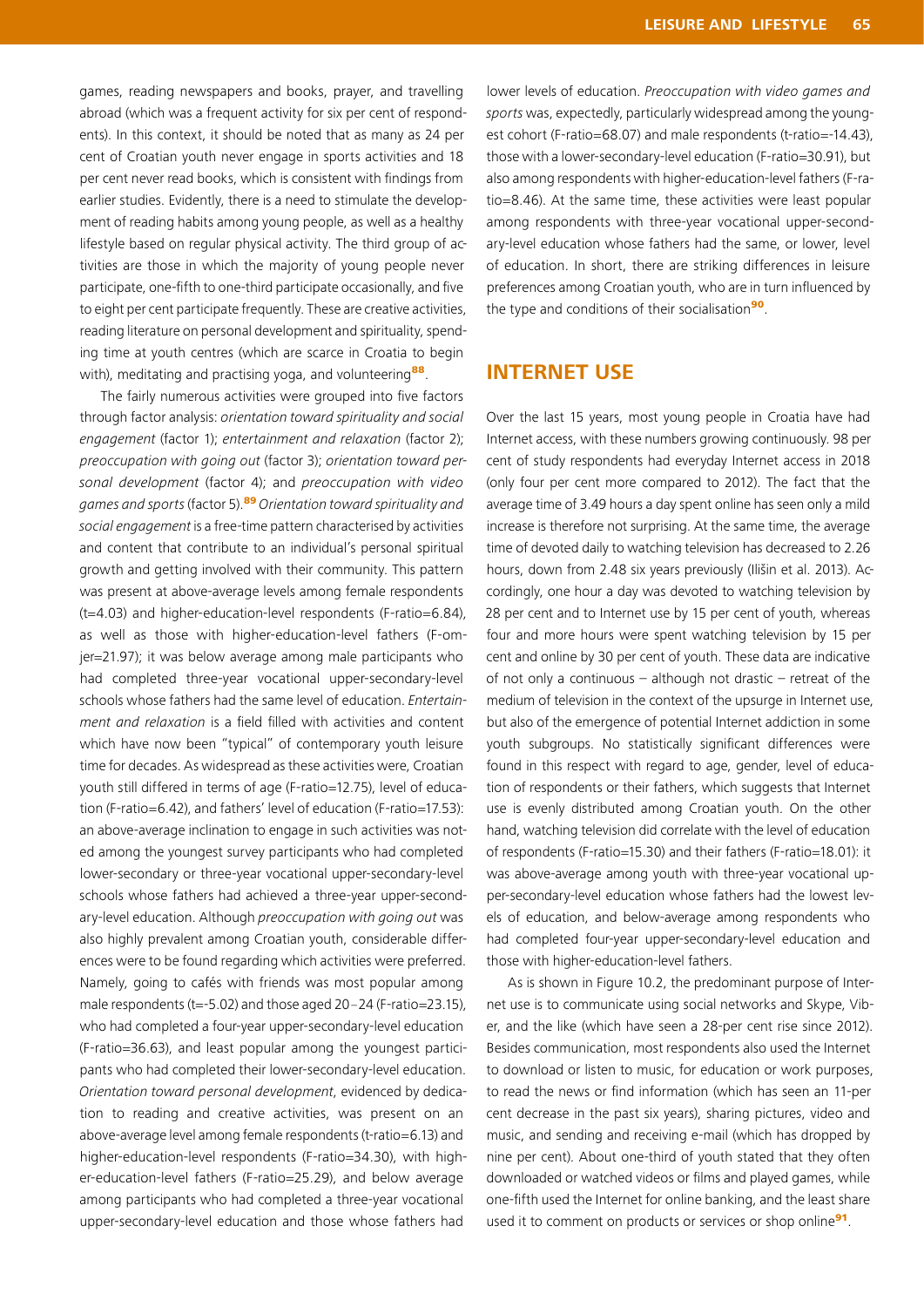games, reading newspapers and books, prayer, and travelling abroad (which was a frequent activity for six per cent of respondents). In this context, it should be noted that as many as 24 per cent of Croatian youth never engage in sports activities and 18 per cent never read books, which is consistent with findings from earlier studies. Evidently, there is a need to stimulate the development of reading habits among young people, as well as a healthy lifestyle based on regular physical activity. The third group of activities are those in which the majority of young people never participate, one-fifth to one-third participate occasionally, and five to eight per cent participate frequently. These are creative activities, reading literature on personal development and spirituality, spending time at youth centres (which are scarce in Croatia to begin with), meditating and practising yoga, and volunteering[88].

The fairly numerous activities were grouped into five factors through factor analysis: *orientation toward spirituality and social engagement* (factor 1); *entertainment and relaxation* (factor 2); *preoccupation with going out* (factor 3); *orientation toward personal development* (factor 4); and *preoccupation with video games and sports* (factor 5).[89] *Orientation toward spirituality and social engagement* is a free-time pattern characterised by activities and content that contribute to an individual's personal spiritual growth and getting involved with their community. This pattern was present at above-average levels among female respondents (t=4.03) and higher-education-level respondents (F-ratio=6.84), as well as those with higher-education-level fathers (F-omjer=21.97); it was below average among male participants who had completed three-year vocational upper-secondary-level schools whose fathers had the same level of education. *Entertainment and relaxation* is a field filled with activities and content which have now been "typical" of contemporary youth leisure time for decades. As widespread as these activities were, Croatian youth still differed in terms of age (F-ratio=12.75), level of education (F-ratio=6.42), and fathers' level of education (F-ratio=17.53): an above-average inclination to engage in such activities was noted among the youngest survey participants who had completed lower-secondary or three-year vocational upper-secondary-level schools whose fathers had achieved a three-year upper-secondary-level education. Although *preoccupation with going out* was also highly prevalent among Croatian youth, considerable differences were to be found regarding which activities were preferred. Namely, going to cafés with friends was most popular among male respondents (t=-5.02) and those aged 20–24 (F-ratio=23.15), who had completed a four-year upper-secondary-level education (F-ratio=36.63), and least popular among the youngest participants who had completed their lower-secondary-level education. *Orientation toward personal development*, evidenced by dedication to reading and creative activities, was present on an above-average level among female respondents (t-ratio=6.13) and higher-education-level respondents (F-ratio=34.30), with higher-education-level fathers (F-ratio=25.29), and below average among participants who had completed a three-year vocational upper-secondary-level education and those whose fathers had lower levels of education. *Preoccupation with video games and sports* was, expectedly, particularly widespread among the youngest cohort (F-ratio=68.07) and male respondents (t-ratio=-14.43), those with a lower-secondary-level education (F-ratio=30.91), but also among respondents with higher-education-level fathers (F-ratio=8.46). At the same time, these activities were least popular among respondents with three-year vocational upper-secondary-level education whose fathers had the same, or lower, level of education. In short, there are striking differences in leisure preferences among Croatian youth, who are in turn influenced by the type and conditions of their socialisation[90].

## INTERNET USE

Over the last 15 years, most young people in Croatia have had Internet access, with these numbers growing continuously. 98 per cent of study respondents had everyday Internet access in 2018 (only four per cent more compared to 2012). The fact that the average time of 3.49 hours a day spent online has seen only a mild increase is therefore not surprising. At the same time, the average time of devoted daily to watching television has decreased to 2.26 hours, down from 2.48 six years previously (Ilišin et al. 2013). Accordingly, one hour a day was devoted to watching television by 28 per cent and to Internet use by 15 per cent of youth, whereas four and more hours were spent watching television by 15 per cent and online by 30 per cent of youth. These data are indicative of not only a continuous – although not drastic – retreat of the medium of television in the context of the upsurge in Internet use, but also of the emergence of potential Internet addiction in some youth subgroups. No statistically significant differences were found in this respect with regard to age, gender, level of education of respondents or their fathers, which suggests that Internet use is evenly distributed among Croatian youth. On the other hand, watching television did correlate with the level of education of respondents (F-ratio=15.30) and their fathers (F-ratio=18.01): it was above-average among youth with three-year vocational upper-secondary-level education whose fathers had the lowest levels of education, and below-average among respondents who had completed four-year upper-secondary-level education and those with higher-education-level fathers.

As is shown in Figure 10.2, the predominant purpose of Internet use is to communicate using social networks and Skype, Viber, and the like (which have seen a 28-per cent rise since 2012). Besides communication, most respondents also used the Internet to download or listen to music, for education or work purposes, to read the news or find information (which has seen an 11-per cent decrease in the past six years), sharing pictures, video and music, and sending and receiving e-mail (which has dropped by nine per cent). About one-third of youth stated that they often downloaded or watched videos or films and played games, while one-fifth used the Internet for online banking, and the least share used it to comment on products or services or shop online[91].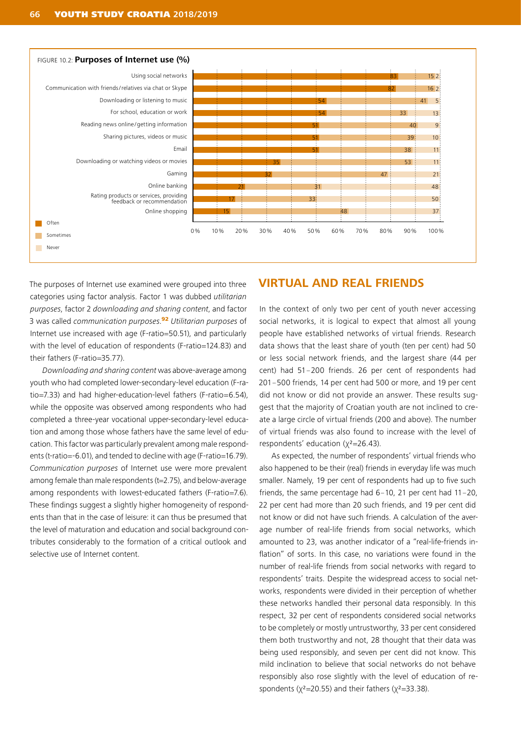FIGURE 10.2: **Purposes of Internet use (%)**

| | Often | Sometimes | Never |
|---|---|---|---|
| Using social networks | 83 | 15 | 2 |
| Communication with friends/relatives via chat or Skype | 82 | 16 | 2 |
| Downloading or listening to music | 54 | 41 | 5 |
| For school, education or work | 54 | 33 | 13 |
| Reading news online/getting information | 51 | 40 | 9 |
| Sharing pictures, videos or music | 51 | 39 | 10 |
| Email | 51 | 38 | 11 |
| Downloading or watching videos or movies | 35 | 53 | 11 |
| Gaming | 32 | 47 | 21 |
| Online banking | 21 | 31 | 48 |
| Rating products or services, providing feedback or recommendation | 17 | 33 | 50 |
| Online shopping | 15 | 48 | 37 |

The purposes of Internet use examined were grouped into three categories using factor analysis. Factor 1 was dubbed *utilitarian purposes*, factor 2 *downloading and sharing content*, and factor 3 was called *communication purposes*.[92] *Utilitarian purposes* of Internet use increased with age (F-ratio=50.51), and particularly with the level of education of respondents (F-ratio=124.83) and their fathers (F-ratio=35.77).

*Downloading and sharing content* was above-average among youth who had completed lower-secondary-level education (F-ratio=7.33) and had higher-education-level fathers (F-ratio=6.54), while the opposite was observed among respondents who had completed a three-year vocational upper-secondary-level education and among those whose fathers have the same level of education. This factor was particularly prevalent among male respondents (t-ratio=-6.01), and tended to decline with age (F-ratio=16.79). *Communication purposes* of Internet use were more prevalent among female than male respondents (t=2.75), and below-average among respondents with lowest-educated fathers (F-ratio=7.6). These findings suggest a slightly higher homogeneity of respondents than that in the case of leisure: it can thus be presumed that the level of maturation and education and social background contributes considerably to the formation of a critical outlook and selective use of Internet content.

## VIRTUAL AND REAL FRIENDS

In the context of only two per cent of youth never accessing social networks, it is logical to expect that almost all young people have established networks of virtual friends. Research data shows that the least share of youth (ten per cent) had 50 or less social network friends, and the largest share (44 per cent) had 51–200 friends. 26 per cent of respondents had 201–500 friends, 14 per cent had 500 or more, and 19 per cent did not know or did not provide an answer. These results suggest that the majority of Croatian youth are not inclined to create a large circle of virtual friends (200 and above). The number of virtual friends was also found to increase with the level of respondents' education ($\chi^2$=26.43).

As expected, the number of respondents' virtual friends who also happened to be their (real) friends in everyday life was much smaller. Namely, 19 per cent of respondents had up to five such friends, the same percentage had 6–10, 21 per cent had 11–20, 22 per cent had more than 20 such friends, and 19 per cent did not know or did not have such friends. A calculation of the average number of real-life friends from social networks, which amounted to 23, was another indicator of a "real-life-friends inflation" of sorts. In this case, no variations were found in the number of real-life friends from social networks with regard to respondents' traits. Despite the widespread access to social networks, respondents were divided in their perception of whether these networks handled their personal data responsibly. In this respect, 32 per cent of respondents considered social networks to be completely or mostly untrustworthy, 33 per cent considered them both trustworthy and not, 28 thought that their data was being used responsibly, and seven per cent did not know. This mild inclination to believe that social networks do not behave responsibly also rose slightly with the level of education of respondents ($\chi^2$=20.55) and their fathers ($\chi^2$=33.38).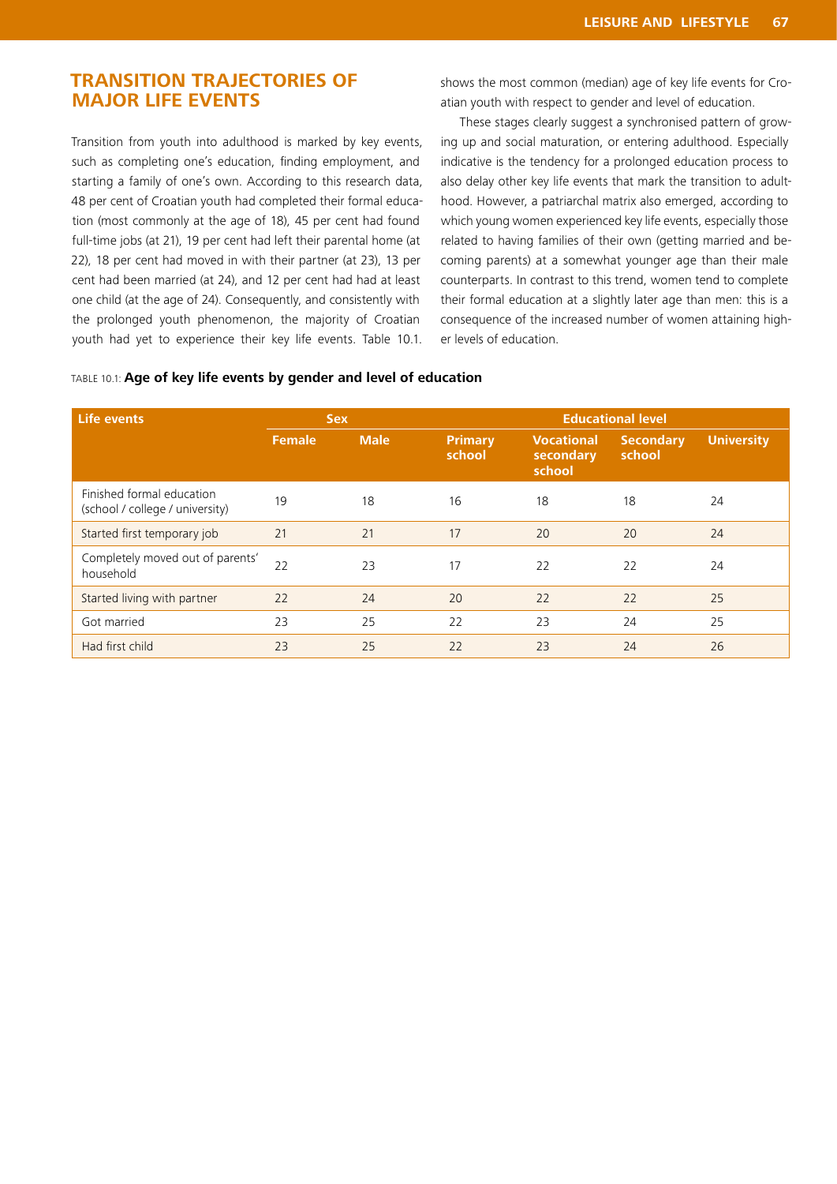## TRANSITION TRAJECTORIES OF MAJOR LIFE EVENTS

Transition from youth into adulthood is marked by key events, such as completing one's education, finding employment, and starting a family of one's own. According to this research data, 48 per cent of Croatian youth had completed their formal education (most commonly at the age of 18), 45 per cent had found full-time jobs (at 21), 19 per cent had left their parental home (at 22), 18 per cent had moved in with their partner (at 23), 13 per cent had been married (at 24), and 12 per cent had had at least one child (at the age of 24). Consequently, and consistently with the prolonged youth phenomenon, the majority of Croatian youth had yet to experience their key life events. Table 10.1. shows the most common (median) age of key life events for Croatian youth with respect to gender and level of education.

These stages clearly suggest a synchronised pattern of growing up and social maturation, or entering adulthood. Especially indicative is the tendency for a prolonged education process to also delay other key life events that mark the transition to adulthood. However, a patriarchal matrix also emerged, according to which young women experienced key life events, especially those related to having families of their own (getting married and becoming parents) at a somewhat younger age than their male counterparts. In contrast to this trend, women tend to complete their formal education at a slightly later age than men: this is a consequence of the increased number of women attaining higher levels of education.

TABLE 10.1: **Age of key life events by gender and level of education**

| Life events | Sex | | Educational level | | | |
|---|---|---|---|---|---|---|
| | Female | Male | Primary school | Vocational secondary school | Secondary school | University |
| Finished formal education (school / college / university) | 19 | 18 | 16 | 18 | 18 | 24 |
| Started first temporary job | 21 | 21 | 17 | 20 | 20 | 24 |
| Completely moved out of parents' household | 22 | 23 | 17 | 22 | 22 | 24 |
| Started living with partner | 22 | 24 | 20 | 22 | 22 | 25 |
| Got married | 23 | 25 | 22 | 23 | 24 | 25 |
| Had first child | 23 | 25 | 22 | 23 | 24 | 26 |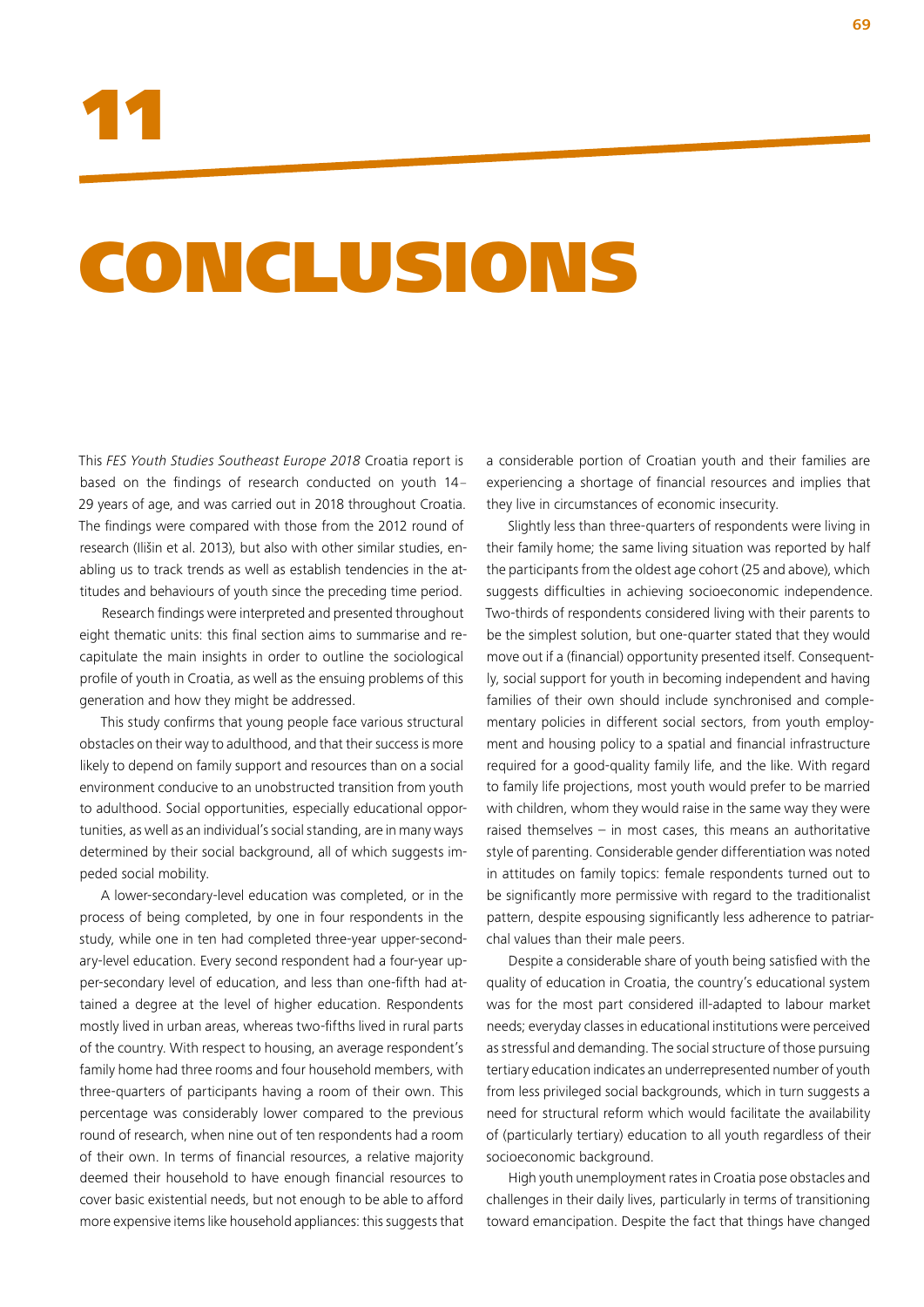# 11 CONCLUSIONS

This *FES Youth Studies Southeast Europe 2018* Croatia report is based on the findings of research conducted on youth 14–29 years of age, and was carried out in 2018 throughout Croatia. The findings were compared with those from the 2012 round of research (Ilišin et al. 2013), but also with other similar studies, enabling us to track trends as well as establish tendencies in the attitudes and behaviours of youth since the preceding time period.

Research findings were interpreted and presented throughout eight thematic units: this final section aims to summarise and recapitulate the main insights in order to outline the sociological profile of youth in Croatia, as well as the ensuing problems of this generation and how they might be addressed.

This study confirms that young people face various structural obstacles on their way to adulthood, and that their success is more likely to depend on family support and resources than on a social environment conducive to an unobstructed transition from youth to adulthood. Social opportunities, especially educational opportunities, as well as an individual's social standing, are in many ways determined by their social background, all of which suggests impeded social mobility.

A lower-secondary-level education was completed, or in the process of being completed, by one in four respondents in the study, while one in ten had completed three-year upper-secondary-level education. Every second respondent had a four-year upper-secondary level of education, and less than one-fifth had attained a degree at the level of higher education. Respondents mostly lived in urban areas, whereas two-fifths lived in rural parts of the country. With respect to housing, an average respondent's family home had three rooms and four household members, with three-quarters of participants having a room of their own. This percentage was considerably lower compared to the previous round of research, when nine out of ten respondents had a room of their own. In terms of financial resources, a relative majority deemed their household to have enough financial resources to cover basic existential needs, but not enough to be able to afford more expensive items like household appliances: this suggests that a considerable portion of Croatian youth and their families are experiencing a shortage of financial resources and implies that they live in circumstances of economic insecurity.

Slightly less than three-quarters of respondents were living in their family home; the same living situation was reported by half the participants from the oldest age cohort (25 and above), which suggests difficulties in achieving socioeconomic independence. Two-thirds of respondents considered living with their parents to be the simplest solution, but one-quarter stated that they would move out if a (financial) opportunity presented itself. Consequently, social support for youth in becoming independent and having families of their own should include synchronised and complementary policies in different social sectors, from youth employment and housing policy to a spatial and financial infrastructure required for a good-quality family life, and the like. With regard to family life projections, most youth would prefer to be married with children, whom they would raise in the same way they were raised themselves – in most cases, this means an authoritative style of parenting. Considerable gender differentiation was noted in attitudes on family topics: female respondents turned out to be significantly more permissive with regard to the traditionalist pattern, despite espousing significantly less adherence to patriarchal values than their male peers.

Despite a considerable share of youth being satisfied with the quality of education in Croatia, the country's educational system was for the most part considered ill-adapted to labour market needs; everyday classes in educational institutions were perceived as stressful and demanding. The social structure of those pursuing tertiary education indicates an underrepresented number of youth from less privileged social backgrounds, which in turn suggests a need for structural reform which would facilitate the availability of (particularly tertiary) education to all youth regardless of their socioeconomic background.

High youth unemployment rates in Croatia pose obstacles and challenges in their daily lives, particularly in terms of transitioning toward emancipation. Despite the fact that things have changed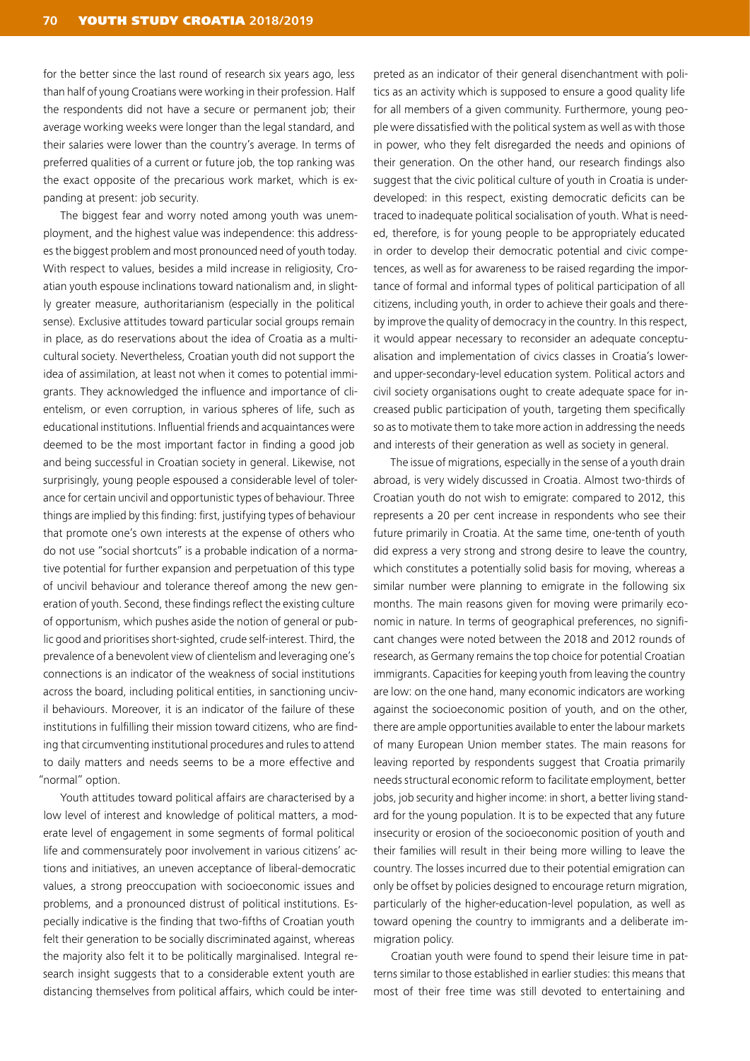for the better since the last round of research six years ago, less than half of young Croatians were working in their profession. Half the respondents did not have a secure or permanent job; their average working weeks were longer than the legal standard, and their salaries were lower than the country's average. In terms of preferred qualities of a current or future job, the top ranking was the exact opposite of the precarious work market, which is expanding at present: job security.

The biggest fear and worry noted among youth was unemployment, and the highest value was independence: this addresses the biggest problem and most pronounced need of youth today. With respect to values, besides a mild increase in religiosity, Croatian youth espouse inclinations toward nationalism and, in slightly greater measure, authoritarianism (especially in the political sense). Exclusive attitudes toward particular social groups remain in place, as do reservations about the idea of Croatia as a multicultural society. Nevertheless, Croatian youth did not support the idea of assimilation, at least not when it comes to potential immigrants. They acknowledged the influence and importance of clientelism, or even corruption, in various spheres of life, such as educational institutions. Influential friends and acquaintances were deemed to be the most important factor in finding a good job and being successful in Croatian society in general. Likewise, not surprisingly, young people espoused a considerable level of tolerance for certain uncivil and opportunistic types of behaviour. Three things are implied by this finding: first, justifying types of behaviour that promote one's own interests at the expense of others who do not use "social shortcuts" is a probable indication of a normative potential for further expansion and perpetuation of this type of uncivil behaviour and tolerance thereof among the new generation of youth. Second, these findings reflect the existing culture of opportunism, which pushes aside the notion of general or public good and prioritises short-sighted, crude self-interest. Third, the prevalence of a benevolent view of clientelism and leveraging one's connections is an indicator of the weakness of social institutions across the board, including political entities, in sanctioning uncivil behaviours. Moreover, it is an indicator of the failure of these institutions in fulfilling their mission toward citizens, who are finding that circumventing institutional procedures and rules to attend to daily matters and needs seems to be a more effective and "normal" option.

Youth attitudes toward political affairs are characterised by a low level of interest and knowledge of political matters, a moderate level of engagement in some segments of formal political life and commensurately poor involvement in various citizens' actions and initiatives, an uneven acceptance of liberal-democratic values, a strong preoccupation with socioeconomic issues and problems, and a pronounced distrust of political institutions. Especially indicative is the finding that two-fifths of Croatian youth felt their generation to be socially discriminated against, whereas the majority also felt it to be politically marginalised. Integral research insight suggests that to a considerable extent youth are distancing themselves from political affairs, which could be interpreted as an indicator of their general disenchantment with politics as an activity which is supposed to ensure a good quality life for all members of a given community. Furthermore, young people were dissatisfied with the political system as well as with those in power, who they felt disregarded the needs and opinions of their generation. On the other hand, our research findings also suggest that the civic political culture of youth in Croatia is underdeveloped: in this respect, existing democratic deficits can be traced to inadequate political socialisation of youth. What is needed, therefore, is for young people to be appropriately educated in order to develop their democratic potential and civic competences, as well as for awareness to be raised regarding the importance of formal and informal types of political participation of all citizens, including youth, in order to achieve their goals and thereby improve the quality of democracy in the country. In this respect, it would appear necessary to reconsider an adequate conceptualisation and implementation of civics classes in Croatia's lower- and upper-secondary-level education system. Political actors and civil society organisations ought to create adequate space for increased public participation of youth, targeting them specifically so as to motivate them to take more action in addressing the needs and interests of their generation as well as society in general.

The issue of migrations, especially in the sense of a youth drain abroad, is very widely discussed in Croatia. Almost two-thirds of Croatian youth do not wish to emigrate: compared to 2012, this represents a 20 per cent increase in respondents who see their future primarily in Croatia. At the same time, one-tenth of youth did express a very strong and strong desire to leave the country, which constitutes a potentially solid basis for moving, whereas a similar number were planning to emigrate in the following six months. The main reasons given for moving were primarily economic in nature. In terms of geographical preferences, no significant changes were noted between the 2018 and 2012 rounds of research, as Germany remains the top choice for potential Croatian immigrants. Capacities for keeping youth from leaving the country are low: on the one hand, many economic indicators are working against the socioeconomic position of youth, and on the other, there are ample opportunities available to enter the labour markets of many European Union member states. The main reasons for leaving reported by respondents suggest that Croatia primarily needs structural economic reform to facilitate employment, better jobs, job security and higher income: in short, a better living standard for the young population. It is to be expected that any future insecurity or erosion of the socioeconomic position of youth and their families will result in their being more willing to leave the country. The losses incurred due to their potential emigration can only be offset by policies designed to encourage return migration, particularly of the higher-education-level population, as well as toward opening the country to immigrants and a deliberate immigration policy.

Croatian youth were found to spend their leisure time in patterns similar to those established in earlier studies: this means that most of their free time was still devoted to entertaining and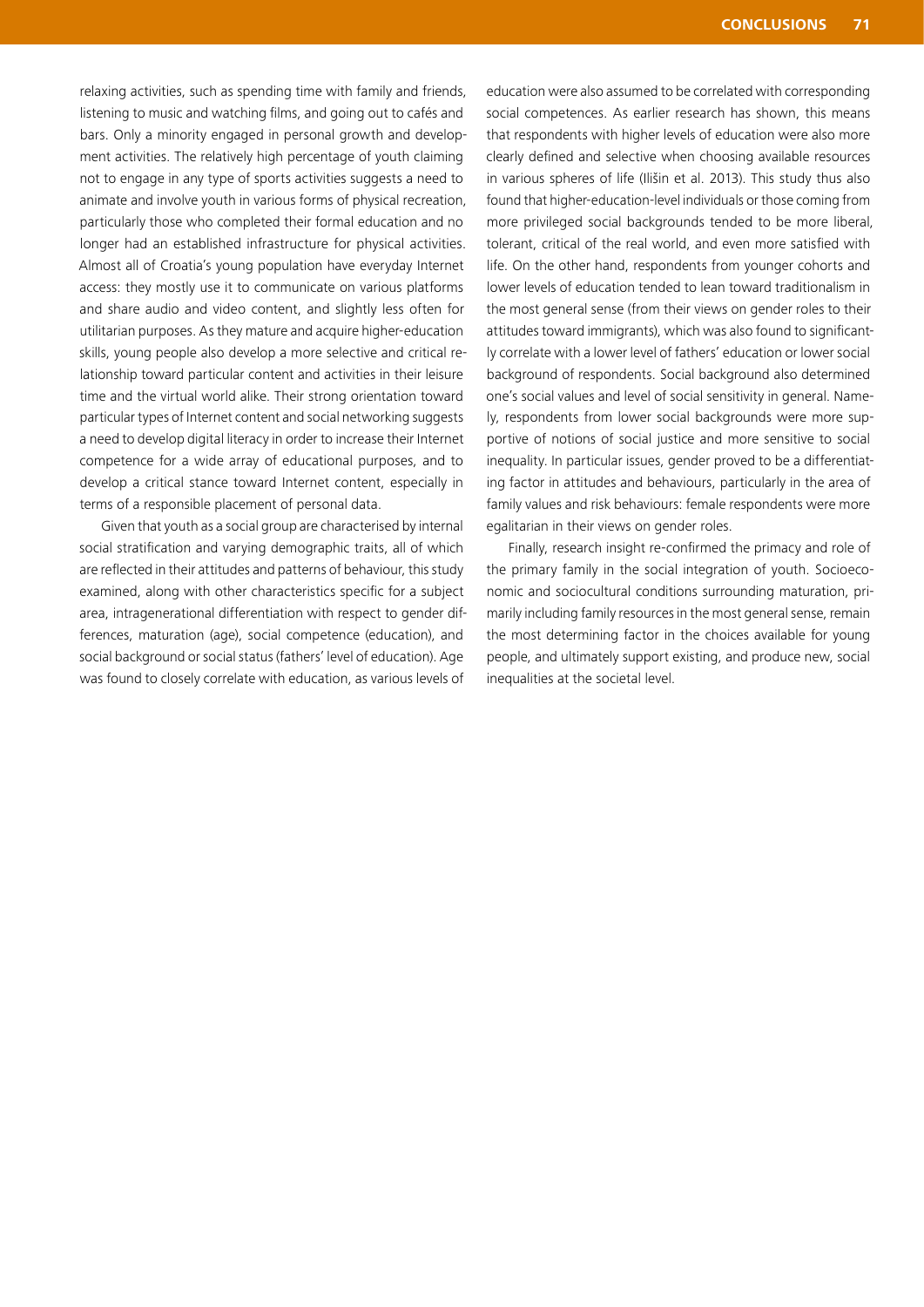relaxing activities, such as spending time with family and friends, listening to music and watching films, and going out to cafés and bars. Only a minority engaged in personal growth and development activities. The relatively high percentage of youth claiming not to engage in any type of sports activities suggests a need to animate and involve youth in various forms of physical recreation, particularly those who completed their formal education and no longer had an established infrastructure for physical activities. Almost all of Croatia's young population have everyday Internet access: they mostly use it to communicate on various platforms and share audio and video content, and slightly less often for utilitarian purposes. As they mature and acquire higher-education skills, young people also develop a more selective and critical relationship toward particular content and activities in their leisure time and the virtual world alike. Their strong orientation toward particular types of Internet content and social networking suggests a need to develop digital literacy in order to increase their Internet competence for a wide array of educational purposes, and to develop a critical stance toward Internet content, especially in terms of a responsible placement of personal data.

Given that youth as a social group are characterised by internal social stratification and varying demographic traits, all of which are reflected in their attitudes and patterns of behaviour, this study examined, along with other characteristics specific for a subject area, intragenerational differentiation with respect to gender differences, maturation (age), social competence (education), and social background or social status (fathers' level of education). Age was found to closely correlate with education, as various levels of education were also assumed to be correlated with corresponding social competences. As earlier research has shown, this means that respondents with higher levels of education were also more clearly defined and selective when choosing available resources in various spheres of life (Ilišin et al. 2013). This study thus also found that higher-education-level individuals or those coming from more privileged social backgrounds tended to be more liberal, tolerant, critical of the real world, and even more satisfied with life. On the other hand, respondents from younger cohorts and lower levels of education tended to lean toward traditionalism in the most general sense (from their views on gender roles to their attitudes toward immigrants), which was also found to significantly correlate with a lower level of fathers' education or lower social background of respondents. Social background also determined one's social values and level of social sensitivity in general. Namely, respondents from lower social backgrounds were more supportive of notions of social justice and more sensitive to social inequality. In particular issues, gender proved to be a differentiating factor in attitudes and behaviours, particularly in the area of family values and risk behaviours: female respondents were more egalitarian in their views on gender roles.

Finally, research insight re-confirmed the primacy and role of the primary family in the social integration of youth. Socioeconomic and sociocultural conditions surrounding maturation, primarily including family resources in the most general sense, remain the most determining factor in the choices available for young people, and ultimately support existing, and produce new, social inequalities at the societal level.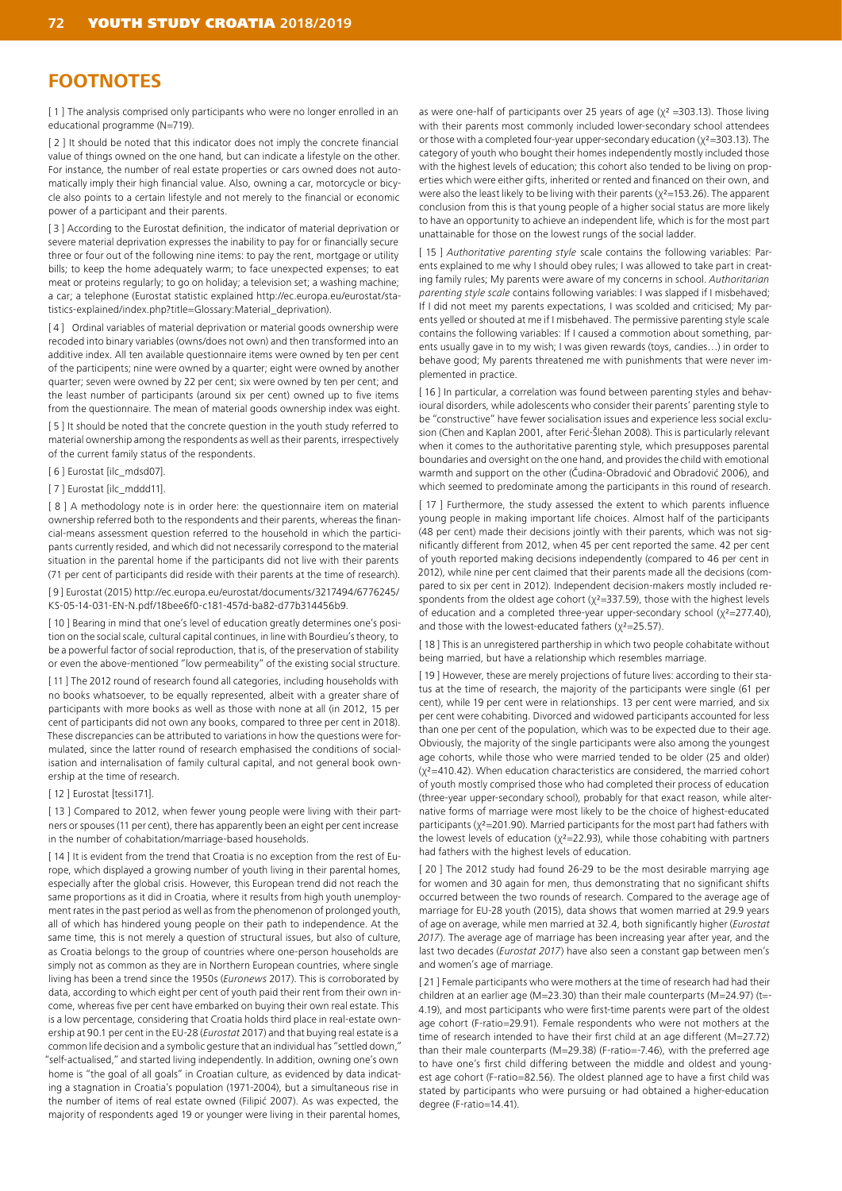# FOOTNOTES

[ 1 ] The analysis comprised only participants who were no longer enrolled in an educational programme (N=719).

[ 2 ] It should be noted that this indicator does not imply the concrete financial value of things owned on the one hand, but can indicate a lifestyle on the other. For instance, the number of real estate properties or cars owned does not automatically imply their high financial value. Also, owning a car, motorcycle or bicycle also points to a certain lifestyle and not merely to the financial or economic power of a participant and their parents.

[ 3 ] According to the Eurostat definition, the indicator of material deprivation or severe material deprivation expresses the inability to pay for or financially secure three or four out of the following nine items: to pay the rent, mortgage or utility bills; to keep the home adequately warm; to face unexpected expenses; to eat meat or proteins regularly; to go on holiday; a television set; a washing machine; a car; a telephone (Eurostat statistic explained http://ec.europa.eu/eurostat/statistics-explained/index.php?title=Glossary:Material_deprivation).

[ 4 ] Ordinal variables of material deprivation or material goods ownership were recoded into binary variables (owns/does not own) and then transformed into an additive index. All ten available questionnaire items were owned by ten per cent of the participants; nine were owned by a quarter; eight were owned by another quarter; seven were owned by 22 per cent; six were owned by ten per cent; and the least number of participants (around six per cent) owned up to five items from the questionnaire. The mean of material goods ownership index was eight.

[ 5 ] It should be noted that the concrete question in the youth study referred to material ownership among the respondents as well as their parents, irrespectively of the current family status of the respondents.

[ 6 ] Eurostat [ilc_mdsd07].

[ 7 ] Eurostat [ilc_mddd11].

[ 8 ] A methodology note is in order here: the questionnaire item on material ownership referred both to the respondents and their parents, whereas the financial-means assessment question referred to the household in which the participants currently resided, and which did not necessarily correspond to the material situation in the parental home if the participants did not live with their parents (71 per cent of participants did reside with their parents at the time of research).

[ 9 ] Eurostat (2015) http://ec.europa.eu/eurostat/documents/3217494/6776245/KS-05-14-031-EN-N.pdf/18bee6f0-c181-457d-ba82-d77b314456b9.

[ 10 ] Bearing in mind that one's level of education greatly determines one's position on the social scale, cultural capital continues, in line with Bourdieu's theory, to be a powerful factor of social reproduction, that is, of the preservation of stability or even the above-mentioned "low permeability" of the existing social structure.

[ 11 ] The 2012 round of research found all categories, including households with no books whatsoever, to be equally represented, albeit with a greater share of participants with more books as well as those with none at all (in 2012, 15 per cent of participants did not own any books, compared to three per cent in 2018). These discrepancies can be attributed to variations in how the questions were formulated, since the latter round of research emphasised the conditions of socialisation and internalisation of family cultural capital, and not general book ownership at the time of research.

[ 12 ] Eurostat [tessi171].

[ 13 ] Compared to 2012, when fewer young people were living with their partners or spouses (11 per cent), there has apparently been an eight per cent increase in the number of cohabitation/marriage-based households.

[ 14 ] It is evident from the trend that Croatia is no exception from the rest of Europe, which displayed a growing number of youth living in their parental homes, especially after the global crisis. However, this European trend did not reach the same proportions as it did in Croatia, where it results from high youth unemployment rates in the past period as well as from the phenomenon of prolonged youth, all of which has hindered young people on their path to independence. At the same time, this is not merely a question of structural issues, but also of culture, as Croatia belongs to the group of countries where one-person households are simply not as common as they are in Northern European countries, where single living has been a trend since the 1950s (*Euronews* 2017). This is corroborated by data, according to which eight per cent of youth paid their rent from their own income, whereas five per cent have embarked on buying their own real estate. This is a low percentage, considering that Croatia holds third place in real-estate ownership at 90.1 per cent in the EU-28 (*Eurostat* 2017) and that buying real estate is a common life decision and a symbolic gesture that an individual has "settled down," "self-actualised," and started living independently. In addition, owning one's own home is "the goal of all goals" in Croatian culture, as evidenced by data indicating a stagnation in Croatia's population (1971-2004), but a simultaneous rise in the number of items of real estate owned (Filipić 2007). As was expected, the majority of respondents aged 19 or younger were living in their parental homes, as were one-half of participants over 25 years of age ($\chi^2$ =303.13). Those living with their parents most commonly included lower-secondary school attendees or those with a completed four-year upper-secondary education ($\chi^2$=303.13). The category of youth who bought their homes independently mostly included those with the highest levels of education; this cohort also tended to be living on properties which were either gifts, inherited or rented and financed on their own, and were also the least likely to be living with their parents ($\chi^2$=153.26). The apparent conclusion from this is that young people of a higher social status are more likely to have an opportunity to achieve an independent life, which is for the most part unattainable for those on the lowest rungs of the social ladder.

[ 15 ] *Authoritative parenting style* scale contains the following variables: Parents explained to me why I should obey rules; I was allowed to take part in creating family rules; My parents were aware of my concerns in school. *Authoritarian parenting style scale* contains following variables: I was slapped if I misbehaved; If I did not meet my parents expectations, I was scolded and criticised; My parents yelled or shouted at me if I misbehaved. The permissive parenting style scale contains the following variables: If I caused a commotion about something, parents usually gave in to my wish; I was given rewards (toys, candies…) in order to behave good; My parents threatened me with punishments that were never implemented in practice.

[ 16 ] In particular, a correlation was found between parenting styles and behavioural disorders, while adolescents who consider their parents' parenting style to be "constructive" have fewer socialisation issues and experience less social exclusion (Chen and Kaplan 2001, after Ferić-Šlehan 2008). This is particularly relevant when it comes to the authoritative parenting style, which presupposes parental boundaries and oversight on the one hand, and provides the child with emotional warmth and support on the other (Čudina-Obradović and Obradović 2006), and which seemed to predominate among the participants in this round of research.

[ 17 ] Furthermore, the study assessed the extent to which parents influence young people in making important life choices. Almost half of the participants (48 per cent) made their decisions jointly with their parents, which was not significantly different from 2012, when 45 per cent reported the same. 42 per cent of youth reported making decisions independently (compared to 46 per cent in 2012), while nine per cent claimed that their parents made all the decisions (compared to six per cent in 2012). Independent decision-makers mostly included respondents from the oldest age cohort ($\chi^2$=337.59), those with the highest levels of education and a completed three-year upper-secondary school ($\chi^2$=277.40), and those with the lowest-educated fathers ($\chi^2$=25.57).

[ 18 ] This is an unregistered parthership in which two people cohabitate without being married, but have a relationship which resembles marriage.

[ 19 ] However, these are merely projections of future lives: according to their status at the time of research, the majority of the participants were single (61 per cent), while 19 per cent were in relationships. 13 per cent were married, and six per cent were cohabiting. Divorced and widowed participants accounted for less than one per cent of the population, which was to be expected due to their age. Obviously, the majority of the single participants were also among the youngest age cohorts, while those who were married tended to be older (25 and older) ($\chi^2$=410.42). When education characteristics are considered, the married cohort of youth mostly comprised those who had completed their process of education (three-year upper-secondary school), probably for that exact reason, while alternative forms of marriage were most likely to be the choice of highest-educated participants ($\chi^2$=201.90). Married participants for the most part had fathers with the lowest levels of education ($\chi^2$=22.93), while those cohabiting with partners had fathers with the highest levels of education.

[ 20 ] The 2012 study had found 26-29 to be the most desirable marrying age for women and 30 again for men, thus demonstrating that no significant shifts occurred between the two rounds of research. Compared to the average age of marriage for EU-28 youth (2015), data shows that women married at 29.9 years of age on average, while men married at 32.4, both significantly higher (*Eurostat 2017*). The average age of marriage has been increasing year after year, and the last two decades (*Eurostat 2017*) have also seen a constant gap between men's and women's age of marriage.

[ 21 ] Female participants who were mothers at the time of research had had their children at an earlier age (M=23.30) than their male counterparts (M=24.97) (t=-4.19), and most participants who were first-time parents were part of the oldest age cohort (F-ratio=29.91). Female respondents who were not mothers at the time of research intended to have their first child at an age different (M=27.72) than their male counterparts (M=29.38) (F-ratio=-7.46), with the preferred age to have one's first child differing between the middle and oldest and youngest age cohort (F-ratio=82.56). The oldest planned age to have a first child was stated by participants who were pursuing or had obtained a higher-education degree (F-ratio=14.41).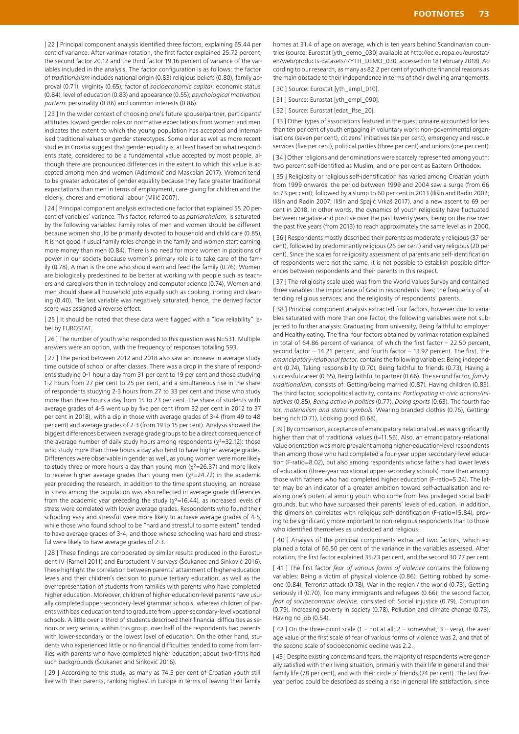[ 22 ] Principal component analysis identified three factors, explaining 65.44 per cent of variance. After varimax rotation, the first factor explained 25.72 percent, the second factor 20.12 and the third factor 19.16 percent of variance of the variables included in the analysis. The factor configuration is as follows: the factor of *traditionalism* includes national origin (0.83) religious beliefs (0.80), family approval (0.71), virginity (0.65); factor of *socioeconomic capital*: economic status (0.84), level of education (0.83) and appearance (0.55); *psychological motivation pattern:* personality (0.86) and common interests (0.86).

[ 23 ] In the wider context of choosing one's future spouse/partner, participants' attitudes toward gender roles or normative expectations from women and men indicates the extent to which the young population has accepted and internalised traditional values or gender stereotypes. Some older as well as more recent studies in Croatia suggest that gender equality is, at least based on what respondents state, considered to be a fundamental value accepted by most people, although there are pronounced differences in the extent to which this value is accepted among men and women (Adamović and Maskalan 2017). Women tend to be greater advocates of gender equality because they face greater traditional expectations than men in terms of employment, care-giving for children and the elderly, chores and emotional labour (Milić 2007).

[ 24 ] Principal component analysis extracted one factor that explained 55.20 percent of variables' variance. This factor, referred to as *patriarchalism,* is saturated by the following variables: Family roles of men and women should be different because women should be primarily devoted to household and child care (0.85), It is not good if usual family roles change in the family and women start earning more money than men (0.84), There is no need for more women in positions of power in our society because women's primary role is to take care of the family (0.78), A man is the one who should earn and feed the family (0.76), Women are biologically predestined to be better at working with people such as teachers and caregivers than in technology and computer science (0.74), Women and men should share all household jobs equally such as cooking, ironing and cleaning (0.40). The last variable was negatively saturated; hence, the derived factor score was assigned a reverse effect.

[ 25 ] It should be noted that these data were flagged with a "low reliability" label by EUROSTAT.

[ 26 ] The number of youth who responded to this question was N=531. Multiple answers were an option, with the frequency of responses totalling 593.

[ 27 ] The period between 2012 and 2018 also saw an increase in average study time outside of school or after classes. There was a drop in the share of respondents studying 0-1 hour a day from 31 per cent to 19 per cent and those studying 1-2 hours from 27 per cent to 25 per cent, and a simultaneous rise in the share of respondents studying 2-3 hours from 27 to 33 per cent and those who study more than three hours a day from 15 to 23 per cent. The share of students with average grades of 4-5 went up by five per cent (from 32 per cent in 2012 to 37 per cent in 2018), with a dip in those with average grades of 3-4 (from 49 to 48 per cent) and average grades of 2-3 (from 19 to 15 per cent). Analysis showed the biggest differences between average grade groups to be a direct consequence of the average number of daily study hours among respondents ($\chi^2$=32.12): those who study more than three hours a day also tend to have higher average grades. Differences were observable in gender as well, as young women were more likely to study three or more hours a day than young men ($\chi^2$=26.37) and more likely to receive higher average grades than young men ($\chi^2$=24.72) in the academic year preceding the research. In addition to the time spent studying, an increase in stress among the population was also reflected in average grade differences from the academic year preceding the study ($\chi^2$=16.44), as increased levels of stress were correlated with lower average grades. Respondents who found their schooling easy and stressful were more likely to achieve average grades of 4-5, while those who found school to be "hard and stressful to some extent" tended to have average grades of 3-4, and those whose schooling was hard and stressful were likely to have average grades of 2-3.

[ 28 ] These findings are corroborated by similar results produced in the Eurostudent IV (Farnell 2011) and Eurostudent V surveys (Šćukanec and Sinković 2016). These highlight the correlation between parents' attainment of higher-education levels and their children's decision to pursue tertiary education, as well as the overrepresentation of students from families with parents who have completed higher education. Moreover, children of higher-education-level parents have usually completed upper-secondary-level grammar schools, whereas children of parents with basic education tend to graduate from upper-secondary-level vocational schools. A little over a third of students described their financial difficulties as serious or very serious; within this group, over half of the respondents had parents with lower-secondary or the lowest level of education. On the other hand, students who experienced little or no financial difficulties tended to come from families with parents who have completed higher education: about two-fifths had such backgrounds (Šćukanec and Sinković 2016).

[ 29 ] According to this study, as many as 74.5 per cent of Croatian youth still live with their parents, ranking highest in Europe in terms of leaving their family homes at 31.4 of age on average, which is ten years behind Scandinavian countries (source: Eurostat [yth_demo_030] available at http://ec.europa.eu/eurostat/en/web/products-datasets/-/YTH_DEMO_030, accessed on 18 February 2018). According to our research, as many as 82.2 per cent of youth cite financial reasons as the main obstacle to their independence in terms of their dwelling arrangements.

[ 30 ] Source: Eurostat [yth_empl_010].

[ 31 ] Source: Eurostat [yth_empl_090].

[ 32 ] Source: Eurostat [edat_lfse_20].

[ 33 ] Other types of associations featured in the questionnaire accounted for less than ten per cent of youth engaging in voluntary work: non-governmental organisations (seven per cent), citizens' initiatives (six per cent), emergency and rescue services (five per cent), political parties (three per cent) and unions (one per cent).

[ 34 ] Other religions and denominations were scarcely represented among youth: two percent self-identified as Muslim, and one per cent as Eastern Orthodox.

[ 35 ] Religiosity or religious self-identification has varied among Croatian youth from 1999 onwards: the period between 1999 and 2004 saw a surge (from 66 to 73 per cent), followed by a slump to 60 per cent in 2013 (Ilišin and Radin 2002; Ilišin and Radin 2007; Ilišin and Spajić Vrkaš 2017), and a new ascent to 69 per cent in 2018. In other words, the dynamics of youth religiosity have fluctuated between negative and positive over the past twenty years, being on the rise over the past five years (from 2013) to reach approximately the same level as in 2000.

[ 36 ] Respondents mostly described their parents as moderately religious (37 per cent), followed by predominantly religious (26 per cent) and very religious (20 per cent). Since the scales for religiosity assessment of parents and self-identification of respondents were not the same, it is not possible to establish possible differences between respondents and their parents in this respect.

[ 37 ] The religiosity scale used was from the World Values Survey and contained three variables: the importance of God in respondents' lives; the frequency of attending religious services; and the religiosity of respondents' parents.

[ 38 ] Principal component analysis extracted four factors, however due to variables saturated with more than one factor, the following variables were not subjected to further analysis: Graduating from university, Being faithful to employer and Healthy eating. The final four factors obtained by varimax rotation explained in total of 64.86 percent of variance, of which the first factor – 22.50 percent, second factor – 14.21 percent, and fourth factor – 13.92 percent. The first, the *emancipatory-relational factor,* contains the following variables: Being independent (0.74), Taking responsibility (0.70), Being faithful to friends (0.73), Having a successful career (0.65), Being faithful to partner (0.66). The second factor, *family traditionalism,* consists of: Getting/being married (0.87), Having children (0.83). The third factor, sociopolitical activity, contains: *Participating in civic actions/initiatives* (0.85), *Being active in politics* (0.77), *Doing sports* (0.63). The fourth factor, *materialism and status symbols*: Wearing branded clothes (0.76), Getting/being rich (0.71), Looking good (0.68).

[ 39 ] By comparison, acceptance of emancipatory-relational values was significantly higher than that of traditional values (t=11.56). Also, an emancipatory-relational value orientation was more prevalent among higher-education-level respondents than among those who had completed a four-year upper secondary-level education (F-ratio=8.02), but also among respondents whose fathers had lower levels of education (three-year vocational upper-secondary schools) more than among those with fathers who had completed higher education (F-ratio=5.24). The latter may be an indicator of a greater ambition toward self-actualisation and realising one's potential among youth who come from less privileged social backgrounds, but who have surpassed their parents' levels of education. In addition, this dimension correlates with religious self-identification (F-ratio=15.84), proving to be significantly more important to non-religious respondents than to those who identified themselves as undecided and religious.

[ 40 ] Analysis of the principal components extracted two factors, which explained a total of 66.50 per cent of the variance in the variables assessed. After rotation, the first factor explained 35.73 per cent, and the second 30.77 per cent.

[ 41 ] The first factor *fear of various forms of violence* contains the following variables: Being a victim of physical violence (0.86), Getting robbed by someone (0.84), Terrorist attack (0.78), War in the region / the world (0.73), Getting seriously ill (0.70), Too many immigrants and refugees (0.66); the second factor, *fear of socioeconomic decline,* consisted of: Social injustice (0.79), Corruption (0.79), Increasing poverty in society (0.78), Pollution and climate change (0.73), Having no job (0.54).

[ 42 ] On the three-point scale (1 – not at all; 2 – somewhat; 3 – very), the average value of the first scale of fear of various forms of violence was 2, and that of the second scale of socioeconomic decline was 2.2.

[ 43 ] Despite existing concerns and fears, the majority of respondents were generally satisfied with their living situation, primarily with their life in general and their family life (78 per cent), and with their circle of friends (74 per cent). The last five-year period could be described as seeing a rise in general life satisfaction, since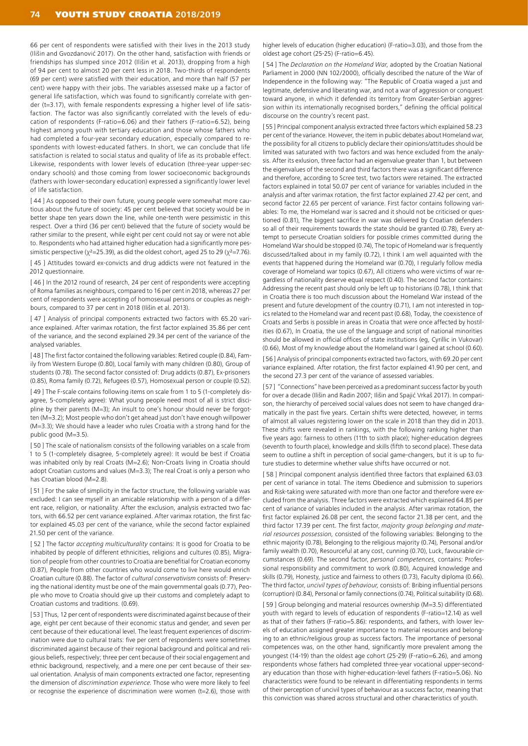66 per cent of respondents were satisfied with their lives in the 2013 study (Ilišin and Gvozdanović 2017). On the other hand, satisfaction with friends or friendships has slumped since 2012 (Ilišin et al. 2013), dropping from a high of 94 per cent to almost 20 per cent less in 2018. Two-thirds of respondents (69 per cent) were satisfied with their education, and more than half (57 per cent) were happy with their jobs. The variables assessed make up a factor of general life satisfaction, which was found to significantly correlate with gender (t=3.17), with female respondents expressing a higher level of life satisfaction. The factor was also significantly correlated with the levels of education of respondents (F-ratio=6.06) and their fathers (F-ratio=6.52), being highest among youth with tertiary education and those whose fathers who had completed a four-year secondary education, especially compared to respondents with lowest-educated fathers. In short, we can conclude that life satisfaction is related to social status and quality of life as its probable effect. Likewise, respondents with lower levels of education (three-year upper-secondary schools) and those coming from lower socioeconomic backgrounds (fathers with lower-secondary education) expressed a significantly lower level of life satisfaction.

[ 44 ] As opposed to their own future, young people were somewhat more cautious about the future of society: 45 per cent believed that society would be in better shape ten years down the line, while one-tenth were pessimistic in this respect. Over a third (36 per cent) believed that the future of society would be rather similar to the present, while eight per cent could not say or were not able to. Respondents who had attained higher education had a significantly more pessimistic perspective ($\chi^2$=25.39), as did the oldest cohort, aged 25 to 29 ($\chi^2$=7.76).

[ 45 ] Attitudes toward ex-convicts and drug addicts were not featured in the 2012 questionnaire.

[ 46 ] In the 2012 round of research, 24 per cent of respondents were accepting of Roma families as neighbours, compared to 16 per cent in 2018, whereas 27 per cent of respondents were accepting of homosexual persons or couples as neighbours, compared to 37 per cent in 2018 (Ilišin et al. 2013).

[ 47 ] Analysis of principal components extracted two factors with 65.20 variance explained. After varimax rotation, the first factor explained 35.86 per cent of the variance, and the second explained 29.34 per cent of the variance of the analysed variables.

[ 48 ] The first factor contained the following variables: Retired couple (0.84), Family from Western Europe (0.80), Local family with many children (0.80), Group of students (0.78). The second factor consisted of: Drug addicts (0.87), Ex-prisoners (0.85), Roma family (0.72), Refugees (0.57), Homosexual person or couple (0.52).

[ 49 ] The F-scale contains following items on scale from 1 to 5 (1-completely disagree, 5-completely agree): What young people need most of all is strict discipline by their parents (M=3); An insult to one's honour should never be forgotten (M=3.2); Most people who don't get ahead just don't have enough willpower (M=3.3); We should have a leader who rules Croatia with a strong hand for the public good (M=3.5).

[ 50 ] The scale of nationalism consists of the following variables on a scale from 1 to 5 (1-completely disagree, 5-completely agree): It would be best if Croatia was inhabited only by real Croats (M=2.6); Non-Croats living in Croatia should adopt Croatian customs and values (M=3.3); The real Croat is only a person who has Croatian blood (M=2.8).

[ 51 ] For the sake of simplicity in the factor structure, the following variable was excluded: I can see myself in an amicable relationship with a person of a different race, religion, or nationality. After the exclusion, analysis extracted two factors, with 66.52 per cent variance explained. After varimax rotation, the first factor explained 45.03 per cent of the variance, while the second factor explained 21.50 per cent of the variance.

[ 52 ] The factor *accepting multiculturality* contains: It is good for Croatia to be inhabited by people of different ethnicities, religions and cultures (0.85), Migration of people from other countries to Croatia are beneficial for Croatian economy (0.87), People from other countries who would come to live here would enrich Croatian culture (0.88). The factor of *cultural conservativism* consists of: Preserving the national identity must be one of the main governmental goals (0.77), People who move to Croatia should give up their customs and completely adapt to Croatian customs and traditions. (0.69).

[ 53 ] Thus, 12 per cent of respondents were discriminated against because of their age, eight per cent because of their economic status and gender, and seven per cent because of their educational level. The least frequent experiences of discrimination were due to cultural traits: five per cent of respondents were sometimes discriminated against because of their regional background and political and religious beliefs, respectively; three per cent because of their social engagement and ethnic background, respectively, and a mere one per cent because of their sexual orientation. Analysis of main components extracted one factor, representing the dimension of *discrimination experience*. Those who were more likely to feel or recognise the experience of discrimination were women (t=2.6), those with higher levels of education (higher education) (F-ratio=3.03), and those from the oldest age cohort (25-25) (F-ratio=6.45).

[ 54 ] The *Declaration on the Homeland War*, adopted by the Croatian National Parliament in 2000 (NN 102/2000), officially described the nature of the War of Independence in the following way: "The Republic of Croatia waged a just and legitimate, defensive and liberating war, and not a war of aggression or conquest toward anyone, in which it defended its territory from Greater-Serbian aggression within its internationally recognised borders," defining the official political discourse on the country's recent past.

[ 55 ] Principal component analysis extracted three factors which explained 58.23 per cent of the variance. However, the item in public debates about Homeland war, the possibility for all citizens to publicly declare their opinions/attitudes should be limited was saturated with two factors and was hence excluded from the analysis. After its exlusion, three factor had an eigenvalue greater than 1, but between the eigenvalues of the second and third factors there was a significant difference and therefore, according to Scree test, two factors were retained. The extracted factors explained in total 50.07 per cent of variance for variables included in the analysis and after varimax rotation, the first factor explained 27.42 per cent, and second factor 22.65 per percent of variance. First factor contains following variables: To me, the Homeland war is sacred and it should not be criticised or questioned (0.81), The biggest sacrifice in war was delivered by Croatian defenders so all of their requirements towards the state should be granted (0.78), Every attempt to persecute Croatian soldiers for possible crimes committed during the Homeland War should be stopped (0.74), The topic of Homeland war is frequently discussed/talked about in my family (0.72), I think I am well aquainted with the events that happened during the Homeland war (0.70), I regularly follow media coverage of Homeland war topics (0.67), All citizens who were victims of war regardless of nationality deserve equal respect (0.40). The second factor contains: Addressing the recent past should only be left up to historians (0.78), I think that in Croatia there is too much discussion about the Homeland War instead of the present and future development of the country (0.71), I am not interested in topics related to the Homeland war and recent past (0.68), Today, the coexistence of Croats and Serbs is possible in areas in Croatia that were once affected by hostilities (0.67), In Croatia, the use of the language and script of national minorities should be allowed in official offices of state institutions (eg, Cyrillic in Vukovar) (0.66), Most of my knowledge about the Homeland war I gained at school (0.60).

[ 56 ] Analysis of principal components extracted two factors, with 69.20 per cent variance explained. After rotation, the first factor explained 41.90 per cent, and the second 27.3 per cent of the variance of assessed variables.

[ 57 ] "Connections" have been perceived as a predominant success factor by youth for over a decade (Ilišin and Radin 2007; Ilišin and Spajić Vrkaš 2017). In comparison, the hierarchy of perceived social values does not seem to have changed dramatically in the past five years. Certain shifts were detected, however, in terms of almost all values registering lower on the scale in 2018 than they did in 2013. These shifts were revealed in rankings, with the following ranking higher than five years ago: fairness to others (11th to sixth place); higher-education degrees (seventh to fourth place), knowledge and skills (fifth to second place). These data seem to outline a shift in perception of social game-changers, but it is up to future studies to determine whether value shifts have occurred or not.

[ 58 ] Principal component analysis identified three factors that explained 63.03 per cent of variance in total. The items Obedience and submission to superiors and Risk-taking were saturated with more than one factor and therefore were excluded from the analysis. Three factors were extracted which explained 64.85 per cent of variance of variables included in the analysis. After varimax rotation, the first factor explained 26.08 per cent, the second factor 21.38 per cent, and the third factor 17.39 per cent. The first factor, *majority group belonging and material resources possession,* consisted of the following variables: Belonging to the ethnic majority (0.78), Belonging to the religious majority (0.74), Personal and/or family wealth (0.70), Resourceful at any cost, cunning (0.70), Luck, favourable circumstances (0.69). The second factor, *personal competences,* contains: Professional responsibility and commitment to work (0.80), Acquired knowledge and skills (0.79), Honesty, justice and fairness to others (0.73), Faculty diploma (0.66). The third factor, *uncivil types of behaviour,* consists of: Bribing influential persons (corruption) (0.84), Personal or family connections (0.74), Political suitability (0.68).

[ 59 ] Group belonging and material resources ownership (M=3.5) differentiated youth with regard to levels of education of respondents (F-ratio=12.14) as well as that of their fathers (F-ratio=5.86): respondents, and fathers, with lower levels of education assigned greater importance to material resources and belonging to an ethnic/religious group as success factors. The importance of personal competences was, on the other hand, significantly more prevalent among the youngest (14-19) than the oldest age cohort (25-29) (F-ratio=6.26), and among respondents whose fathers had completed three-year vocational upper-secondary education than those with higher-education-level fathers (F-ratio=5.06). No characteristics were found to be relevant in differentiating respondents in terms of their perception of uncivil types of behaviour as a success factor, meaning that this conviction was shared across structural and other characteristics of youth.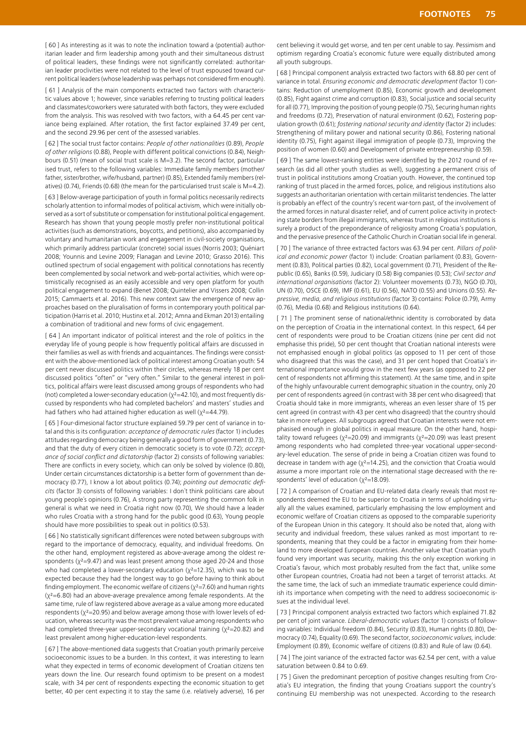[ 60 ] As interesting as it was to note the inclination toward a (potential) authoritarian leader and firm leadership among youth and their simultaneous distrust of political leaders, these findings were not significantly correlated: authoritarian leader proclivities were not related to the level of trust espoused toward current political leaders (whose leadership was perhaps not considered firm enough).

[ 61 ] Analysis of the main components extracted two factors with characteristic values above 1; however, since variables referring to trusting political leaders and classmates/coworkers were saturated with both factors, they were excluded from the analysis. This was resolved with two factors, with a 64.45 per cent variance being explained. After rotation, the first factor explained 37.49 per cent, and the second 29.96 per cent of the assessed variables.

[ 62 ] The social trust factor contains: *People of other nationalities* (0.89), *People of other religions* (0.88), People with different political convictions (0.84), Neighbours (0.51) (mean of social trust scale is M=3.2). The second factor, particularised trust, refers to the following variables: Immediate family members (mother/father, sister/brother, wife/husband, partner) (0.85), Extended family members (relatives) (0.74), Friends (0.68) (the mean for the particularised trust scale is M=4.2).

[ 63 ] Below-average participation of youth in formal politics necessarily redirects scholarly attention to informal modes of political activism, which were initially observed as a sort of substitute or compensation for institutional political engagement. Research has shown that young people mostly prefer non-institutional political activities (such as demonstrations, boycotts, and petitions), also accompanied by voluntary and humanitarian work and engagement in civil-society organisations, which primarily address particular (concrete) social issues (Norris 2003; Quéniart 2008; Younnis and Levine 2009; Flanagan and Levine 2010; Grasso 2016). This outlined spectrum of social engagement with political connotations has recently been complemented by social network and web-portal activities, which were optimistically recognised as an easily accessible and very open platform for youth political engagement to expand (Benet 2008; Quintelier and Vissers 2008; Collin 2015; Cammaerts et al. 2016). This new context saw the emergence of new approaches based on the pluralisation of forms in contemporary youth political participation (Harris et al. 2010; Hustinx et al. 2012; Amna and Ekman 2013) entailing a combination of traditional and new forms of civic engagement.

[ 64 ] An important indicator of political interest and the role of politics in the everyday life of young people is how frequently political affairs are discussed in their families as well as with friends and acquaintances. The findings were consistent with the above-mentioned lack of political interest among Croatian youth: 54 per cent never discussed politics within their circles, whereas merely 18 per cent discussed politics "often" or "very often." Similar to the general interest in politics, political affairs were least discussed among groups of respondents who had (not) completed a lower-secondary education ($\chi^2$=42.10), and most frequently discussed by respondents who had completed bachelors' and masters' studies and had fathers who had attained higher education as well ($\chi^2$=44.79).

[ 65 ] Four-dimesional factor structure explained 59.79 per cent of variance in total and this is its configuration: *acceptance of democratic rules* (factor 1) includes attitudes regarding democracy being generally a good form of government (0.73), and that the duty of every citizen in democratic society is to vote (0.72); *acceptance of social conflict and dictatorship* (factor 2) consists of following variables: There are conflicts in every society, which can only be solved by violence (0.80), Under certain circumstances dictatorship is a better form of government than democracy (0.77), I know a lot about politics (0.74); *pointing out democratic deficits* (factor 3) consists of following variables: I don´t think politicians care about young people´s opinions (0.76), A strong party representing the common folk in general is what we need in Croatia right now (0.70), We should have a leader who rules Croatia with a strong hand for the public good (0.63), Young people should have more possibilities to speak out in politics (0.53).

[ 66 ] No statistically significant differences were noted between subgroups with regard to the importance of democracy, equality, and individual freedoms. On the other hand, employment registered as above-average among the oldest respondents ($\chi^2$=9.47) and was least present among those aged 20-24 and those who had completed a lower-secondary education ($\chi^2$=12.35), which was to be expected because they had the longest way to go before having to think about finding employment. The economic welfare of citizens ($\chi^2$=7.60) and human rights ($\chi^2$=6.80) had an above-average prevalence among female respondents. At the same time, rule of law registered above average as a value among more educated respondents ($\chi^2$=20.95) and below average among those with lower levels of education, whereas security was the most prevalent value among respondents who had completed three-year upper-secondary vocational training ($\chi^2$=20.82) and least prevalent among higher-education-level respondents.

[ 67 ] The above-mentioned data suggests that Croatian youth primarily perceive socioeconomic issues to be a burden. In this context, it was interesting to learn what they expected in terms of economic development of Croatian citizens ten years down the line. Our research found optimism to be present on a modest scale, with 34 per cent of respondents expecting the economic situation to get better, 40 per cent expecting it to stay the same (i.e. relatively adverse), 16 per cent believing it would get worse, and ten per cent unable to say. Pessimism and optimism regarding Croatia's economic future were equally distributed among all youth subgroups.

[ 68 ] Principal component analysis extracted two factors with 68.80 per cent of variance in total. *Ensuring economic and democratic development* (factor 1) contains: Reduction of unemployment (0.85), Economic growth and development (0.85), Fight against crime and corruption (0.83), Social justice and social security for all (0.77), Improving the position of young people (0.75), Securing human rights and freedoms (0.72), Preservation of natural environment (0.62), Fostering population growth (0.61); *fostering national security and identity* (factor 2) includes: Strengthening of military power and national security (0.86), Fostering national identity (0.75), Fight against illegal immigration of people (0.73), Improving the position of women (0.60) and Development of private entrepreneurship (0.59).

[ 69 ] The same lowest-ranking entities were identified by the 2012 round of research (as did all other youth studies as well), suggesting a permanent crisis of trust in political institutions among Croatian youth. However, the continued top ranking of trust placed in the armed forces, police, and religious institutions also suggests an authoritarian orientation with certain militarist tendencies. The latter is probably an effect of the country's recent war-torn past, of the involvement of the armed forces in natural disaster relief, and of current police activity in protecting state borders from illegal immigrants, whereas trust in religious institutions is surely a product of the preponderance of religiosity among Croatia's population, and the pervasive presence of the Catholic Church in Croatian social life in general.

[ 70 ] The variance of three extracted factors was 63.94 per cent. *Pillars of political and economic power* (factor 1) include: Croatian parliament (0.83), Government (0.83), Political parties (0.82), Local government (0.71), President of the Republic (0.65), Banks (0.59), Judiciary (0.58) Big companies (0.53); *Civil sector and international organisations* (factor 2): Volunteer movements (0.73), NGO (0.70), UN (0.70), OSCE (0.69), IMF (0.61), EU (0.56), NATO (0.55) and Unions (0.55). *Repressive, media, and religious institutions* (factor 3) contains: Police (0.79), Army (0.76), Media (0.68) and Religious institutions (0.64).

[ 71 ] The prominent sense of national/ethnic identity is corroborated by data on the perception of Croatia in the international context. In this respect, 64 per cent of respondents were proud to be Croatian citizens (nine per cent did not emphasise this pride), 50 per cent thought that Croatian national interests were not emphasised enough in global politics (as opposed to 11 per cent of those who disagreed that this was the case), and 31 per cent hoped that Croatia's international importance would grow in the next few years (as opposed to 22 per cent of respondents not affirming this statement). At the same time, and in spite of the highly unfavourable current demographic situation in the country, only 20 per cent of respondents agreed (in contrast with 38 per cent who disagreed) that Croatia should take in more immigrants, whereas an even lesser share of 15 per cent agreed (in contrast with 43 per cent who disagreed) that the country should take in more refugees. All subgroups agreed that Croatian interests were not emphasised enough in global politics in equal measure. On the other hand, hospitality toward refugees ($\chi^2$=20.09) and immigrants ($\chi^2$=20.09) was least present among respondents who had completed three-year vocational upper-secondary-level education. The sense of pride in being a Croatian citizen was found to decrease in tandem with age ($\chi^2$=14.25), and the conviction that Croatia would assume a more important role on the international stage decreased with the respondents' level of education ($\chi^2$=18.09).

[ 72 ] A comparison of Croatian and EU-related data clearly reveals that most respondents deemed the EU to be superior to Croatia in terms of upholding virtually all the values examined, particularly emphasising the low employment and economic welfare of Croatian citizens as opposed to the comparable superiority of the European Union in this category. It should also be noted that, along with security and individual freedom, these values ranked as most important to respondents, meaning that they could be a factor in emigrating from their homeland to more developed European countries. Another value that Croatian youth found very important was security, making this the only exception working in Croatia's favour, which most probably resulted from the fact that, unlike some other European countries, Croatia had not been a target of terrorist attacks. At the same time, the lack of such an immediate traumatic experience could diminish its importance when competing with the need to address socioeconomic issues at the individual level.

[ 73 ] Principal component analysis extracted two factors which explained 71.82 per cent of joint variance. *Liberal-democratic values* (factor 1) consists of following variables: Individual freedom (0.84), Security (0.83), Human rights (0.80), Democracy (0.74), Equality (0.69). The second factor, *socioeconomic values*, include: Employment (0.89), Economic welfare of citizens (0.83) and Rule of law (0.64).

[ 74 ] The joint variance of the extracted factor was 62.54 per cent, with a value saturation between 0.84 to 0.69.

[ 75 ] Given the predominant perception of positive changes resulting from Croatia's EU integration, the finding that young Croatians support the country's continuing EU membership was not unexpected. According to the research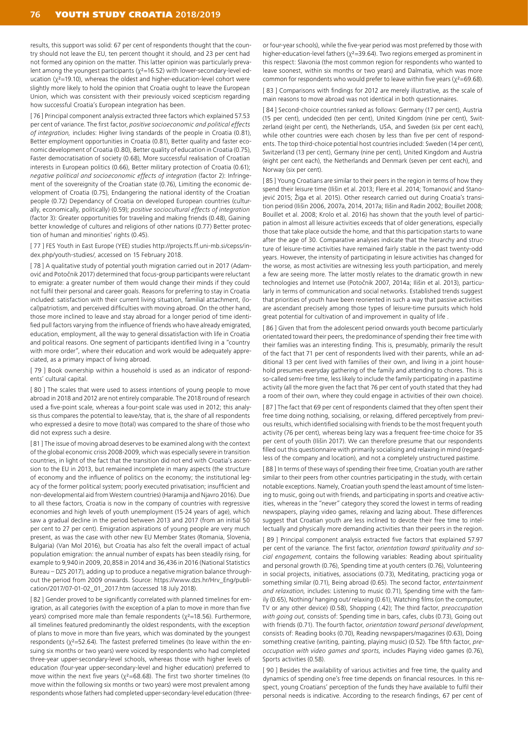results, this support was solid: 67 per cent of respondents thought that the country should not leave the EU, ten percent thought it should, and 23 per cent had not formed any opinion on the matter. This latter opinion was particularly prevalent among the youngest participants ($\chi^2$=16.52) with lower-secondary-level education ($\chi^2$=19.10), whereas the oldest and higher-education-level cohort were slightly more likely to hold the opinion that Croatia ought to leave the European Union, which was consistent with their previously voiced scepticism regarding how successful Croatia's European integration has been.

[ 76 ] Principal component analysis extracted three factors which explained 57.53 per cent of variance. The first factor, *positive socioeconomic and political effects of integration,* includes: Higher living standards of the people in Croatia (0.81), Better employment opportunities in Croatia (0.81), Better quality and faster economic development of Croatia (0.80), Better quality of education in Croatia (0.75), Faster democratisation of society (0.68), More successful realisation of Croatian interests in European politics (0.66), Better military protection of Croatia (0.61); *negative political and socioeconomic effects of integration* (factor 2): Infringement of the sovereignty of the Croatian state (0.76), Limiting the economic development of Croatia (0.75), Endangering the national identity of the Croatian people (0.72) Dependancy of Croatia on developed European countries (culturally, economically, politically) (0.59); *positive sociocultural effects of integration* (factor 3): Greater opportunities for traveling and making friends (0.48), Gaining better knowledge of cultures and religions of other nations (0.77) Better protection of human and minorities' rights (0.45).

[ 77 ] FES Youth in East Europe (YEE) studies http://projects.ff.uni-mb.si/cepss/index.php/youth-studies/, accessed on 15 February 2018.

[ 78 ] A qualitative study of potential youth migration carried out in 2017 (Adamović and Potočnik 2017) determined that focus-group participants were reluctant to emigrate: a greater number of them would change their minds if they could not fulfil their personal and career goals. Reasons for preferring to stay in Croatia included: satisfaction with their current living situation, familial attachment, (local)patriotism, and perceived difficulties with moving abroad. On the other hand, those more inclined to leave and stay abroad for a longer period of time identified pull factors varying from the influence of friends who have already emigrated, education, employment, all the way to general dissatisfaction with life in Croatia and political reasons. One segment of participants identified living in a "country with more order", where their education and work would be adequately appreciated, as a primary impact of living abroad.

[ 79 ] Book ownership within a household is used as an indicator of respondents' cultural capital.

[ 80 ] The scales that were used to assess intentions of young people to move abroad in 2018 and 2012 are not entirely comparable. The 2018 round of research used a five-point scale, whereas a four-point scale was used in 2012; this analysis thus compares the potential to leave/stay, that is, the share of all respondents who expressed a desire to move (total) was compared to the share of those who did not express such a desire.

[ 81 ] The issue of moving abroad deserves to be examined along with the context of the global economic crisis 2008-2009, which was especially severe in transition countries, in light of the fact that the transition did not end with Croatia's ascension to the EU in 2013, but remained incomplete in many aspects (the structure of economy and the influence of politics on the economy; the institutional legacy of the former political system; poorly executed privatisation; insufficient and non-developmental aid from Western countries) (Haramija and Njavro 2016). Due to all these factors, Croatia is now in the company of countries with regressive economies and high levels of youth unemployment (15-24 years of age), which saw a gradual decline in the period between 2013 and 2017 (from an initial 50 per cent to 27 per cent). Emigration aspirations of young people are very much present, as was the case with other new EU Member States (Romania, Slovenia, Bulgaria) (Van Mol 2016), but Croatia has also felt the overall impact of actual population emigration: the annual number of expats has been steadily rising, for example to 9,940 in 2009, 20,858 in 2014 and 36,436 in 2016 (National Statistics Bureau – DZS 2017), adding up to produce a negative migration balance throughout the period from 2009 onwards. Source: https://www.dzs.hr/Hrv_Eng/publication/2017/07-01-02_01_2017.htm (accessed 18 July 2018).

[ 82 ] Gender proved to be significantly correlated with planned timelines for emigration, as all categories (with the exception of a plan to move in more than five years) comprised more male than female respondents ($\chi^2$=18.56). Furthermore, all timelines featured predominantly the oldest respondents, with the exception of plans to move in more than five years, which was dominated by the youngest respondents ($\chi^2$=52.64). The fastest preferred timelines (to leave within the ensuing six months or two years) were voiced by respondents who had completed three-year upper-secondary-level schools, whereas those with higher levels of education (four-year upper-secondary-level and higher education) preferred to move within the next five years ($\chi^2$=68.68). The first two shorter timelines (to move within the following six months or two years) were most prevalent among respondents whose fathers had completed upper-secondary-level education (three- or four-year schools), while the five-year period was most preferred by those with higher-education-level fathers ($\chi^2$=39.64). Two regions emerged as prominent in this respect: Slavonia (the most common region for respondents who wanted to leave soonest, within six months or two years) and Dalmatia, which was more common for respondents who would prefer to leave within five years ($\chi^2$=69.68).

[ 83 ] Comparisons with findings for 2012 are merely illustrative, as the scale of main reasons to move abroad was not identical in both questionnaires.

[ 84 ] Second-choice countries ranked as follows: Germany (17 per cent), Austria (15 per cent), undecided (ten per cent), United Kingdom (nine per cent), Switzerland (eight per cent), the Netherlands, USA, and Sweden (six per cent each), while other countries were each chosen by less than five per cent of respondents. The top third-choice potential host countries included: Sweden (14 per cent), Switzerland (13 per cent), Germany (nine per cent), United Kingdom and Austria (eight per cent each), the Netherlands and Denmark (seven per cent each), and Norway (six per cent).

[ 85 ] Young Croatians are similar to their peers in the region in terms of how they spend their leisure time (Ilišin et al. 2013; Flere et al. 2014; Tomanović and Stanojević 2015; Žiga et al. 2015). Other research carried out during Croatia's transition period (Ilišin 2006, 2007a, 2014, 2017a; Ilišin and Radin 2002; Bouillet 2008; Bouillet et al. 2008; Krolo et al. 2016) has shown that the youth level of participation in almost all leisure activities exceeds that of older generations, especially those that take place outside the home, and that this participation starts to wane after the age of 30. Comparative analyses indicate that the hierarchy and structure of leisure-time activities have remained fairly stable in the past twenty-odd years. However, the intensity of participating in leisure activities has changed for the worse, as most activities are witnessing less youth participation, and merely a few are seeing more. The latter mostly relates to the dramatic growth in new technologies and Internet use (Potočnik 2007, 2014a; Ilišin et al. 2013), particularly in terms of communication and social networks. Established trends suggest that priorities of youth have been reoriented in such a way that passive activities are ascendant precisely among those types of leisure-time pursuits which hold great potential for cultivation of and improvement in quality of life .

[ 86 ] Given that from the adolescent period onwards youth become particularly orientated toward their peers, the predominance of spending their free time with their families was an interesting finding. This is, presumably, primarily the result of the fact that 71 per cent of respondents lived with their parents, while an additional 13 per cent lived with families of their own, and living in a joint household presumes everyday gathering of the family and attending to chores. This is so-called semi-free time, less likely to include the family participating in a pastime activity (all the more given the fact that 76 per cent of youth stated that they had a room of their own, where they could engage in activities of their own choice).

[ 87 ] The fact that 69 per cent of respondents claimed that they often spent their free time doing nothing, socialising, or relaxing, differed perceptively from previous results, which identified socialising with friends to be the most frequent youth activity (76 per cent), whereas being lazy was a frequent free-time choice for 35 per cent of youth (Ilišin 2017). We can therefore presume that our respondents filled out this questionnaire with primarily socialising and relaxing in mind (regardless of the company and location), and not a completely unstructured pastime.

[ 88 ] In terms of these ways of spending their free time, Croatian youth are rather similar to their peers from other countries participating in the study, with certain notable exceptions. Namely, Croatian youth spend the least amount of time listening to music, going out with friends, and participating in sports and creative activities, whereas in the "never" category they scored the lowest in terms of reading newspapers, playing video games, relaxing and lazing about. These differences suggest that Croatian youth are less inclined to devote their free time to intellectually and physically more demanding activities than their peers in the region.

[ 89 ] Principal component analysis extracted five factors that explained 57.97 per cent of the variance. The first factor, *orientation toward spirituality and social engagement,* contains the following variables: Reading about spirituality and personal growth (0.76), Spending time at youth centers (0.76), Volunteering in social projects, initiatives, associations (0.73), Meditating, practicing yoga or something similar (0.71), Being abroad (0.65). The second factor, *entertainment and relaxation,* includes: Listening to music (0.71), Spending time with the family (0.65), Nothing/ hanging out/ relaxing (0.61), Watching films (on the computer, TV or any other device) (0.58), Shopping (.42); The third factor, *preoccupation with going out,* consists of: Spending time in bars, cafes, clubs (0.73), Going out with friends (0.71). The fourth factor, *orientation toward personal development,* consists of: Reading books (0.70), Reading newspapers/magazines (0.63), Doing something creative (writing, painting, playing music) (0.52). Tbe fifth factor, *preoccupation with video games and sports,* includes Playing video games (0.76), Sports activities (0.58).

[ 90 ] Besides the availability of various activities and free time, the quality and dynamics of spending one's free time depends on financial resources. In this respect, young Croatians' perception of the funds they have available to fulfil their personal needs is indicative. According to the research findings, 67 per cent of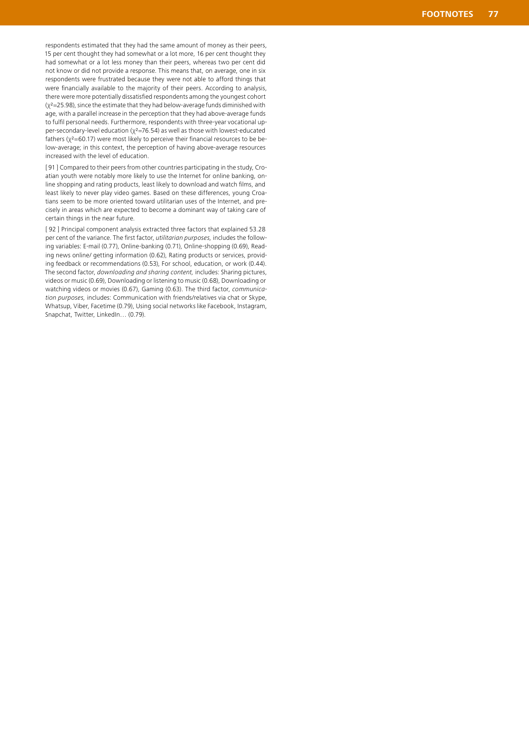respondents estimated that they had the same amount of money as their peers, 15 per cent thought they had somewhat or a lot more, 16 per cent thought they had somewhat or a lot less money than their peers, whereas two per cent did not know or did not provide a response. This means that, on average, one in six respondents were frustrated because they were not able to afford things that were financially available to the majority of their peers. According to analysis, there were more potentially dissatisfied respondents among the youngest cohort ($\chi^2$=25.98), since the estimate that they had below-average funds diminished with age, with a parallel increase in the perception that they had above-average funds to fulfil personal needs. Furthermore, respondents with three-year vocational upper-secondary-level education ($\chi^2$=76.54) as well as those with lowest-educated fathers ($\chi^2$=60.17) were most likely to perceive their financial resources to be below-average; in this context, the perception of having above-average resources increased with the level of education.

[ 91 ] Compared to their peers from other countries participating in the study, Croatian youth were notably more likely to use the Internet for online banking, online shopping and rating products, least likely to download and watch films, and least likely to never play video games. Based on these differences, young Croatians seem to be more oriented toward utilitarian uses of the Internet, and precisely in areas which are expected to become a dominant way of taking care of certain things in the near future.

[ 92 ] Principal component analysis extracted three factors that explained 53.28 per cent of the variance. The first factor, *utilitarian purposes,* includes the following variables: E-mail (0.77), Online-banking (0.71), Online-shopping (0.69), Reading news online/ getting information (0.62), Rating products or services, providing feedback or recommendations (0.53), For school, education, or work (0.44). The second factor, *downloading and sharing content,* includes: Sharing pictures, videos or music (0.69), Downloading or listening to music (0.68), Downloading or watching videos or movies (0.67), Gaming (0.63). The third factor, *communication purposes,* includes: Communication with friends/relatives via chat or Skype, Whatsup, Viber, Facetime (0.79), Using social networks like Facebook, Instagram, Snapchat, Twitter, LinkedIn… (0.79).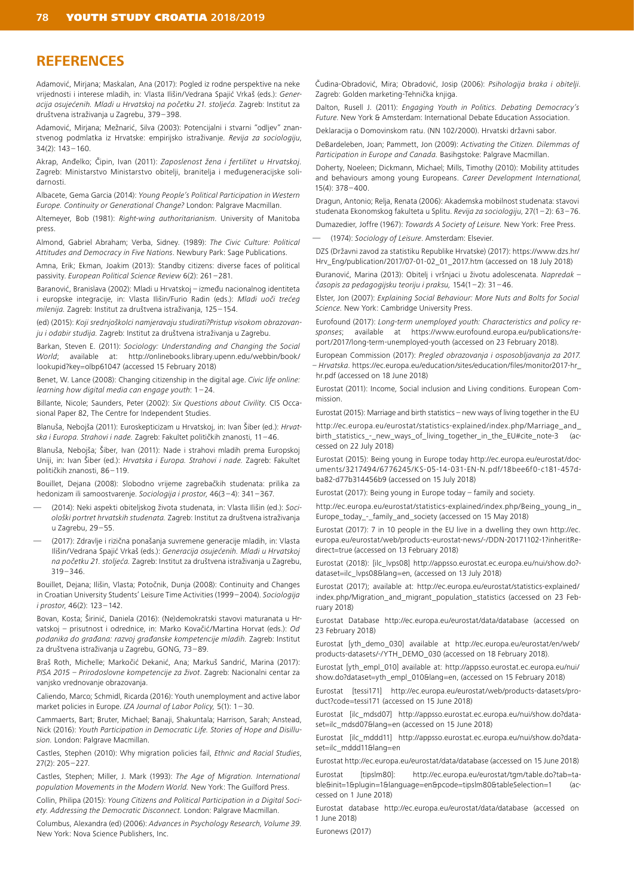## REFERENCES

Adamović, Mirjana; Maskalan, Ana (2017): Pogled iz rodne perspektive na neke vrijednosti i interese mladih, in: Vlasta Ilišin/Vedrana Spajić Vrkaš (eds.): *Generacija osujećenih. Mladi u Hrvatskoj na početku 21. stoljeća.* Zagreb: Institut za društvena istraživanja u Zagrebu, 379–398.

Adamović, Mirjana; Mežnarić, Silva (2003): Potencijalni i stvarni "odljev" znanstvenog podmlatka iz Hrvatske: empirijsko istraživanje. *Revija za sociologiju*, 34(2): 143–160.

Akrap, Anđelko; Čipin, Ivan (2011): *Zaposlenost žena i fertilitet u Hrvatskoj*. Zagreb: Ministarstvo Ministarstvo obitelji, branitelja i međugeneracijske solidarnosti.

Albacete, Gema Garcia (2014): *Young People's Political Participation in Western Europe. Continuity or Generational Change?* London: Palgrave Macmillan.

Altemeyer, Bob (1981): *Right-wing authoritarianism*. University of Manitoba press.

Almond, Gabriel Abraham; Verba, Sidney. (1989): *The Civic Culture: Political Attitudes and Democracy in Five Nations*. Newbury Park: Sage Publications.

Amna, Erik; Ekman, Joakim (2013): Standby citizens: diverse faces of political passivity. *European Political Science Review* 6(2): 261–281.

Baranović, Branislava (2002): Mladi u Hrvatskoj – između nacionalnog identiteta i europske integracije, in: Vlasta Ilišin/Furio Radin (eds.): *Mladi uoči trećeg milenija.* Zagreb: Institut za društvena istraživanja, 125–154.

(ed) (2015): *Koji srednjoškolci namjeravaju studirati?Pristup visokom obrazovanju i odabir studija.* Zagreb: Institut za društvena istraživanja u Zagrebu.

Barkan, Steven E. (2011): *Sociology: Understanding and Changing the Social World*; available at: http://onlinebooks.library.upenn.edu/webbin/book/lookupid?key=olbp61047 (accessed 15 February 2018)

Benet, W. Lance (2008): Changing citizenship in the digital age. *Civic life online: learning how digital media can engage youth*: 1–24.

Billante, Nicole; Saunders, Peter (2002): *Six Questions about Civility.* CIS Occasional Paper 82, The Centre for Independent Studies.

Blanuša, Nebojša (2011): Euroskepticizam u Hrvatskoj, in: Ivan Šiber (ed.): *Hrvatska i Europa. Strahovi i nade.* Zagreb: Fakultet političkih znanosti, 11–46.

Blanuša, Nebojša; Šiber, Ivan (2011): Nade i strahovi mladih prema Europskoj Uniji, in: Ivan Šiber (ed.): *Hrvatska i Europa. Strahovi i nade.* Zagreb: Fakultet političkih znanosti, 86–119.

Bouillet, Dejana (2008): Slobodno vrijeme zagrebačkih studenata: prilika za hedonizam ili samoostvarenje. *Sociologija i prostor*, 46(3–4): 341–367.

— (2014): Neki aspekti obiteljskog života studenata, in: Vlasta Ilišin (ed.): *Sociološki portret hrvatskih studenata.* Zagreb: Institut za društvena istraživanja u Zagrebu, 29–55.

— (2017): Zdravlje i rizična ponašanja suvremene generacije mladih, in: Vlasta Ilišin/Vedrana Spajić Vrkaš (eds.): *Generacija osujećenih. Mladi u Hrvatskoj na početku 21. stoljeća.* Zagreb: Institut za društvena istraživanja u Zagrebu, 319–346.

Bouillet, Dejana; Ilišin, Vlasta; Potočnik, Dunja (2008): Continuity and Changes in Croatian University Students' Leisure Time Activities (1999–2004). *Sociologija i prostor*, 46(2): 123–142.

Bovan, Kosta; Širinić, Daniela (2016): (Ne)demokratski stavovi maturanata u Hrvatskoj – prisutnost i odrednice, in: Marko Kovačić/Martina Horvat (eds.): *Od podanika do građana: razvoj građanske kompetencije mladih.* Zagreb: Institut za društvena istraživanja u Zagrebu, GONG, 73–89.

Braš Roth, Michelle; Markočić Dekanić, Ana; Markuš Sandrić, Marina (2017): *PISA 2015 – Prirodoslovne kompetencije za život*. Zagreb: Nacionalni centar za vanjsko vrednovanje obrazovanja.

Caliendo, Marco; Schmidl, Ricarda (2016): Youth unemployment and active labor market policies in Europe. *IZA Journal of Labor Policy,* 5(1): 1–30.

Cammaerts, Bart; Bruter, Michael; Banaji, Shakuntala; Harrison, Sarah; Anstead, Nick (2016): *Youth Participation in Democratic Life. Stories of Hope and Disillusion.* London: Palgrave Macmillan.

Castles, Stephen (2010): Why migration policies fail, *Ethnic and Racial Studies*, 27(2): 205–227.

Castles, Stephen; Miller, J. Mark (1993): *The Age of Migration. International population Movements in the Modern World.* New York: The Guilford Press.

Collin, Philipa (2015): *Young Citizens and Political Participation in a Digital Society. Addressing the Democratic Disconnect.* London: Palgrave Macmillan.

Columbus, Alexandra (ed) (2006): *Advances in Psychology Research, Volume 39*. New York: Nova Science Publishers, Inc.

Čudina-Obradović, Mira; Obradović, Josip (2006): *Psihologija braka i obitelji.* Zagreb: Golden marketing-Tehnička knjiga.

Dalton, Rusell J. (2011): *Engaging Youth in Politics. Debating Democracy's Future.* New York & Amsterdam: International Debate Education Association.

Deklaracija o Domovinskom ratu. (NN 102/2000). Hrvatski državni sabor.

DeBardeleben, Joan; Pammett, Jon (2009): *Activating the Citizen. Dilemmas of Participation in Europe and Canada.* Basihgstoke: Palgrave Macmillan.

Doherty, Noeleen; Dickmann, Michael; Mills, Timothy (2010): Mobility attitudes and behaviours among young Europeans. *Career Development International*, 15(4): 378–400.

Dragun, Antonio; Relja, Renata (2006): Akademska mobilnost studenata: stavovi studenata Ekonomskog fakulteta u Splitu. *Revija za sociologiju*, 27(1–2): 63–76.

Dumazedier, Joffre (1967): *Towards A Society of Leisure.* New York: Free Press.

— (1974): *Sociology of Leisure*. Amsterdam: Elsevier.

DZS (Državni zavod za statistiku Republike Hrvatske) (2017): https://www.dzs.hr/Hrv_Eng/publication/2017/07-01-02_01_2017.htm (accessed on 18 July 2018)

Đuranović, Marina (2013): Obitelj i vršnjaci u životu adolescenata. *Napredak – časopis za pedagogijsku teoriju i praksu*, 154(1–2): 31–46.

Elster, Jon (2007): *Explaining Social Behaviour: More Nuts and Bolts for Social Science*. New York: Cambridge University Press.

Eurofound (2017): *Long-term unemployed youth: Characteristics and policy responses*; available at https://www.eurofound.europa.eu/publications/report/2017/long-term-unemployed-youth (accessed on 23 February 2018).

European Commission (2017): *Pregled obrazovanja i osposobljavanja za 2017. – Hrvatska*. https://ec.europa.eu/education/sites/education/files/monitor2017-hr_hr.pdf (accessed on 18 June 2018)

Eurostat (2011): Income, Social inclusion and Living conditions. European Commission.

Eurostat (2015): Marriage and birth statistics – new ways of living together in the EU

http://ec.europa.eu/eurostat/statistics-explained/index.php/Marriage_and_birth_statistics_-_new_ways_of_living_together_in_the_EU#cite_note-3 (accessed on 22 July 2018)

Eurostat (2015): Being young in Europe today http://ec.europa.eu/eurostat/documents/3217494/6776245/KS-05-14-031-EN-N.pdf/18bee6f0-c181-457d-ba82-d77b314456b9 (accessed on 15 July 2018)

Eurostat (2017): Being young in Europe today – family and society.

http://ec.europa.eu/eurostat/statistics-explained/index.php/Being_young_in_Europe_today_-_family_and_society (accessed on 15 May 2018)

Eurostat (2017): 7 in 10 people in the EU live in a dwelling they own http://ec.europa.eu/eurostat/web/products-eurostat-news/-/DDN-20171102-1?inheritRedirect=true (accessed on 13 February 2018)

Eurostat (2018): [ilc_lvps08] http://appsso.eurostat.ec.europa.eu/nui/show.do?dataset=ilc_lvps08&lang=en, (accessed on 13 July 2018)

Eurostat (2017); available at: http://ec.europa.eu/eurostat/statistics-explained/index.php/Migration_and_migrant_population_statistics (accessed on 23 February 2018)

Eurostat Database http://ec.europa.eu/eurostat/data/database (accessed on 23 February 2018)

Eurostat [yth_demo_030] available at http://ec.europa.eu/eurostat/en/web/products-datasets/-/YTH_DEMO_030 (accessed on 18 February 2018).

Eurostat [yth_empl_010] available at: http://appsso.eurostat.ec.europa.eu/nui/show.do?dataset=yth_empl_010&lang=en, (accessed on 15 February 2018)

Eurostat [tessi171] http://ec.europa.eu/eurostat/web/products-datasets/product?code=tessi171 (accessed on 15 June 2018)

Eurostat [ilc_mdsd07] http://appsso.eurostat.ec.europa.eu/nui/show.do?dataset=ilc_mdsd07&lang=en (accessed on 15 June 2018)

Eurostat [ilc_mddd11] http://appsso.eurostat.ec.europa.eu/nui/show.do?dataset=ilc_mddd11&lang=en

Eurostat http://ec.europa.eu/eurostat/data/database (accessed on 15 June 2018)

Eurostat [tipslm80]: http://ec.europa.eu/eurostat/tgm/table.do?tab=table&init=1&plugin=1&language=en&pcode=tipslm80&tableSelection=1 (accessed on 1 June 2018)

Eurostat database http://ec.europa.eu/eurostat/data/database (accessed on 1 June 2018)

Euronews (2017)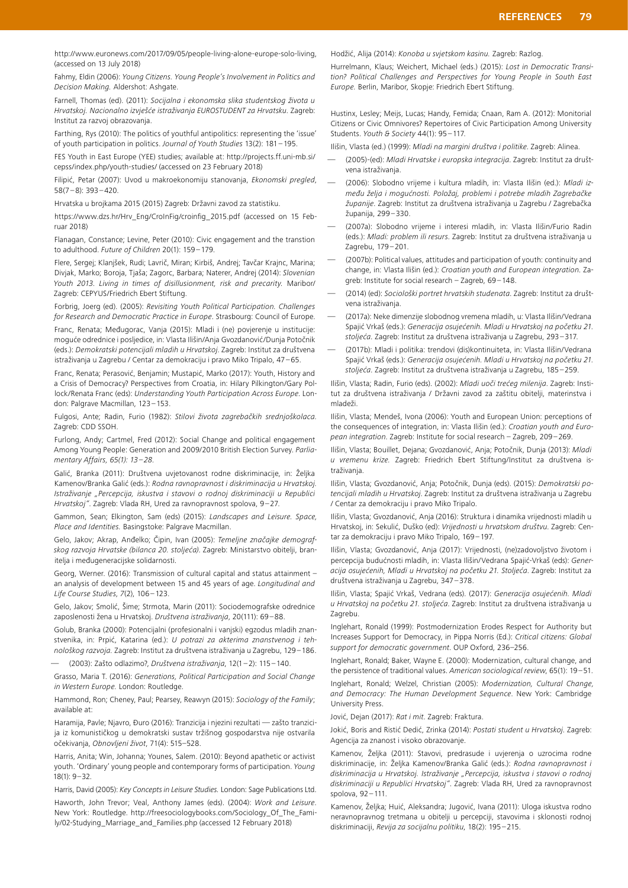http://www.euronews.com/2017/09/05/people-living-alone-europe-solo-living, (accessed on 13 July 2018)

Fahmy, Eldin (2006): *Young Citizens. Young People's Involvement in Politics and Decision Making.* Aldershot: Ashgate.

Farnell, Thomas (ed). (2011): *Socijalna i ekonomska slika studentskog života u Hrvatskoj. Nacionalno izvješće istraživanja EUROSTUDENT za Hrvatsku*. Zagreb: Institut za razvoj obrazovanja.

Farthing, Rys (2010): The politics of youthful antipolitics: representing the 'issue' of youth participation in politics. *Journal of Youth Studies* 13(2): 181–195.

FES Youth in East Europe (YEE) studies; available at: http://projects.ff.uni-mb.si/cepss/index.php/youth-studies/ (accessed on 23 February 2018)

Filipić, Petar (2007): Uvod u makroekonomiju stanovanja, *Ekonomski pregled*, 58(7–8): 393–420.

Hrvatska u brojkama 2015 (2015) Zagreb: Državni zavod za statistiku.

https://www.dzs.hr/Hrv_Eng/CroInFig/croinfig_2015.pdf (accessed on 15 Februar 2018)

Flanagan, Constance; Levine, Peter (2010): Civic engagement and the transtion to adulthood. *Future of Children* 20(1): 159–179.

Flere, Sergej; Klanjšek, Rudi; Lavrič, Miran; Kirbiš, Andrej; Tavčar Krajnc, Marina; Divjak, Marko; Boroja, Tjaša; Zagorc, Barbara; Naterer, Andrej (2014): *Slovenian Youth 2013. Living in times of disillusionment, risk and precarity.* Maribor/Zagreb: CEPYUS/Friedrich Ebert Stiftung.

Forbrig, Joerg (ed). (2005): *Revisiting Youth Political Participation. Challenges for Research and Democratic Practice in Europe*. Strasbourg: Council of Europe.

Franc, Renata; Međugorac, Vanja (2015): Mladi i (ne) povjerenje u institucije: moguće odrednice i posljedice, in: Vlasta Ilišin/Anja Gvozdanović/Dunja Potočnik (eds.): *Demokratski potencijali mladih u Hrvatskoj*. Zagreb: Institut za društvena istraživanja u Zagrebu / Centar za demokraciju i pravo Miko Tripalo, 47–65.

Franc, Renata; Perasović, Benjamin; Mustapić, Marko (2017): Youth, History and a Crisis of Democracy? Perspectives from Croatia, in: Hilary Pilkington/Gary Pollock/Renata Franc (eds): *Understanding Youth Participation Across Europe*. London: Palgrave Macmillan, 123–153.

Fulgosi, Ante; Radin, Furio (1982): *Stilovi života zagrebačkih srednjoškolaca.* Zagreb: CDD SSOH.

Furlong, Andy; Cartmel, Fred (2012): Social Change and political engagement Among Young People: Generation and 2009/2010 British Election Survey. *Parliamentary Affairs, 65(1): 13–28.*

Galić, Branka (2011): Društvena uvjetovanost rodne diskriminacije, in: Željka Kamenov/Branka Galić (eds.): *Rodna ravnopravnost i diskriminacija u Hrvatskoj. Istraživanje „Percepcija, iskustva i stavovi o rodnoj diskriminaciji u Republici Hrvatskoj"*. Zagreb: Vlada RH, Ured za ravnopravnost spolova, 9–27.

Gammon, Sean; Elkington, Sam (eds) (2015): *Landscapes and Leisure. Space, Place and Identities.* Basingstoke: Palgrave Macmillan.

Gelo, Jakov; Akrap, Anđelko; Čipin, Ivan (2005): *Temeljne značajke demografskog razvoja Hrvatske (bilanca 20. stoljeća)*. Zagreb: Ministarstvo obitelji, branitelja i međugeneracijske solidarnosti.

Georg, Werner. (2016): Transmission of cultural capital and status attainment – an analysis of development between 15 and 45 years of age. *Longitudinal and Life Course Studies*, *7*(2), 106–123.

Gelo, Jakov; Smolić, Šime; Strmota, Marin (2011): Sociodemografske odrednice zaposlenosti žena u Hrvatskoj. *Društvena istraživanja*, 20(111): 69–88.

Golub, Branka (2000): Potencijalni (profesionalni i vanjski) egzodus mladih znanstvenika, in: Prpić, Katarina (ed.): *U potrazi za akterima znanstvenog i tehnološkog razvoja.* Zagreb: Institut za društvena istraživanja u Zagrebu, 129–186.

— (2003): Zašto odlazimo?, *Društvena istraživanja*, 12(1–2): 115–140.

Grasso, Maria T. (2016): *Generations, Political Participation and Social Change in Western Europe.* London: Routledge.

Hammond, Ron; Cheney, Paul; Pearsey, Reawyn (2015): *Sociology of the Family*; available at:

Haramija, Pavle; Njavro, Đuro (2016): Tranzicija i njezini rezultati — zašto tranzicija iz komunističkog u demokratski sustav tržišnog gospodarstva nije ostvarila očekivanja, *Obnovljeni život*, 71(4): 515–528.

Harris, Anita; Win, Johanna; Younes, Salem. (2010): Beyond apathetic or activist youth. 'Ordinary' young people and contemporary forms of participation. *Young* 18(1): 9–32.

Harris, David (2005): *Key Concepts in Leisure Studies.* London: Sage Publications Ltd.

Haworth, John Trevor; Veal, Anthony James (eds). (2004): *Work and Leisure*. New York: Routledge. http://freesociologybooks.com/Sociology_Of_The_Family/02-Studying_Marriage_and_Families.php (accessed 12 February 2018)

Hodžić, Alija (2014): *Konoba u svjetskom kasinu.* Zagreb: Razlog.

Hurrelmann, Klaus; Weichert, Michael (eds.) (2015): *Lost in Democratic Transition? Political Challenges and Perspectives for Young People in South East Europe.* Berlin, Maribor, Skopje: Friedrich Ebert Stiftung.

Hustinx, Lesley; Meijs, Lucas; Handy, Femida; Cnaan, Ram A. (2012): Monitorial Citizens or Civic Omnivores? Repertoires of Civic Participation Among University Students. *Youth & Society* 44(1): 95–117.

Ilišin, Vlasta (ed.) (1999): *Mladi na margini društva i politike*. Zagreb: Alinea.

— (2005)-(ed): *Mladi Hrvatske i europska integracija*. Zagreb: Institut za društvena istraživanja.

— (2006): Slobodno vrijeme i kultura mladih, in: Vlasta Ilišin (ed.): *Mladi između želja i mogućnosti. Položaj, problemi i potrebe mladih Zagrebačke županije.* Zagreb: Institut za društvena istraživanja u Zagrebu / Zagrebačka županija, 299–330.

— (2007a): Slobodno vrijeme i interesi mladih, in: Vlasta Ilišin/Furio Radin (eds.): *Mladi: problem ili resurs*. Zagreb: Institut za društvena istraživanja u Zagrebu, 179–201.

— (2007b): Political values, attitudes and participation of youth: continuity and change, in: Vlasta Ilišin (ed.): *Croatian youth and European integration.* Zagreb: Institute for social research – Zagreb, 69–148.

— (2014) (ed): *Sociološki portret hrvatskih studenata*. Zagreb: Institut za društvena istraživanja.

— (2017a): Neke dimenzije slobodnog vremena mladih, u: Vlasta Ilišin/Vedrana Spajić Vrkaš (eds.): *Generacija osujećenih. Mladi u Hrvatskoj na početku 21. stoljeća.* Zagreb: Institut za društvena istraživanja u Zagrebu, 293–317.

— (2017b): Mladi i politika: trendovi (dis)kontinuiteta, in: Vlasta Ilišin/Vedrana Spajić Vrkaš (eds.): *Generacija osujećenih. Mladi u Hrvatskoj na početku 21. stoljeća.* Zagreb: Institut za društvena istraživanja u Zagrebu, 185–259.

Ilišin, Vlasta; Radin, Furio (eds). (2002): *Mladi uoči trećeg milenija*. Zagreb: Institut za društvena istraživanja / Državni zavod za zaštitu obitelji, materinstva i mladeži.

Ilišin, Vlasta; Mendeš, Ivona (2006): Youth and European Union: perceptions of the consequences of integration, in: Vlasta Ilišin (ed.): *Croatian youth and European integration.* Zagreb: Institute for social research – Zagreb, 209–269.

Ilišin, Vlasta; Bouillet, Dejana; Gvozdanović, Anja; Potočnik, Dunja (2013): *Mladi u vremenu krize.* Zagreb: Friedrich Ebert Stiftung/Institut za društvena istraživanja.

Ilišin, Vlasta; Gvozdanović, Anja; Potočnik, Dunja (eds). (2015): *Demokratski potencijali mladih u Hrvatskoj*. Zagreb: Institut za društvena istraživanja u Zagrebu / Centar za demokraciju i pravo Miko Tripalo.

Ilišin, Vlasta; Gvozdanović, Anja (2016): Struktura i dinamika vrijednosti mladih u Hrvatskoj, in: Sekulić, Duško (ed): *Vrijednosti u hrvatskom društvu*. Zagreb: Centar za demokraciju i pravo Miko Tripalo, 169–197.

Ilišin, Vlasta; Gvozdanović, Anja (2017): Vrijednosti, (ne)zadovoljstvo životom i percepcija budućnosti mladih, in: Vlasta Ilišin/Vedrana Spajić-Vrkaš (eds): *Generacija osujećenih, Mladi u Hrvatskoj na početku 21. Stoljeća*. Zagreb: Institut za društvena istraživanja u Zagrebu, 347–378.

Ilišin, Vlasta; Spajić Vrkaš, Vedrana (eds). (2017): *Generacija osujećenih. Mladi u Hrvatskoj na početku 21. stoljeća*. Zagreb: Institut za društvena istraživanja u Zagrebu.

Inglehart, Ronald (1999): Postmodernization Erodes Respect for Authority but Increases Support for Democracy, in Pippa Norris (Ed.): *Critical citizens: Global support for democratic government.* OUP Oxford, 236–256.

Inglehart, Ronald; Baker, Wayne E. (2000): Modernization, cultural change, and the persistence of traditional values. *American sociological review*, 65(1): 19–51.

Inglehart, Ronald; Welzel, Christian (2005): *Modernization, Cultural Change, and Democracy: The Human Development Sequence*. New York: Cambridge University Press.

Jović, Dejan (2017): *Rat i mit*. Zagreb: Fraktura.

Jokić, Boris and Ristić Dedić, Zrinka (2014): *Postati student u Hrvatskoj*. Zagreb: Agencija za znanost i visoko obrazovanje.

Kamenov, Željka (2011): Stavovi, predrasude i uvjerenja o uzrocima rodne diskriminacije, in: Željka Kamenov/Branka Galić (eds.): *Rodna ravnopravnost i diskriminacija u Hrvatskoj. Istraživanje „Percepcija, iskustva i stavovi o rodnoj diskriminaciji u Republici Hrvatskoj"*. Zagreb: Vlada RH, Ured za ravnopravnost spolova, 92–111.

Kamenov, Željka; Huić, Aleksandra; Jugović, Ivana (2011): Uloga iskustva rodno neravnopravnog tretmana u obitelji u percepciji, stavovima i sklonosti rodnoj diskriminaciji, *Revija za socijalnu politiku*, 18(2): 195–215.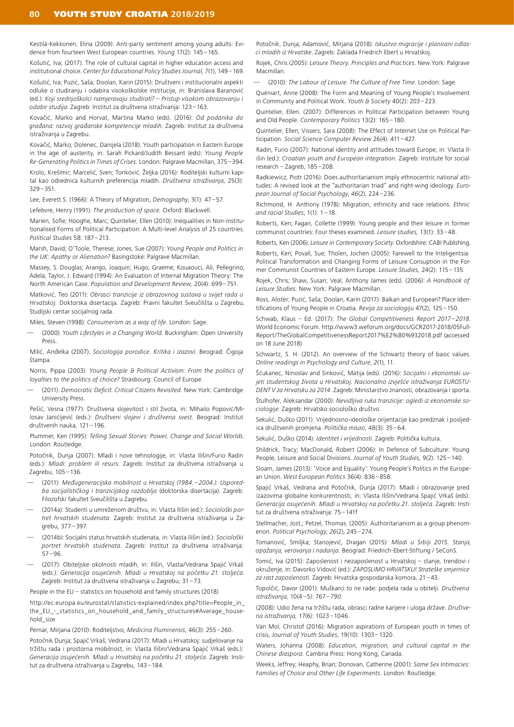Kestilä-Kekkonen, Elina (2009): Anti-party sentiment among young adults: Evidence from fourteen West European countries. *Young* 17(2): 145–165.

Košutić, Iva; (2017). The role of cultural capital in higher education access and institutional choice. *Center for Educational Policy Studies Journal, 7*(1), 149–169.

Košutić, Iva; Puzić, Saša; Doolan, Karin (2015): Društveni i institucionalni aspekti odluke o studiranju i odabira visokoškolske institucije, in: Branislava Baranović (ed.): *Koji srednjoškolci namjeravaju studirati? – Pristup visokom obrazovanju i odabir studija*. Zagreb: Institut za društvena istraživanja: 123–163.

Kovačić, Marko and Horvat, Martina Marko (eds). (2016): *Od podanika do građana: razvoj građanske kompetencije mladih*. Zagreb: Institut za društvena istraživanja u Zagrebu.

Kovačić, Marko; Dolenec, Danijela (2018): Youth participation in Eastern Europe in the age of austerity, in: Sarah Pickard/Judith Bessant (eds): *Young People Re-Generating Politics in Times of Crises.* London: Palgrave Macmillan, 375–394.

Krolo, Krešimir; Marcelić, Sven; Tonković, Željka (2016): Roditeljski kulturni kapital kao odrednica kulturnih preferencija mladih. *Društvena istraživanja*, 25(3): 329–351.

Lee, Everett S. (1966): A Theory of Migration, *Demography*, 3(1): 47–57.

Lefebvre, Henry (1991): *The production of space.* Oxford: Blackwell.

Marien, Sofie; Hooghe, Marc; Quintelier, Ellen (2010): Inequalities in Non-institutionalised Forms of Political Participation: A Multi-level Analysis of 25 countries. *Political Studies* 58: 187–213.

Marsh, David; O'Toole, Therese; Jones, Sue (2007): *Young People and Politics in the UK: Apathy or Alienation?* Basingstoke: Palgrave Macmillan.

Massey, S. Douglas; Arango, Joaquin; Hugo, Graeme; Kouaouci, Ali; Pellegrino, Adela; Taylor, J. Edward (1994): An Evaluation of Internal Migration Theory: The North American Case. *Population and Development Review,* 20(4): 699–751.

Matković, Teo (2011): *Obrasci tranzicije iz obrazovnog sustava u svijet rada u Hrvatskoj.* Doktorska disertacija. Zagreb: Pravni fakultet Sveučilišta u Zagrebu, Studijski centar socijalnog rada.

Miles, Steven (1998): *Consumerism as a way of life.* London: Sage.

— (2000): *Youth Lifestyles in a Changing World.* Buckingham: Open University Press.

Milić, Anđelka (2007): *Sociologija porodice. Kritika i izazovi*. Beograd: Čigoja štampa.

Norris, Pippa (2003): *Young People & Political Activism: From the politics of loyalties to the politics of choice?* Strasbourg: Council of Europe.

— (2011). *Democratic Deficit. Critical Citizens Revisited.* New York: Cambridge University Press.

Pešić, Vesna (1977): Društvena slojevitost i stil života, in: Mihailo Popović/Milosav Janićijević (eds.): *Društveni slojevi i društvena svest.* Beograd: Institut društvenih nauka, 121–196.

Plummer, Ken (1995): *Telling Sexual Stories: Power, Change and Social Worlds.* London: Routledge.

Potočnik, Dunja (2007): Mladi i nove tehnologije, in: Vlasta Ilišin/Furio Radin (eds.): *Mladi: problem ili resurs*. Zagreb: Institut za društvena istraživanja u Zagrebu, 105–136.

— (2011): *Međugeneracijska mobilnost u Hrvatskoj (1984.–2004.): Usporedba socijalističkog i tranzicijskog razdoblja* (doktorska disertacija). Zagreb: Filozofski fakultet Sveučilišta u Zagrebu.

— (2014a): Studenti u umreženom društvu, in: Vlasta Ilišin (ed.): *Sociološki portret hrvatskih studenata*. Zagreb: Institut za društvena istraživanja u Zagrebu, 377–397.

— (2014b): Socijalni status hrvatskih studenata, in: Vlasta Ilišin (ed.): *Sociološki portret hrvatskih studenata*. Zagreb: Institut za društvena istraživanja: 57–96.

— (2017): Obiteljske okolnosti mladih, in: Ilišin, Vlasta/Vedrana Spajić Vrkaš (eds.): *Generacija osujećenih. Mladi u Hrvatskoj na početku 21. stoljeća*. Zagreb: Institut za društvena istraživanja u Zagrebu, 31–73.

People in the EU – statistics on household and family structures (2018)

http://ec.europa.eu/eurostat/statistics-explained/index.php?title=People_in_the_EU_-_statistics_on_household_and_family_structures#Average_household_size

Pernar, Mirjana (2010): Roditeljstvo, *Medicina Fluminensis*, 46(3): 255–260.

Potočnik Dunja; Spajić Vrkaš, Vedrana (2017): Mladi u Hrvatskoj: sudjelovanje na tržištu rada i prostorna mobilnost, in: Vlasta Ilišin/Vedrana Spajić Vrkaš (eds.): *Generacija osujećenih. Mladi u Hrvatskoj na početku 21. stoljeća*. Zagreb: Institut za društvena istraživanja u Zagrebu, 143–184.

Potočnik, Dunja; Adamović, Mirjana (2018): *Iskustvo migracije i planirani odlasci mladih iz Hrvatske*. Zagreb: Zaklada Friedrich Ebert u Hrvatskoj.

Rojek, Chris (2005): *Leisure Theory. Principles and Practices*. New York: Palgrave Macmillan.

— (2010): *The Labour of Leisure. The Culture of Free Time*. London: Sage.

Quéniart, Anne (2008): The Form and Meaning of Young People's Involvement in Community and Political Work. *Youth & Society* 40(2): 203–223.

Quintelier, Ellen. (2007): Differences in Political Participation between Young and Old People. *Contemporary Politics* 13(2): 165–180.

Quintelier, Ellen; Vissers, Sara (2008): The Effect of Internet Use on Political Participation. *Social Science Computer Review* 26(4): 411–427.

Radin, Furio (2007): National identity and attitudes toward Europe, in: Vlasta Ilišin (ed.): *Croatian youth and European integration.* Zagreb: Institute for social research – Zagreb, 185–208.

Radkiewicz, Piotr (2016): Does authoritarianism imply ethnocentric national attitudes: A revised look at the "authoritarian triad" and right-wing ideology. *European Journal of Social Psychology*, *46*(2), 224–236.

Richmond, H. Anthony (1978): Migration, ethnicity and race relations. *Ethnic and racial Studies,* 1(1): 1–18.

Roberts, Ken; Fagan, Collette (1999): Young people and their leisure in former communist countries: Four theses examined. *Leisure studies,* 13(1): 33–48.

Roberts, Ken (2006): *Leisure in Contemporary Society.* Oxfordshire: CABI Publishing.

Roberts, Ken; Povall, Sue; Tholen, Jochen (2005): Farewell to the Inteligentsia: Political Transformation and Changing Forms of Leisure Consuption in the Former Communist Countries of Eastern Europe. *Leisure Studies,* 24(2): 115–135.

Rojek, Chris; Shaw, Susan; Veal, Anthony James (eds). (2006): *A Handbook of Leisure Studies*. New York: Palgrave Macmillan.

Ross, Alister; Puzić, Saša; Doolan, Karin (2017): Balkan and European? Place Identifications of Young People in Croatia. *Revija za sociologiju* 47(2), 125–150.

Schwab, Klaus – Ed. (2017): *The Global Competitiveness Report 2017–2018*. World Economic Forum. http://www3.weforum.org/docs/GCR2017-2018/05FullReport/TheGlobalCompetitivenessReport2017%E2%80%932018.pdf (accessed on 18 June 2018)

Schwartz, S. H. (2012). An overview of the Schwartz theory of basic values. *Online readings in Psychology and Culture*, *2*(1), 11.

Šćukanec, Ninoslav and Sinković, Matija (eds). (2016): *Socijalni i ekonomski uvjeti studentskog života u Hrvatskoj. Nacionalno izvješće istraživanja EUROSTUDENT V za Hrvatsku za 2014*. Zagreb: Ministarstvo znanosti, obrazovanja i sporta.

Štulhofer, Aleksandar (2000): *Nevidljiva ruka tranzicije: ogledi iz ekonomske sociologije*. Zagreb: Hrvatsko sociološko društvo.

Sekulić, Duško (2011): Vrijednosno-ideološke orijentacije kao preduvjet i posljedica društvenih promjena. *Politička misao*, 48(3): 35–64.

Sekulić, Duško (2014): *Identitet i vrijednosti*. Zagreb: Politička kultura.

Shildrick, Tracy; MacDonald, Robert (2006): In Defence of Subculture: Young People, Leisure and Social Divisions. *Journal of Youth Studies,* 9(2): 125–140.

Sloam, James (2013): 'Voice and Equality': Young People's Politics in the European Union. *West European Politics* 36(4): 836–858.

Spajić Vrkaš, Vedrana and Potočnik, Dunja (2017): Mladi i obrazovanje pred izazovima globalne konkurentnosti, in: Vlasta Ilišin/Vedrana Spajić Vrkaš (eds): *Generacija osujećenih. Mladi u Hrvatskoj na početku 21. stoljeća*. Zagreb: Institut za društvena istraživanja: 75–141f

Stellmacher, Jost,; Petzel, Thomas. (2005): Authoritarianism as a group phenomenon. *Political Psychology*, *26*(2), 245–274.

Tomanović, Smiljka; Stanojević, Dragan (2015): *Mladi u Srbiji 2015. Stanja, opažanja, verovanja i nadanja.* Beograd: Friedrich-Ebert-Stiftung / SeConS.

Tomić, Iva (2015): Zaposlenost i nezaposlenost u Hrvatskoj – stanje, trendovi i okruženje, in: Davorko Vidović (ed.): *ZAPOSLIMO HRVATSKU! Strateške smjernice za rast zaposlenosti*. Zagreb: Hrvatska gospodarska komora, 21–43.

Topolčić, Davor (2001): Muškarci to ne rade: podjela rada u obitelji. *Društvena istraživanja*, 10(4–5): 767–*790.*

(2008): Udio žena na tržištu rada, obrasci radne karijere i uloga države. *Društvena istraživanja,* 17(6): 1023–1046.

Van Mol, Christof (2016): Migration aspirations of European youth in times of crisis, *Journal of Youth Studies*, 19(10): 1303–1320.

Waters, Johanna (2008): *Education, migration, and cultural capital in the Chinese diaspora.* Cambria Press: Hong Kong, Canada.

Weeks, Jeffrey; Heaphy, Brian; Donovan, Catherine (2001): *Same Sex Intimacies: Families of Choice and Other Life Experiments*. London: Routledge.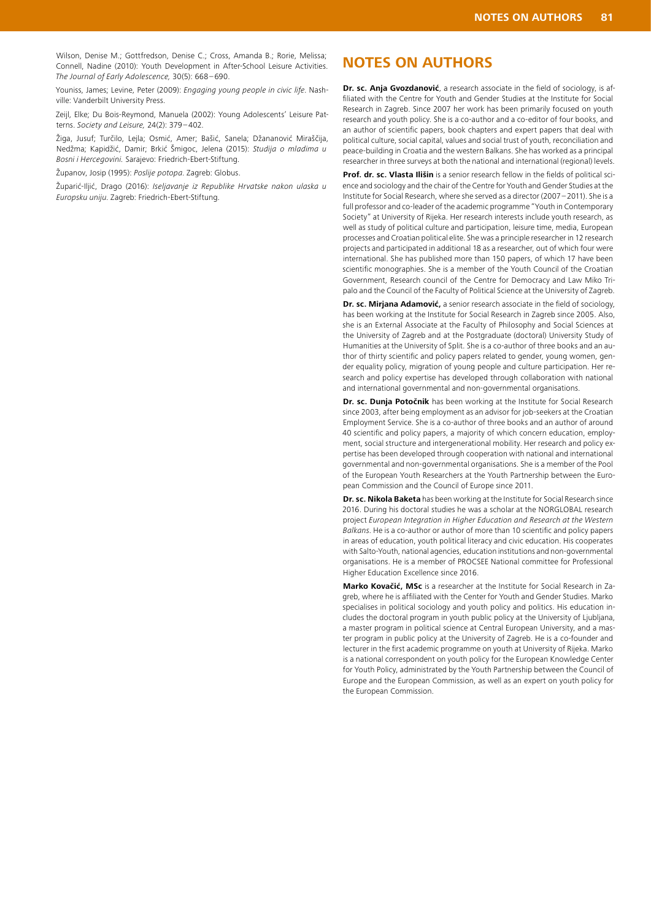Wilson, Denise M.; Gottfredson, Denise C.; Cross, Amanda B.; Rorie, Melissa; Connell, Nadine (2010): Youth Development in After-School Leisure Activities. *The Journal of Early Adolescence,* 30(5): 668–690.

Youniss, James; Levine, Peter (2009): *Engaging young people in civic life*. Nashville: Vanderbilt University Press.

Zeijl, Elke; Du Bois-Reymond, Manuela (2002): Young Adolescents' Leisure Patterns. *Society and Leisure,* 24(2): 379–402.

Žiga, Jusuf; Turčilo, Lejla; Osmić, Amer; Bašić, Sanela; Džananović Miraščija, Nedžma; Kapidžić, Damir; Brkić Šmigoc, Jelena (2015): *Studija o mladima u Bosni i Hercegovini.* Sarajevo: Friedrich-Ebert-Stiftung.

Županov, Josip (1995): *Poslije potopa*. Zagreb: Globus.

Župarić-Iljić, Drago (2016): *Iseljavanje iz Republike Hrvatske nakon ulaska u Europsku uniju.* Zagreb: Friedrich-Ebert-Stiftung.

## NOTES ON AUTHORS

**Dr. sc. Anja Gvozdanović**, a research associate in the field of sociology, is affiliated with the Centre for Youth and Gender Studies at the Institute for Social Research in Zagreb. Since 2007 her work has been primarily focused on youth research and youth policy. She is a co-author and a co-editor of four books, and an author of scientific papers, book chapters and expert papers that deal with political culture, social capital, values and social trust of youth, reconciliation and peace-building in Croatia and the western Balkans. She has worked as a principal researcher in three surveys at both the national and international (regional) levels.

**Prof. dr. sc. Vlasta Ilišin** is a senior research fellow in the fields of political science and sociology and the chair of the Centre for Youth and Gender Studies at the Institute for Social Research, where she served as a director (2007–2011). She is a full professor and co-leader of the academic programme "Youth in Contemporary Society" at University of Rijeka. Her research interests include youth research, as well as study of political culture and participation, leisure time, media, European processes and Croatian political elite. She was a principle researcher in 12 research projects and participated in additional 18 as a researcher, out of which four were international. She has published more than 150 papers, of which 17 have been scientific monographies. She is a member of the Youth Council of the Croatian Government, Research council of the Centre for Democracy and Law Miko Tripalo and the Council of the Faculty of Political Science at the University of Zagreb.

**Dr. sc. Mirjana Adamović,** a senior research associate in the field of sociology, has been working at the Institute for Social Research in Zagreb since 2005. Also, she is an External Associate at the Faculty of Philosophy and Social Sciences at the University of Zagreb and at the Postgraduate (doctoral) University Study of Humanities at the University of Split. She is a co-author of three books and an author of thirty scientific and policy papers related to gender, young women, gender equality policy, migration of young people and culture participation. Her research and policy expertise has developed through collaboration with national and international governmental and non-governmental organisations.

**Dr. sc. Dunja Potočnik** has been working at the Institute for Social Research since 2003, after being employment as an advisor for job-seekers at the Croatian Employment Service. She is a co-author of three books and an author of around 40 scientific and policy papers, a majority of which concern education, employment, social structure and intergenerational mobility. Her research and policy expertise has been developed through cooperation with national and international governmental and non-governmental organisations. She is a member of the Pool of the European Youth Researchers at the Youth Partnership between the European Commission and the Council of Europe since 2011.

**Dr. sc. Nikola Baketa** has been working at the Institute for Social Research since 2016. During his doctoral studies he was a scholar at the NORGLOBAL research project *European Integration in Higher Education and Research at the Western Balkans*. He is a co-author or author of more than 10 scientific and policy papers in areas of education, youth political literacy and civic education. His cooperates with Salto-Youth, national agencies, education institutions and non-governmental organisations. He is a member of PROCSEE National committee for Professional Higher Education Excellence since 2016.

**Marko Kovačić, MSc** is a researcher at the Institute for Social Research in Zagreb, where he is affiliated with the Center for Youth and Gender Studies. Marko specialises in political sociology and youth policy and politics. His education includes the doctoral program in youth public policy at the University of Ljubljana, a master program in political science at Central European University, and a master program in public policy at the University of Zagreb. He is a co-founder and lecturer in the first academic programme on youth at University of Rijeka. Marko is a national correspondent on youth policy for the European Knowledge Center for Youth Policy, administrated by the Youth Partnership between the Council of Europe and the European Commission, as well as an expert on youth policy for the European Commission.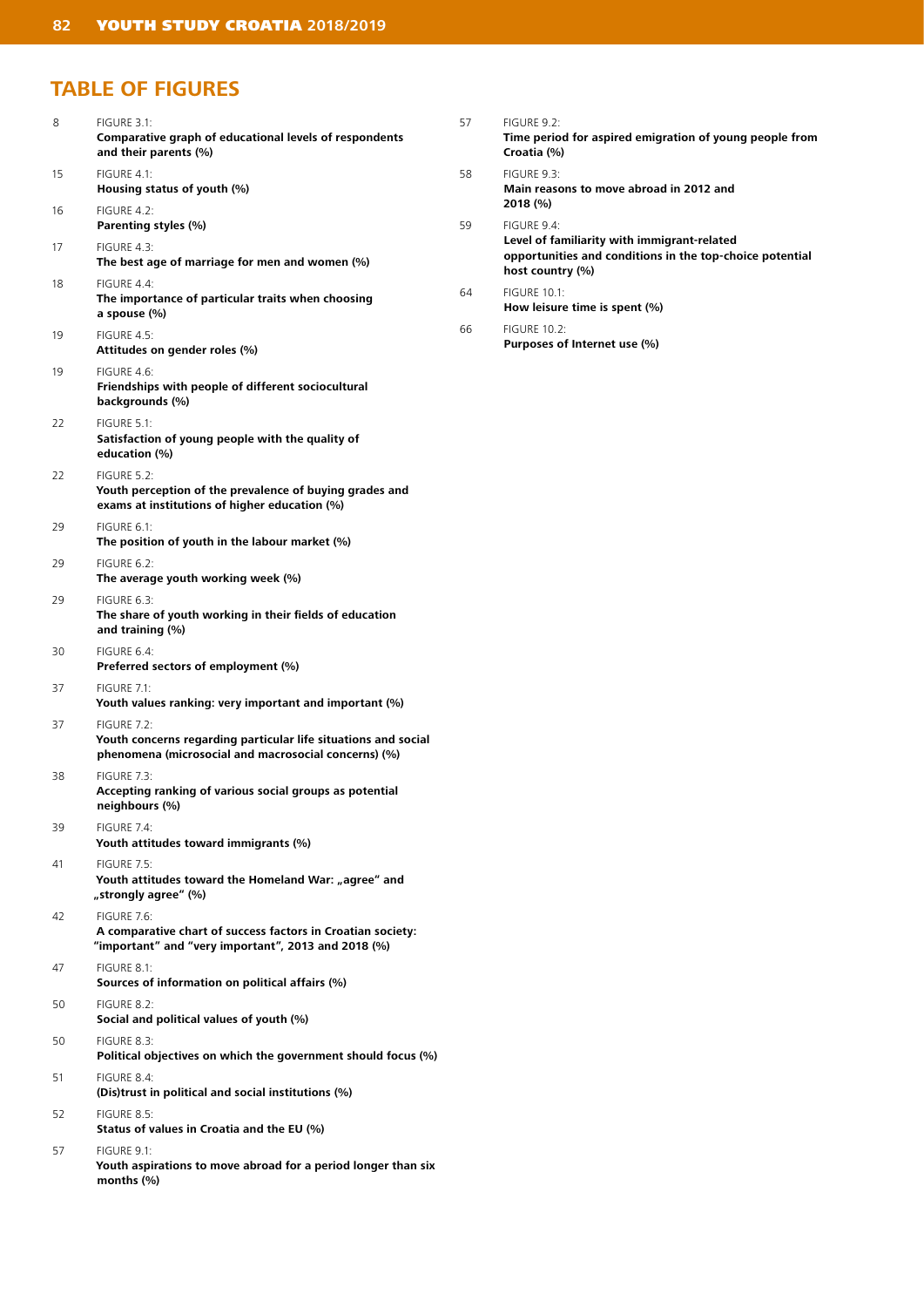## TABLE OF FIGURES

8 FIGURE 3.1:
**Comparative graph of educational levels of respondents and their parents (%)**

15 FIGURE 4.1:
**Housing status of youth (%)**

16 FIGURE 4.2:
**Parenting styles (%)**

17 FIGURE 4.3:
**The best age of marriage for men and women (%)**

18 FIGURE 4.4:
**The importance of particular traits when choosing a spouse (%)**

19 FIGURE 4.5:
**Attitudes on gender roles (%)**

19 FIGURE 4.6:
**Friendships with people of different sociocultural backgrounds (%)**

22 FIGURE 5.1:
**Satisfaction of young people with the quality of education (%)**

22 FIGURE 5.2:
**Youth perception of the prevalence of buying grades and exams at institutions of higher education (%)**

29 FIGURE 6.1:
**The position of youth in the labour market (%)**

29 FIGURE 6.2:
**The average youth working week (%)**

29 FIGURE 6.3:
**The share of youth working in their fields of education and training (%)**

30 FIGURE 6.4:
**Preferred sectors of employment (%)**

37 FIGURE 7.1:
**Youth values ranking: very important and important (%)**

37 FIGURE 7.2:
**Youth concerns regarding particular life situations and social phenomena (microsocial and macrosocial concerns) (%)**

38 FIGURE 7.3:
**Accepting ranking of various social groups as potential neighbours (%)**

39 FIGURE 7.4:
**Youth attitudes toward immigrants (%)**

41 FIGURE 7.5:
**Youth attitudes toward the Homeland War: „agree" and „strongly agree" (%)**

42 FIGURE 7.6:
**A comparative chart of success factors in Croatian society: "important" and "very important", 2013 and 2018 (%)**

47 FIGURE 8.1:
**Sources of information on political affairs (%)**

50 FIGURE 8.2:
**Social and political values of youth (%)**

50 FIGURE 8.3:
**Political objectives on which the government should focus (%)**

51 FIGURE 8.4:
**(Dis)trust in political and social institutions (%)**

52 FIGURE 8.5:
**Status of values in Croatia and the EU (%)**

57 FIGURE 9.1:
**Youth aspirations to move abroad for a period longer than six months (%)**

57 FIGURE 9.2:
**Time period for aspired emigration of young people from Croatia (%)**

58 FIGURE 9.3:
**Main reasons to move abroad in 2012 and 2018 (%)**

59 FIGURE 9.4:
**Level of familiarity with immigrant-related opportunities and conditions in the top-choice potential host country (%)**

64 FIGURE 10.1:
**How leisure time is spent (%)**

66 FIGURE 10.2:
**Purposes of Internet use (%)**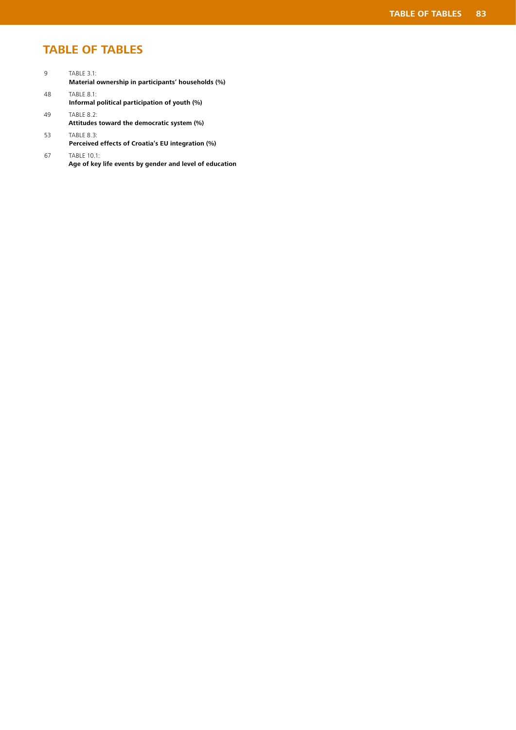# TABLE OF TABLES

9 TABLE 3.1:
**Material ownership in participants' households (%)**

48 TABLE 8.1:
**Informal political participation of youth (%)**

49 TABLE 8.2:
**Attitudes toward the democratic system (%)**

53 TABLE 8.3:
**Perceived effects of Croatia's EU integration (%)**

67 TABLE 10.1:
**Age of key life events by gender and level of education**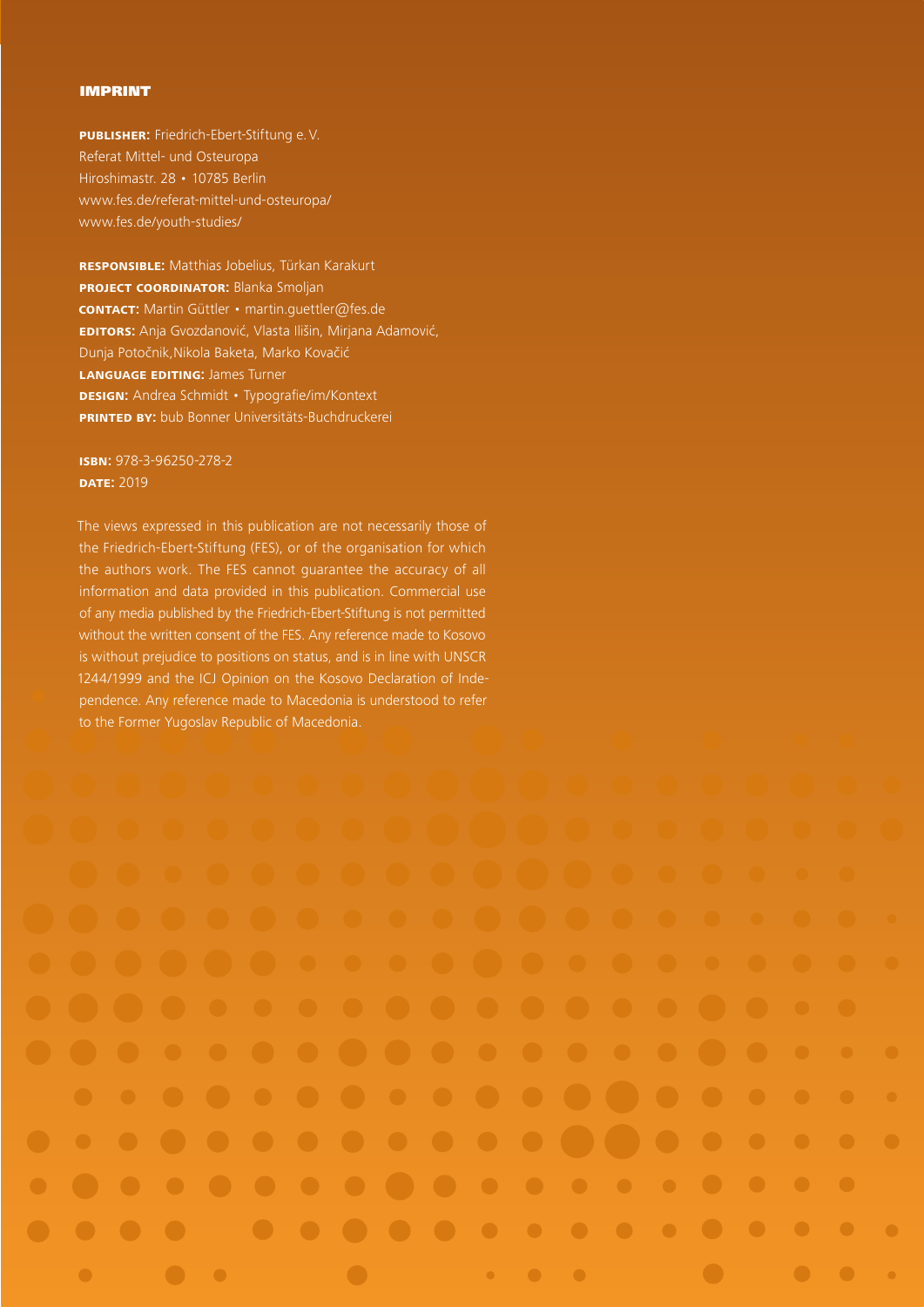# IMPRINT

**PUBLISHER:** Friedrich-Ebert-Stiftung e.V.
Referat Mittel- und Osteuropa
Hiroshimastr. 28 • 10785 Berlin
www.fes.de/referat-mittel-und-osteuropa/
www.fes.de/youth-studies/

**RESPONSIBLE:** Matthias Jobelius, Türkan Karakurt
**PROJECT COORDINATOR:** Blanka Smoljan
**CONTACT:** Martin Güttler • martin.guettler@fes.de
**EDITORS:** Anja Gvozdanović, Vlasta Ilišin, Mirjana Adamović, Dunja Potočnik,Nikola Baketa, Marko Kovačić
**LANGUAGE EDITING:** James Turner
**DESIGN:** Andrea Schmidt • Typografie/im/Kontext
**PRINTED BY:** bub Bonner Universitäts-Buchdruckerei

**ISBN:** 978-3-96250-278-2
**DATE:** 2019

The views expressed in this publication are not necessarily those of the Friedrich-Ebert-Stiftung (FES), or of the organisation for which the authors work. The FES cannot guarantee the accuracy of all information and data provided in this publication. Commercial use of any media published by the Friedrich-Ebert-Stiftung is not permitted without the written consent of the FES. Any reference made to Kosovo is without prejudice to positions on status, and is in line with UNSCR 1244/1999 and the ICJ Opinion on the Kosovo Declaration of Independence. Any reference made to Macedonia is understood to refer to the Former Yugoslav Republic of Macedonia.